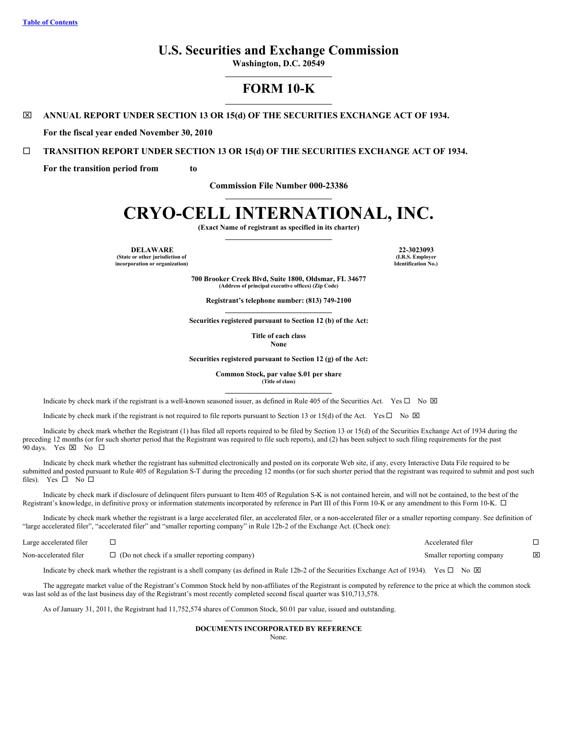Table of Contents

# U.S. Securities and Exchange Commission

**Washington, D.C. 20549**

# FORM 10-K

☒ **ANNUAL REPORT UNDER SECTION 13 OR 15(d) OF THE SECURITIES EXCHANGE ACT OF 1934.**

**For the fiscal year ended November 30, 2010**

☐ **TRANSITION REPORT UNDER SECTION 13 OR 15(d) OF THE SECURITIES EXCHANGE ACT OF 1934.**

**For the transition period from to**

**Commission File Number 000-23386**

# CRYO-CELL INTERNATIONAL, INC.

**(Exact Name of registrant as specified in its charter)**

| **DELAWARE** | **22-3023093** |
|---|---|
| **(State or other jurisdiction of incorporation or organization)** | **(I.R.S. Employer Identification No.)** |

**700 Brooker Creek Blvd, Suite 1800, Oldsmar, FL 34677**
**(Address of principal executive offices) (Zip Code)**

**Registrant's telephone number: (813) 749-2100**

**Securities registered pursuant to Section 12 (b) of the Act:**

**Title of each class**
**None**

**Securities registered pursuant to Section 12 (g) of the Act:**

**Common Stock, par value $.01 per share**
**(Title of class)**

Indicate by check mark if the registrant is a well-known seasoned issuer, as defined in Rule 405 of the Securities Act. Yes ☐ No ☒

Indicate by check mark if the registrant is not required to file reports pursuant to Section 13 or 15(d) of the Act. Yes ☐ No ☒

Indicate by check mark whether the Registrant (1) has filed all reports required to be filed by Section 13 or 15(d) of the Securities Exchange Act of 1934 during the preceding 12 months (or for such shorter period that the Registrant was required to file such reports), and (2) has been subject to such filing requirements for the past 90 days. Yes ☒ No ☐

Indicate by check mark whether the registrant has submitted electronically and posted on its corporate Web site, if any, every Interactive Data File required to be submitted and posted pursuant to Rule 405 of Regulation S-T during the preceding 12 months (or for such shorter period that the registrant was required to submit and post such files). Yes ☐ No ☐

Indicate by check mark if disclosure of delinquent filers pursuant to Item 405 of Regulation S-K is not contained herein, and will not be contained, to the best of the Registrant's knowledge, in definitive proxy or information statements incorporated by reference in Part III of this Form 10-K or any amendment to this Form 10-K. ☐

Indicate by check mark whether the registrant is a large accelerated filer, an accelerated filer, or a non-accelerated filer or a smaller reporting company. See definition of "large accelerated filer", "accelerated filer" and "smaller reporting company" in Rule 12b-2 of the Exchange Act. (Check one):

| | | | |
|---|---|---|---|
| Large accelerated filer | ☐ | Accelerated filer | ☐ |
| Non-accelerated filer | ☐ (Do not check if a smaller reporting company) | Smaller reporting company | ☒ |

Indicate by check mark whether the registrant is a shell company (as defined in Rule 12b-2 of the Securities Exchange Act of 1934). Yes ☐ No ☒

The aggregate market value of the Registrant's Common Stock held by non-affiliates of the Registrant is computed by reference to the price at which the common stock was last sold as of the last business day of the Registrant's most recently completed second fiscal quarter was $10,713,578.

As of January 31, 2011, the Registrant had 11,752,574 shares of Common Stock, $0.01 par value, issued and outstanding.

**DOCUMENTS INCORPORATED BY REFERENCE**

None.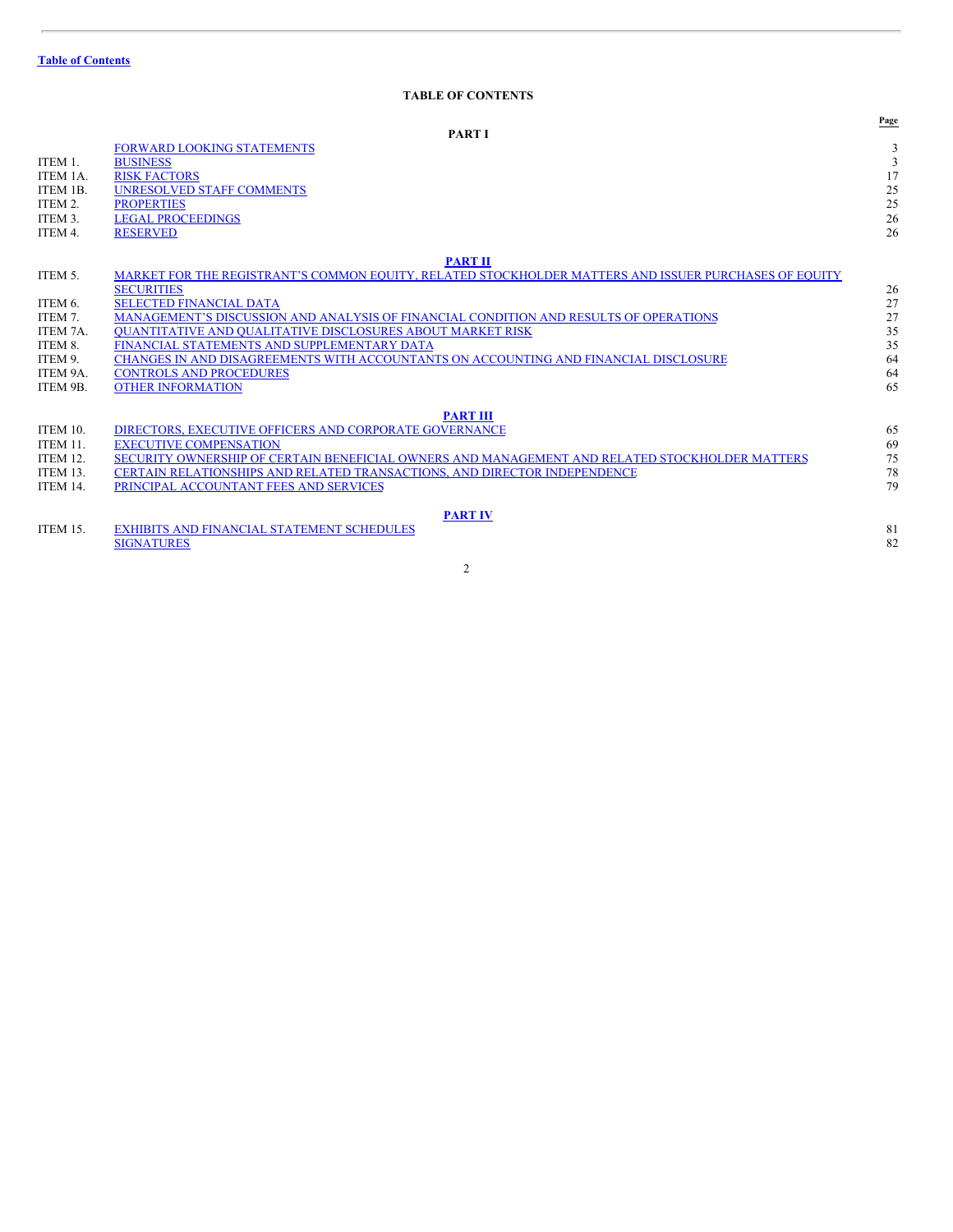[Table of Contents](#)

## TABLE OF CONTENTS

| | | Page |
|---|---|---|
| | **PART I** | |
| | FORWARD LOOKING STATEMENTS | 3 |
| ITEM 1. | BUSINESS | 3 |
| ITEM 1A. | RISK FACTORS | 17 |
| ITEM 1B. | UNRESOLVED STAFF COMMENTS | 25 |
| ITEM 2. | PROPERTIES | 25 |
| ITEM 3. | LEGAL PROCEEDINGS | 26 |
| ITEM 4. | RESERVED | 26 |
| | **PART II** | |
| ITEM 5. | MARKET FOR THE REGISTRANT'S COMMON EQUITY, RELATED STOCKHOLDER MATTERS AND ISSUER PURCHASES OF EQUITY SECURITIES | 26 |
| ITEM 6. | SELECTED FINANCIAL DATA | 27 |
| ITEM 7. | MANAGEMENT'S DISCUSSION AND ANALYSIS OF FINANCIAL CONDITION AND RESULTS OF OPERATIONS | 27 |
| ITEM 7A. | QUANTITATIVE AND QUALITATIVE DISCLOSURES ABOUT MARKET RISK | 35 |
| ITEM 8. | FINANCIAL STATEMENTS AND SUPPLEMENTARY DATA | 35 |
| ITEM 9. | CHANGES IN AND DISAGREEMENTS WITH ACCOUNTANTS ON ACCOUNTING AND FINANCIAL DISCLOSURE | 64 |
| ITEM 9A. | CONTROLS AND PROCEDURES | 64 |
| ITEM 9B. | OTHER INFORMATION | 65 |
| | **PART III** | |
| ITEM 10. | DIRECTORS, EXECUTIVE OFFICERS AND CORPORATE GOVERNANCE | 65 |
| ITEM 11. | EXECUTIVE COMPENSATION | 69 |
| ITEM 12. | SECURITY OWNERSHIP OF CERTAIN BENEFICIAL OWNERS AND MANAGEMENT AND RELATED STOCKHOLDER MATTERS | 75 |
| ITEM 13. | CERTAIN RELATIONSHIPS AND RELATED TRANSACTIONS, AND DIRECTOR INDEPENDENCE | 78 |
| ITEM 14. | PRINCIPAL ACCOUNTANT FEES AND SERVICES | 79 |
| | **PART IV** | |
| ITEM 15. | EXHIBITS AND FINANCIAL STATEMENT SCHEDULES | 81 |
| | SIGNATURES | 82 |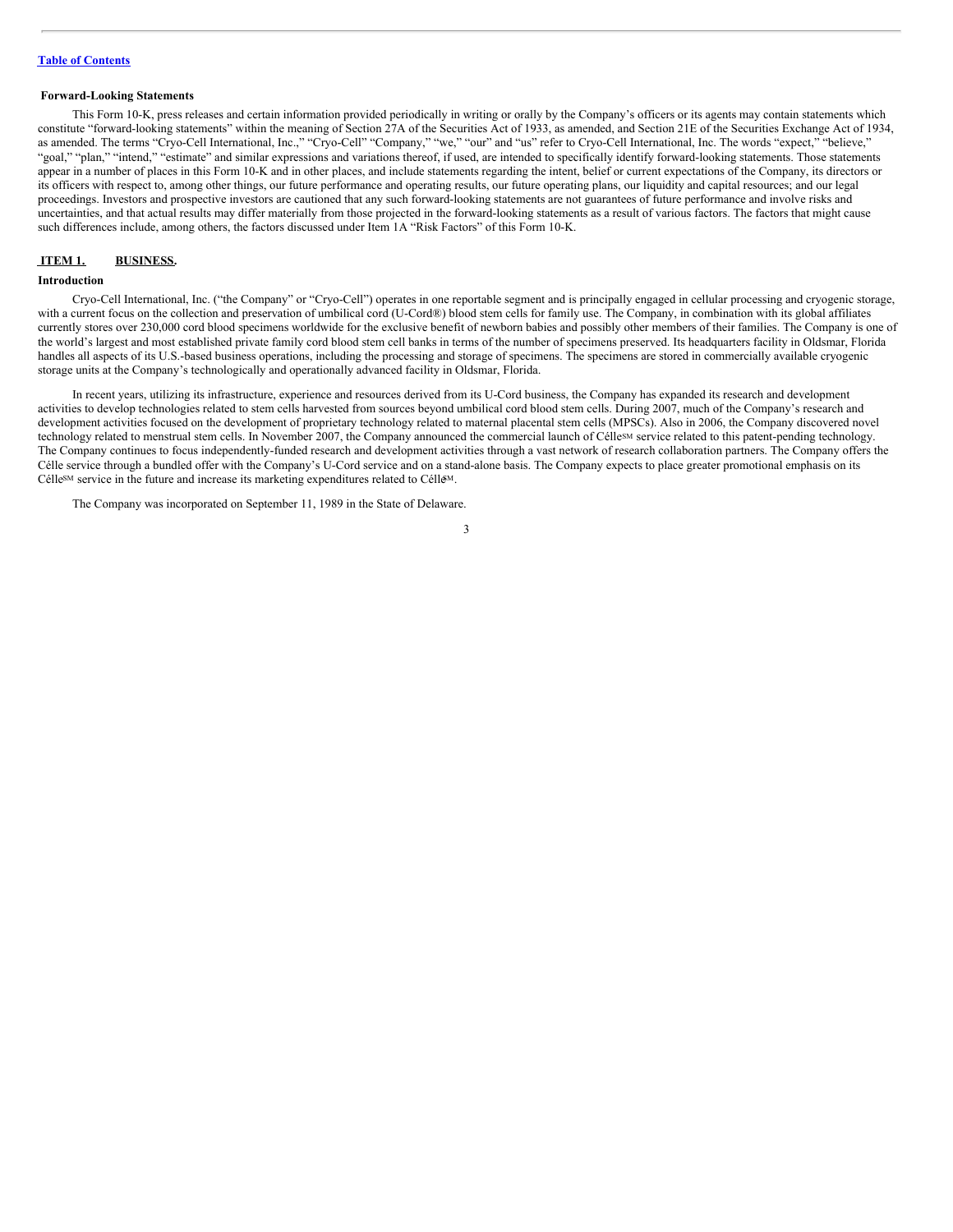**Forward-Looking Statements**

This Form 10-K, press releases and certain information provided periodically in writing or orally by the Company's officers or its agents may contain statements which constitute "forward-looking statements" within the meaning of Section 27A of the Securities Act of 1933, as amended, and Section 21E of the Securities Exchange Act of 1934, as amended. The terms "Cryo-Cell International, Inc.," "Cryo-Cell" "Company," "we," "our" and "us" refer to Cryo-Cell International, Inc. The words "expect," "believe," "goal," "plan," "intend," "estimate" and similar expressions and variations thereof, if used, are intended to specifically identify forward-looking statements. Those statements appear in a number of places in this Form 10-K and in other places, and include statements regarding the intent, belief or current expectations of the Company, its directors or its officers with respect to, among other things, our future performance and operating results, our future operating plans, our liquidity and capital resources; and our legal proceedings. Investors and prospective investors are cautioned that any such forward-looking statements are not guarantees of future performance and involve risks and uncertainties, and that actual results may differ materially from those projected in the forward-looking statements as a result of various factors. The factors that might cause such differences include, among others, the factors discussed under Item 1A "Risk Factors" of this Form 10-K.

## ITEM 1. BUSINESS.

**Introduction**

Cryo-Cell International, Inc. ("the Company" or "Cryo-Cell") operates in one reportable segment and is principally engaged in cellular processing and cryogenic storage, with a current focus on the collection and preservation of umbilical cord (U-Cord®) blood stem cells for family use. The Company, in combination with its global affiliates currently stores over 230,000 cord blood specimens worldwide for the exclusive benefit of newborn babies and possibly other members of their families. The Company is one of the world's largest and most established private family cord blood stem cell banks in terms of the number of specimens preserved. Its headquarters facility in Oldsmar, Florida handles all aspects of its U.S.-based business operations, including the processing and storage of specimens. The specimens are stored in commercially available cryogenic storage units at the Company's technologically and operationally advanced facility in Oldsmar, Florida.

In recent years, utilizing its infrastructure, experience and resources derived from its U-Cord business, the Company has expanded its research and development activities to develop technologies related to stem cells harvested from sources beyond umbilical cord blood stem cells. During 2007, much of the Company's research and development activities focused on the development of proprietary technology related to maternal placental stem cells (MPSCs). Also in 2006, the Company discovered novel technology related to menstrual stem cells. In November 2007, the Company announced the commercial launch of Célle℠ service related to this patent-pending technology. The Company continues to focus independently-funded research and development activities through a vast network of research collaboration partners. The Company offers the Célle service through a bundled offer with the Company's U-Cord service and on a stand-alone basis. The Company expects to place greater promotional emphasis on its Célle℠ service in the future and increase its marketing expenditures related to Célle℠.

The Company was incorporated on September 11, 1989 in the State of Delaware.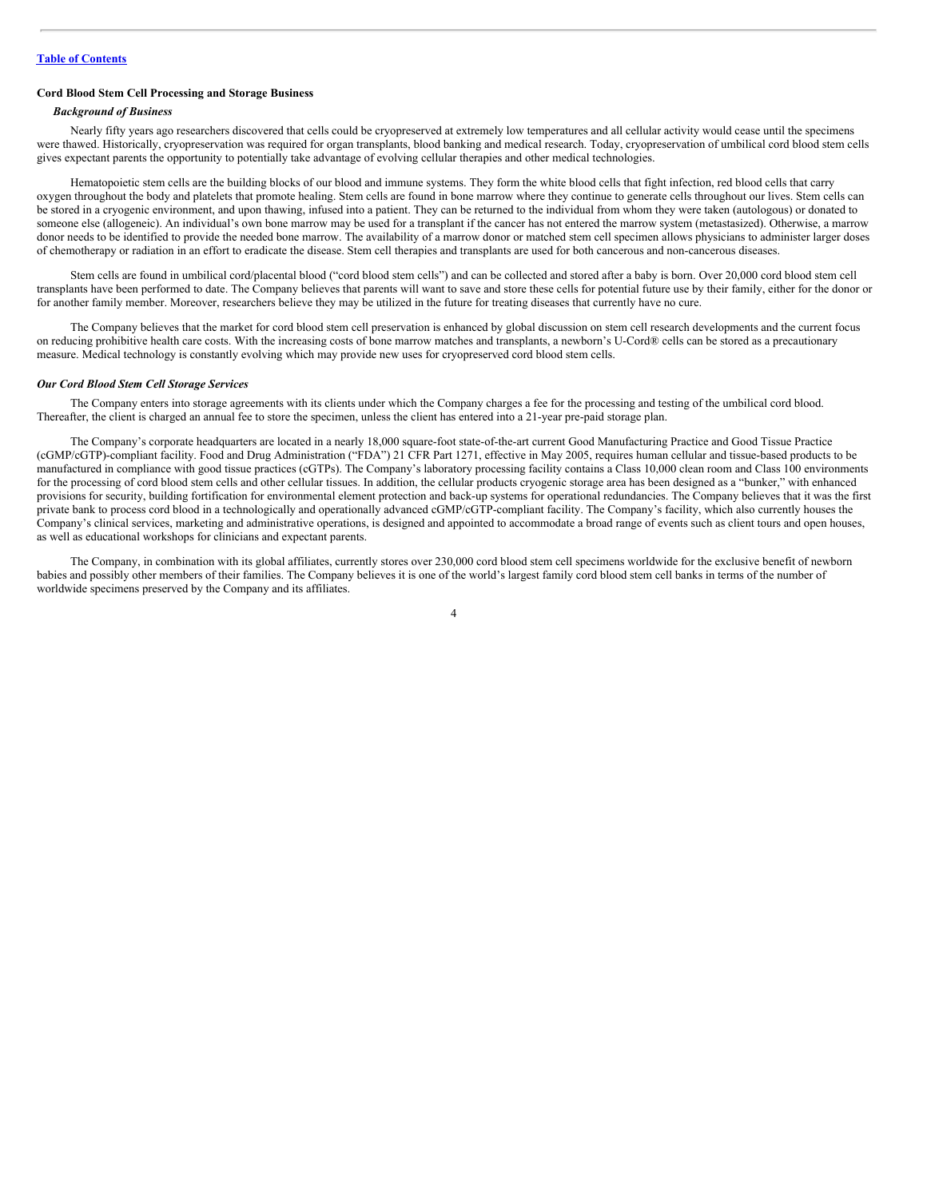## Cord Blood Stem Cell Processing and Storage Business

### *Background of Business*

Nearly fifty years ago researchers discovered that cells could be cryopreserved at extremely low temperatures and all cellular activity would cease until the specimens were thawed. Historically, cryopreservation was required for organ transplants, blood banking and medical research. Today, cryopreservation of umbilical cord blood stem cells gives expectant parents the opportunity to potentially take advantage of evolving cellular therapies and other medical technologies.

Hematopoietic stem cells are the building blocks of our blood and immune systems. They form the white blood cells that fight infection, red blood cells that carry oxygen throughout the body and platelets that promote healing. Stem cells are found in bone marrow where they continue to generate cells throughout our lives. Stem cells can be stored in a cryogenic environment, and upon thawing, infused into a patient. They can be returned to the individual from whom they were taken (autologous) or donated to someone else (allogeneic). An individual's own bone marrow may be used for a transplant if the cancer has not entered the marrow system (metastasized). Otherwise, a marrow donor needs to be identified to provide the needed bone marrow. The availability of a marrow donor or matched stem cell specimen allows physicians to administer larger doses of chemotherapy or radiation in an effort to eradicate the disease. Stem cell therapies and transplants are used for both cancerous and non-cancerous diseases.

Stem cells are found in umbilical cord/placental blood ("cord blood stem cells") and can be collected and stored after a baby is born. Over 20,000 cord blood stem cell transplants have been performed to date. The Company believes that parents will want to save and store these cells for potential future use by their family, either for the donor or for another family member. Moreover, researchers believe they may be utilized in the future for treating diseases that currently have no cure.

The Company believes that the market for cord blood stem cell preservation is enhanced by global discussion on stem cell research developments and the current focus on reducing prohibitive health care costs. With the increasing costs of bone marrow matches and transplants, a newborn's U-Cord® cells can be stored as a precautionary measure. Medical technology is constantly evolving which may provide new uses for cryopreserved cord blood stem cells.

### *Our Cord Blood Stem Cell Storage Services*

The Company enters into storage agreements with its clients under which the Company charges a fee for the processing and testing of the umbilical cord blood. Thereafter, the client is charged an annual fee to store the specimen, unless the client has entered into a 21-year pre-paid storage plan.

The Company's corporate headquarters are located in a nearly 18,000 square-foot state-of-the-art current Good Manufacturing Practice and Good Tissue Practice (cGMP/cGTP)-compliant facility. Food and Drug Administration ("FDA") 21 CFR Part 1271, effective in May 2005, requires human cellular and tissue-based products to be manufactured in compliance with good tissue practices (cGTPs). The Company's laboratory processing facility contains a Class 10,000 clean room and Class 100 environments for the processing of cord blood stem cells and other cellular tissues. In addition, the cellular products cryogenic storage area has been designed as a "bunker," with enhanced provisions for security, building fortification for environmental element protection and back-up systems for operational redundancies. The Company believes that it was the first private bank to process cord blood in a technologically and operationally advanced cGMP/cGTP-compliant facility. The Company's facility, which also currently houses the Company's clinical services, marketing and administrative operations, is designed and appointed to accommodate a broad range of events such as client tours and open houses, as well as educational workshops for clinicians and expectant parents.

The Company, in combination with its global affiliates, currently stores over 230,000 cord blood stem cell specimens worldwide for the exclusive benefit of newborn babies and possibly other members of their families. The Company believes it is one of the world's largest family cord blood stem cell banks in terms of the number of worldwide specimens preserved by the Company and its affiliates.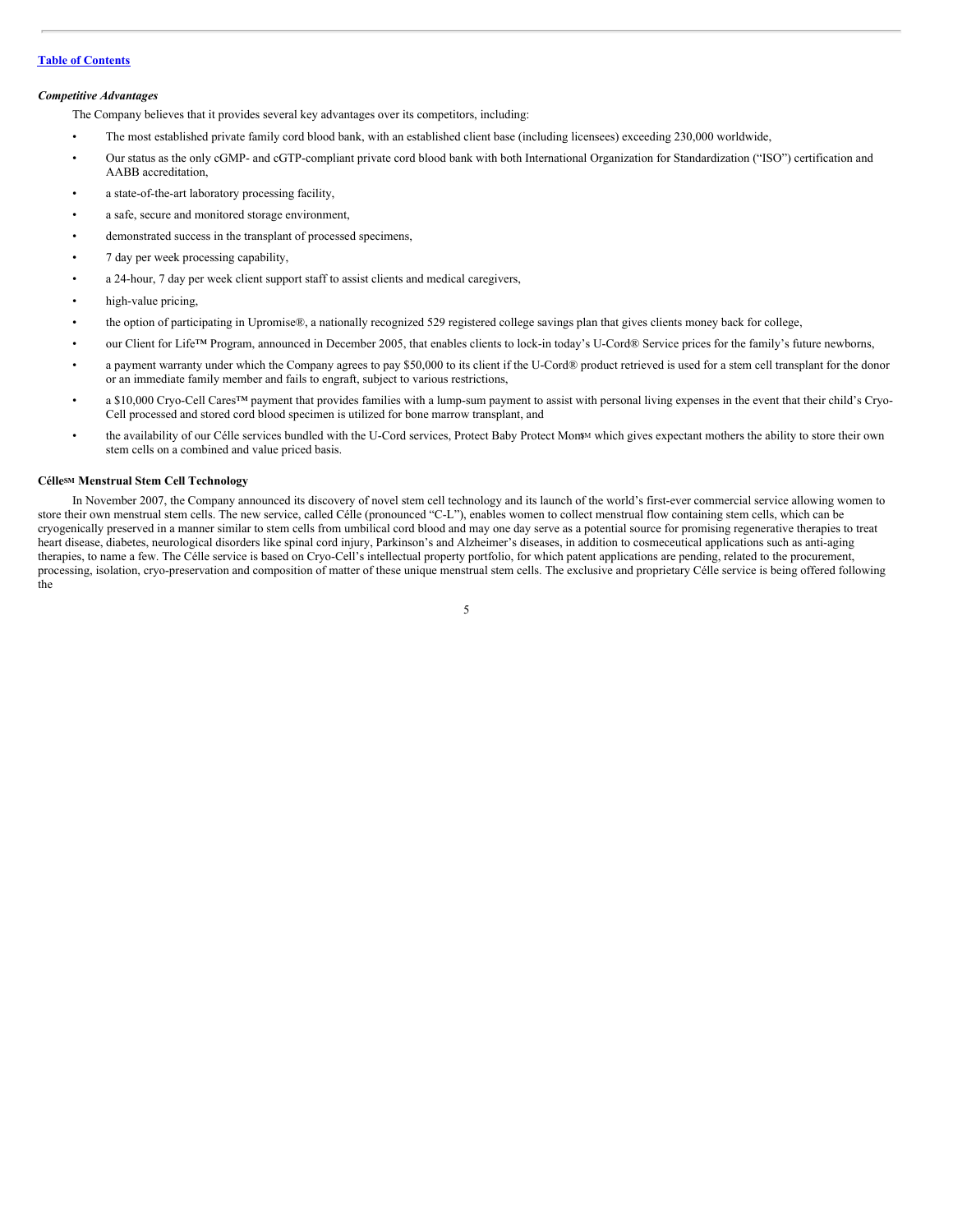### *Competitive Advantages*

The Company believes that it provides several key advantages over its competitors, including:

- The most established private family cord blood bank, with an established client base (including licensees) exceeding 230,000 worldwide,
- Our status as the only cGMP- and cGTP-compliant private cord blood bank with both International Organization for Standardization ("ISO") certification and AABB accreditation,
- a state-of-the-art laboratory processing facility,
- a safe, secure and monitored storage environment,
- demonstrated success in the transplant of processed specimens,
- 7 day per week processing capability,
- a 24-hour, 7 day per week client support staff to assist clients and medical caregivers,
- high-value pricing,
- the option of participating in Upromise®, a nationally recognized 529 registered college savings plan that gives clients money back for college,
- our Client for Life™ Program, announced in December 2005, that enables clients to lock-in today's U-Cord® Service prices for the family's future newborns,
- a payment warranty under which the Company agrees to pay $50,000 to its client if the U-Cord® product retrieved is used for a stem cell transplant for the donor or an immediate family member and fails to engraft, subject to various restrictions,
- a $10,000 Cryo-Cell Cares™ payment that provides families with a lump-sum payment to assist with personal living expenses in the event that their child's Cryo-Cell processed and stored cord blood specimen is utilized for bone marrow transplant, and
- the availability of our Célle services bundled with the U-Cord services, Protect Baby Protect Mom℠ which gives expectant mothers the ability to store their own stem cells on a combined and value priced basis.

### Célle℠ Menstrual Stem Cell Technology

In November 2007, the Company announced its discovery of novel stem cell technology and its launch of the world's first-ever commercial service allowing women to store their own menstrual stem cells. The new service, called Célle (pronounced "C-L"), enables women to collect menstrual flow containing stem cells, which can be cryogenically preserved in a manner similar to stem cells from umbilical cord blood and may one day serve as a potential source for promising regenerative therapies to treat heart disease, diabetes, neurological disorders like spinal cord injury, Parkinson's and Alzheimer's diseases, in addition to cosmeceutical applications such as anti-aging therapies, to name a few. The Célle service is based on Cryo-Cell's intellectual property portfolio, for which patent applications are pending, related to the procurement, processing, isolation, cryo-preservation and composition of matter of these unique menstrual stem cells. The exclusive and proprietary Célle service is being offered following the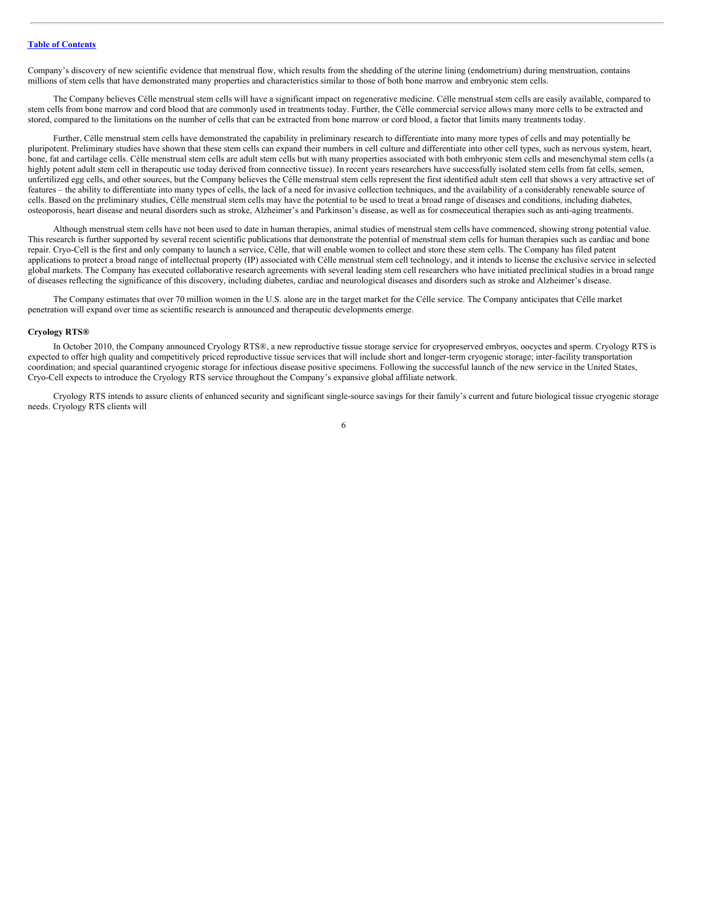Company's discovery of new scientific evidence that menstrual flow, which results from the shedding of the uterine lining (endometrium) during menstruation, contains millions of stem cells that have demonstrated many properties and characteristics similar to those of both bone marrow and embryonic stem cells.

The Company believes Célle menstrual stem cells will have a significant impact on regenerative medicine. Célle menstrual stem cells are easily available, compared to stem cells from bone marrow and cord blood that are commonly used in treatments today. Further, the Célle commercial service allows many more cells to be extracted and stored, compared to the limitations on the number of cells that can be extracted from bone marrow or cord blood, a factor that limits many treatments today.

Further, Célle menstrual stem cells have demonstrated the capability in preliminary research to differentiate into many more types of cells and may potentially be pluripotent. Preliminary studies have shown that these stem cells can expand their numbers in cell culture and differentiate into other cell types, such as nervous system, heart, bone, fat and cartilage cells. Célle menstrual stem cells are adult stem cells but with many properties associated with both embryonic stem cells and mesenchymal stem cells (a highly potent adult stem cell in therapeutic use today derived from connective tissue). In recent years researchers have successfully isolated stem cells from fat cells, semen, unfertilized egg cells, and other sources, but the Company believes the Célle menstrual stem cells represent the first identified adult stem cell that shows a very attractive set of features – the ability to differentiate into many types of cells, the lack of a need for invasive collection techniques, and the availability of a considerably renewable source of cells. Based on the preliminary studies, Célle menstrual stem cells may have the potential to be used to treat a broad range of diseases and conditions, including diabetes, osteoporosis, heart disease and neural disorders such as stroke, Alzheimer's and Parkinson's disease, as well as for cosmeceutical therapies such as anti-aging treatments.

Although menstrual stem cells have not been used to date in human therapies, animal studies of menstrual stem cells have commenced, showing strong potential value. This research is further supported by several recent scientific publications that demonstrate the potential of menstrual stem cells for human therapies such as cardiac and bone repair. Cryo-Cell is the first and only company to launch a service, Célle, that will enable women to collect and store these stem cells. The Company has filed patent applications to protect a broad range of intellectual property (IP) associated with Célle menstrual stem cell technology, and it intends to license the exclusive service in selected global markets. The Company has executed collaborative research agreements with several leading stem cell researchers who have initiated preclinical studies in a broad range of diseases reflecting the significance of this discovery, including diabetes, cardiac and neurological diseases and disorders such as stroke and Alzheimer's disease.

The Company estimates that over 70 million women in the U.S. alone are in the target market for the Célle service. The Company anticipates that Célle market penetration will expand over time as scientific research is announced and therapeutic developments emerge.

**Cryology RTS®**

In October 2010, the Company announced Cryology RTS®, a new reproductive tissue storage service for cryopreserved embryos, oocytes and sperm. Cryology RTS is expected to offer high quality and competitively priced reproductive tissue services that will include short and longer-term cryogenic storage; inter-facility transportation coordination; and special quarantined cryogenic storage for infectious disease positive specimens. Following the successful launch of the new service in the United States, Cryo-Cell expects to introduce the Cryology RTS service throughout the Company's expansive global affiliate network.

Cryology RTS intends to assure clients of enhanced security and significant single-source savings for their family's current and future biological tissue cryogenic storage needs. Cryology RTS clients will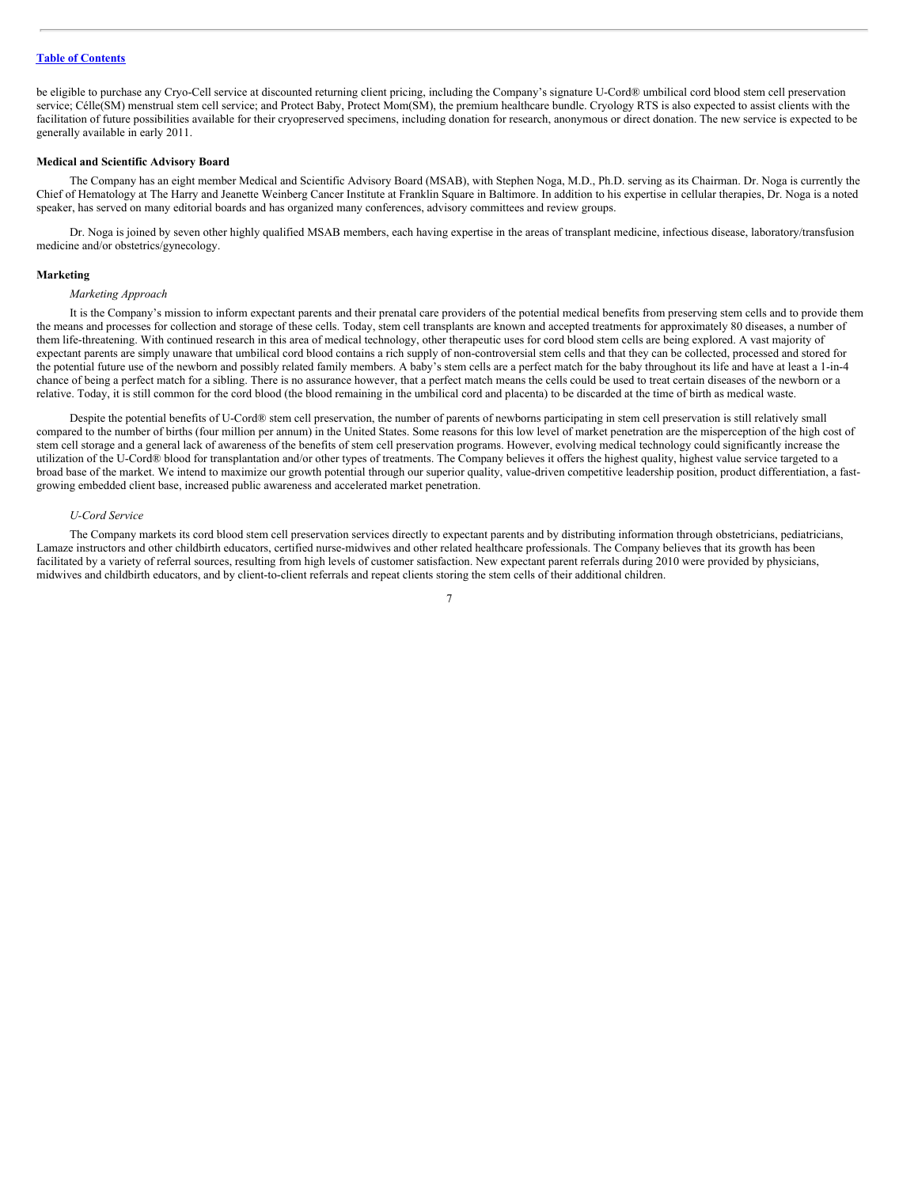be eligible to purchase any Cryo-Cell service at discounted returning client pricing, including the Company's signature U-Cord® umbilical cord blood stem cell preservation service; Célle(SM) menstrual stem cell service; and Protect Baby, Protect Mom(SM), the premium healthcare bundle. Cryology RTS is also expected to assist clients with the facilitation of future possibilities available for their cryopreserved specimens, including donation for research, anonymous or direct donation. The new service is expected to be generally available in early 2011.

**Medical and Scientific Advisory Board**

The Company has an eight member Medical and Scientific Advisory Board (MSAB), with Stephen Noga, M.D., Ph.D. serving as its Chairman. Dr. Noga is currently the Chief of Hematology at The Harry and Jeanette Weinberg Cancer Institute at Franklin Square in Baltimore. In addition to his expertise in cellular therapies, Dr. Noga is a noted speaker, has served on many editorial boards and has organized many conferences, advisory committees and review groups.

Dr. Noga is joined by seven other highly qualified MSAB members, each having expertise in the areas of transplant medicine, infectious disease, laboratory/transfusion medicine and/or obstetrics/gynecology.

**Marketing**

*Marketing Approach*

It is the Company's mission to inform expectant parents and their prenatal care providers of the potential medical benefits from preserving stem cells and to provide them the means and processes for collection and storage of these cells. Today, stem cell transplants are known and accepted treatments for approximately 80 diseases, a number of them life-threatening. With continued research in this area of medical technology, other therapeutic uses for cord blood stem cells are being explored. A vast majority of expectant parents are simply unaware that umbilical cord blood contains a rich supply of non-controversial stem cells and that they can be collected, processed and stored for the potential future use of the newborn and possibly related family members. A baby's stem cells are a perfect match for the baby throughout its life and have at least a 1-in-4 chance of being a perfect match for a sibling. There is no assurance however, that a perfect match means the cells could be used to treat certain diseases of the newborn or a relative. Today, it is still common for the cord blood (the blood remaining in the umbilical cord and placenta) to be discarded at the time of birth as medical waste.

Despite the potential benefits of U-Cord® stem cell preservation, the number of parents of newborns participating in stem cell preservation is still relatively small compared to the number of births (four million per annum) in the United States. Some reasons for this low level of market penetration are the misperception of the high cost of stem cell storage and a general lack of awareness of the benefits of stem cell preservation programs. However, evolving medical technology could significantly increase the utilization of the U-Cord® blood for transplantation and/or other types of treatments. The Company believes it offers the highest quality, highest value service targeted to a broad base of the market. We intend to maximize our growth potential through our superior quality, value-driven competitive leadership position, product differentiation, a fast-growing embedded client base, increased public awareness and accelerated market penetration.

*U-Cord Service*

The Company markets its cord blood stem cell preservation services directly to expectant parents and by distributing information through obstetricians, pediatricians, Lamaze instructors and other childbirth educators, certified nurse-midwives and other related healthcare professionals. The Company believes that its growth has been facilitated by a variety of referral sources, resulting from high levels of customer satisfaction. New expectant parent referrals during 2010 were provided by physicians, midwives and childbirth educators, and by client-to-client referrals and repeat clients storing the stem cells of their additional children.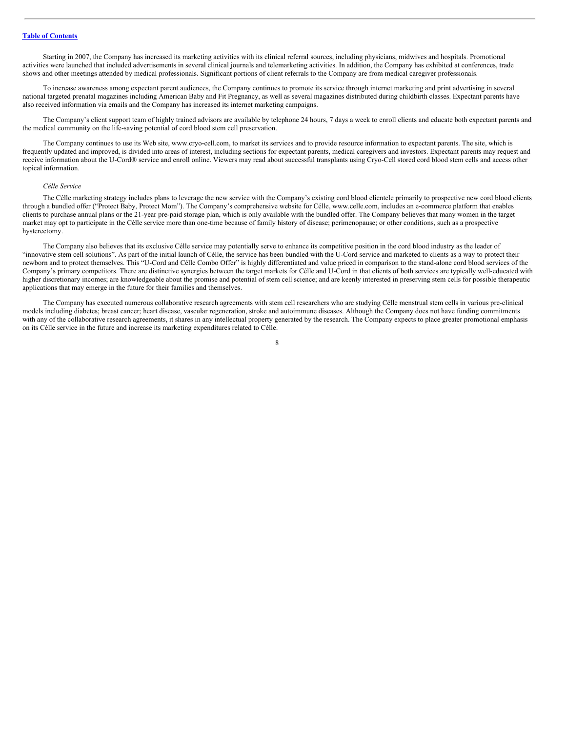Starting in 2007, the Company has increased its marketing activities with its clinical referral sources, including physicians, midwives and hospitals. Promotional activities were launched that included advertisements in several clinical journals and telemarketing activities. In addition, the Company has exhibited at conferences, trade shows and other meetings attended by medical professionals. Significant portions of client referrals to the Company are from medical caregiver professionals.

To increase awareness among expectant parent audiences, the Company continues to promote its service through internet marketing and print advertising in several national targeted prenatal magazines including American Baby and Fit Pregnancy, as well as several magazines distributed during childbirth classes. Expectant parents have also received information via emails and the Company has increased its internet marketing campaigns.

The Company's client support team of highly trained advisors are available by telephone 24 hours, 7 days a week to enroll clients and educate both expectant parents and the medical community on the life-saving potential of cord blood stem cell preservation.

The Company continues to use its Web site, www.cryo-cell.com, to market its services and to provide resource information to expectant parents. The site, which is frequently updated and improved, is divided into areas of interest, including sections for expectant parents, medical caregivers and investors. Expectant parents may request and receive information about the U-Cord® service and enroll online. Viewers may read about successful transplants using Cryo-Cell stored cord blood stem cells and access other topical information.

*Célle Service*

The Célle marketing strategy includes plans to leverage the new service with the Company's existing cord blood clientele primarily to prospective new cord blood clients through a bundled offer ("Protect Baby, Protect Mom"). The Company's comprehensive website for Célle, www.celle.com, includes an e-commerce platform that enables clients to purchase annual plans or the 21-year pre-paid storage plan, which is only available with the bundled offer. The Company believes that many women in the target market may opt to participate in the Célle service more than one-time because of family history of disease; perimenopause; or other conditions, such as a prospective hysterectomy.

The Company also believes that its exclusive Célle service may potentially serve to enhance its competitive position in the cord blood industry as the leader of "innovative stem cell solutions". As part of the initial launch of Célle, the service has been bundled with the U-Cord service and marketed to clients as a way to protect their newborn and to protect themselves. This "U-Cord and Célle Combo Offer" is highly differentiated and value priced in comparison to the stand-alone cord blood services of the Company's primary competitors. There are distinctive synergies between the target markets for Célle and U-Cord in that clients of both services are typically well-educated with higher discretionary incomes; are knowledgeable about the promise and potential of stem cell science; and are keenly interested in preserving stem cells for possible therapeutic applications that may emerge in the future for their families and themselves.

The Company has executed numerous collaborative research agreements with stem cell researchers who are studying Célle menstrual stem cells in various pre-clinical models including diabetes; breast cancer; heart disease, vascular regeneration, stroke and autoimmune diseases. Although the Company does not have funding commitments with any of the collaborative research agreements, it shares in any intellectual property generated by the research. The Company expects to place greater promotional emphasis on its Célle service in the future and increase its marketing expenditures related to Célle.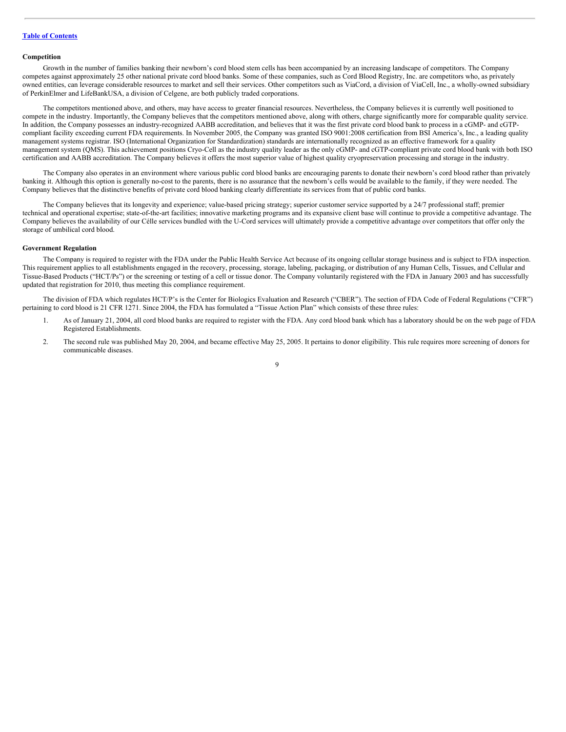**Competition**

Growth in the number of families banking their newborn's cord blood stem cells has been accompanied by an increasing landscape of competitors. The Company competes against approximately 25 other national private cord blood banks. Some of these companies, such as Cord Blood Registry, Inc. are competitors who, as privately owned entities, can leverage considerable resources to market and sell their services. Other competitors such as ViaCord, a division of ViaCell, Inc., a wholly-owned subsidiary of PerkinElmer and LifeBankUSA, a division of Celgene, are both publicly traded corporations.

The competitors mentioned above, and others, may have access to greater financial resources. Nevertheless, the Company believes it is currently well positioned to compete in the industry. Importantly, the Company believes that the competitors mentioned above, along with others, charge significantly more for comparable quality service. In addition, the Company possesses an industry-recognized AABB accreditation, and believes that it was the first private cord blood bank to process in a cGMP- and cGTP-compliant facility exceeding current FDA requirements. In November 2005, the Company was granted ISO 9001:2008 certification from BSI America's, Inc., a leading quality management systems registrar. ISO (International Organization for Standardization) standards are internationally recognized as an effective framework for a quality management system (QMS). This achievement positions Cryo-Cell as the industry quality leader as the only cGMP- and cGTP-compliant private cord blood bank with both ISO certification and AABB accreditation. The Company believes it offers the most superior value of highest quality cryopreservation processing and storage in the industry.

The Company also operates in an environment where various public cord blood banks are encouraging parents to donate their newborn's cord blood rather than privately banking it. Although this option is generally no-cost to the parents, there is no assurance that the newborn's cells would be available to the family, if they were needed. The Company believes that the distinctive benefits of private cord blood banking clearly differentiate its services from that of public cord banks.

The Company believes that its longevity and experience; value-based pricing strategy; superior customer service supported by a 24/7 professional staff; premier technical and operational expertise; state-of-the-art facilities; innovative marketing programs and its expansive client base will continue to provide a competitive advantage. The Company believes the availability of our Célle services bundled with the U-Cord services will ultimately provide a competitive advantage over competitors that offer only the storage of umbilical cord blood.

**Government Regulation**

The Company is required to register with the FDA under the Public Health Service Act because of its ongoing cellular storage business and is subject to FDA inspection. This requirement applies to all establishments engaged in the recovery, processing, storage, labeling, packaging, or distribution of any Human Cells, Tissues, and Cellular and Tissue-Based Products ("HCT/Ps") or the screening or testing of a cell or tissue donor. The Company voluntarily registered with the FDA in January 2003 and has successfully updated that registration for 2010, thus meeting this compliance requirement.

The division of FDA which regulates HCT/P's is the Center for Biologics Evaluation and Research ("CBER"). The section of FDA Code of Federal Regulations ("CFR") pertaining to cord blood is 21 CFR 1271. Since 2004, the FDA has formulated a "Tissue Action Plan" which consists of these three rules:

1. As of January 21, 2004, all cord blood banks are required to register with the FDA. Any cord blood bank which has a laboratory should be on the web page of FDA Registered Establishments.
2. The second rule was published May 20, 2004, and became effective May 25, 2005. It pertains to donor eligibility. This rule requires more screening of donors for communicable diseases.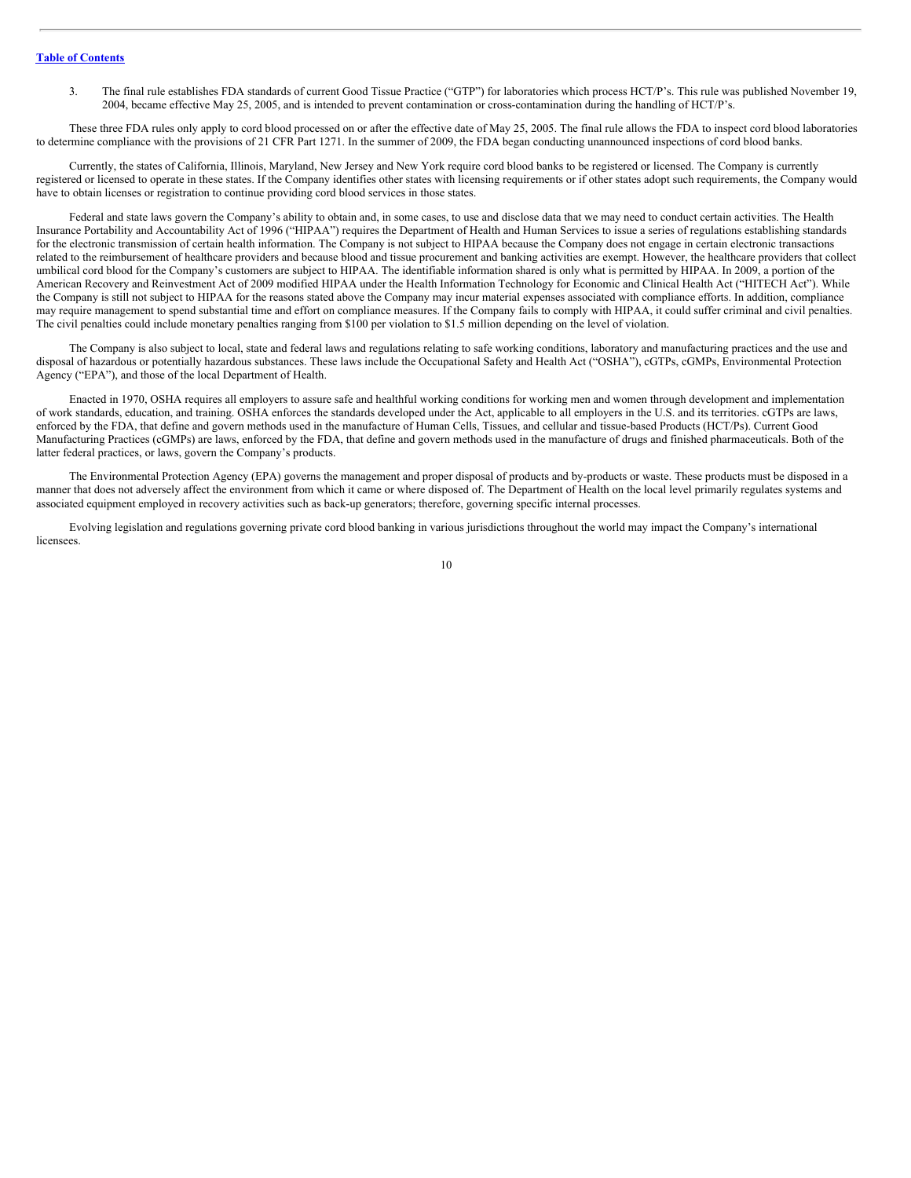3. The final rule establishes FDA standards of current Good Tissue Practice ("GTP") for laboratories which process HCT/P's. This rule was published November 19, 2004, became effective May 25, 2005, and is intended to prevent contamination or cross-contamination during the handling of HCT/P's.

These three FDA rules only apply to cord blood processed on or after the effective date of May 25, 2005. The final rule allows the FDA to inspect cord blood laboratories to determine compliance with the provisions of 21 CFR Part 1271. In the summer of 2009, the FDA began conducting unannounced inspections of cord blood banks.

Currently, the states of California, Illinois, Maryland, New Jersey and New York require cord blood banks to be registered or licensed. The Company is currently registered or licensed to operate in these states. If the Company identifies other states with licensing requirements or if other states adopt such requirements, the Company would have to obtain licenses or registration to continue providing cord blood services in those states.

Federal and state laws govern the Company's ability to obtain and, in some cases, to use and disclose data that we may need to conduct certain activities. The Health Insurance Portability and Accountability Act of 1996 ("HIPAA") requires the Department of Health and Human Services to issue a series of regulations establishing standards for the electronic transmission of certain health information. The Company is not subject to HIPAA because the Company does not engage in certain electronic transactions related to the reimbursement of healthcare providers and because blood and tissue procurement and banking activities are exempt. However, the healthcare providers that collect umbilical cord blood for the Company's customers are subject to HIPAA. The identifiable information shared is only what is permitted by HIPAA. In 2009, a portion of the American Recovery and Reinvestment Act of 2009 modified HIPAA under the Health Information Technology for Economic and Clinical Health Act ("HITECH Act"). While the Company is still not subject to HIPAA for the reasons stated above the Company may incur material expenses associated with compliance efforts. In addition, compliance may require management to spend substantial time and effort on compliance measures. If the Company fails to comply with HIPAA, it could suffer criminal and civil penalties. The civil penalties could include monetary penalties ranging from $100 per violation to $1.5 million depending on the level of violation.

The Company is also subject to local, state and federal laws and regulations relating to safe working conditions, laboratory and manufacturing practices and the use and disposal of hazardous or potentially hazardous substances. These laws include the Occupational Safety and Health Act ("OSHA"), cGTPs, cGMPs, Environmental Protection Agency ("EPA"), and those of the local Department of Health.

Enacted in 1970, OSHA requires all employers to assure safe and healthful working conditions for working men and women through development and implementation of work standards, education, and training. OSHA enforces the standards developed under the Act, applicable to all employers in the U.S. and its territories. cGTPs are laws, enforced by the FDA, that define and govern methods used in the manufacture of Human Cells, Tissues, and cellular and tissue-based Products (HCT/Ps). Current Good Manufacturing Practices (cGMPs) are laws, enforced by the FDA, that define and govern methods used in the manufacture of drugs and finished pharmaceuticals. Both of the latter federal practices, or laws, govern the Company's products.

The Environmental Protection Agency (EPA) governs the management and proper disposal of products and by-products or waste. These products must be disposed in a manner that does not adversely affect the environment from which it came or where disposed of. The Department of Health on the local level primarily regulates systems and associated equipment employed in recovery activities such as back-up generators; therefore, governing specific internal processes.

Evolving legislation and regulations governing private cord blood banking in various jurisdictions throughout the world may impact the Company's international licensees.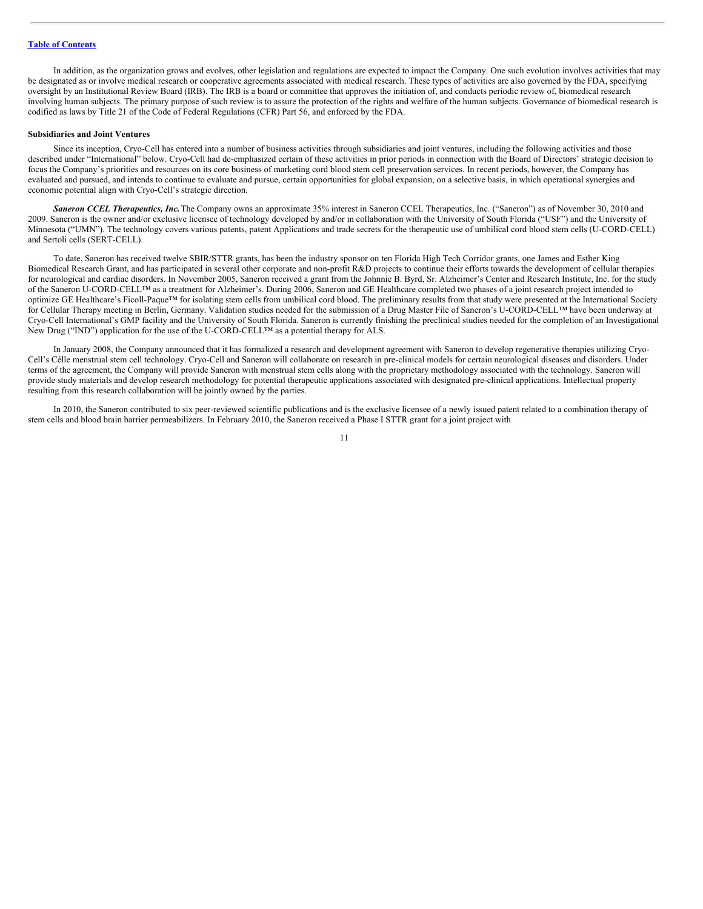[Table of Contents](#)

In addition, as the organization grows and evolves, other legislation and regulations are expected to impact the Company. One such evolution involves activities that may be designated as or involve medical research or cooperative agreements associated with medical research. These types of activities are also governed by the FDA, specifying oversight by an Institutional Review Board (IRB). The IRB is a board or committee that approves the initiation of, and conducts periodic review of, biomedical research involving human subjects. The primary purpose of such review is to assure the protection of the rights and welfare of the human subjects. Governance of biomedical research is codified as laws by Title 21 of the Code of Federal Regulations (CFR) Part 56, and enforced by the FDA.

**Subsidiaries and Joint Ventures**

Since its inception, Cryo-Cell has entered into a number of business activities through subsidiaries and joint ventures, including the following activities and those described under "International" below. Cryo-Cell had de-emphasized certain of these activities in prior periods in connection with the Board of Directors' strategic decision to focus the Company's priorities and resources on its core business of marketing cord blood stem cell preservation services. In recent periods, however, the Company has evaluated and pursued, and intends to continue to evaluate and pursue, certain opportunities for global expansion, on a selective basis, in which operational synergies and economic potential align with Cryo-Cell's strategic direction.

***Saneron CCEL Therapeutics, Inc.*** The Company owns an approximate 35% interest in Saneron CCEL Therapeutics, Inc. ("Saneron") as of November 30, 2010 and 2009. Saneron is the owner and/or exclusive licensee of technology developed by and/or in collaboration with the University of South Florida ("USF") and the University of Minnesota ("UMN"). The technology covers various patents, patent Applications and trade secrets for the therapeutic use of umbilical cord blood stem cells (U-CORD-CELL) and Sertoli cells (SERT-CELL).

To date, Saneron has received twelve SBIR/STTR grants, has been the industry sponsor on ten Florida High Tech Corridor grants, one James and Esther King Biomedical Research Grant, and has participated in several other corporate and non-profit R&D projects to continue their efforts towards the development of cellular therapies for neurological and cardiac disorders. In November 2005, Saneron received a grant from the Johnnie B. Byrd, Sr. Alzheimer's Center and Research Institute, Inc. for the study of the Saneron U-CORD-CELL™ as a treatment for Alzheimer's. During 2006, Saneron and GE Healthcare completed two phases of a joint research project intended to optimize GE Healthcare's Ficoll-Paque™ for isolating stem cells from umbilical cord blood. The preliminary results from that study were presented at the International Society for Cellular Therapy meeting in Berlin, Germany. Validation studies needed for the submission of a Drug Master File of Saneron's U-CORD-CELL™ have been underway at Cryo-Cell International's GMP facility and the University of South Florida. Saneron is currently finishing the preclinical studies needed for the completion of an Investigational New Drug ("IND") application for the use of the U-CORD-CELL™ as a potential therapy for ALS.

In January 2008, the Company announced that it has formalized a research and development agreement with Saneron to develop regenerative therapies utilizing Cryo-Cell's Célle menstrual stem cell technology. Cryo-Cell and Saneron will collaborate on research in pre-clinical models for certain neurological diseases and disorders. Under terms of the agreement, the Company will provide Saneron with menstrual stem cells along with the proprietary methodology associated with the technology. Saneron will provide study materials and develop research methodology for potential therapeutic applications associated with designated pre-clinical applications. Intellectual property resulting from this research collaboration will be jointly owned by the parties.

In 2010, the Saneron contributed to six peer-reviewed scientific publications and is the exclusive licensee of a newly issued patent related to a combination therapy of stem cells and blood brain barrier permeabilizers. In February 2010, the Saneron received a Phase I STTR grant for a joint project with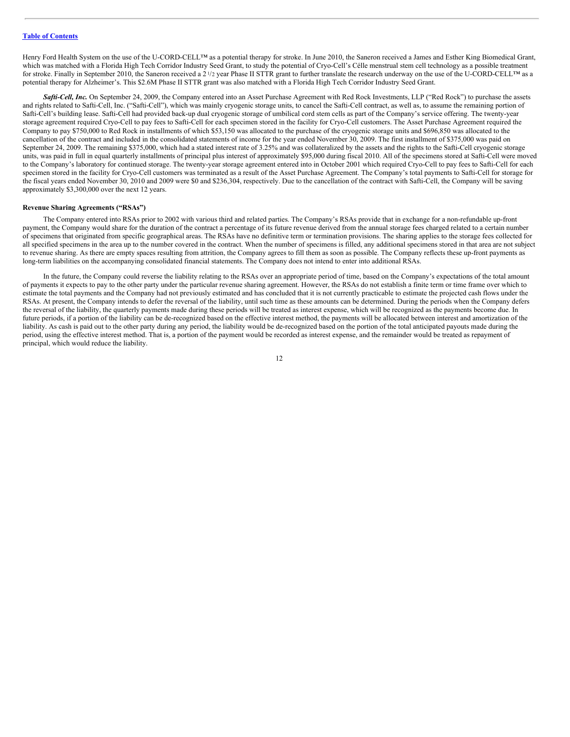Henry Ford Health System on the use of the U-CORD-CELL™ as a potential therapy for stroke. In June 2010, the Saneron received a James and Esther King Biomedical Grant, which was matched with a Florida High Tech Corridor Industry Seed Grant, to study the potential of Cryo-Cell's Célle menstrual stem cell technology as a possible treatment for stroke. Finally in September 2010, the Saneron received a 2 1/2 year Phase II STTR grant to further translate the research underway on the use of the U-CORD-CELL™ as a potential therapy for Alzheimer's. This $2.6M Phase II STTR grant was also matched with a Florida High Tech Corridor Industry Seed Grant.

***Safti-Cell, Inc.*** On September 24, 2009, the Company entered into an Asset Purchase Agreement with Red Rock Investments, LLP ("Red Rock") to purchase the assets and rights related to Safti-Cell, Inc. ("Safti-Cell"), which was mainly cryogenic storage units, to cancel the Safti-Cell contract, as well as, to assume the remaining portion of Safti-Cell's building lease. Safti-Cell had provided back-up dual cryogenic storage of umbilical cord stem cells as part of the Company's service offering. The twenty-year storage agreement required Cryo-Cell to pay fees to Safti-Cell for each specimen stored in the facility for Cryo-Cell customers. The Asset Purchase Agreement required the Company to pay $750,000 to Red Rock in installments of which $53,150 was allocated to the purchase of the cryogenic storage units and $696,850 was allocated to the cancellation of the contract and included in the consolidated statements of income for the year ended November 30, 2009. The first installment of $375,000 was paid on September 24, 2009. The remaining $375,000, which had a stated interest rate of 3.25% and was collateralized by the assets and the rights to the Safti-Cell cryogenic storage units, was paid in full in equal quarterly installments of principal plus interest of approximately $95,000 during fiscal 2010. All of the specimens stored at Safti-Cell were moved to the Company's laboratory for continued storage. The twenty-year storage agreement entered into in October 2001 which required Cryo-Cell to pay fees to Safti-Cell for each specimen stored in the facility for Cryo-Cell customers was terminated as a result of the Asset Purchase Agreement. The Company's total payments to Safti-Cell for storage for the fiscal years ended November 30, 2010 and 2009 were $0 and $236,304, respectively. Due to the cancellation of the contract with Safti-Cell, the Company will be saving approximately $3,300,000 over the next 12 years.

**Revenue Sharing Agreements ("RSAs")**

The Company entered into RSAs prior to 2002 with various third and related parties. The Company's RSAs provide that in exchange for a non-refundable up-front payment, the Company would share for the duration of the contract a percentage of its future revenue derived from the annual storage fees charged related to a certain number of specimens that originated from specific geographical areas. The RSAs have no definitive term or termination provisions. The sharing applies to the storage fees collected for all specified specimens in the area up to the number covered in the contract. When the number of specimens is filled, any additional specimens stored in that area are not subject to revenue sharing. As there are empty spaces resulting from attrition, the Company agrees to fill them as soon as possible. The Company reflects these up-front payments as long-term liabilities on the accompanying consolidated financial statements. The Company does not intend to enter into additional RSAs.

In the future, the Company could reverse the liability relating to the RSAs over an appropriate period of time, based on the Company's expectations of the total amount of payments it expects to pay to the other party under the particular revenue sharing agreement. However, the RSAs do not establish a finite term or time frame over which to estimate the total payments and the Company had not previously estimated and has concluded that it is not currently practicable to estimate the projected cash flows under the RSAs. At present, the Company intends to defer the reversal of the liability, until such time as these amounts can be determined. During the periods when the Company defers the reversal of the liability, the quarterly payments made during these periods will be treated as interest expense, which will be recognized as the payments become due. In future periods, if a portion of the liability can be de-recognized based on the effective interest method, the payments will be allocated between interest and amortization of the liability. As cash is paid out to the other party during any period, the liability would be de-recognized based on the portion of the total anticipated payouts made during the period, using the effective interest method. That is, a portion of the payment would be recorded as interest expense, and the remainder would be treated as repayment of principal, which would reduce the liability.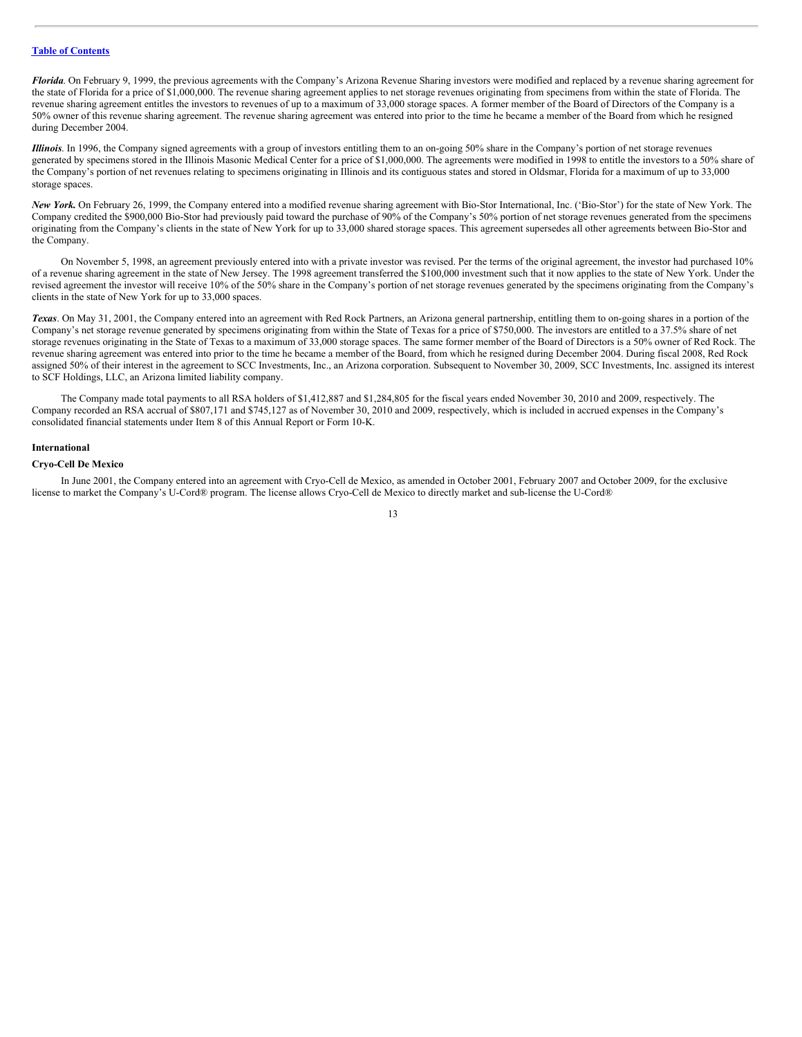*Florida*. On February 9, 1999, the previous agreements with the Company's Arizona Revenue Sharing investors were modified and replaced by a revenue sharing agreement for the state of Florida for a price of $1,000,000. The revenue sharing agreement applies to net storage revenues originating from specimens from within the state of Florida. The revenue sharing agreement entitles the investors to revenues of up to a maximum of 33,000 storage spaces. A former member of the Board of Directors of the Company is a 50% owner of this revenue sharing agreement. The revenue sharing agreement was entered into prior to the time he became a member of the Board from which he resigned during December 2004.

*Illinois*. In 1996, the Company signed agreements with a group of investors entitling them to an on-going 50% share in the Company's portion of net storage revenues generated by specimens stored in the Illinois Masonic Medical Center for a price of $1,000,000. The agreements were modified in 1998 to entitle the investors to a 50% share of the Company's portion of net revenues relating to specimens originating in Illinois and its contiguous states and stored in Oldsmar, Florida for a maximum of up to 33,000 storage spaces.

***New York.*** On February 26, 1999, the Company entered into a modified revenue sharing agreement with Bio-Stor International, Inc. ('Bio-Stor') for the state of New York. The Company credited the $900,000 Bio-Stor had previously paid toward the purchase of 90% of the Company's 50% portion of net storage revenues generated from the specimens originating from the Company's clients in the state of New York for up to 33,000 shared storage spaces. This agreement supersedes all other agreements between Bio-Stor and the Company.

On November 5, 1998, an agreement previously entered into with a private investor was revised. Per the terms of the original agreement, the investor had purchased 10% of a revenue sharing agreement in the state of New Jersey. The 1998 agreement transferred the $100,000 investment such that it now applies to the state of New York. Under the revised agreement the investor will receive 10% of the 50% share in the Company's portion of net storage revenues generated by the specimens originating from the Company's clients in the state of New York for up to 33,000 spaces.

*Texas*. On May 31, 2001, the Company entered into an agreement with Red Rock Partners, an Arizona general partnership, entitling them to on-going shares in a portion of the Company's net storage revenue generated by specimens originating from within the State of Texas for a price of $750,000. The investors are entitled to a 37.5% share of net storage revenues originating in the State of Texas to a maximum of 33,000 storage spaces. The same former member of the Board of Directors is a 50% owner of Red Rock. The revenue sharing agreement was entered into prior to the time he became a member of the Board, from which he resigned during December 2004. During fiscal 2008, Red Rock assigned 50% of their interest in the agreement to SCC Investments, Inc., an Arizona corporation. Subsequent to November 30, 2009, SCC Investments, Inc. assigned its interest to SCF Holdings, LLC, an Arizona limited liability company.

The Company made total payments to all RSA holders of $1,412,887 and $1,284,805 for the fiscal years ended November 30, 2010 and 2009, respectively. The Company recorded an RSA accrual of $807,171 and $745,127 as of November 30, 2010 and 2009, respectively, which is included in accrued expenses in the Company's consolidated financial statements under Item 8 of this Annual Report or Form 10-K.

### International

### Cryo-Cell De Mexico

In June 2001, the Company entered into an agreement with Cryo-Cell de Mexico, as amended in October 2001, February 2007 and October 2009, for the exclusive license to market the Company's U-Cord® program. The license allows Cryo-Cell de Mexico to directly market and sub-license the U-Cord®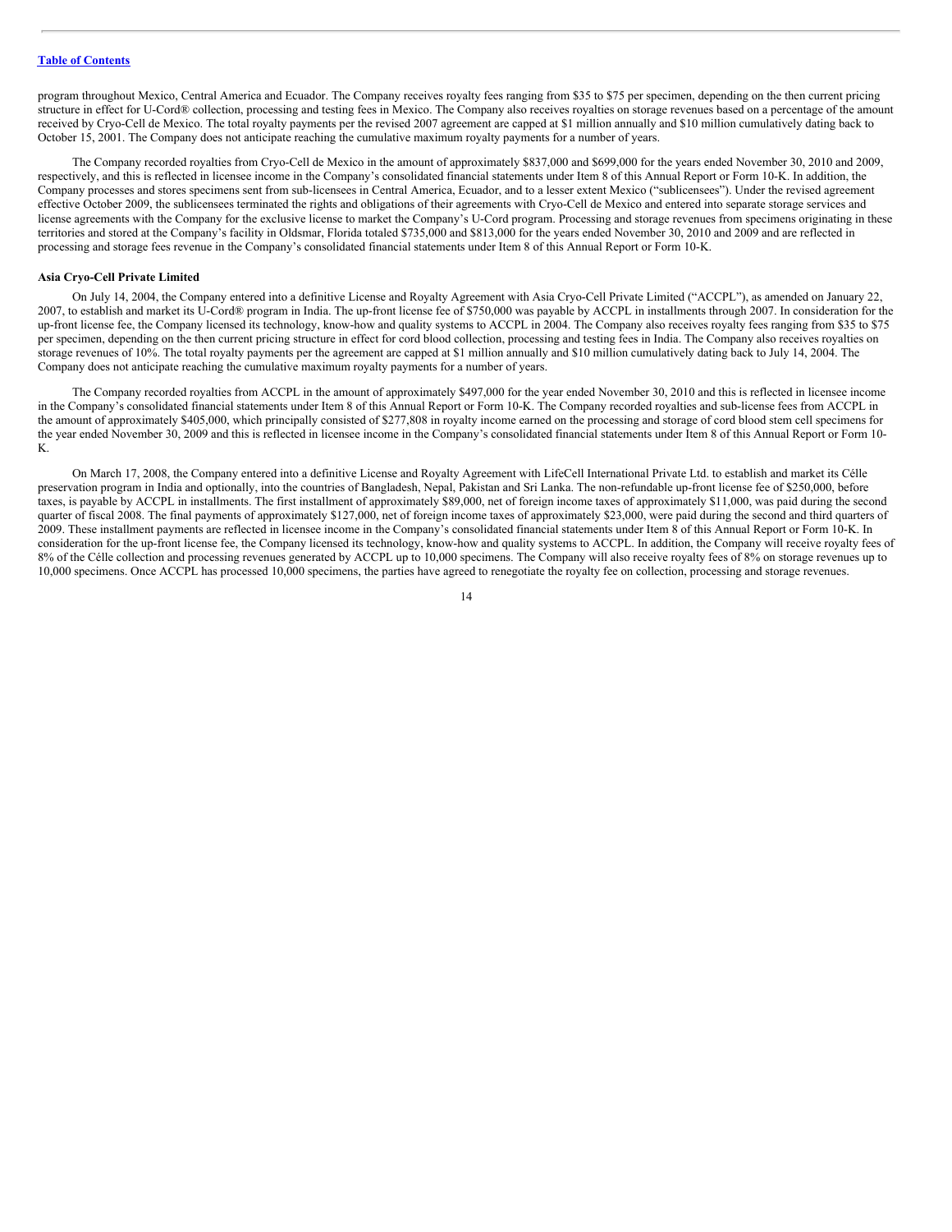program throughout Mexico, Central America and Ecuador. The Company receives royalty fees ranging from $35 to $75 per specimen, depending on the then current pricing structure in effect for U-Cord® collection, processing and testing fees in Mexico. The Company also receives royalties on storage revenues based on a percentage of the amount received by Cryo-Cell de Mexico. The total royalty payments per the revised 2007 agreement are capped at $1 million annually and $10 million cumulatively dating back to October 15, 2001. The Company does not anticipate reaching the cumulative maximum royalty payments for a number of years.

The Company recorded royalties from Cryo-Cell de Mexico in the amount of approximately $837,000 and $699,000 for the years ended November 30, 2010 and 2009, respectively, and this is reflected in licensee income in the Company's consolidated financial statements under Item 8 of this Annual Report or Form 10-K. In addition, the Company processes and stores specimens sent from sub-licensees in Central America, Ecuador, and to a lesser extent Mexico ("sublicensees"). Under the revised agreement effective October 2009, the sublicensees terminated the rights and obligations of their agreements with Cryo-Cell de Mexico and entered into separate storage services and license agreements with the Company for the exclusive license to market the Company's U-Cord program. Processing and storage revenues from specimens originating in these territories and stored at the Company's facility in Oldsmar, Florida totaled $735,000 and $813,000 for the years ended November 30, 2010 and 2009 and are reflected in processing and storage fees revenue in the Company's consolidated financial statements under Item 8 of this Annual Report or Form 10-K.

**Asia Cryo-Cell Private Limited**

On July 14, 2004, the Company entered into a definitive License and Royalty Agreement with Asia Cryo-Cell Private Limited ("ACCPL"), as amended on January 22, 2007, to establish and market its U-Cord® program in India. The up-front license fee of $750,000 was payable by ACCPL in installments through 2007. In consideration for the up-front license fee, the Company licensed its technology, know-how and quality systems to ACCPL in 2004. The Company also receives royalty fees ranging from $35 to $75 per specimen, depending on the then current pricing structure in effect for cord blood collection, processing and testing fees in India. The Company also receives royalties on storage revenues of 10%. The total royalty payments per the agreement are capped at $1 million annually and $10 million cumulatively dating back to July 14, 2004. The Company does not anticipate reaching the cumulative maximum royalty payments for a number of years.

The Company recorded royalties from ACCPL in the amount of approximately $497,000 for the year ended November 30, 2010 and this is reflected in licensee income in the Company's consolidated financial statements under Item 8 of this Annual Report or Form 10-K. The Company recorded royalties and sub-license fees from ACCPL in the amount of approximately $405,000, which principally consisted of $277,808 in royalty income earned on the processing and storage of cord blood stem cell specimens for the year ended November 30, 2009 and this is reflected in licensee income in the Company's consolidated financial statements under Item 8 of this Annual Report or Form 10-K.

On March 17, 2008, the Company entered into a definitive License and Royalty Agreement with LifeCell International Private Ltd. to establish and market its Célle preservation program in India and optionally, into the countries of Bangladesh, Nepal, Pakistan and Sri Lanka. The non-refundable up-front license fee of $250,000, before taxes, is payable by ACCPL in installments. The first installment of approximately $89,000, net of foreign income taxes of approximately $11,000, was paid during the second quarter of fiscal 2008. The final payments of approximately $127,000, net of foreign income taxes of approximately $23,000, were paid during the second and third quarters of 2009. These installment payments are reflected in licensee income in the Company's consolidated financial statements under Item 8 of this Annual Report or Form 10-K. In consideration for the up-front license fee, the Company licensed its technology, know-how and quality systems to ACCPL. In addition, the Company will receive royalty fees of 8% of the Célle collection and processing revenues generated by ACCPL up to 10,000 specimens. The Company will also receive royalty fees of 8% on storage revenues up to 10,000 specimens. Once ACCPL has processed 10,000 specimens, the parties have agreed to renegotiate the royalty fee on collection, processing and storage revenues.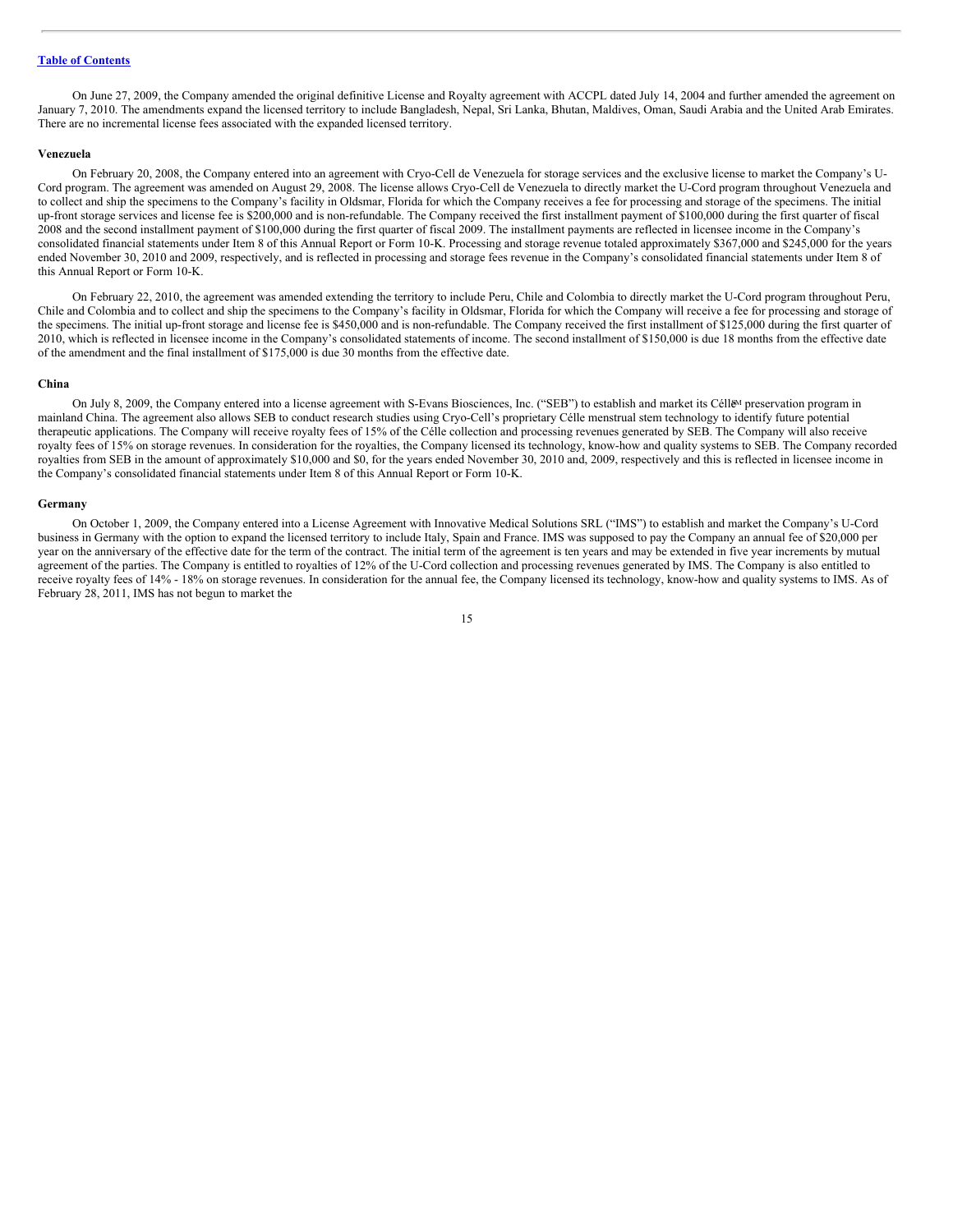On June 27, 2009, the Company amended the original definitive License and Royalty agreement with ACCPL dated July 14, 2004 and further amended the agreement on January 7, 2010. The amendments expand the licensed territory to include Bangladesh, Nepal, Sri Lanka, Bhutan, Maldives, Oman, Saudi Arabia and the United Arab Emirates. There are no incremental license fees associated with the expanded licensed territory.

#### Venezuela

On February 20, 2008, the Company entered into an agreement with Cryo-Cell de Venezuela for storage services and the exclusive license to market the Company's U-Cord program. The agreement was amended on August 29, 2008. The license allows Cryo-Cell de Venezuela to directly market the U-Cord program throughout Venezuela and to collect and ship the specimens to the Company's facility in Oldsmar, Florida for which the Company receives a fee for processing and storage of the specimens. The initial up-front storage services and license fee is $200,000 and is non-refundable. The Company received the first installment payment of $100,000 during the first quarter of fiscal 2008 and the second installment payment of $100,000 during the first quarter of fiscal 2009. The installment payments are reflected in licensee income in the Company's consolidated financial statements under Item 8 of this Annual Report or Form 10-K. Processing and storage revenue totaled approximately $367,000 and $245,000 for the years ended November 30, 2010 and 2009, respectively, and is reflected in processing and storage fees revenue in the Company's consolidated financial statements under Item 8 of this Annual Report or Form 10-K.

On February 22, 2010, the agreement was amended extending the territory to include Peru, Chile and Colombia to directly market the U-Cord program throughout Peru, Chile and Colombia and to collect and ship the specimens to the Company's facility in Oldsmar, Florida for which the Company will receive a fee for processing and storage of the specimens. The initial up-front storage and license fee is $450,000 and is non-refundable. The Company received the first installment of $125,000 during the first quarter of 2010, which is reflected in licensee income in the Company's consolidated statements of income. The second installment of $150,000 is due 18 months from the effective date of the amendment and the final installment of $175,000 is due 30 months from the effective date.

#### China

On July 8, 2009, the Company entered into a license agreement with S-Evans Biosciences, Inc. ("SEB") to establish and market its Célle℠ preservation program in mainland China. The agreement also allows SEB to conduct research studies using Cryo-Cell's proprietary Célle menstrual stem technology to identify future potential therapeutic applications. The Company will receive royalty fees of 15% of the Célle collection and processing revenues generated by SEB. The Company will also receive royalty fees of 15% on storage revenues. In consideration for the royalties, the Company licensed its technology, know-how and quality systems to SEB. The Company recorded royalties from SEB in the amount of approximately $10,000 and $0, for the years ended November 30, 2010 and, 2009, respectively and this is reflected in licensee income in the Company's consolidated financial statements under Item 8 of this Annual Report or Form 10-K.

#### Germany

On October 1, 2009, the Company entered into a License Agreement with Innovative Medical Solutions SRL ("IMS") to establish and market the Company's U-Cord business in Germany with the option to expand the licensed territory to include Italy, Spain and France. IMS was supposed to pay the Company an annual fee of $20,000 per year on the anniversary of the effective date for the term of the contract. The initial term of the agreement is ten years and may be extended in five year increments by mutual agreement of the parties. The Company is entitled to royalties of 12% of the U-Cord collection and processing revenues generated by IMS. The Company is also entitled to receive royalty fees of 14% - 18% on storage revenues. In consideration for the annual fee, the Company licensed its technology, know-how and quality systems to IMS. As of February 28, 2011, IMS has not begun to market the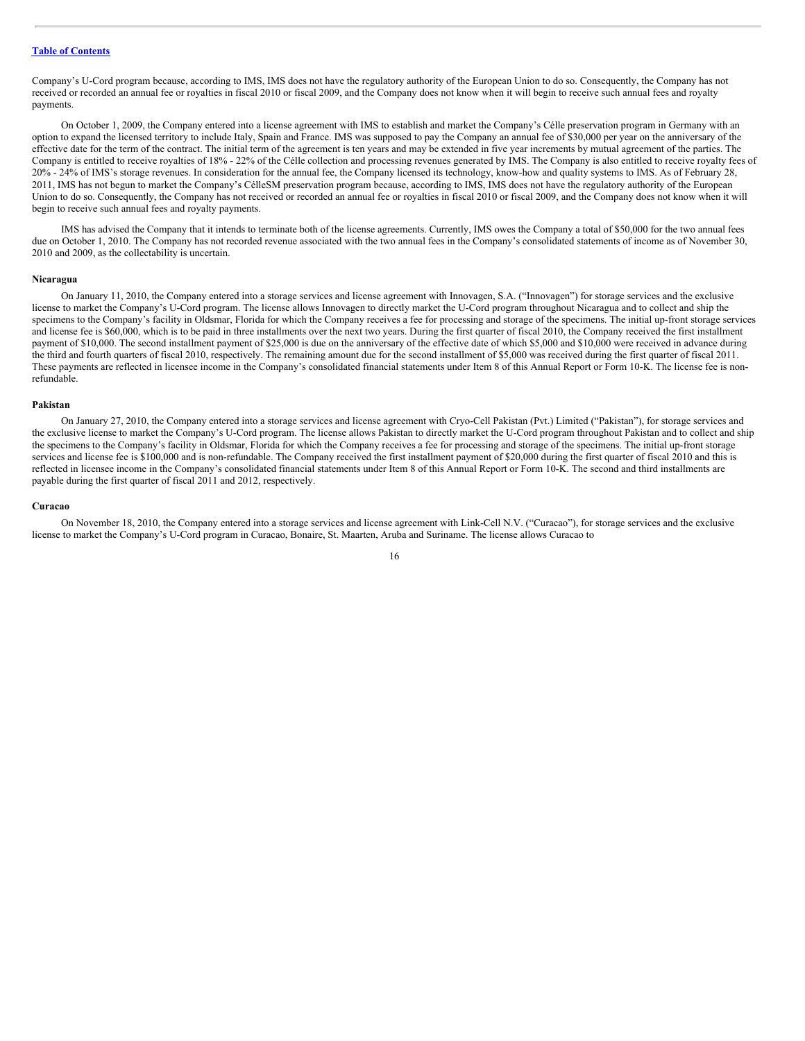Company's U-Cord program because, according to IMS, IMS does not have the regulatory authority of the European Union to do so. Consequently, the Company has not received or recorded an annual fee or royalties in fiscal 2010 or fiscal 2009, and the Company does not know when it will begin to receive such annual fees and royalty payments.

On October 1, 2009, the Company entered into a license agreement with IMS to establish and market the Company's Célle preservation program in Germany with an option to expand the licensed territory to include Italy, Spain and France. IMS was supposed to pay the Company an annual fee of $30,000 per year on the anniversary of the effective date for the term of the contract. The initial term of the agreement is ten years and may be extended in five year increments by mutual agreement of the parties. The Company is entitled to receive royalties of 18% - 22% of the Célle collection and processing revenues generated by IMS. The Company is also entitled to receive royalty fees of 20% - 24% of IMS's storage revenues. In consideration for the annual fee, the Company licensed its technology, know-how and quality systems to IMS. As of February 28, 2011, IMS has not begun to market the Company's CélleSM preservation program because, according to IMS, IMS does not have the regulatory authority of the European Union to do so. Consequently, the Company has not received or recorded an annual fee or royalties in fiscal 2010 or fiscal 2009, and the Company does not know when it will begin to receive such annual fees and royalty payments.

IMS has advised the Company that it intends to terminate both of the license agreements. Currently, IMS owes the Company a total of $50,000 for the two annual fees due on October 1, 2010. The Company has not recorded revenue associated with the two annual fees in the Company's consolidated statements of income as of November 30, 2010 and 2009, as the collectability is uncertain.

**Nicaragua**

On January 11, 2010, the Company entered into a storage services and license agreement with Innovagen, S.A. ("Innovagen") for storage services and the exclusive license to market the Company's U-Cord program. The license allows Innovagen to directly market the U-Cord program throughout Nicaragua and to collect and ship the specimens to the Company's facility in Oldsmar, Florida for which the Company receives a fee for processing and storage of the specimens. The initial up-front storage services and license fee is $60,000, which is to be paid in three installments over the next two years. During the first quarter of fiscal 2010, the Company received the first installment payment of $10,000. The second installment payment of $25,000 is due on the anniversary of the effective date of which $5,000 and $10,000 were received in advance during the third and fourth quarters of fiscal 2010, respectively. The remaining amount due for the second installment of $5,000 was received during the first quarter of fiscal 2011. These payments are reflected in licensee income in the Company's consolidated financial statements under Item 8 of this Annual Report or Form 10-K. The license fee is non-refundable.

**Pakistan**

On January 27, 2010, the Company entered into a storage services and license agreement with Cryo-Cell Pakistan (Pvt.) Limited ("Pakistan"), for storage services and the exclusive license to market the Company's U-Cord program. The license allows Pakistan to directly market the U-Cord program throughout Pakistan and to collect and ship the specimens to the Company's facility in Oldsmar, Florida for which the Company receives a fee for processing and storage of the specimens. The initial up-front storage services and license fee is $100,000 and is non-refundable. The Company received the first installment payment of $20,000 during the first quarter of fiscal 2010 and this is reflected in licensee income in the Company's consolidated financial statements under Item 8 of this Annual Report or Form 10-K. The second and third installments are payable during the first quarter of fiscal 2011 and 2012, respectively.

**Curacao**

On November 18, 2010, the Company entered into a storage services and license agreement with Link-Cell N.V. ("Curacao"), for storage services and the exclusive license to market the Company's U-Cord program in Curacao, Bonaire, St. Maarten, Aruba and Suriname. The license allows Curacao to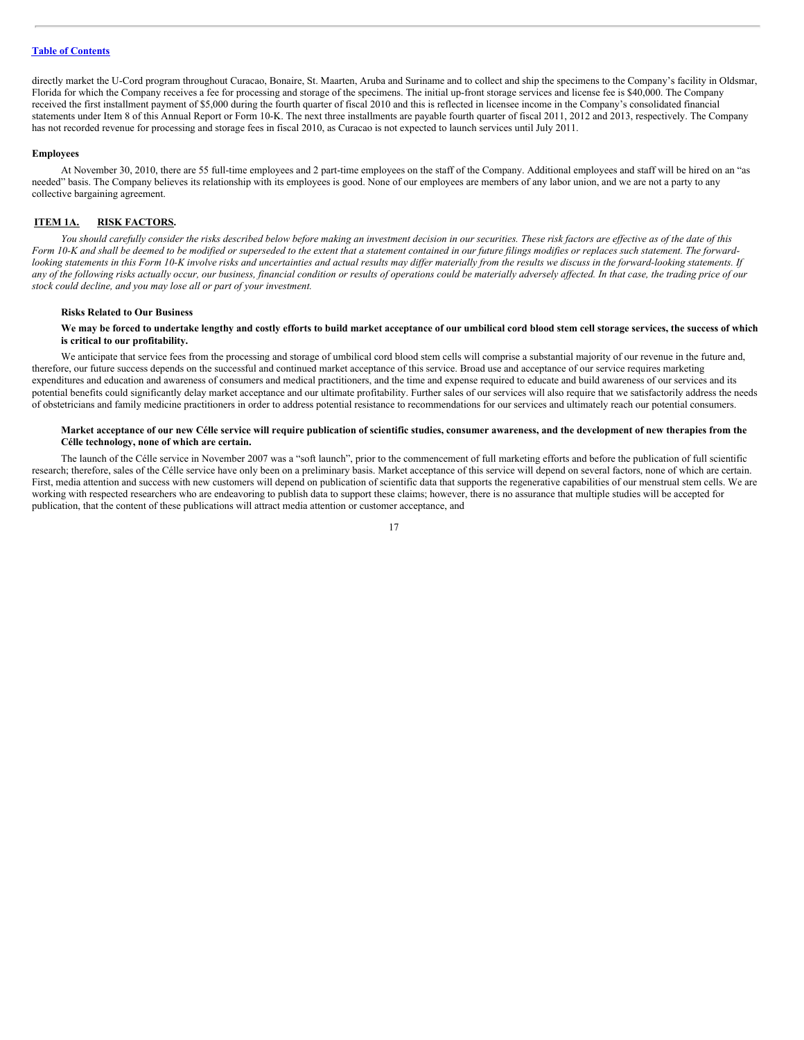directly market the U-Cord program throughout Curacao, Bonaire, St. Maarten, Aruba and Suriname and to collect and ship the specimens to the Company's facility in Oldsmar, Florida for which the Company receives a fee for processing and storage of the specimens. The initial up-front storage services and license fee is $40,000. The Company received the first installment payment of $5,000 during the fourth quarter of fiscal 2010 and this is reflected in licensee income in the Company's consolidated financial statements under Item 8 of this Annual Report or Form 10-K. The next three installments are payable fourth quarter of fiscal 2011, 2012 and 2013, respectively. The Company has not recorded revenue for processing and storage fees in fiscal 2010, as Curacao is not expected to launch services until July 2011.

**Employees**

At November 30, 2010, there are 55 full-time employees and 2 part-time employees on the staff of the Company. Additional employees and staff will be hired on an "as needed" basis. The Company believes its relationship with its employees is good. None of our employees are members of any labor union, and we are not a party to any collective bargaining agreement.

## ITEM 1A. RISK FACTORS.

*You should carefully consider the risks described below before making an investment decision in our securities. These risk factors are effective as of the date of this Form 10-K and shall be deemed to be modified or superseded to the extent that a statement contained in our future filings modifies or replaces such statement. The forward-looking statements in this Form 10-K involve risks and uncertainties and actual results may differ materially from the results we discuss in the forward-looking statements. If any of the following risks actually occur, our business, financial condition or results of operations could be materially adversely affected. In that case, the trading price of our stock could decline, and you may lose all or part of your investment.*

**Risks Related to Our Business**

**We may be forced to undertake lengthy and costly efforts to build market acceptance of our umbilical cord blood stem cell storage services, the success of which is critical to our profitability.**

We anticipate that service fees from the processing and storage of umbilical cord blood stem cells will comprise a substantial majority of our revenue in the future and, therefore, our future success depends on the successful and continued market acceptance of this service. Broad use and acceptance of our service requires marketing expenditures and education and awareness of consumers and medical practitioners, and the time and expense required to educate and build awareness of our services and its potential benefits could significantly delay market acceptance and our ultimate profitability. Further sales of our services will also require that we satisfactorily address the needs of obstetricians and family medicine practitioners in order to address potential resistance to recommendations for our services and ultimately reach our potential consumers.

**Market acceptance of our new Célle service will require publication of scientific studies, consumer awareness, and the development of new therapies from the Célle technology, none of which are certain.**

The launch of the Célle service in November 2007 was a "soft launch", prior to the commencement of full marketing efforts and before the publication of full scientific research; therefore, sales of the Célle service have only been on a preliminary basis. Market acceptance of this service will depend on several factors, none of which are certain. First, media attention and success with new customers will depend on publication of scientific data that supports the regenerative capabilities of our menstrual stem cells. We are working with respected researchers who are endeavoring to publish data to support these claims; however, there is no assurance that multiple studies will be accepted for publication, that the content of these publications will attract media attention or customer acceptance, and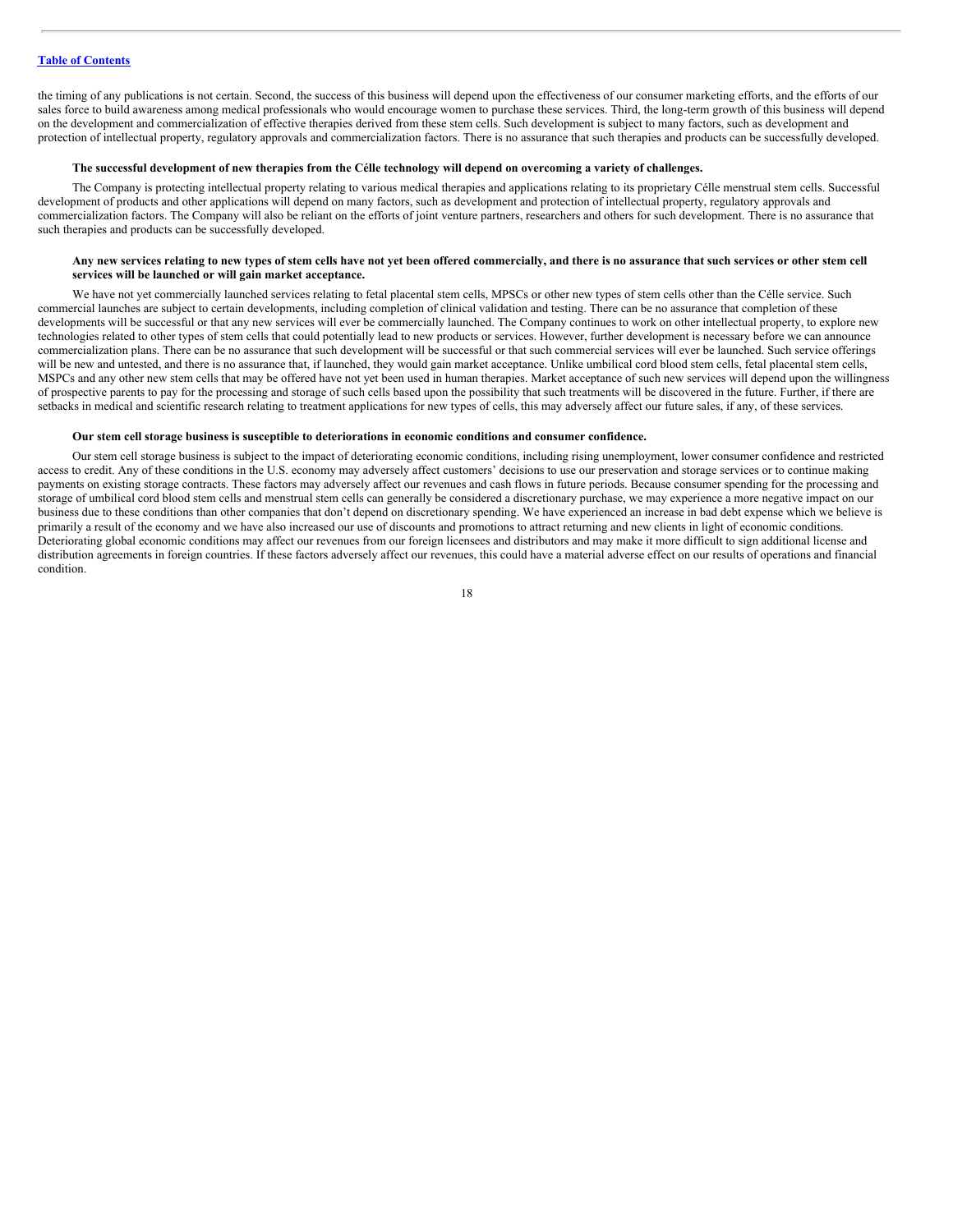the timing of any publications is not certain. Second, the success of this business will depend upon the effectiveness of our consumer marketing efforts, and the efforts of our sales force to build awareness among medical professionals who would encourage women to purchase these services. Third, the long-term growth of this business will depend on the development and commercialization of effective therapies derived from these stem cells. Such development is subject to many factors, such as development and protection of intellectual property, regulatory approvals and commercialization factors. There is no assurance that such therapies and products can be successfully developed.

**The successful development of new therapies from the Célle technology will depend on overcoming a variety of challenges.**

The Company is protecting intellectual property relating to various medical therapies and applications relating to its proprietary Célle menstrual stem cells. Successful development of products and other applications will depend on many factors, such as development and protection of intellectual property, regulatory approvals and commercialization factors. The Company will also be reliant on the efforts of joint venture partners, researchers and others for such development. There is no assurance that such therapies and products can be successfully developed.

**Any new services relating to new types of stem cells have not yet been offered commercially, and there is no assurance that such services or other stem cell services will be launched or will gain market acceptance.**

We have not yet commercially launched services relating to fetal placental stem cells, MPSCs or other new types of stem cells other than the Célle service. Such commercial launches are subject to certain developments, including completion of clinical validation and testing. There can be no assurance that completion of these developments will be successful or that any new services will ever be commercially launched. The Company continues to work on other intellectual property, to explore new technologies related to other types of stem cells that could potentially lead to new products or services. However, further development is necessary before we can announce commercialization plans. There can be no assurance that such development will be successful or that such commercial services will ever be launched. Such service offerings will be new and untested, and there is no assurance that, if launched, they would gain market acceptance. Unlike umbilical cord blood stem cells, fetal placental stem cells, MSPCs and any other new stem cells that may be offered have not yet been used in human therapies. Market acceptance of such new services will depend upon the willingness of prospective parents to pay for the processing and storage of such cells based upon the possibility that such treatments will be discovered in the future. Further, if there are setbacks in medical and scientific research relating to treatment applications for new types of cells, this may adversely affect our future sales, if any, of these services.

**Our stem cell storage business is susceptible to deteriorations in economic conditions and consumer confidence.**

Our stem cell storage business is subject to the impact of deteriorating economic conditions, including rising unemployment, lower consumer confidence and restricted access to credit. Any of these conditions in the U.S. economy may adversely affect customers' decisions to use our preservation and storage services or to continue making payments on existing storage contracts. These factors may adversely affect our revenues and cash flows in future periods. Because consumer spending for the processing and storage of umbilical cord blood stem cells and menstrual stem cells can generally be considered a discretionary purchase, we may experience a more negative impact on our business due to these conditions than other companies that don't depend on discretionary spending. We have experienced an increase in bad debt expense which we believe is primarily a result of the economy and we have also increased our use of discounts and promotions to attract returning and new clients in light of economic conditions. Deteriorating global economic conditions may affect our revenues from our foreign licensees and distributors and may make it more difficult to sign additional license and distribution agreements in foreign countries. If these factors adversely affect our revenues, this could have a material adverse effect on our results of operations and financial condition.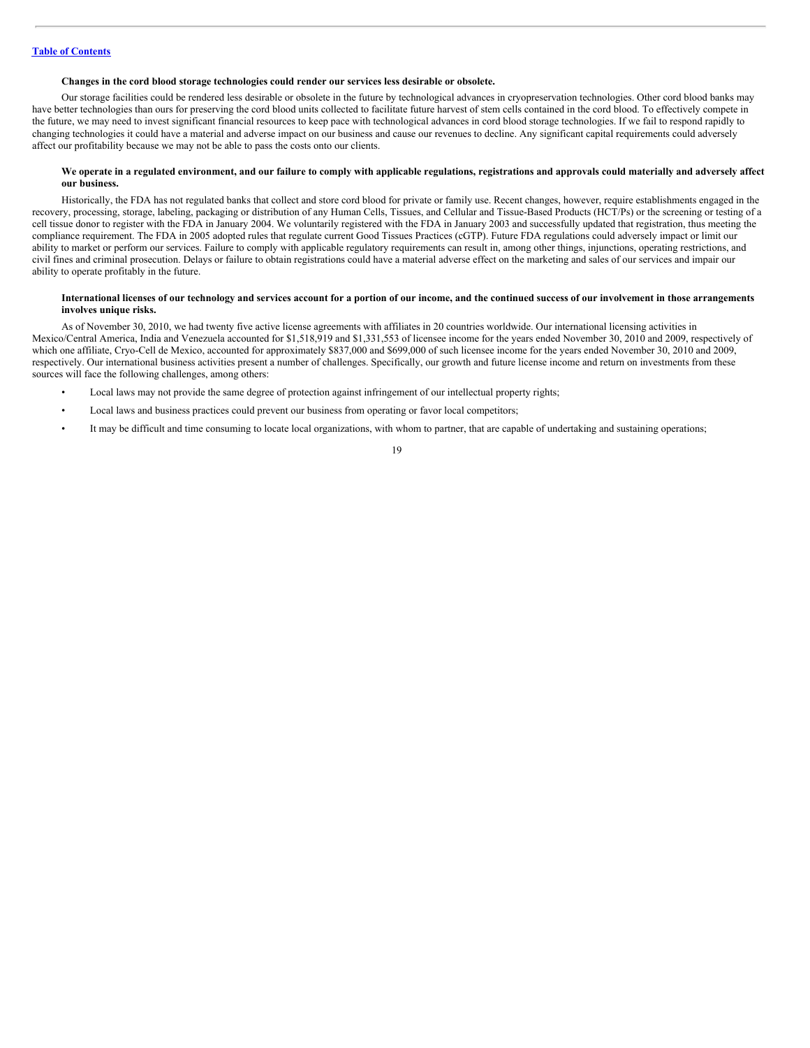**Changes in the cord blood storage technologies could render our services less desirable or obsolete.**

Our storage facilities could be rendered less desirable or obsolete in the future by technological advances in cryopreservation technologies. Other cord blood banks may have better technologies than ours for preserving the cord blood units collected to facilitate future harvest of stem cells contained in the cord blood. To effectively compete in the future, we may need to invest significant financial resources to keep pace with technological advances in cord blood storage technologies. If we fail to respond rapidly to changing technologies it could have a material and adverse impact on our business and cause our revenues to decline. Any significant capital requirements could adversely affect our profitability because we may not be able to pass the costs onto our clients.

**We operate in a regulated environment, and our failure to comply with applicable regulations, registrations and approvals could materially and adversely affect our business.**

Historically, the FDA has not regulated banks that collect and store cord blood for private or family use. Recent changes, however, require establishments engaged in the recovery, processing, storage, labeling, packaging or distribution of any Human Cells, Tissues, and Cellular and Tissue-Based Products (HCT/Ps) or the screening or testing of a cell tissue donor to register with the FDA in January 2004. We voluntarily registered with the FDA in January 2003 and successfully updated that registration, thus meeting the compliance requirement. The FDA in 2005 adopted rules that regulate current Good Tissues Practices (cGTP). Future FDA regulations could adversely impact or limit our ability to market or perform our services. Failure to comply with applicable regulatory requirements can result in, among other things, injunctions, operating restrictions, and civil fines and criminal prosecution. Delays or failure to obtain registrations could have a material adverse effect on the marketing and sales of our services and impair our ability to operate profitably in the future.

**International licenses of our technology and services account for a portion of our income, and the continued success of our involvement in those arrangements involves unique risks.**

As of November 30, 2010, we had twenty five active license agreements with affiliates in 20 countries worldwide. Our international licensing activities in Mexico/Central America, India and Venezuela accounted for $1,518,919 and $1,331,553 of licensee income for the years ended November 30, 2010 and 2009, respectively of which one affiliate, Cryo-Cell de Mexico, accounted for approximately $837,000 and $699,000 of such licensee income for the years ended November 30, 2010 and 2009, respectively. Our international business activities present a number of challenges. Specifically, our growth and future license income and return on investments from these sources will face the following challenges, among others:

- Local laws may not provide the same degree of protection against infringement of our intellectual property rights;
- Local laws and business practices could prevent our business from operating or favor local competitors;
- It may be difficult and time consuming to locate local organizations, with whom to partner, that are capable of undertaking and sustaining operations;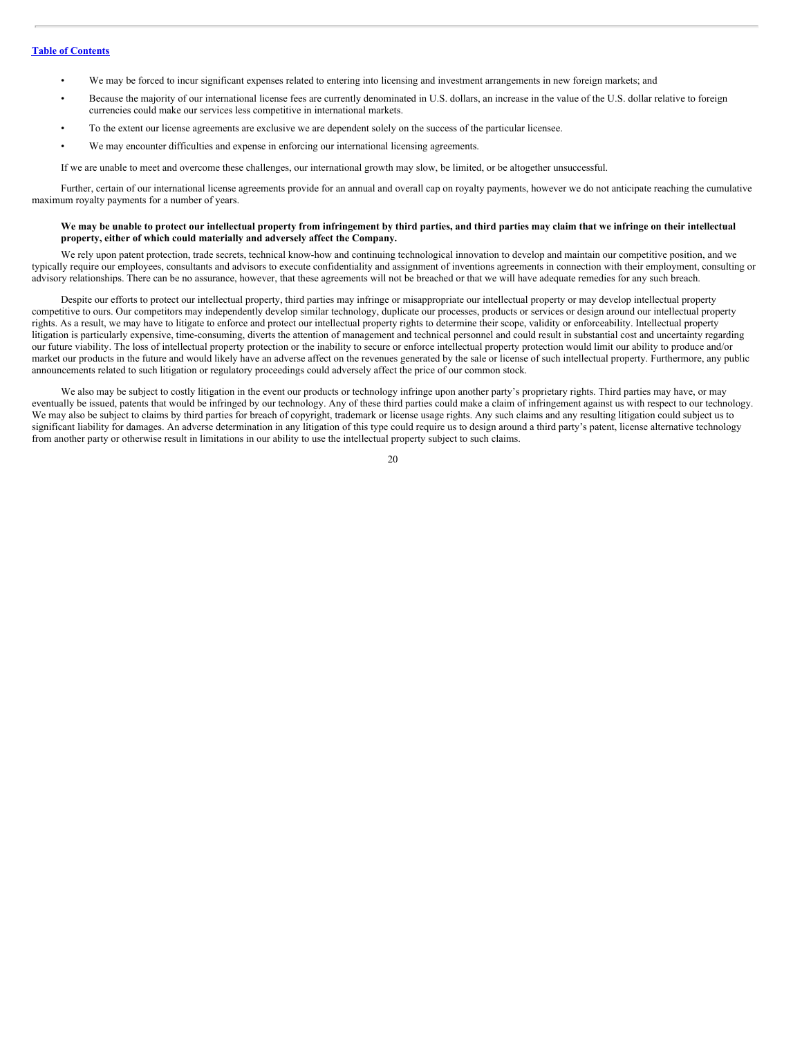- We may be forced to incur significant expenses related to entering into licensing and investment arrangements in new foreign markets; and
- Because the majority of our international license fees are currently denominated in U.S. dollars, an increase in the value of the U.S. dollar relative to foreign currencies could make our services less competitive in international markets.
- To the extent our license agreements are exclusive we are dependent solely on the success of the particular licensee.
- We may encounter difficulties and expense in enforcing our international licensing agreements.

If we are unable to meet and overcome these challenges, our international growth may slow, be limited, or be altogether unsuccessful.

Further, certain of our international license agreements provide for an annual and overall cap on royalty payments, however we do not anticipate reaching the cumulative maximum royalty payments for a number of years.

**We may be unable to protect our intellectual property from infringement by third parties, and third parties may claim that we infringe on their intellectual property, either of which could materially and adversely affect the Company.**

We rely upon patent protection, trade secrets, technical know-how and continuing technological innovation to develop and maintain our competitive position, and we typically require our employees, consultants and advisors to execute confidentiality and assignment of inventions agreements in connection with their employment, consulting or advisory relationships. There can be no assurance, however, that these agreements will not be breached or that we will have adequate remedies for any such breach.

Despite our efforts to protect our intellectual property, third parties may infringe or misappropriate our intellectual property or may develop intellectual property competitive to ours. Our competitors may independently develop similar technology, duplicate our processes, products or services or design around our intellectual property rights. As a result, we may have to litigate to enforce and protect our intellectual property rights to determine their scope, validity or enforceability. Intellectual property litigation is particularly expensive, time-consuming, diverts the attention of management and technical personnel and could result in substantial cost and uncertainty regarding our future viability. The loss of intellectual property protection or the inability to secure or enforce intellectual property protection would limit our ability to produce and/or market our products in the future and would likely have an adverse affect on the revenues generated by the sale or license of such intellectual property. Furthermore, any public announcements related to such litigation or regulatory proceedings could adversely affect the price of our common stock.

We also may be subject to costly litigation in the event our products or technology infringe upon another party's proprietary rights. Third parties may have, or may eventually be issued, patents that would be infringed by our technology. Any of these third parties could make a claim of infringement against us with respect to our technology. We may also be subject to claims by third parties for breach of copyright, trademark or license usage rights. Any such claims and any resulting litigation could subject us to significant liability for damages. An adverse determination in any litigation of this type could require us to design around a third party's patent, license alternative technology from another party or otherwise result in limitations in our ability to use the intellectual property subject to such claims.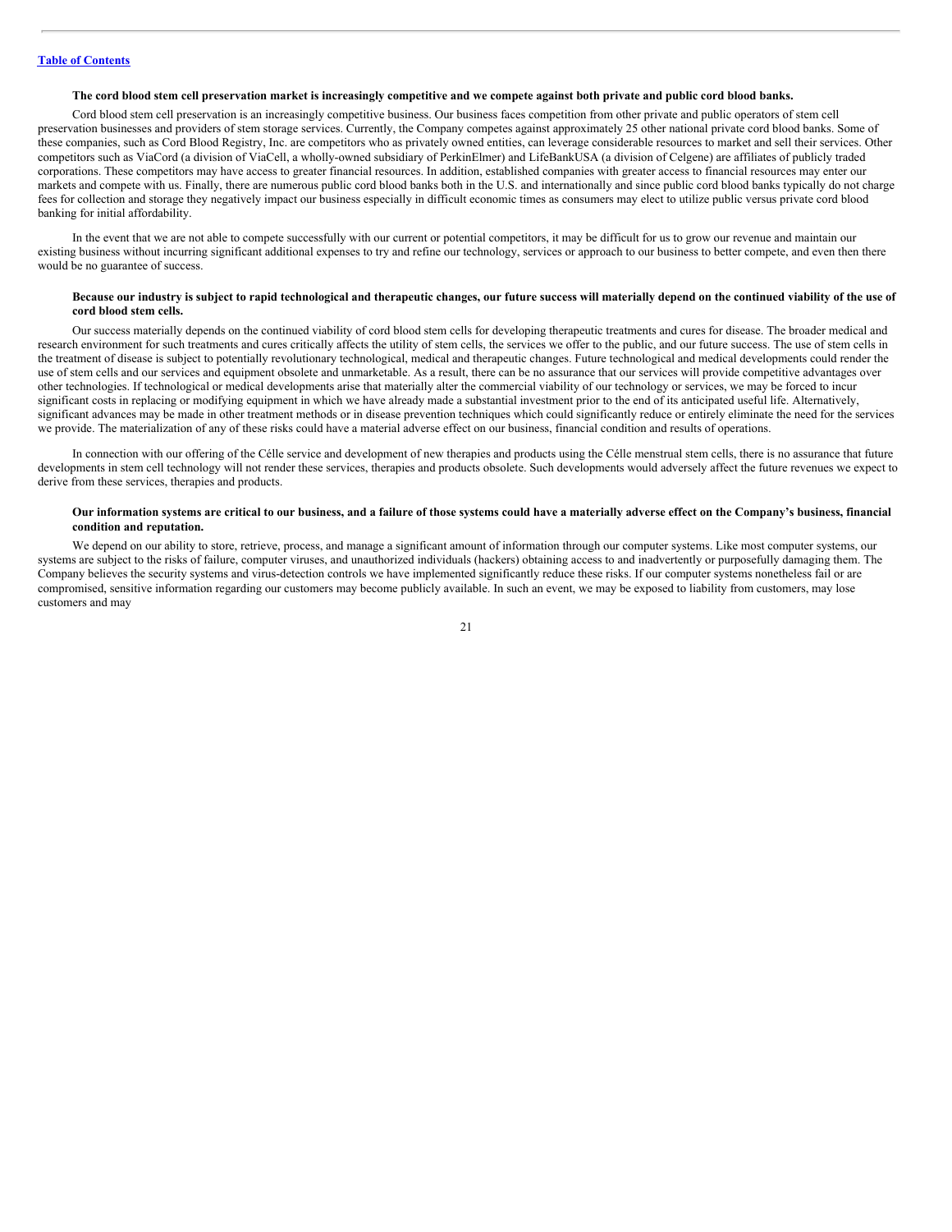**The cord blood stem cell preservation market is increasingly competitive and we compete against both private and public cord blood banks.**

Cord blood stem cell preservation is an increasingly competitive business. Our business faces competition from other private and public operators of stem cell preservation businesses and providers of stem storage services. Currently, the Company competes against approximately 25 other national private cord blood banks. Some of these companies, such as Cord Blood Registry, Inc. are competitors who as privately owned entities, can leverage considerable resources to market and sell their services. Other competitors such as ViaCord (a division of ViaCell, a wholly-owned subsidiary of PerkinElmer) and LifeBankUSA (a division of Celgene) are affiliates of publicly traded corporations. These competitors may have access to greater financial resources. In addition, established companies with greater access to financial resources may enter our markets and compete with us. Finally, there are numerous public cord blood banks both in the U.S. and internationally and since public cord blood banks typically do not charge fees for collection and storage they negatively impact our business especially in difficult economic times as consumers may elect to utilize public versus private cord blood banking for initial affordability.

In the event that we are not able to compete successfully with our current or potential competitors, it may be difficult for us to grow our revenue and maintain our existing business without incurring significant additional expenses to try and refine our technology, services or approach to our business to better compete, and even then there would be no guarantee of success.

**Because our industry is subject to rapid technological and therapeutic changes, our future success will materially depend on the continued viability of the use of cord blood stem cells.**

Our success materially depends on the continued viability of cord blood stem cells for developing therapeutic treatments and cures for disease. The broader medical and research environment for such treatments and cures critically affects the utility of stem cells, the services we offer to the public, and our future success. The use of stem cells in the treatment of disease is subject to potentially revolutionary technological, medical and therapeutic changes. Future technological and medical developments could render the use of stem cells and our services and equipment obsolete and unmarketable. As a result, there can be no assurance that our services will provide competitive advantages over other technologies. If technological or medical developments arise that materially alter the commercial viability of our technology or services, we may be forced to incur significant costs in replacing or modifying equipment in which we have already made a substantial investment prior to the end of its anticipated useful life. Alternatively, significant advances may be made in other treatment methods or in disease prevention techniques which could significantly reduce or entirely eliminate the need for the services we provide. The materialization of any of these risks could have a material adverse effect on our business, financial condition and results of operations.

In connection with our offering of the Célle service and development of new therapies and products using the Célle menstrual stem cells, there is no assurance that future developments in stem cell technology will not render these services, therapies and products obsolete. Such developments would adversely affect the future revenues we expect to derive from these services, therapies and products.

**Our information systems are critical to our business, and a failure of those systems could have a materially adverse effect on the Company's business, financial condition and reputation.**

We depend on our ability to store, retrieve, process, and manage a significant amount of information through our computer systems. Like most computer systems, our systems are subject to the risks of failure, computer viruses, and unauthorized individuals (hackers) obtaining access to and inadvertently or purposefully damaging them. The Company believes the security systems and virus-detection controls we have implemented significantly reduce these risks. If our computer systems nonetheless fail or are compromised, sensitive information regarding our customers may become publicly available. In such an event, we may be exposed to liability from customers, may lose customers and may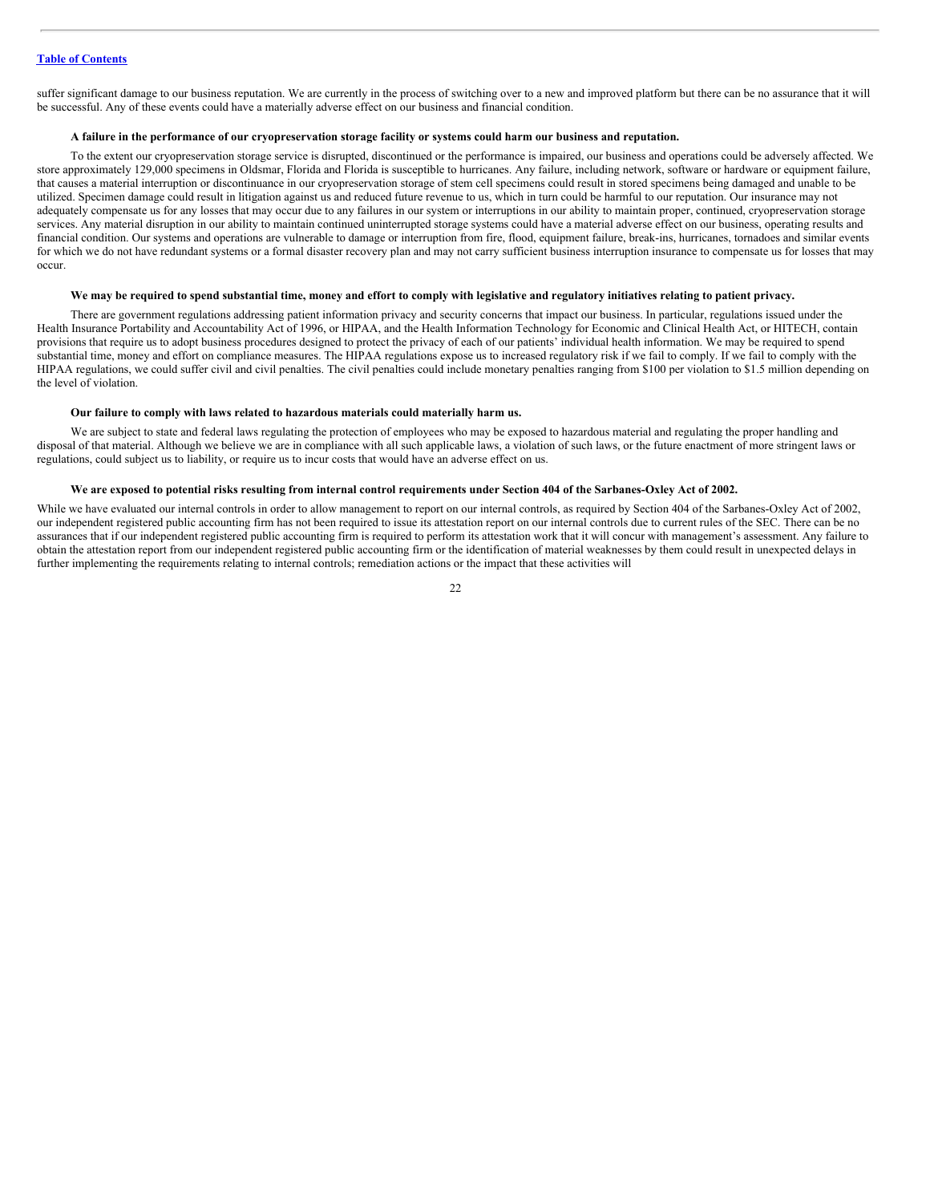suffer significant damage to our business reputation. We are currently in the process of switching over to a new and improved platform but there can be no assurance that it will be successful. Any of these events could have a materially adverse effect on our business and financial condition.

**A failure in the performance of our cryopreservation storage facility or systems could harm our business and reputation.**

To the extent our cryopreservation storage service is disrupted, discontinued or the performance is impaired, our business and operations could be adversely affected. We store approximately 129,000 specimens in Oldsmar, Florida and Florida is susceptible to hurricanes. Any failure, including network, software or hardware or equipment failure, that causes a material interruption or discontinuance in our cryopreservation storage of stem cell specimens could result in stored specimens being damaged and unable to be utilized. Specimen damage could result in litigation against us and reduced future revenue to us, which in turn could be harmful to our reputation. Our insurance may not adequately compensate us for any losses that may occur due to any failures in our system or interruptions in our ability to maintain proper, continued, cryopreservation storage services. Any material disruption in our ability to maintain continued uninterrupted storage systems could have a material adverse effect on our business, operating results and financial condition. Our systems and operations are vulnerable to damage or interruption from fire, flood, equipment failure, break-ins, hurricanes, tornadoes and similar events for which we do not have redundant systems or a formal disaster recovery plan and may not carry sufficient business interruption insurance to compensate us for losses that may occur.

**We may be required to spend substantial time, money and effort to comply with legislative and regulatory initiatives relating to patient privacy.**

There are government regulations addressing patient information privacy and security concerns that impact our business. In particular, regulations issued under the Health Insurance Portability and Accountability Act of 1996, or HIPAA, and the Health Information Technology for Economic and Clinical Health Act, or HITECH, contain provisions that require us to adopt business procedures designed to protect the privacy of each of our patients' individual health information. We may be required to spend substantial time, money and effort on compliance measures. The HIPAA regulations expose us to increased regulatory risk if we fail to comply. If we fail to comply with the HIPAA regulations, we could suffer civil and civil penalties. The civil penalties could include monetary penalties ranging from $100 per violation to $1.5 million depending on the level of violation.

**Our failure to comply with laws related to hazardous materials could materially harm us.**

We are subject to state and federal laws regulating the protection of employees who may be exposed to hazardous material and regulating the proper handling and disposal of that material. Although we believe we are in compliance with all such applicable laws, a violation of such laws, or the future enactment of more stringent laws or regulations, could subject us to liability, or require us to incur costs that would have an adverse effect on us.

**We are exposed to potential risks resulting from internal control requirements under Section 404 of the Sarbanes-Oxley Act of 2002.**

While we have evaluated our internal controls in order to allow management to report on our internal controls, as required by Section 404 of the Sarbanes-Oxley Act of 2002, our independent registered public accounting firm has not been required to issue its attestation report on our internal controls due to current rules of the SEC. There can be no assurances that if our independent registered public accounting firm is required to perform its attestation work that it will concur with management's assessment. Any failure to obtain the attestation report from our independent registered public accounting firm or the identification of material weaknesses by them could result in unexpected delays in further implementing the requirements relating to internal controls; remediation actions or the impact that these activities will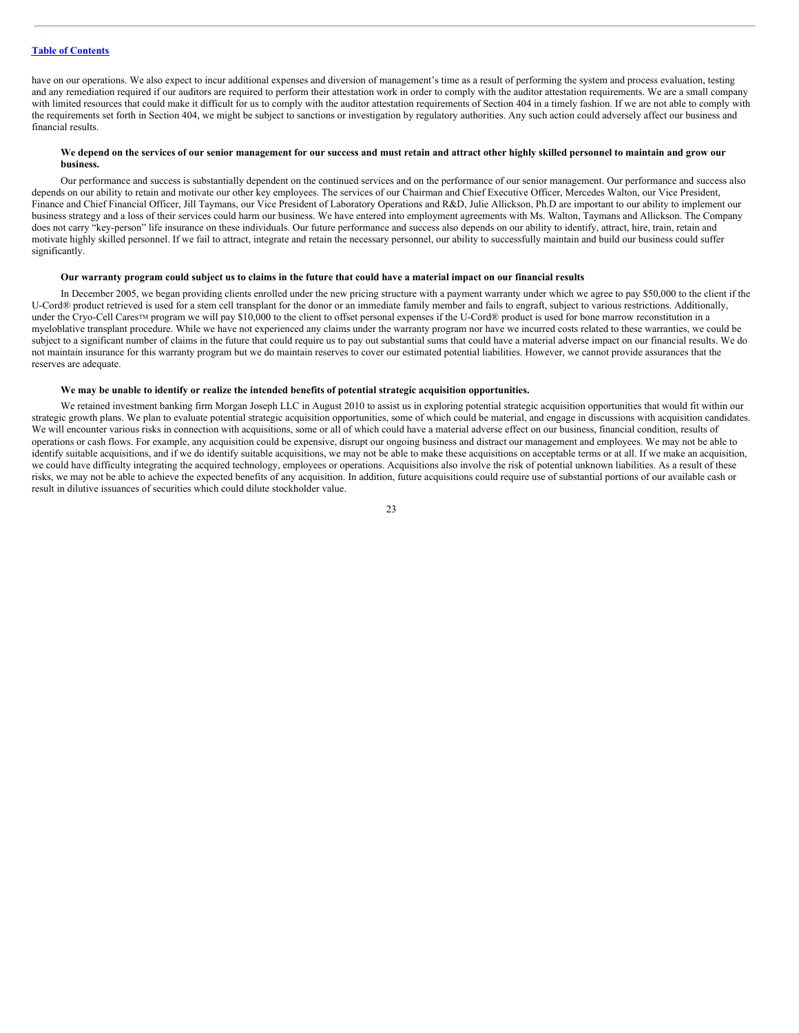have on our operations. We also expect to incur additional expenses and diversion of management's time as a result of performing the system and process evaluation, testing and any remediation required if our auditors are required to perform their attestation work in order to comply with the auditor attestation requirements. We are a small company with limited resources that could make it difficult for us to comply with the auditor attestation requirements of Section 404 in a timely fashion. If we are not able to comply with the requirements set forth in Section 404, we might be subject to sanctions or investigation by regulatory authorities. Any such action could adversely affect our business and financial results.

**We depend on the services of our senior management for our success and must retain and attract other highly skilled personnel to maintain and grow our business.**

Our performance and success is substantially dependent on the continued services and on the performance of our senior management. Our performance and success also depends on our ability to retain and motivate our other key employees. The services of our Chairman and Chief Executive Officer, Mercedes Walton, our Vice President, Finance and Chief Financial Officer, Jill Taymans, our Vice President of Laboratory Operations and R&D, Julie Allickson, Ph.D are important to our ability to implement our business strategy and a loss of their services could harm our business. We have entered into employment agreements with Ms. Walton, Taymans and Allickson. The Company does not carry "key-person" life insurance on these individuals. Our future performance and success also depends on our ability to identify, attract, hire, train, retain and motivate highly skilled personnel. If we fail to attract, integrate and retain the necessary personnel, our ability to successfully maintain and build our business could suffer significantly.

**Our warranty program could subject us to claims in the future that could have a material impact on our financial results**

In December 2005, we began providing clients enrolled under the new pricing structure with a payment warranty under which we agree to pay $50,000 to the client if the U-Cord® product retrieved is used for a stem cell transplant for the donor or an immediate family member and fails to engraft, subject to various restrictions. Additionally, under the Cryo-Cell Cares™ program we will pay $10,000 to the client to offset personal expenses if the U-Cord® product is used for bone marrow reconstitution in a myeloblative transplant procedure. While we have not experienced any claims under the warranty program nor have we incurred costs related to these warranties, we could be subject to a significant number of claims in the future that could require us to pay out substantial sums that could have a material adverse impact on our financial results. We do not maintain insurance for this warranty program but we do maintain reserves to cover our estimated potential liabilities. However, we cannot provide assurances that the reserves are adequate.

**We may be unable to identify or realize the intended benefits of potential strategic acquisition opportunities.**

We retained investment banking firm Morgan Joseph LLC in August 2010 to assist us in exploring potential strategic acquisition opportunities that would fit within our strategic growth plans. We plan to evaluate potential strategic acquisition opportunities, some of which could be material, and engage in discussions with acquisition candidates. We will encounter various risks in connection with acquisitions, some or all of which could have a material adverse effect on our business, financial condition, results of operations or cash flows. For example, any acquisition could be expensive, disrupt our ongoing business and distract our management and employees. We may not be able to identify suitable acquisitions, and if we do identify suitable acquisitions, we may not be able to make these acquisitions on acceptable terms or at all. If we make an acquisition, we could have difficulty integrating the acquired technology, employees or operations. Acquisitions also involve the risk of potential unknown liabilities. As a result of these risks, we may not be able to achieve the expected benefits of any acquisition. In addition, future acquisitions could require use of substantial portions of our available cash or result in dilutive issuances of securities which could dilute stockholder value.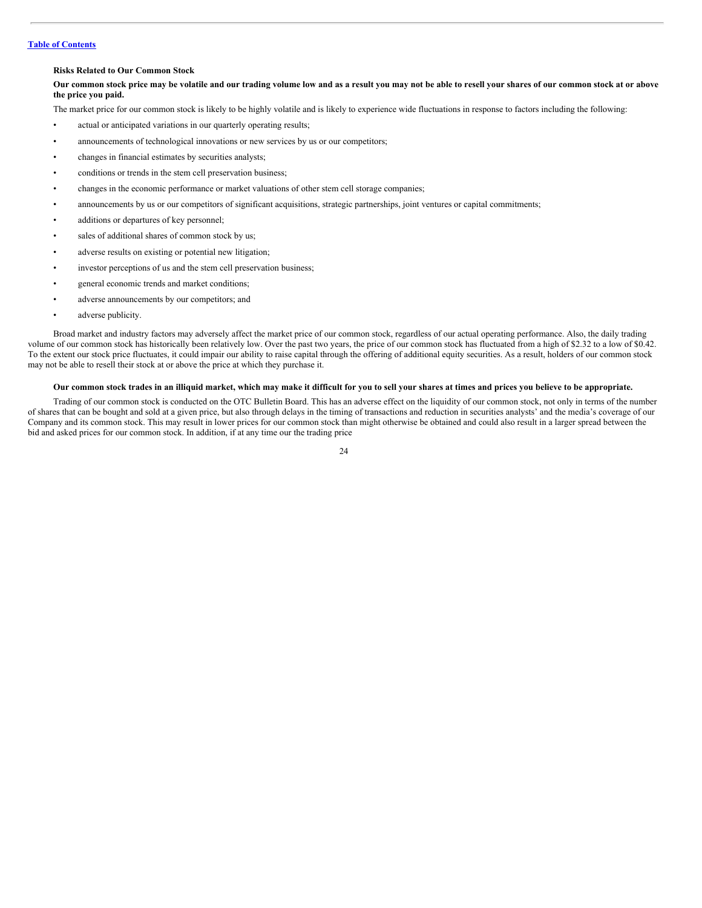### Risks Related to Our Common Stock

**Our common stock price may be volatile and our trading volume low and as a result you may not be able to resell your shares of our common stock at or above the price you paid.**

The market price for our common stock is likely to be highly volatile and is likely to experience wide fluctuations in response to factors including the following:

- actual or anticipated variations in our quarterly operating results;
- announcements of technological innovations or new services by us or our competitors;
- changes in financial estimates by securities analysts;
- conditions or trends in the stem cell preservation business;
- changes in the economic performance or market valuations of other stem cell storage companies;
- announcements by us or our competitors of significant acquisitions, strategic partnerships, joint ventures or capital commitments;
- additions or departures of key personnel;
- sales of additional shares of common stock by us;
- adverse results on existing or potential new litigation;
- investor perceptions of us and the stem cell preservation business;
- general economic trends and market conditions;
- adverse announcements by our competitors; and
- adverse publicity.

Broad market and industry factors may adversely affect the market price of our common stock, regardless of our actual operating performance. Also, the daily trading volume of our common stock has historically been relatively low. Over the past two years, the price of our common stock has fluctuated from a high of $2.32 to a low of $0.42. To the extent our stock price fluctuates, it could impair our ability to raise capital through the offering of additional equity securities. As a result, holders of our common stock may not be able to resell their stock at or above the price at which they purchase it.

**Our common stock trades in an illiquid market, which may make it difficult for you to sell your shares at times and prices you believe to be appropriate.**

Trading of our common stock is conducted on the OTC Bulletin Board. This has an adverse effect on the liquidity of our common stock, not only in terms of the number of shares that can be bought and sold at a given price, but also through delays in the timing of transactions and reduction in securities analysts' and the media's coverage of our Company and its common stock. This may result in lower prices for our common stock than might otherwise be obtained and could also result in a larger spread between the bid and asked prices for our common stock. In addition, if at any time our the trading price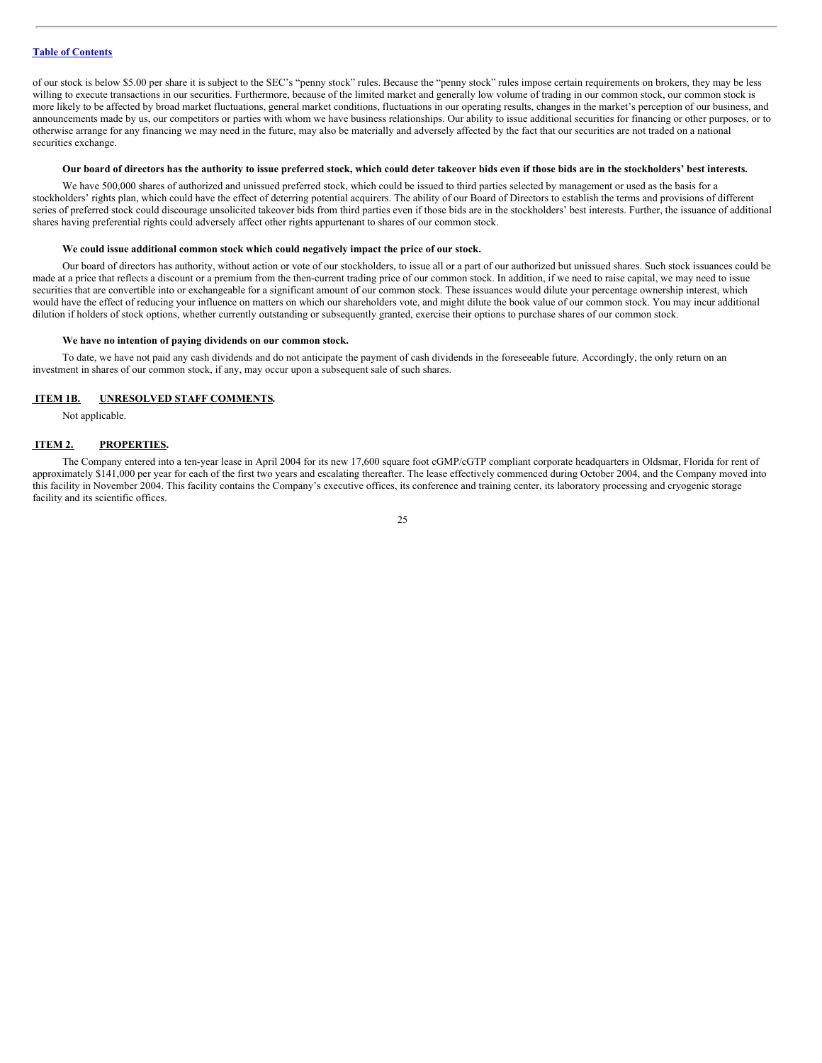of our stock is below $5.00 per share it is subject to the SEC's "penny stock" rules. Because the "penny stock" rules impose certain requirements on brokers, they may be less willing to execute transactions in our securities. Furthermore, because of the limited market and generally low volume of trading in our common stock, our common stock is more likely to be affected by broad market fluctuations, general market conditions, fluctuations in our operating results, changes in the market's perception of our business, and announcements made by us, our competitors or parties with whom we have business relationships. Our ability to issue additional securities for financing or other purposes, or to otherwise arrange for any financing we may need in the future, may also be materially and adversely affected by the fact that our securities are not traded on a national securities exchange.

**Our board of directors has the authority to issue preferred stock, which could deter takeover bids even if those bids are in the stockholders' best interests.**

We have 500,000 shares of authorized and unissued preferred stock, which could be issued to third parties selected by management or used as the basis for a stockholders' rights plan, which could have the effect of deterring potential acquirers. The ability of our Board of Directors to establish the terms and provisions of different series of preferred stock could discourage unsolicited takeover bids from third parties even if those bids are in the stockholders' best interests. Further, the issuance of additional shares having preferential rights could adversely affect other rights appurtenant to shares of our common stock.

**We could issue additional common stock which could negatively impact the price of our stock.**

Our board of directors has authority, without action or vote of our stockholders, to issue all or a part of our authorized but unissued shares. Such stock issuances could be made at a price that reflects a discount or a premium from the then-current trading price of our common stock. In addition, if we need to raise capital, we may need to issue securities that are convertible into or exchangeable for a significant amount of our common stock. These issuances would dilute your percentage ownership interest, which would have the effect of reducing your influence on matters on which our shareholders vote, and might dilute the book value of our common stock. You may incur additional dilution if holders of stock options, whether currently outstanding or subsequently granted, exercise their options to purchase shares of our common stock.

**We have no intention of paying dividends on our common stock.**

To date, we have not paid any cash dividends and do not anticipate the payment of cash dividends in the foreseeable future. Accordingly, the only return on an investment in shares of our common stock, if any, may occur upon a subsequent sale of such shares.

## ITEM 1B. UNRESOLVED STAFF COMMENTS.

Not applicable.

## ITEM 2. PROPERTIES.

The Company entered into a ten-year lease in April 2004 for its new 17,600 square foot cGMP/cGTP compliant corporate headquarters in Oldsmar, Florida for rent of approximately $141,000 per year for each of the first two years and escalating thereafter. The lease effectively commenced during October 2004, and the Company moved into this facility in November 2004. This facility contains the Company's executive offices, its conference and training center, its laboratory processing and cryogenic storage facility and its scientific offices.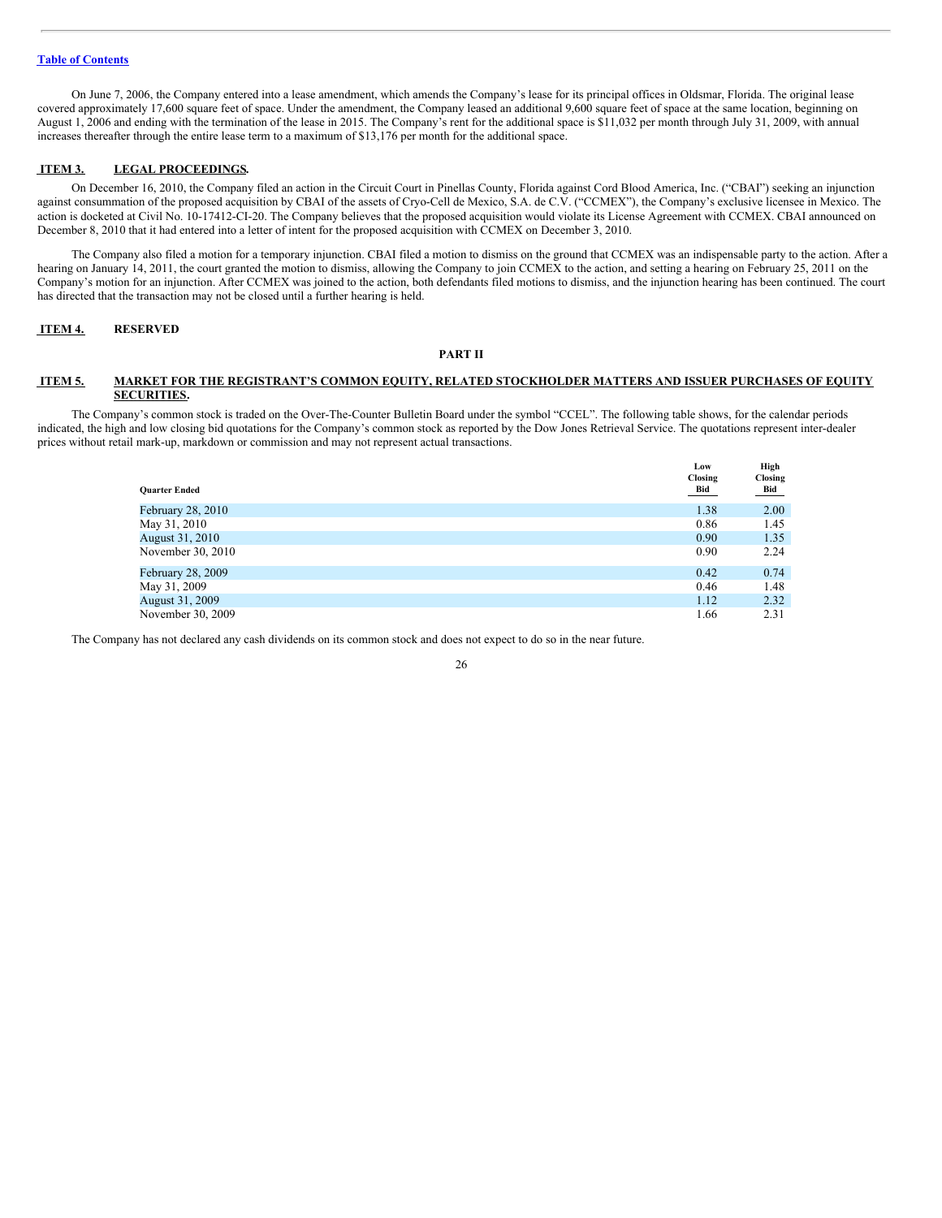On June 7, 2006, the Company entered into a lease amendment, which amends the Company's lease for its principal offices in Oldsmar, Florida. The original lease covered approximately 17,600 square feet of space. Under the amendment, the Company leased an additional 9,600 square feet of space at the same location, beginning on August 1, 2006 and ending with the termination of the lease in 2015. The Company's rent for the additional space is $11,032 per month through July 31, 2009, with annual increases thereafter through the entire lease term to a maximum of $13,176 per month for the additional space.

## ITEM 3. LEGAL PROCEEDINGS.

On December 16, 2010, the Company filed an action in the Circuit Court in Pinellas County, Florida against Cord Blood America, Inc. ("CBAI") seeking an injunction against consummation of the proposed acquisition by CBAI of the assets of Cryo-Cell de Mexico, S.A. de C.V. ("CCMEX"), the Company's exclusive licensee in Mexico. The action is docketed at Civil No. 10-17412-CI-20. The Company believes that the proposed acquisition would violate its License Agreement with CCMEX. CBAI announced on December 8, 2010 that it had entered into a letter of intent for the proposed acquisition with CCMEX on December 3, 2010.

The Company also filed a motion for a temporary injunction. CBAI filed a motion to dismiss on the ground that CCMEX was an indispensable party to the action. After a hearing on January 14, 2011, the court granted the motion to dismiss, allowing the Company to join CCMEX to the action, and setting a hearing on February 25, 2011 on the Company's motion for an injunction. After CCMEX was joined to the action, both defendants filed motions to dismiss, and the injunction hearing has been continued. The court has directed that the transaction may not be closed until a further hearing is held.

## ITEM 4. RESERVED

# PART II

## ITEM 5. MARKET FOR THE REGISTRANT'S COMMON EQUITY, RELATED STOCKHOLDER MATTERS AND ISSUER PURCHASES OF EQUITY SECURITIES.

The Company's common stock is traded on the Over-The-Counter Bulletin Board under the symbol "CCEL". The following table shows, for the calendar periods indicated, the high and low closing bid quotations for the Company's common stock as reported by the Dow Jones Retrieval Service. The quotations represent inter-dealer prices without retail mark-up, markdown or commission and may not represent actual transactions.

| Quarter Ended | Low Closing Bid | High Closing Bid |
|---|---|---|
| February 28, 2010 | 1.38 | 2.00 |
| May 31, 2010 | 0.86 | 1.45 |
| August 31, 2010 | 0.90 | 1.35 |
| November 30, 2010 | 0.90 | 2.24 |
| February 28, 2009 | 0.42 | 0.74 |
| May 31, 2009 | 0.46 | 1.48 |
| August 31, 2009 | 1.12 | 2.32 |
| November 30, 2009 | 1.66 | 2.31 |

The Company has not declared any cash dividends on its common stock and does not expect to do so in the near future.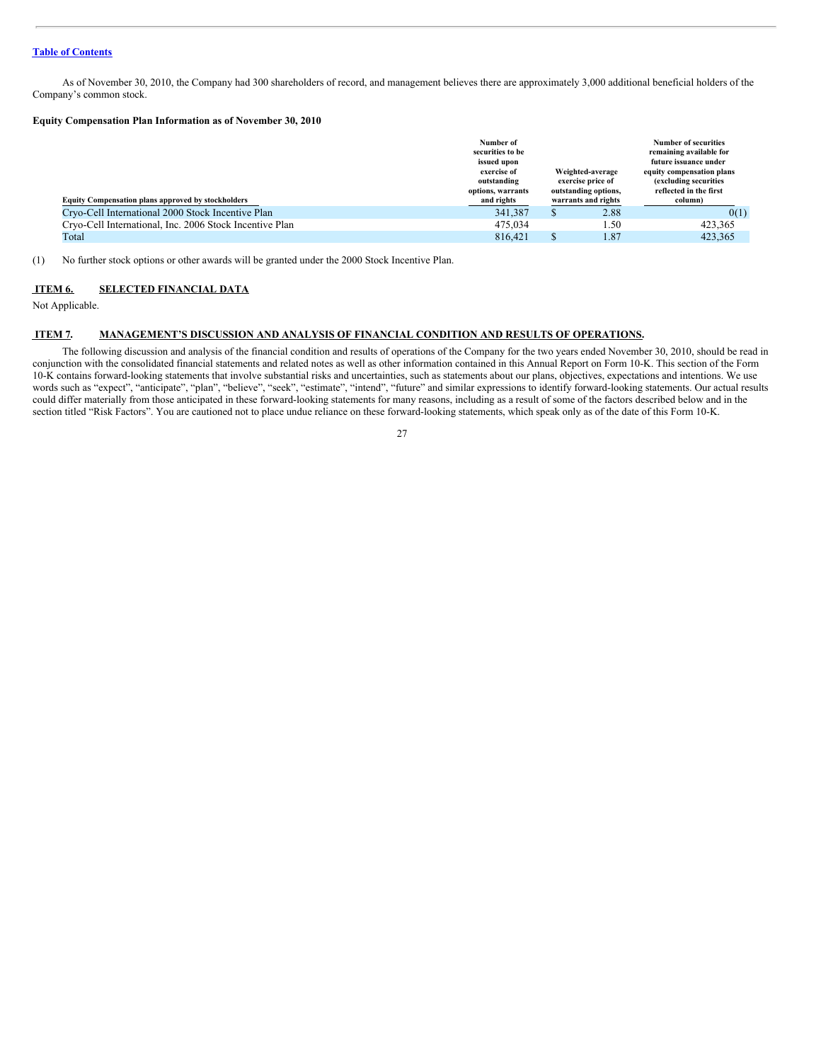As of November 30, 2010, the Company had 300 shareholders of record, and management believes there are approximately 3,000 additional beneficial holders of the Company's common stock.

**Equity Compensation Plan Information as of November 30, 2010**

| Equity Compensation plans approved by stockholders | Number of securities to be issued upon exercise of outstanding options, warrants and rights | Weighted-average exercise price of outstanding options, warrants and rights | Number of securities remaining available for future issuance under equity compensation plans (excluding securities reflected in the first column) |
|---|---|---|---|
| Cryo-Cell International 2000 Stock Incentive Plan | 341,387 | $ 2.88 | 0(1) |
| Cryo-Cell International, Inc. 2006 Stock Incentive Plan | 475,034 | 1.50 | 423,365 |
| Total | 816,421 | $ 1.87 | 423,365 |

(1) No further stock options or other awards will be granted under the 2000 Stock Incentive Plan.

## ITEM 6. SELECTED FINANCIAL DATA

Not Applicable.

## ITEM 7. MANAGEMENT'S DISCUSSION AND ANALYSIS OF FINANCIAL CONDITION AND RESULTS OF OPERATIONS.

The following discussion and analysis of the financial condition and results of operations of the Company for the two years ended November 30, 2010, should be read in conjunction with the consolidated financial statements and related notes as well as other information contained in this Annual Report on Form 10-K. This section of the Form 10-K contains forward-looking statements that involve substantial risks and uncertainties, such as statements about our plans, objectives, expectations and intentions. We use words such as "expect", "anticipate", "plan", "believe", "seek", "estimate", "intend", "future" and similar expressions to identify forward-looking statements. Our actual results could differ materially from those anticipated in these forward-looking statements for many reasons, including as a result of some of the factors described below and in the section titled "Risk Factors". You are cautioned not to place undue reliance on these forward-looking statements, which speak only as of the date of this Form 10-K.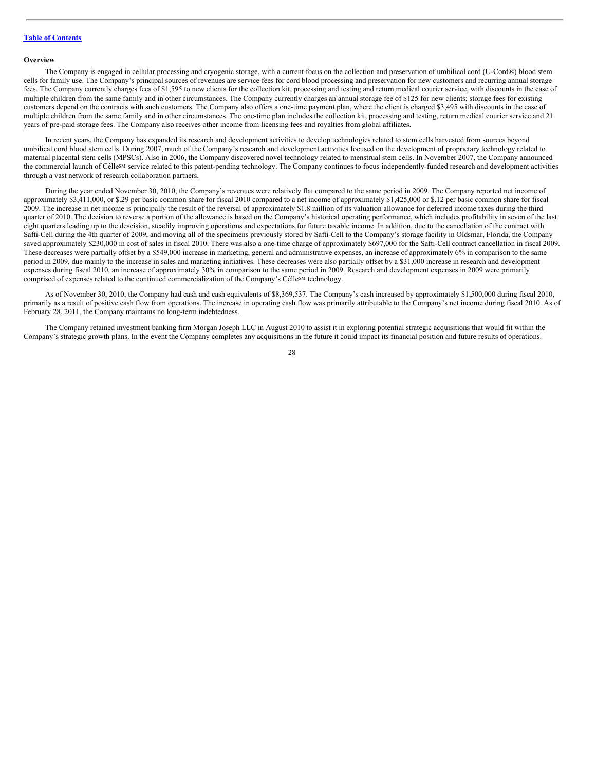**Overview**

The Company is engaged in cellular processing and cryogenic storage, with a current focus on the collection and preservation of umbilical cord (U-Cord®) blood stem cells for family use. The Company's principal sources of revenues are service fees for cord blood processing and preservation for new customers and recurring annual storage fees. The Company currently charges fees of $1,595 to new clients for the collection kit, processing and testing and return medical courier service, with discounts in the case of multiple children from the same family and in other circumstances. The Company currently charges an annual storage fee of $125 for new clients; storage fees for existing customers depend on the contracts with such customers. The Company also offers a one-time payment plan, where the client is charged $3,495 with discounts in the case of multiple children from the same family and in other circumstances. The one-time plan includes the collection kit, processing and testing, return medical courier service and 21 years of pre-paid storage fees. The Company also receives other income from licensing fees and royalties from global affiliates.

In recent years, the Company has expanded its research and development activities to develop technologies related to stem cells harvested from sources beyond umbilical cord blood stem cells. During 2007, much of the Company's research and development activities focused on the development of proprietary technology related to maternal placental stem cells (MPSCs). Also in 2006, the Company discovered novel technology related to menstrual stem cells. In November 2007, the Company announced the commercial launch of Célle℠ service related to this patent-pending technology. The Company continues to focus independently-funded research and development activities through a vast network of research collaboration partners.

During the year ended November 30, 2010, the Company's revenues were relatively flat compared to the same period in 2009. The Company reported net income of approximately $3,411,000, or $.29 per basic common share for fiscal 2010 compared to a net income of approximately $1,425,000 or $.12 per basic common share for fiscal 2009. The increase in net income is principally the result of the reversal of approximately $1.8 million of its valuation allowance for deferred income taxes during the third quarter of 2010. The decision to reverse a portion of the allowance is based on the Company's historical operating performance, which includes profitability in seven of the last eight quarters leading up to the descision, steadily improving operations and expectations for future taxable income. In addition, due to the cancellation of the contract with Safti-Cell during the 4th quarter of 2009, and moving all of the specimens previously stored by Safti-Cell to the Company's storage facility in Oldsmar, Florida, the Company saved approximately $230,000 in cost of sales in fiscal 2010. There was also a one-time charge of approximately $697,000 for the Safti-Cell contract cancellation in fiscal 2009. These decreases were partially offset by a $549,000 increase in marketing, general and administrative expenses, an increase of approximately 6% in comparison to the same period in 2009, due mainly to the increase in sales and marketing initiatives. These decreases were also partially offset by a $31,000 increase in research and development expenses during fiscal 2010, an increase of approximately 30% in comparison to the same period in 2009. Research and development expenses in 2009 were primarily comprised of expenses related to the continued commercialization of the Company's Célle℠ technology.

As of November 30, 2010, the Company had cash and cash equivalents of $8,369,537. The Company's cash increased by approximately $1,500,000 during fiscal 2010, primarily as a result of positive cash flow from operations. The increase in operating cash flow was primarily attributable to the Company's net income during fiscal 2010. As of February 28, 2011, the Company maintains no long-term indebtedness.

The Company retained investment banking firm Morgan Joseph LLC in August 2010 to assist it in exploring potential strategic acquisitions that would fit within the Company's strategic growth plans. In the event the Company completes any acquisitions in the future it could impact its financial position and future results of operations.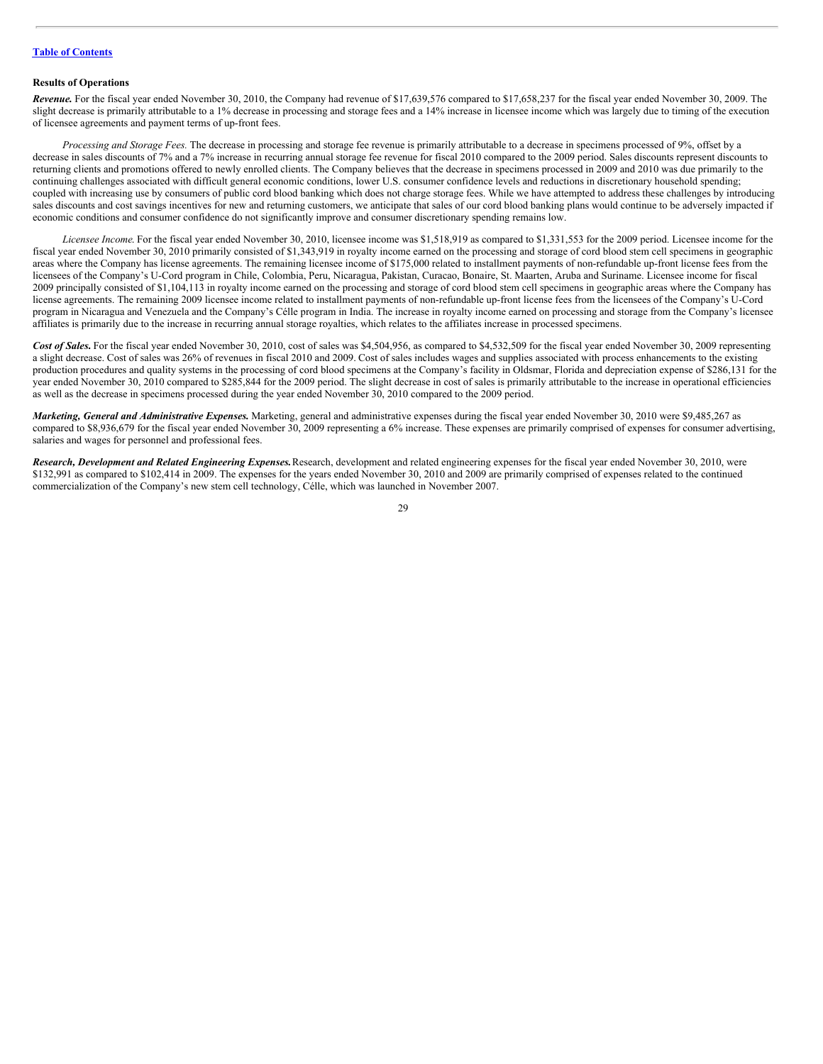### Results of Operations

***Revenue.*** For the fiscal year ended November 30, 2010, the Company had revenue of $17,639,576 compared to $17,658,237 for the fiscal year ended November 30, 2009. The slight decrease is primarily attributable to a 1% decrease in processing and storage fees and a 14% increase in licensee income which was largely due to timing of the execution of licensee agreements and payment terms of up-front fees.

*Processing and Storage Fees.* The decrease in processing and storage fee revenue is primarily attributable to a decrease in specimens processed of 9%, offset by a decrease in sales discounts of 7% and a 7% increase in recurring annual storage fee revenue for fiscal 2010 compared to the 2009 period. Sales discounts represent discounts to returning clients and promotions offered to newly enrolled clients. The Company believes that the decrease in specimens processed in 2009 and 2010 was due primarily to the continuing challenges associated with difficult general economic conditions, lower U.S. consumer confidence levels and reductions in discretionary household spending; coupled with increasing use by consumers of public cord blood banking which does not charge storage fees. While we have attempted to address these challenges by introducing sales discounts and cost savings incentives for new and returning customers, we anticipate that sales of our cord blood banking plans would continue to be adversely impacted if economic conditions and consumer confidence do not significantly improve and consumer discretionary spending remains low.

*Licensee Income.* For the fiscal year ended November 30, 2010, licensee income was $1,518,919 as compared to $1,331,553 for the 2009 period. Licensee income for the fiscal year ended November 30, 2010 primarily consisted of $1,343,919 in royalty income earned on the processing and storage of cord blood stem cell specimens in geographic areas where the Company has license agreements. The remaining licensee income of $175,000 related to installment payments of non-refundable up-front license fees from the licensees of the Company's U-Cord program in Chile, Colombia, Peru, Nicaragua, Pakistan, Curacao, Bonaire, St. Maarten, Aruba and Suriname. Licensee income for fiscal 2009 principally consisted of $1,104,113 in royalty income earned on the processing and storage of cord blood stem cell specimens in geographic areas where the Company has license agreements. The remaining 2009 licensee income related to installment payments of non-refundable up-front license fees from the licensees of the Company's U-Cord program in Nicaragua and Venezuela and the Company's Célle program in India. The increase in royalty income earned on processing and storage from the Company's licensee affiliates is primarily due to the increase in recurring annual storage royalties, which relates to the affiliates increase in processed specimens.

***Cost of Sales.*** For the fiscal year ended November 30, 2010, cost of sales was $4,504,956, as compared to $4,532,509 for the fiscal year ended November 30, 2009 representing a slight decrease. Cost of sales was 26% of revenues in fiscal 2010 and 2009. Cost of sales includes wages and supplies associated with process enhancements to the existing production procedures and quality systems in the processing of cord blood specimens at the Company's facility in Oldsmar, Florida and depreciation expense of $286,131 for the year ended November 30, 2010 compared to $285,844 for the 2009 period. The slight decrease in cost of sales is primarily attributable to the increase in operational efficiencies as well as the decrease in specimens processed during the year ended November 30, 2010 compared to the 2009 period.

***Marketing, General and Administrative Expenses.*** Marketing, general and administrative expenses during the fiscal year ended November 30, 2010 were $9,485,267 as compared to $8,936,679 for the fiscal year ended November 30, 2009 representing a 6% increase. These expenses are primarily comprised of expenses for consumer advertising, salaries and wages for personnel and professional fees.

***Research, Development and Related Engineering Expenses.*** Research, development and related engineering expenses for the fiscal year ended November 30, 2010, were $132,991 as compared to $102,414 in 2009. The expenses for the years ended November 30, 2010 and 2009 are primarily comprised of expenses related to the continued commercialization of the Company's new stem cell technology, Célle, which was launched in November 2007.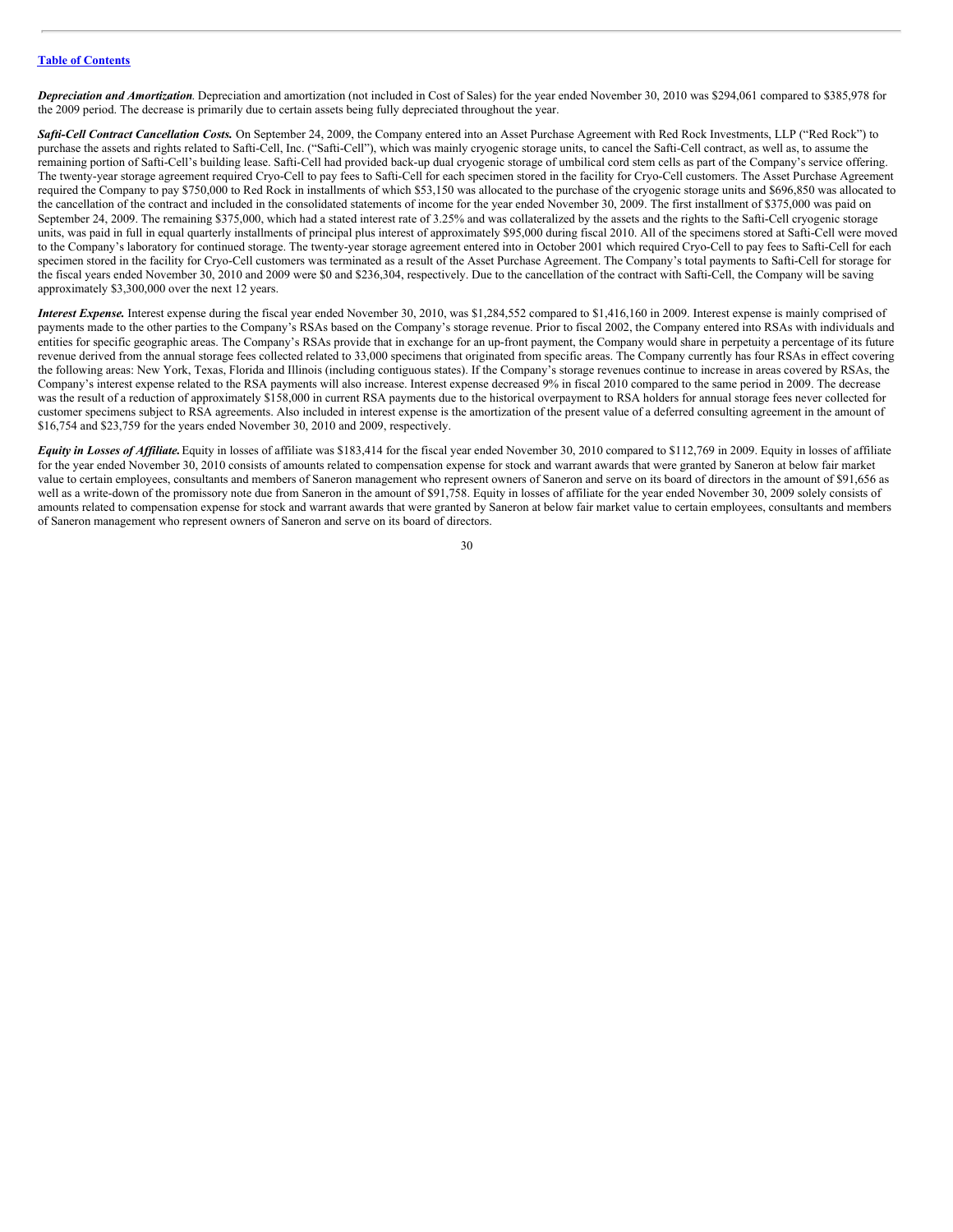***Depreciation and Amortization***. Depreciation and amortization (not included in Cost of Sales) for the year ended November 30, 2010 was $294,061 compared to $385,978 for the 2009 period. The decrease is primarily due to certain assets being fully depreciated throughout the year.

***Safti-Cell Contract Cancellation Costs.*** On September 24, 2009, the Company entered into an Asset Purchase Agreement with Red Rock Investments, LLP ("Red Rock") to purchase the assets and rights related to Safti-Cell, Inc. ("Safti-Cell"), which was mainly cryogenic storage units, to cancel the Safti-Cell contract, as well as, to assume the remaining portion of Safti-Cell's building lease. Safti-Cell had provided back-up dual cryogenic storage of umbilical cord stem cells as part of the Company's service offering. The twenty-year storage agreement required Cryo-Cell to pay fees to Safti-Cell for each specimen stored in the facility for Cryo-Cell customers. The Asset Purchase Agreement required the Company to pay $750,000 to Red Rock in installments of which $53,150 was allocated to the purchase of the cryogenic storage units and $696,850 was allocated to the cancellation of the contract and included in the consolidated statements of income for the year ended November 30, 2009. The first installment of $375,000 was paid on September 24, 2009. The remaining $375,000, which had a stated interest rate of 3.25% and was collateralized by the assets and the rights to the Safti-Cell cryogenic storage units, was paid in full in equal quarterly installments of principal plus interest of approximately $95,000 during fiscal 2010. All of the specimens stored at Safti-Cell were moved to the Company's laboratory for continued storage. The twenty-year storage agreement entered into in October 2001 which required Cryo-Cell to pay fees to Safti-Cell for each specimen stored in the facility for Cryo-Cell customers was terminated as a result of the Asset Purchase Agreement. The Company's total payments to Safti-Cell for storage for the fiscal years ended November 30, 2010 and 2009 were $0 and $236,304, respectively. Due to the cancellation of the contract with Safti-Cell, the Company will be saving approximately $3,300,000 over the next 12 years.

***Interest Expense.*** Interest expense during the fiscal year ended November 30, 2010, was $1,284,552 compared to $1,416,160 in 2009. Interest expense is mainly comprised of payments made to the other parties to the Company's RSAs based on the Company's storage revenue. Prior to fiscal 2002, the Company entered into RSAs with individuals and entities for specific geographic areas. The Company's RSAs provide that in exchange for an up-front payment, the Company would share in perpetuity a percentage of its future revenue derived from the annual storage fees collected related to 33,000 specimens that originated from specific areas. The Company currently has four RSAs in effect covering the following areas: New York, Texas, Florida and Illinois (including contiguous states). If the Company's storage revenues continue to increase in areas covered by RSAs, the Company's interest expense related to the RSA payments will also increase. Interest expense decreased 9% in fiscal 2010 compared to the same period in 2009. The decrease was the result of a reduction of approximately $158,000 in current RSA payments due to the historical overpayment to RSA holders for annual storage fees never collected for customer specimens subject to RSA agreements. Also included in interest expense is the amortization of the present value of a deferred consulting agreement in the amount of $16,754 and $23,759 for the years ended November 30, 2010 and 2009, respectively.

***Equity in Losses of Affiliate.*** Equity in losses of affiliate was $183,414 for the fiscal year ended November 30, 2010 compared to $112,769 in 2009. Equity in losses of affiliate for the year ended November 30, 2010 consists of amounts related to compensation expense for stock and warrant awards that were granted by Saneron at below fair market value to certain employees, consultants and members of Saneron management who represent owners of Saneron and serve on its board of directors in the amount of $91,656 as well as a write-down of the promissory note due from Saneron in the amount of $91,758. Equity in losses of affiliate for the year ended November 30, 2009 solely consists of amounts related to compensation expense for stock and warrant awards that were granted by Saneron at below fair market value to certain employees, consultants and members of Saneron management who represent owners of Saneron and serve on its board of directors.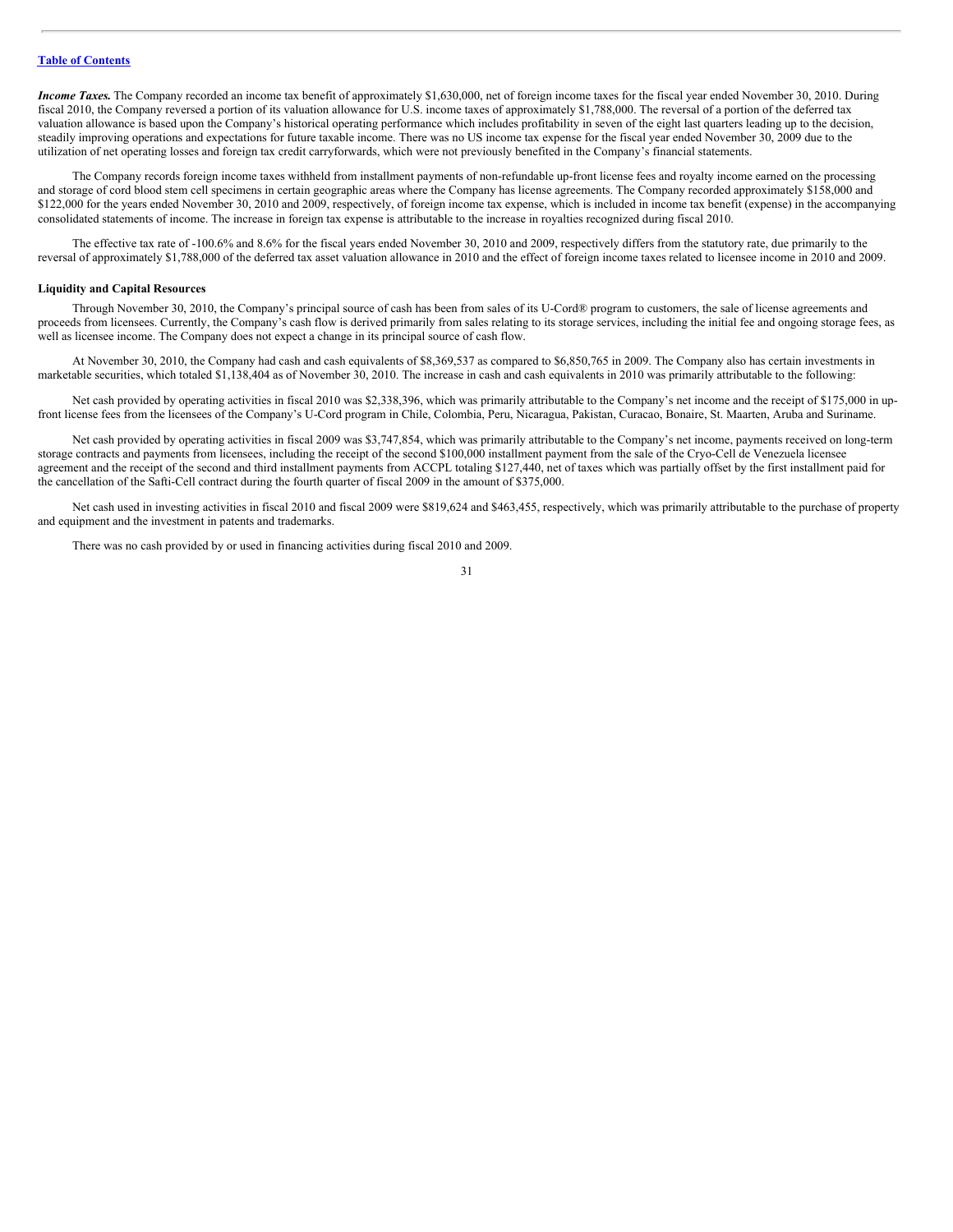***Income Taxes.*** The Company recorded an income tax benefit of approximately $1,630,000, net of foreign income taxes for the fiscal year ended November 30, 2010. During fiscal 2010, the Company reversed a portion of its valuation allowance for U.S. income taxes of approximately $1,788,000. The reversal of a portion of the deferred tax valuation allowance is based upon the Company's historical operating performance which includes profitability in seven of the eight last quarters leading up to the decision, steadily improving operations and expectations for future taxable income. There was no US income tax expense for the fiscal year ended November 30, 2009 due to the utilization of net operating losses and foreign tax credit carryforwards, which were not previously benefited in the Company's financial statements.

The Company records foreign income taxes withheld from installment payments of non-refundable up-front license fees and royalty income earned on the processing and storage of cord blood stem cell specimens in certain geographic areas where the Company has license agreements. The Company recorded approximately $158,000 and $122,000 for the years ended November 30, 2010 and 2009, respectively, of foreign income tax expense, which is included in income tax benefit (expense) in the accompanying consolidated statements of income. The increase in foreign tax expense is attributable to the increase in royalties recognized during fiscal 2010.

The effective tax rate of -100.6% and 8.6% for the fiscal years ended November 30, 2010 and 2009, respectively differs from the statutory rate, due primarily to the reversal of approximately $1,788,000 of the deferred tax asset valuation allowance in 2010 and the effect of foreign income taxes related to licensee income in 2010 and 2009.

**Liquidity and Capital Resources**

Through November 30, 2010, the Company's principal source of cash has been from sales of its U-Cord® program to customers, the sale of license agreements and proceeds from licensees. Currently, the Company's cash flow is derived primarily from sales relating to its storage services, including the initial fee and ongoing storage fees, as well as licensee income. The Company does not expect a change in its principal source of cash flow.

At November 30, 2010, the Company had cash and cash equivalents of $8,369,537 as compared to $6,850,765 in 2009. The Company also has certain investments in marketable securities, which totaled $1,138,404 as of November 30, 2010. The increase in cash and cash equivalents in 2010 was primarily attributable to the following:

Net cash provided by operating activities in fiscal 2010 was $2,338,396, which was primarily attributable to the Company's net income and the receipt of $175,000 in up-front license fees from the licensees of the Company's U-Cord program in Chile, Colombia, Peru, Nicaragua, Pakistan, Curacao, Bonaire, St. Maarten, Aruba and Suriname.

Net cash provided by operating activities in fiscal 2009 was $3,747,854, which was primarily attributable to the Company's net income, payments received on long-term storage contracts and payments from licensees, including the receipt of the second $100,000 installment payment from the sale of the Cryo-Cell de Venezuela licensee agreement and the receipt of the second and third installment payments from ACCPL totaling $127,440, net of taxes which was partially offset by the first installment paid for the cancellation of the Safti-Cell contract during the fourth quarter of fiscal 2009 in the amount of $375,000.

Net cash used in investing activities in fiscal 2010 and fiscal 2009 were $819,624 and $463,455, respectively, which was primarily attributable to the purchase of property and equipment and the investment in patents and trademarks.

There was no cash provided by or used in financing activities during fiscal 2010 and 2009.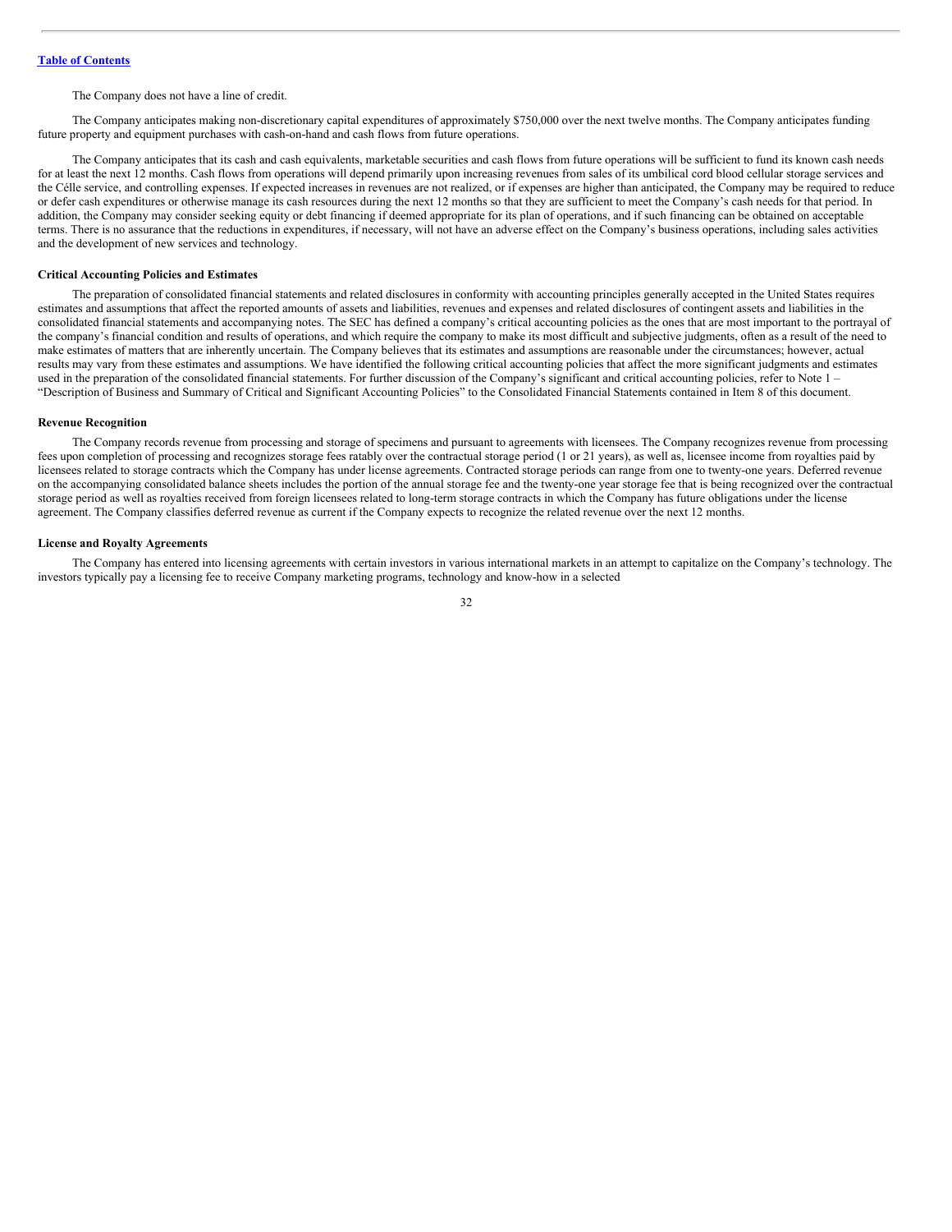The Company does not have a line of credit.

The Company anticipates making non-discretionary capital expenditures of approximately $750,000 over the next twelve months. The Company anticipates funding future property and equipment purchases with cash-on-hand and cash flows from future operations.

The Company anticipates that its cash and cash equivalents, marketable securities and cash flows from future operations will be sufficient to fund its known cash needs for at least the next 12 months. Cash flows from operations will depend primarily upon increasing revenues from sales of its umbilical cord blood cellular storage services and the Célle service, and controlling expenses. If expected increases in revenues are not realized, or if expenses are higher than anticipated, the Company may be required to reduce or defer cash expenditures or otherwise manage its cash resources during the next 12 months so that they are sufficient to meet the Company's cash needs for that period. In addition, the Company may consider seeking equity or debt financing if deemed appropriate for its plan of operations, and if such financing can be obtained on acceptable terms. There is no assurance that the reductions in expenditures, if necessary, will not have an adverse effect on the Company's business operations, including sales activities and the development of new services and technology.

**Critical Accounting Policies and Estimates**

The preparation of consolidated financial statements and related disclosures in conformity with accounting principles generally accepted in the United States requires estimates and assumptions that affect the reported amounts of assets and liabilities, revenues and expenses and related disclosures of contingent assets and liabilities in the consolidated financial statements and accompanying notes. The SEC has defined a company's critical accounting policies as the ones that are most important to the portrayal of the company's financial condition and results of operations, and which require the company to make its most difficult and subjective judgments, often as a result of the need to make estimates of matters that are inherently uncertain. The Company believes that its estimates and assumptions are reasonable under the circumstances; however, actual results may vary from these estimates and assumptions. We have identified the following critical accounting policies that affect the more significant judgments and estimates used in the preparation of the consolidated financial statements. For further discussion of the Company's significant and critical accounting policies, refer to Note 1 – "Description of Business and Summary of Critical and Significant Accounting Policies" to the Consolidated Financial Statements contained in Item 8 of this document.

**Revenue Recognition**

The Company records revenue from processing and storage of specimens and pursuant to agreements with licensees. The Company recognizes revenue from processing fees upon completion of processing and recognizes storage fees ratably over the contractual storage period (1 or 21 years), as well as, licensee income from royalties paid by licensees related to storage contracts which the Company has under license agreements. Contracted storage periods can range from one to twenty-one years. Deferred revenue on the accompanying consolidated balance sheets includes the portion of the annual storage fee and the twenty-one year storage fee that is being recognized over the contractual storage period as well as royalties received from foreign licensees related to long-term storage contracts in which the Company has future obligations under the license agreement. The Company classifies deferred revenue as current if the Company expects to recognize the related revenue over the next 12 months.

**License and Royalty Agreements**

The Company has entered into licensing agreements with certain investors in various international markets in an attempt to capitalize on the Company's technology. The investors typically pay a licensing fee to receive Company marketing programs, technology and know-how in a selected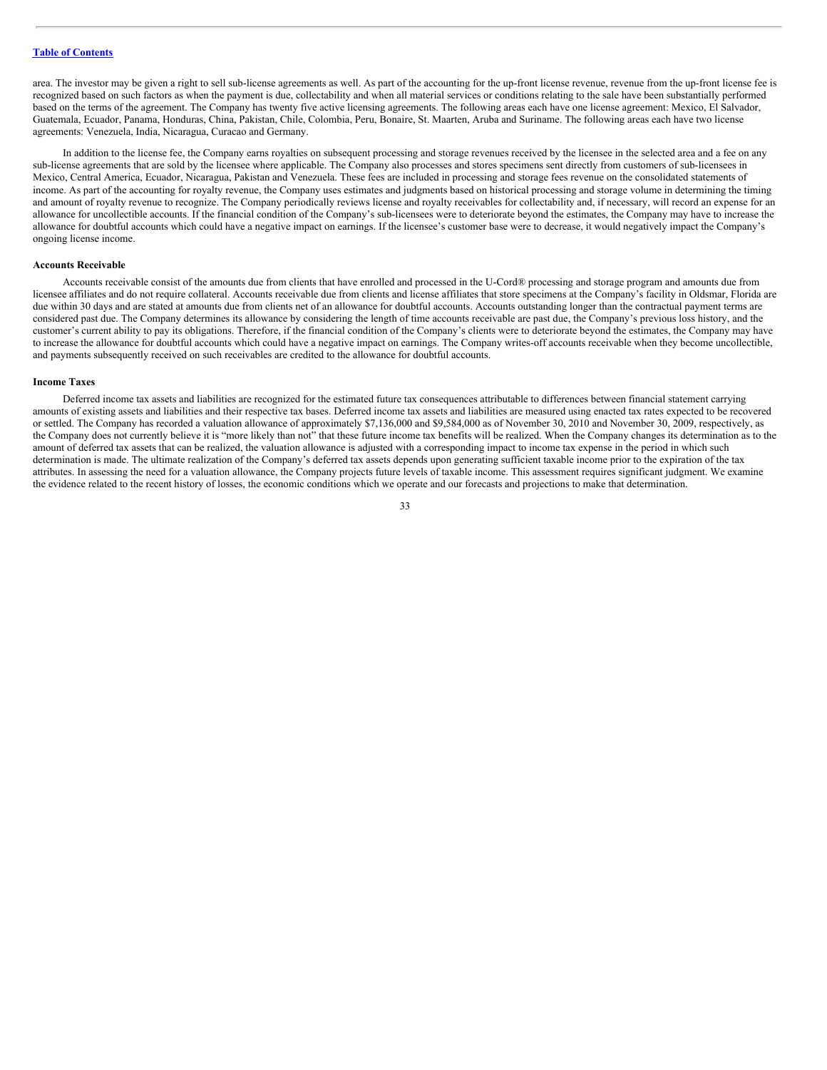area. The investor may be given a right to sell sub-license agreements as well. As part of the accounting for the up-front license revenue, revenue from the up-front license fee is recognized based on such factors as when the payment is due, collectability and when all material services or conditions relating to the sale have been substantially performed based on the terms of the agreement. The Company has twenty five active licensing agreements. The following areas each have one license agreement: Mexico, El Salvador, Guatemala, Ecuador, Panama, Honduras, China, Pakistan, Chile, Colombia, Peru, Bonaire, St. Maarten, Aruba and Suriname. The following areas each have two license agreements: Venezuela, India, Nicaragua, Curacao and Germany.

In addition to the license fee, the Company earns royalties on subsequent processing and storage revenues received by the licensee in the selected area and a fee on any sub-license agreements that are sold by the licensee where applicable. The Company also processes and stores specimens sent directly from customers of sub-licensees in Mexico, Central America, Ecuador, Nicaragua, Pakistan and Venezuela. These fees are included in processing and storage fees revenue on the consolidated statements of income. As part of the accounting for royalty revenue, the Company uses estimates and judgments based on historical processing and storage volume in determining the timing and amount of royalty revenue to recognize. The Company periodically reviews license and royalty receivables for collectability and, if necessary, will record an expense for an allowance for uncollectible accounts. If the financial condition of the Company's sub-licensees were to deteriorate beyond the estimates, the Company may have to increase the allowance for doubtful accounts which could have a negative impact on earnings. If the licensee's customer base were to decrease, it would negatively impact the Company's ongoing license income.

**Accounts Receivable**

Accounts receivable consist of the amounts due from clients that have enrolled and processed in the U-Cord® processing and storage program and amounts due from licensee affiliates and do not require collateral. Accounts receivable due from clients and license affiliates that store specimens at the Company's facility in Oldsmar, Florida are due within 30 days and are stated at amounts due from clients net of an allowance for doubtful accounts. Accounts outstanding longer than the contractual payment terms are considered past due. The Company determines its allowance by considering the length of time accounts receivable are past due, the Company's previous loss history, and the customer's current ability to pay its obligations. Therefore, if the financial condition of the Company's clients were to deteriorate beyond the estimates, the Company may have to increase the allowance for doubtful accounts which could have a negative impact on earnings. The Company writes-off accounts receivable when they become uncollectible, and payments subsequently received on such receivables are credited to the allowance for doubtful accounts.

**Income Taxes**

Deferred income tax assets and liabilities are recognized for the estimated future tax consequences attributable to differences between financial statement carrying amounts of existing assets and liabilities and their respective tax bases. Deferred income tax assets and liabilities are measured using enacted tax rates expected to be recovered or settled. The Company has recorded a valuation allowance of approximately $7,136,000 and $9,584,000 as of November 30, 2010 and November 30, 2009, respectively, as the Company does not currently believe it is "more likely than not" that these future income tax benefits will be realized. When the Company changes its determination as to the amount of deferred tax assets that can be realized, the valuation allowance is adjusted with a corresponding impact to income tax expense in the period in which such determination is made. The ultimate realization of the Company's deferred tax assets depends upon generating sufficient taxable income prior to the expiration of the tax attributes. In assessing the need for a valuation allowance, the Company projects future levels of taxable income. This assessment requires significant judgment. We examine the evidence related to the recent history of losses, the economic conditions which we operate and our forecasts and projections to make that determination.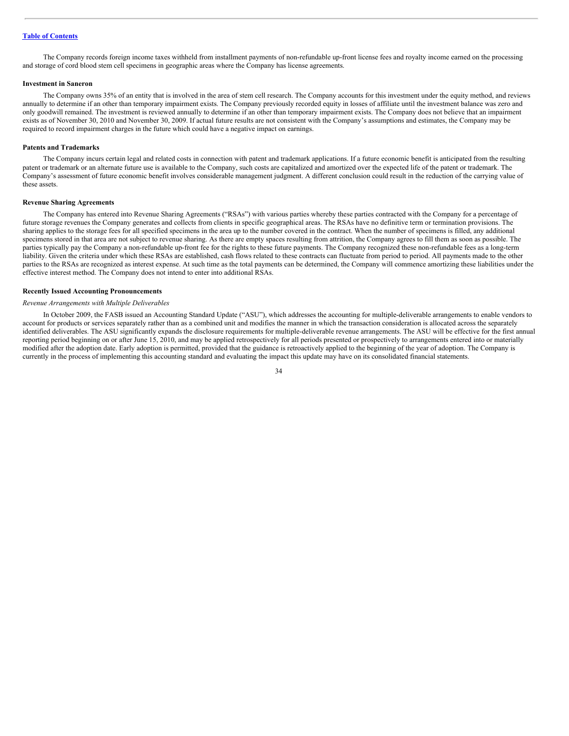The Company records foreign income taxes withheld from installment payments of non-refundable up-front license fees and royalty income earned on the processing and storage of cord blood stem cell specimens in geographic areas where the Company has license agreements.

**Investment in Saneron**

The Company owns 35% of an entity that is involved in the area of stem cell research. The Company accounts for this investment under the equity method, and reviews annually to determine if an other than temporary impairment exists. The Company previously recorded equity in losses of affiliate until the investment balance was zero and only goodwill remained. The investment is reviewed annually to determine if an other than temporary impairment exists. The Company does not believe that an impairment exists as of November 30, 2010 and November 30, 2009. If actual future results are not consistent with the Company's assumptions and estimates, the Company may be required to record impairment charges in the future which could have a negative impact on earnings.

**Patents and Trademarks**

The Company incurs certain legal and related costs in connection with patent and trademark applications. If a future economic benefit is anticipated from the resulting patent or trademark or an alternate future use is available to the Company, such costs are capitalized and amortized over the expected life of the patent or trademark. The Company's assessment of future economic benefit involves considerable management judgment. A different conclusion could result in the reduction of the carrying value of these assets.

**Revenue Sharing Agreements**

The Company has entered into Revenue Sharing Agreements ("RSAs") with various parties whereby these parties contracted with the Company for a percentage of future storage revenues the Company generates and collects from clients in specific geographical areas. The RSAs have no definitive term or termination provisions. The sharing applies to the storage fees for all specified specimens in the area up to the number covered in the contract. When the number of specimens is filled, any additional specimens stored in that area are not subject to revenue sharing. As there are empty spaces resulting from attrition, the Company agrees to fill them as soon as possible. The parties typically pay the Company a non-refundable up-front fee for the rights to these future payments. The Company recognized these non-refundable fees as a long-term liability. Given the criteria under which these RSAs are established, cash flows related to these contracts can fluctuate from period to period. All payments made to the other parties to the RSAs are recognized as interest expense. At such time as the total payments can be determined, the Company will commence amortizing these liabilities under the effective interest method. The Company does not intend to enter into additional RSAs.

**Recently Issued Accounting Pronouncements**

*Revenue Arrangements with Multiple Deliverables*

In October 2009, the FASB issued an Accounting Standard Update ("ASU"), which addresses the accounting for multiple-deliverable arrangements to enable vendors to account for products or services separately rather than as a combined unit and modifies the manner in which the transaction consideration is allocated across the separately identified deliverables. The ASU significantly expands the disclosure requirements for multiple-deliverable revenue arrangements. The ASU will be effective for the first annual reporting period beginning on or after June 15, 2010, and may be applied retrospectively for all periods presented or prospectively to arrangements entered into or materially modified after the adoption date. Early adoption is permitted, provided that the guidance is retroactively applied to the beginning of the year of adoption. The Company is currently in the process of implementing this accounting standard and evaluating the impact this update may have on its consolidated financial statements.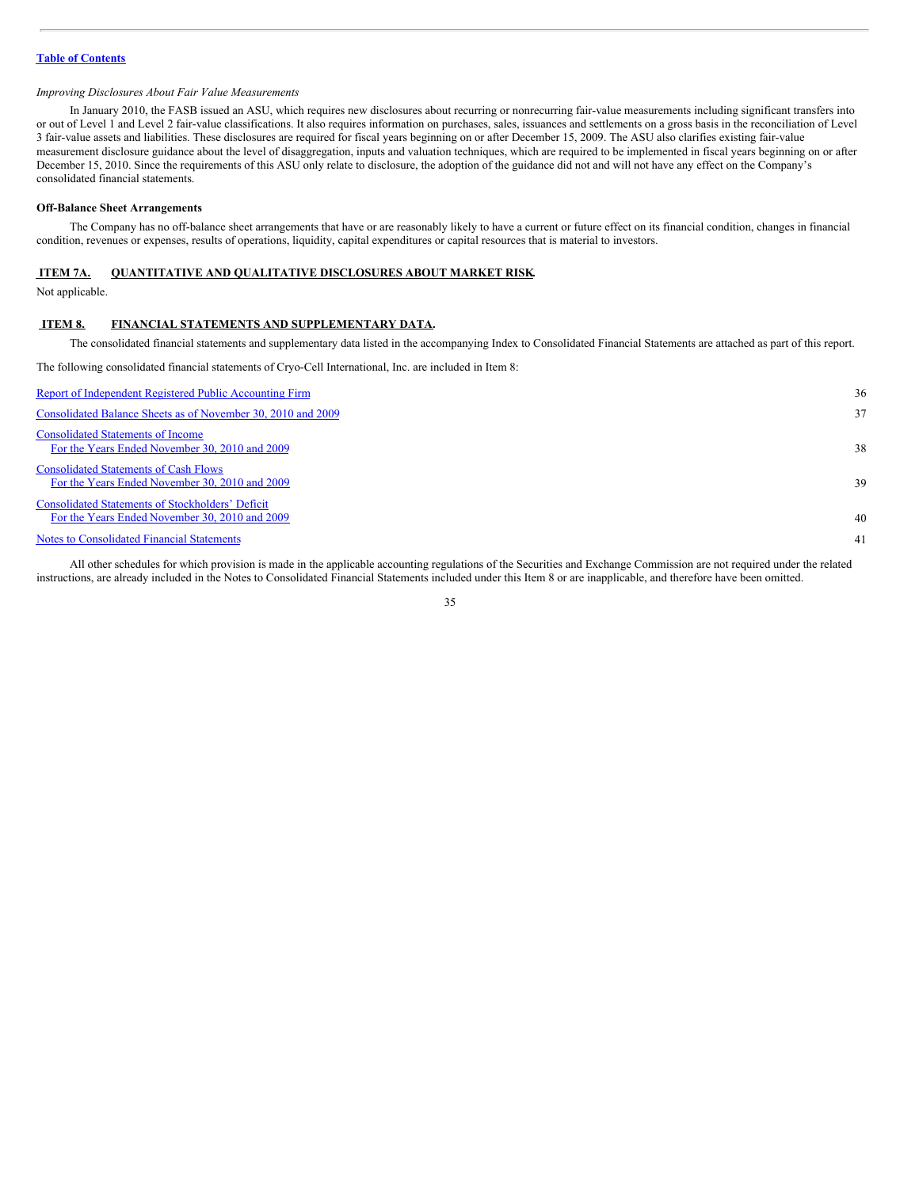*Improving Disclosures About Fair Value Measurements*

In January 2010, the FASB issued an ASU, which requires new disclosures about recurring or nonrecurring fair-value measurements including significant transfers into or out of Level 1 and Level 2 fair-value classifications. It also requires information on purchases, sales, issuances and settlements on a gross basis in the reconciliation of Level 3 fair-value assets and liabilities. These disclosures are required for fiscal years beginning on or after December 15, 2009. The ASU also clarifies existing fair-value measurement disclosure guidance about the level of disaggregation, inputs and valuation techniques, which are required to be implemented in fiscal years beginning on or after December 15, 2010. Since the requirements of this ASU only relate to disclosure, the adoption of the guidance did not and will not have any effect on the Company's consolidated financial statements.

**Off-Balance Sheet Arrangements**

The Company has no off-balance sheet arrangements that have or are reasonably likely to have a current or future effect on its financial condition, changes in financial condition, revenues or expenses, results of operations, liquidity, capital expenditures or capital resources that is material to investors.

## ITEM 7A. QUANTITATIVE AND QUALITATIVE DISCLOSURES ABOUT MARKET RISK.

Not applicable.

## ITEM 8. FINANCIAL STATEMENTS AND SUPPLEMENTARY DATA.

The consolidated financial statements and supplementary data listed in the accompanying Index to Consolidated Financial Statements are attached as part of this report.

The following consolidated financial statements of Cryo-Cell International, Inc. are included in Item 8:

| | |
|---|---|
| Report of Independent Registered Public Accounting Firm | 36 |
| Consolidated Balance Sheets as of November 30, 2010 and 2009 | 37 |
| Consolidated Statements of Income For the Years Ended November 30, 2010 and 2009 | 38 |
| Consolidated Statements of Cash Flows For the Years Ended November 30, 2010 and 2009 | 39 |
| Consolidated Statements of Stockholders' Deficit For the Years Ended November 30, 2010 and 2009 | 40 |
| Notes to Consolidated Financial Statements | 41 |

All other schedules for which provision is made in the applicable accounting regulations of the Securities and Exchange Commission are not required under the related instructions, are already included in the Notes to Consolidated Financial Statements included under this Item 8 or are inapplicable, and therefore have been omitted.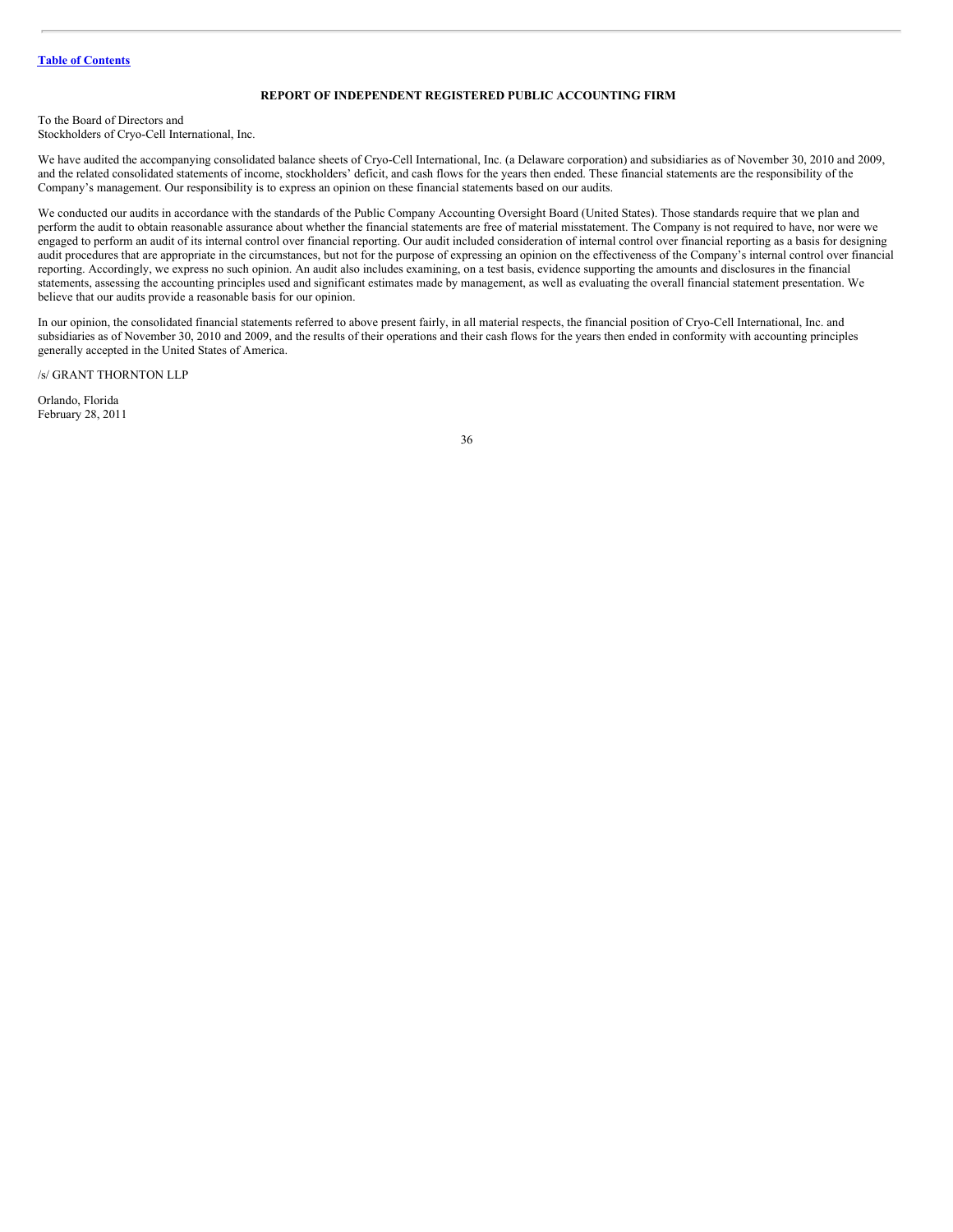[Table of Contents](#)

## REPORT OF INDEPENDENT REGISTERED PUBLIC ACCOUNTING FIRM

To the Board of Directors and
Stockholders of Cryo-Cell International, Inc.

We have audited the accompanying consolidated balance sheets of Cryo-Cell International, Inc. (a Delaware corporation) and subsidiaries as of November 30, 2010 and 2009, and the related consolidated statements of income, stockholders' deficit, and cash flows for the years then ended. These financial statements are the responsibility of the Company's management. Our responsibility is to express an opinion on these financial statements based on our audits.

We conducted our audits in accordance with the standards of the Public Company Accounting Oversight Board (United States). Those standards require that we plan and perform the audit to obtain reasonable assurance about whether the financial statements are free of material misstatement. The Company is not required to have, nor were we engaged to perform an audit of its internal control over financial reporting. Our audit included consideration of internal control over financial reporting as a basis for designing audit procedures that are appropriate in the circumstances, but not for the purpose of expressing an opinion on the effectiveness of the Company's internal control over financial reporting. Accordingly, we express no such opinion. An audit also includes examining, on a test basis, evidence supporting the amounts and disclosures in the financial statements, assessing the accounting principles used and significant estimates made by management, as well as evaluating the overall financial statement presentation. We believe that our audits provide a reasonable basis for our opinion.

In our opinion, the consolidated financial statements referred to above present fairly, in all material respects, the financial position of Cryo-Cell International, Inc. and subsidiaries as of November 30, 2010 and 2009, and the results of their operations and their cash flows for the years then ended in conformity with accounting principles generally accepted in the United States of America.

/s/ GRANT THORNTON LLP

Orlando, Florida
February 28, 2011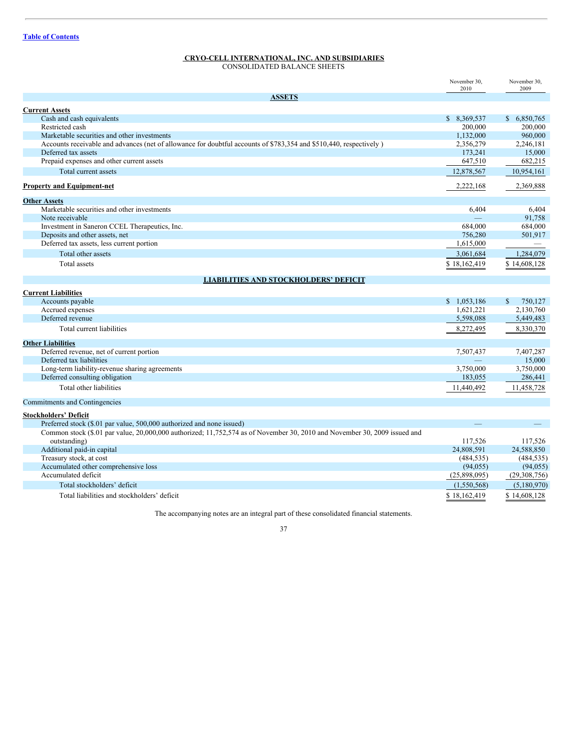[Table of Contents](#)

**CRYO-CELL INTERNATIONAL, INC. AND SUBSIDIARIES**
CONSOLIDATED BALANCE SHEETS

| | November 30, 2010 | November 30, 2009 |
|---|---|---|
| **ASSETS** | | |
| **Current Assets** | | |
| Cash and cash equivalents | $ 8,369,537 | $ 6,850,765 |
| Restricted cash | 200,000 | 200,000 |
| Marketable securities and other investments | 1,132,000 | 960,000 |
| Accounts receivable and advances (net of allowance for doubtful accounts of $783,354 and $510,440, respectively ) | 2,356,279 | 2,246,181 |
| Deferred tax assets | 173,241 | 15,000 |
| Prepaid expenses and other current assets | 647,510 | 682,215 |
| Total current assets | 12,878,567 | 10,954,161 |
| **Property and Equipment-net** | 2,222,168 | 2,369,888 |
| **Other Assets** | | |
| Marketable securities and other investments | 6,404 | 6,404 |
| Note receivable | — | 91,758 |
| Investment in Saneron CCEL Therapeutics, Inc. | 684,000 | 684,000 |
| Deposits and other assets, net | 756,280 | 501,917 |
| Deferred tax assets, less current portion | 1,615,000 | — |
| Total other assets | 3,061,684 | 1,284,079 |
| Total assets | $ 18,162,419 | $ 14,608,128 |
| **LIABILITIES AND STOCKHOLDERS' DEFICIT** | | |
| **Current Liabilities** | | |
| Accounts payable | $ 1,053,186 | $ 750,127 |
| Accrued expenses | 1,621,221 | 2,130,760 |
| Deferred revenue | 5,598,088 | 5,449,483 |
| Total current liabilities | 8,272,495 | 8,330,370 |
| **Other Liabilities** | | |
| Deferred revenue, net of current portion | 7,507,437 | 7,407,287 |
| Deferred tax liabilities | — | 15,000 |
| Long-term liability-revenue sharing agreements | 3,750,000 | 3,750,000 |
| Deferred consulting obligation | 183,055 | 286,441 |
| Total other liabilities | 11,440,492 | 11,458,728 |
| Commitments and Contingencies | | |
| **Stockholders' Deficit** | | |
| Preferred stock ($.01 par value, 500,000 authorized and none issued) | — | — |
| Common stock ($.01 par value, 20,000,000 authorized; 11,752,574 as of November 30, 2010 and November 30, 2009 issued and outstanding) | 117,526 | 117,526 |
| Additional paid-in capital | 24,808,591 | 24,588,850 |
| Treasury stock, at cost | (484,535) | (484,535) |
| Accumulated other comprehensive loss | (94,055) | (94,055) |
| Accumulated deficit | (25,898,095) | (29,308,756) |
| Total stockholders' deficit | (1,550,568) | (5,180,970) |
| Total liabilities and stockholders' deficit | $ 18,162,419 | $ 14,608,128 |

The accompanying notes are an integral part of these consolidated financial statements.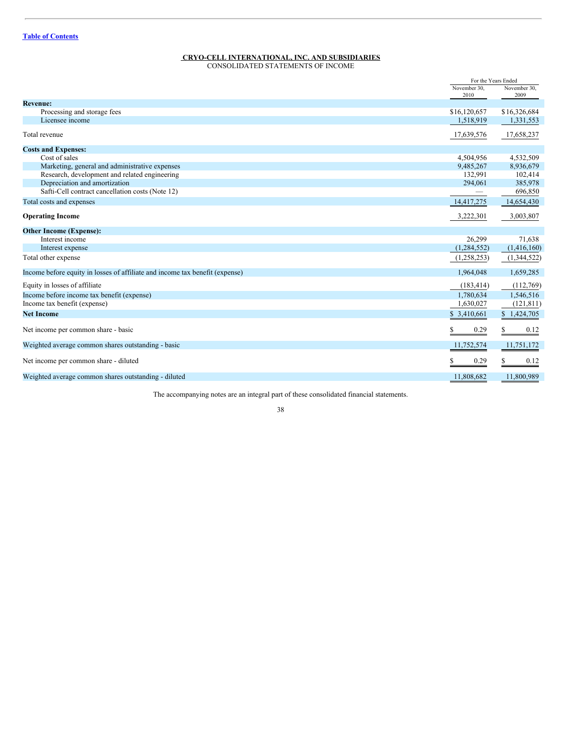[Table of Contents](#)

## CRYO-CELL INTERNATIONAL, INC. AND SUBSIDIARIES
CONSOLIDATED STATEMENTS OF INCOME

| | For the Years Ended | |
|---|---|---|
| | November 30, 2010 | November 30, 2009 |
| **Revenue:** | | |
| Processing and storage fees | $16,120,657 | $16,326,684 |
| Licensee income | 1,518,919 | 1,331,553 |
| Total revenue | 17,639,576 | 17,658,237 |
| **Costs and Expenses:** | | |
| Cost of sales | 4,504,956 | 4,532,509 |
| Marketing, general and administrative expenses | 9,485,267 | 8,936,679 |
| Research, development and related engineering | 132,991 | 102,414 |
| Depreciation and amortization | 294,061 | 385,978 |
| Safti-Cell contract cancellation costs (Note 12) | — | 696,850 |
| Total costs and expenses | 14,417,275 | 14,654,430 |
| **Operating Income** | 3,222,301 | 3,003,807 |
| **Other Income (Expense):** | | |
| Interest income | 26,299 | 71,638 |
| Interest expense | (1,284,552) | (1,416,160) |
| Total other expense | (1,258,253) | (1,344,522) |
| Income before equity in losses of affiliate and income tax benefit (expense) | 1,964,048 | 1,659,285 |
| Equity in losses of affiliate | (183,414) | (112,769) |
| Income before income tax benefit (expense) | 1,780,634 | 1,546,516 |
| Income tax benefit (expense) | 1,630,027 | (121,811) |
| **Net Income** | $ 3,410,661 | $ 1,424,705 |
| Net income per common share - basic | $ 0.29 | $ 0.12 |
| Weighted average common shares outstanding - basic | 11,752,574 | 11,751,172 |
| Net income per common share - diluted | $ 0.29 | $ 0.12 |
| Weighted average common shares outstanding - diluted | 11,808,682 | 11,800,989 |

The accompanying notes are an integral part of these consolidated financial statements.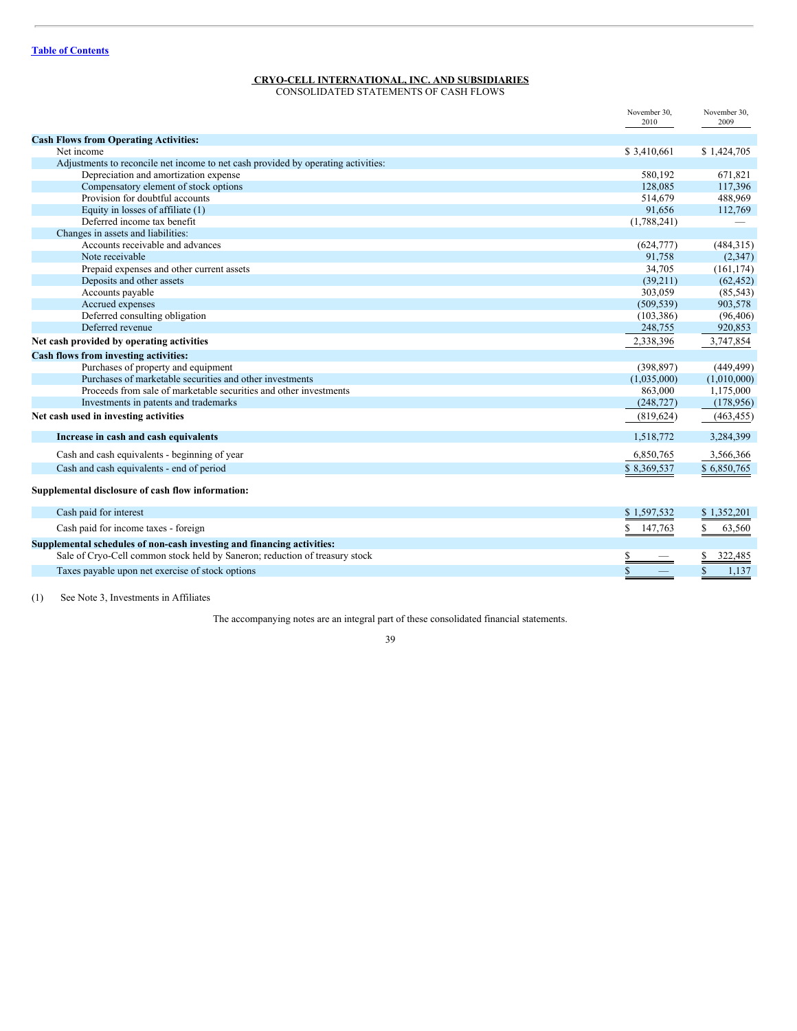[Table of Contents](#)

**CRYO-CELL INTERNATIONAL, INC. AND SUBSIDIARIES**
CONSOLIDATED STATEMENTS OF CASH FLOWS

| | November 30, 2010 | November 30, 2009 |
|---|---|---|
| **Cash Flows from Operating Activities:** | | |
| Net income | $ 3,410,661 | $ 1,424,705 |
| Adjustments to reconcile net income to net cash provided by operating activities: | | |
| Depreciation and amortization expense | 580,192 | 671,821 |
| Compensatory element of stock options | 128,085 | 117,396 |
| Provision for doubtful accounts | 514,679 | 488,969 |
| Equity in losses of affiliate (1) | 91,656 | 112,769 |
| Deferred income tax benefit | (1,788,241) | — |
| Changes in assets and liabilities: | | |
| Accounts receivable and advances | (624,777) | (484,315) |
| Note receivable | 91,758 | (2,347) |
| Prepaid expenses and other current assets | 34,705 | (161,174) |
| Deposits and other assets | (39,211) | (62,452) |
| Accounts payable | 303,059 | (85,543) |
| Accrued expenses | (509,539) | 903,578 |
| Deferred consulting obligation | (103,386) | (96,406) |
| Deferred revenue | 248,755 | 920,853 |
| **Net cash provided by operating activities** | 2,338,396 | 3,747,854 |
| **Cash flows from investing activities:** | | |
| Purchases of property and equipment | (398,897) | (449,499) |
| Purchases of marketable securities and other investments | (1,035,000) | (1,010,000) |
| Proceeds from sale of marketable securities and other investments | 863,000 | 1,175,000 |
| Investments in patents and trademarks | (248,727) | (178,956) |
| **Net cash used in investing activities** | (819,624) | (463,455) |
| **Increase in cash and cash equivalents** | 1,518,772 | 3,284,399 |
| Cash and cash equivalents - beginning of year | 6,850,765 | 3,566,366 |
| Cash and cash equivalents - end of period | $ 8,369,537 | $ 6,850,765 |
| **Supplemental disclosure of cash flow information:** | | |
| Cash paid for interest | $ 1,597,532 | $ 1,352,201 |
| Cash paid for income taxes - foreign | $ 147,763 | $ 63,560 |
| **Supplemental schedules of non-cash investing and financing activities:** | | |
| Sale of Cryo-Cell common stock held by Saneron; reduction of treasury stock | $ — | $ 322,485 |
| Taxes payable upon net exercise of stock options | $ — | $ 1,137 |

(1) See Note 3, Investments in Affiliates

The accompanying notes are an integral part of these consolidated financial statements.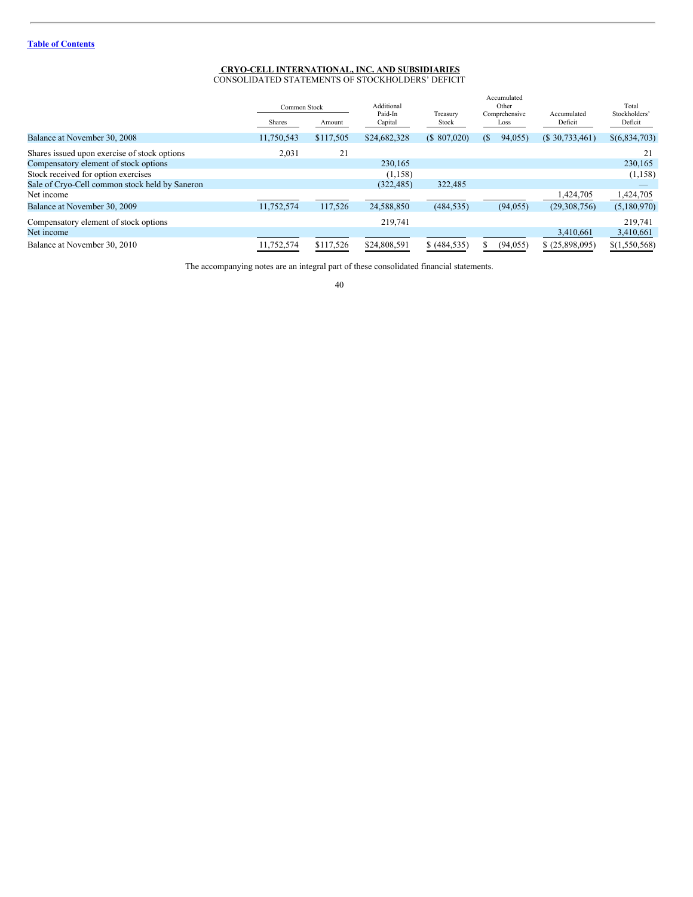[Table of Contents](#)

**CRYO-CELL INTERNATIONAL, INC. AND SUBSIDIARIES**
CONSOLIDATED STATEMENTS OF STOCKHOLDERS' DEFICIT

| | Common Stock | | Additional Paid-In Capital | Treasury Stock | Accumulated Other Comprehensive Loss | Accumulated Deficit | Total Stockholders' Deficit |
|---|---|---|---|---|---|---|---|
| | Shares | Amount | | | | | |
| Balance at November 30, 2008 | 11,750,543 | $117,505 | $24,682,328 | ($ 807,020) | ($ 94,055) | ($ 30,733,461) | $(6,834,703) |
| Shares issued upon exercise of stock options | 2,031 | 21 | | | | | 21 |
| Compensatory element of stock options | | | 230,165 | | | | 230,165 |
| Stock received for option exercises | | | (1,158) | | | | (1,158) |
| Sale of Cryo-Cell common stock held by Saneron | | | (322,485) | 322,485 | | | — |
| Net income | | | | | | 1,424,705 | 1,424,705 |
| Balance at November 30, 2009 | 11,752,574 | 117,526 | 24,588,850 | (484,535) | (94,055) | (29,308,756) | (5,180,970) |
| Compensatory element of stock options | | | 219,741 | | | | 219,741 |
| Net income | | | | | | 3,410,661 | 3,410,661 |
| Balance at November 30, 2010 | 11,752,574 | $117,526 | $24,808,591 | $ (484,535) | $ (94,055) | $ (25,898,095) | $(1,550,568) |

The accompanying notes are an integral part of these consolidated financial statements.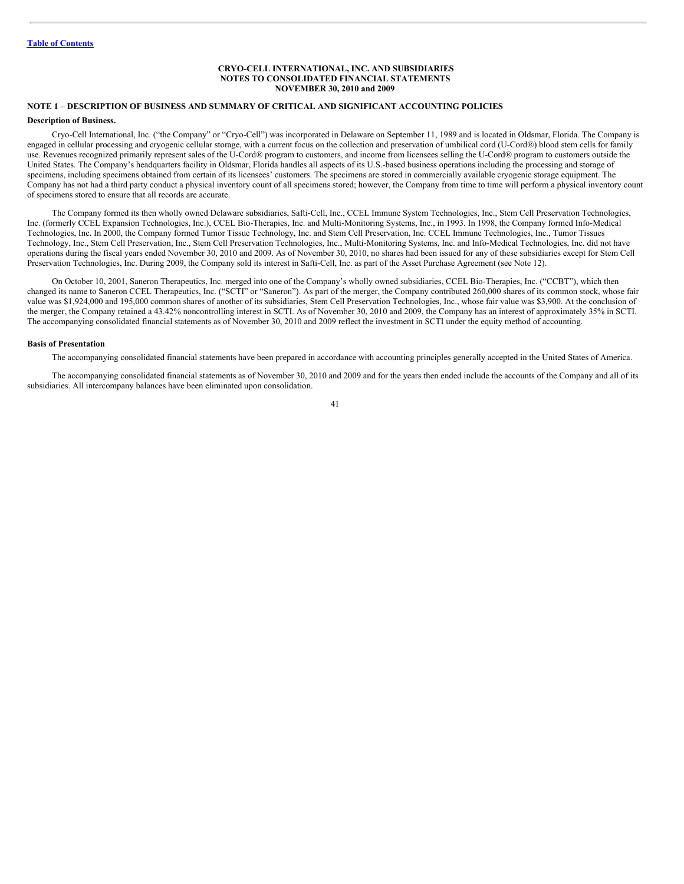**CRYO-CELL INTERNATIONAL, INC. AND SUBSIDIARIES**
**NOTES TO CONSOLIDATED FINANCIAL STATEMENTS**
**NOVEMBER 30, 2010 and 2009**

## NOTE 1 – DESCRIPTION OF BUSINESS AND SUMMARY OF CRITICAL AND SIGNIFICANT ACCOUNTING POLICIES

### Description of Business.

Cryo-Cell International, Inc. ("the Company" or "Cryo-Cell") was incorporated in Delaware on September 11, 1989 and is located in Oldsmar, Florida. The Company is engaged in cellular processing and cryogenic cellular storage, with a current focus on the collection and preservation of umbilical cord (U-Cord®) blood stem cells for family use. Revenues recognized primarily represent sales of the U-Cord® program to customers, and income from licensees selling the U-Cord® program to customers outside the United States. The Company's headquarters facility in Oldsmar, Florida handles all aspects of its U.S.-based business operations including the processing and storage of specimens, including specimens obtained from certain of its licensees' customers. The specimens are stored in commercially available cryogenic storage equipment. The Company has not had a third party conduct a physical inventory count of all specimens stored; however, the Company from time to time will perform a physical inventory count of specimens stored to ensure that all records are accurate.

The Company formed its then wholly owned Delaware subsidiaries, Safti-Cell, Inc., CCEL Immune System Technologies, Inc., Stem Cell Preservation Technologies, Inc. (formerly CCEL Expansion Technologies, Inc.), CCEL Bio-Therapies, Inc. and Multi-Monitoring Systems, Inc., in 1993. In 1998, the Company formed Info-Medical Technologies, Inc. In 2000, the Company formed Tumor Tissue Technology, Inc. and Stem Cell Preservation, Inc. CCEL Immune Technologies, Inc., Tumor Tissues Technology, Inc., Stem Cell Preservation, Inc., Stem Cell Preservation Technologies, Inc., Multi-Monitoring Systems, Inc. and Info-Medical Technologies, Inc. did not have operations during the fiscal years ended November 30, 2010 and 2009. As of November 30, 2010, no shares had been issued for any of these subsidiaries except for Stem Cell Preservation Technologies, Inc. During 2009, the Company sold its interest in Safti-Cell, Inc. as part of the Asset Purchase Agreement (see Note 12).

On October 10, 2001, Saneron Therapeutics, Inc. merged into one of the Company's wholly owned subsidiaries, CCEL Bio-Therapies, Inc. ("CCBT"), which then changed its name to Saneron CCEL Therapeutics, Inc. ("SCTI" or "Saneron"). As part of the merger, the Company contributed 260,000 shares of its common stock, whose fair value was $1,924,000 and 195,000 common shares of another of its subsidiaries, Stem Cell Preservation Technologies, Inc., whose fair value was $3,900. At the conclusion of the merger, the Company retained a 43.42% noncontrolling interest in SCTI. As of November 30, 2010 and 2009, the Company has an interest of approximately 35% in SCTI. The accompanying consolidated financial statements as of November 30, 2010 and 2009 reflect the investment in SCTI under the equity method of accounting.

### Basis of Presentation

The accompanying consolidated financial statements have been prepared in accordance with accounting principles generally accepted in the United States of America.

The accompanying consolidated financial statements as of November 30, 2010 and 2009 and for the years then ended include the accounts of the Company and all of its subsidiaries. All intercompany balances have been eliminated upon consolidation.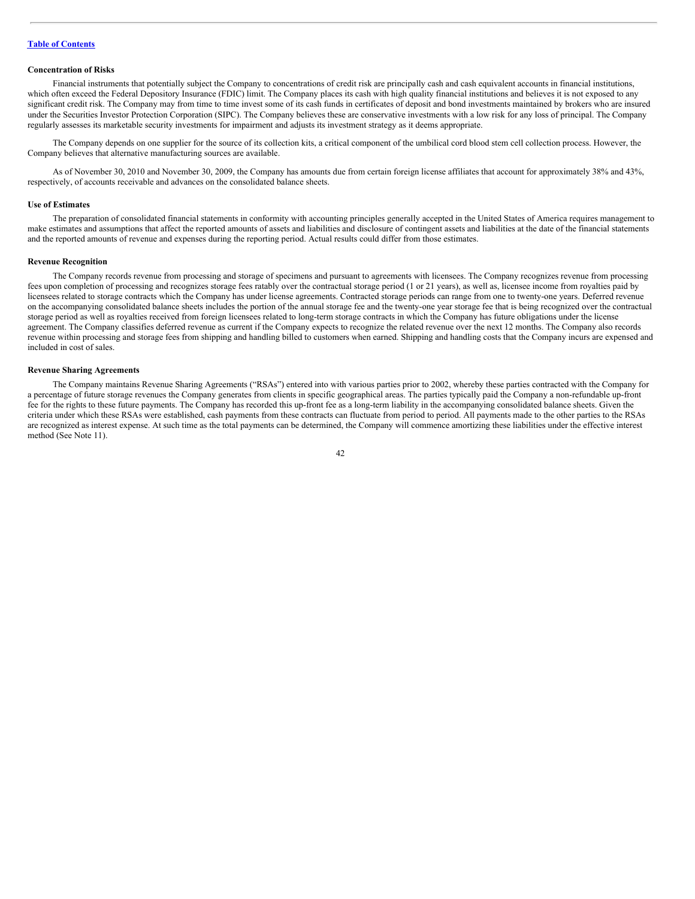### Concentration of Risks

Financial instruments that potentially subject the Company to concentrations of credit risk are principally cash and cash equivalent accounts in financial institutions, which often exceed the Federal Depository Insurance (FDIC) limit. The Company places its cash with high quality financial institutions and believes it is not exposed to any significant credit risk. The Company may from time to time invest some of its cash funds in certificates of deposit and bond investments maintained by brokers who are insured under the Securities Investor Protection Corporation (SIPC). The Company believes these are conservative investments with a low risk for any loss of principal. The Company regularly assesses its marketable security investments for impairment and adjusts its investment strategy as it deems appropriate.

The Company depends on one supplier for the source of its collection kits, a critical component of the umbilical cord blood stem cell collection process. However, the Company believes that alternative manufacturing sources are available.

As of November 30, 2010 and November 30, 2009, the Company has amounts due from certain foreign license affiliates that account for approximately 38% and 43%, respectively, of accounts receivable and advances on the consolidated balance sheets.

### Use of Estimates

The preparation of consolidated financial statements in conformity with accounting principles generally accepted in the United States of America requires management to make estimates and assumptions that affect the reported amounts of assets and liabilities and disclosure of contingent assets and liabilities at the date of the financial statements and the reported amounts of revenue and expenses during the reporting period. Actual results could differ from those estimates.

### Revenue Recognition

The Company records revenue from processing and storage of specimens and pursuant to agreements with licensees. The Company recognizes revenue from processing fees upon completion of processing and recognizes storage fees ratably over the contractual storage period (1 or 21 years), as well as, licensee income from royalties paid by licensees related to storage contracts which the Company has under license agreements. Contracted storage periods can range from one to twenty-one years. Deferred revenue on the accompanying consolidated balance sheets includes the portion of the annual storage fee and the twenty-one year storage fee that is being recognized over the contractual storage period as well as royalties received from foreign licensees related to long-term storage contracts in which the Company has future obligations under the license agreement. The Company classifies deferred revenue as current if the Company expects to recognize the related revenue over the next 12 months. The Company also records revenue within processing and storage fees from shipping and handling billed to customers when earned. Shipping and handling costs that the Company incurs are expensed and included in cost of sales.

### Revenue Sharing Agreements

The Company maintains Revenue Sharing Agreements ("RSAs") entered into with various parties prior to 2002, whereby these parties contracted with the Company for a percentage of future storage revenues the Company generates from clients in specific geographical areas. The parties typically paid the Company a non-refundable up-front fee for the rights to these future payments. The Company has recorded this up-front fee as a long-term liability in the accompanying consolidated balance sheets. Given the criteria under which these RSAs were established, cash payments from these contracts can fluctuate from period to period. All payments made to the other parties to the RSAs are recognized as interest expense. At such time as the total payments can be determined, the Company will commence amortizing these liabilities under the effective interest method (See Note 11).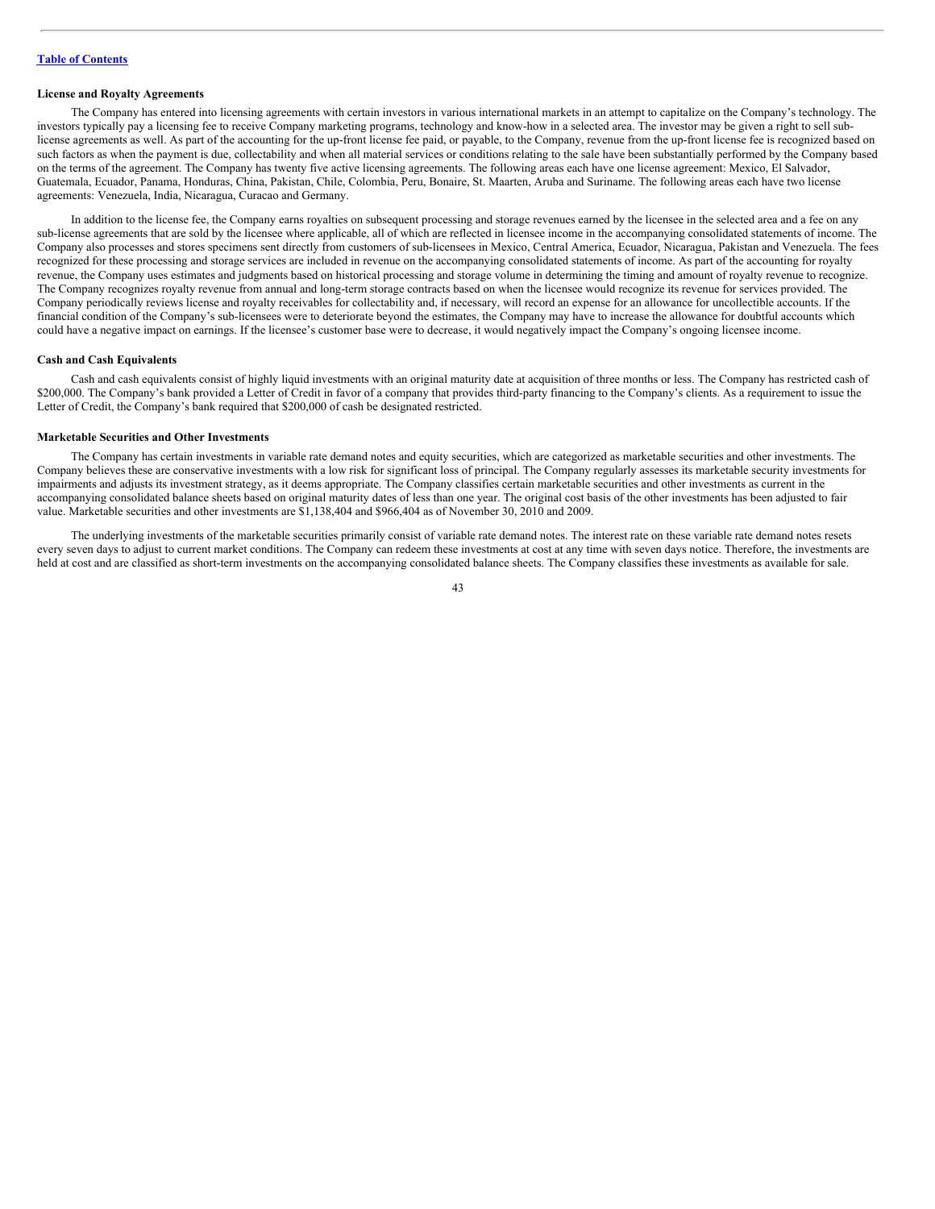#### License and Royalty Agreements

The Company has entered into licensing agreements with certain investors in various international markets in an attempt to capitalize on the Company's technology. The investors typically pay a licensing fee to receive Company marketing programs, technology and know-how in a selected area. The investor may be given a right to sell sub-license agreements as well. As part of the accounting for the up-front license fee paid, or payable, to the Company, revenue from the up-front license fee is recognized based on such factors as when the payment is due, collectability and when all material services or conditions relating to the sale have been substantially performed by the Company based on the terms of the agreement. The Company has twenty five active licensing agreements. The following areas each have one license agreement: Mexico, El Salvador, Guatemala, Ecuador, Panama, Honduras, China, Pakistan, Chile, Colombia, Peru, Bonaire, St. Maarten, Aruba and Suriname. The following areas each have two license agreements: Venezuela, India, Nicaragua, Curacao and Germany.

In addition to the license fee, the Company earns royalties on subsequent processing and storage revenues earned by the licensee in the selected area and a fee on any sub-license agreements that are sold by the licensee where applicable, all of which are reflected in licensee income in the accompanying consolidated statements of income. The Company also processes and stores specimens sent directly from customers of sub-licensees in Mexico, Central America, Ecuador, Nicaragua, Pakistan and Venezuela. The fees recognized for these processing and storage services are included in revenue on the accompanying consolidated statements of income. As part of the accounting for royalty revenue, the Company uses estimates and judgments based on historical processing and storage volume in determining the timing and amount of royalty revenue to recognize. The Company recognizes royalty revenue from annual and long-term storage contracts based on when the licensee would recognize its revenue for services provided. The Company periodically reviews license and royalty receivables for collectability and, if necessary, will record an expense for an allowance for uncollectible accounts. If the financial condition of the Company's sub-licensees were to deteriorate beyond the estimates, the Company may have to increase the allowance for doubtful accounts which could have a negative impact on earnings. If the licensee's customer base were to decrease, it would negatively impact the Company's ongoing licensee income.

#### Cash and Cash Equivalents

Cash and cash equivalents consist of highly liquid investments with an original maturity date at acquisition of three months or less. The Company has restricted cash of $200,000. The Company's bank provided a Letter of Credit in favor of a company that provides third-party financing to the Company's clients. As a requirement to issue the Letter of Credit, the Company's bank required that $200,000 of cash be designated restricted.

#### Marketable Securities and Other Investments

The Company has certain investments in variable rate demand notes and equity securities, which are categorized as marketable securities and other investments. The Company believes these are conservative investments with a low risk for significant loss of principal. The Company regularly assesses its marketable security investments for impairments and adjusts its investment strategy, as it deems appropriate. The Company classifies certain marketable securities and other investments as current in the accompanying consolidated balance sheets based on original maturity dates of less than one year. The original cost basis of the other investments has been adjusted to fair value. Marketable securities and other investments are $1,138,404 and $966,404 as of November 30, 2010 and 2009.

The underlying investments of the marketable securities primarily consist of variable rate demand notes. The interest rate on these variable rate demand notes resets every seven days to adjust to current market conditions. The Company can redeem these investments at cost at any time with seven days notice. Therefore, the investments are held at cost and are classified as short-term investments on the accompanying consolidated balance sheets. The Company classifies these investments as available for sale.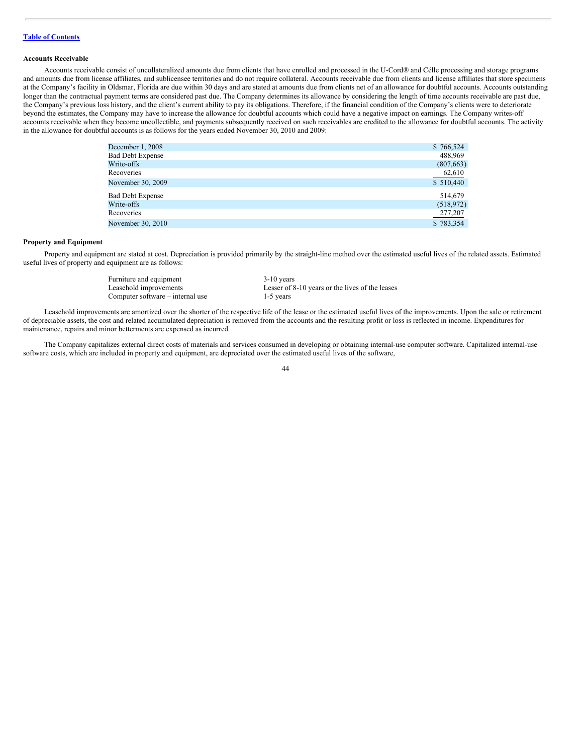**Accounts Receivable**

Accounts receivable consist of uncollateralized amounts due from clients that have enrolled and processed in the U-Cord® and Célle processing and storage programs and amounts due from license affiliates, and sublicensee territories and do not require collateral. Accounts receivable due from clients and license affiliates that store specimens at the Company's facility in Oldsmar, Florida are due within 30 days and are stated at amounts due from clients net of an allowance for doubtful accounts. Accounts outstanding longer than the contractual payment terms are considered past due. The Company determines its allowance by considering the length of time accounts receivable are past due, the Company's previous loss history, and the client's current ability to pay its obligations. Therefore, if the financial condition of the Company's clients were to deteriorate beyond the estimates, the Company may have to increase the allowance for doubtful accounts which could have a negative impact on earnings. The Company writes-off accounts receivable when they become uncollectible, and payments subsequently received on such receivables are credited to the allowance for doubtful accounts. The activity in the allowance for doubtful accounts is as follows for the years ended November 30, 2010 and 2009:

| | |
|---|---|
| December 1, 2008 | $ 766,524 |
| Bad Debt Expense | 488,969 |
| Write-offs | (807,663) |
| Recoveries | 62,610 |
| November 30, 2009 | $ 510,440 |
| Bad Debt Expense | 514,679 |
| Write-offs | (518,972) |
| Recoveries | 277,207 |
| November 30, 2010 | $ 783,354 |

**Property and Equipment**

Property and equipment are stated at cost. Depreciation is provided primarily by the straight-line method over the estimated useful lives of the related assets. Estimated useful lives of property and equipment are as follows:

| | |
|---|---|
| Furniture and equipment | 3-10 years |
| Leasehold improvements | Lesser of 8-10 years or the lives of the leases |
| Computer software – internal use | 1-5 years |

Leasehold improvements are amortized over the shorter of the respective life of the lease or the estimated useful lives of the improvements. Upon the sale or retirement of depreciable assets, the cost and related accumulated depreciation is removed from the accounts and the resulting profit or loss is reflected in income. Expenditures for maintenance, repairs and minor betterments are expensed as incurred.

The Company capitalizes external direct costs of materials and services consumed in developing or obtaining internal-use computer software. Capitalized internal-use software costs, which are included in property and equipment, are depreciated over the estimated useful lives of the software,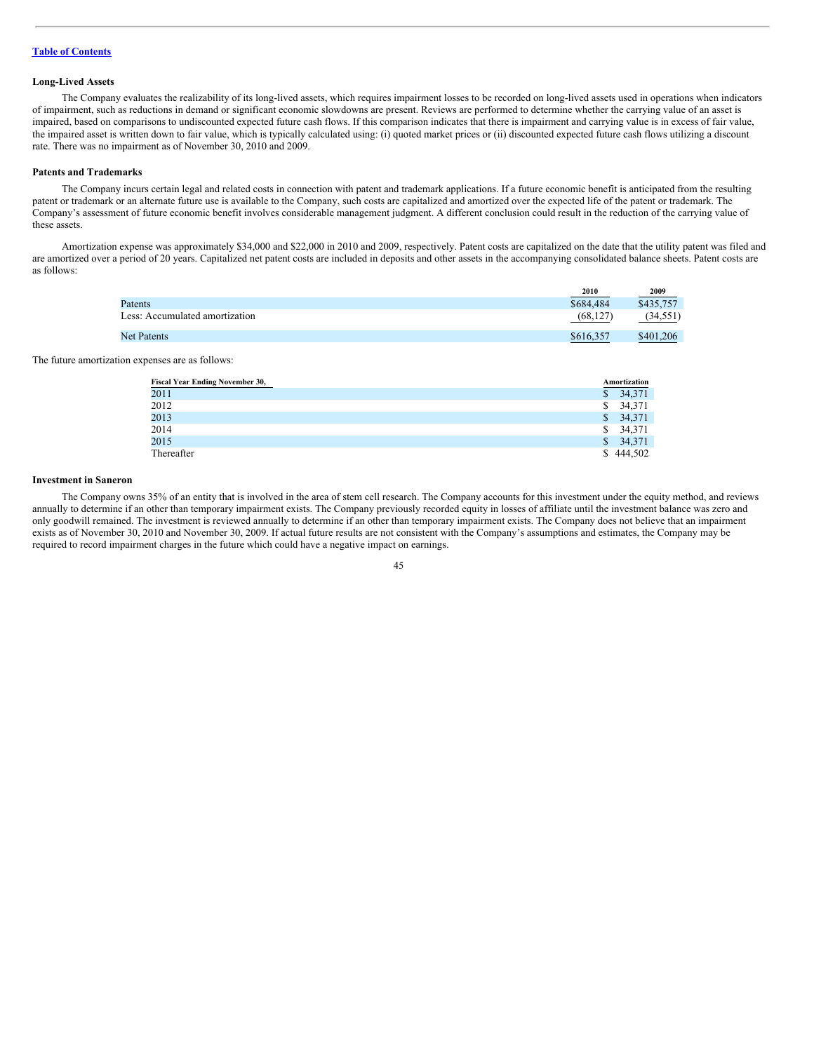[Table of Contents](#)

### Long-Lived Assets

The Company evaluates the realizability of its long-lived assets, which requires impairment losses to be recorded on long-lived assets used in operations when indicators of impairment, such as reductions in demand or significant economic slowdowns are present. Reviews are performed to determine whether the carrying value of an asset is impaired, based on comparisons to undiscounted expected future cash flows. If this comparison indicates that there is impairment and carrying value is in excess of fair value, the impaired asset is written down to fair value, which is typically calculated using: (i) quoted market prices or (ii) discounted expected future cash flows utilizing a discount rate. There was no impairment as of November 30, 2010 and 2009.

### Patents and Trademarks

The Company incurs certain legal and related costs in connection with patent and trademark applications. If a future economic benefit is anticipated from the resulting patent or trademark or an alternate future use is available to the Company, such costs are capitalized and amortized over the expected life of the patent or trademark. The Company's assessment of future economic benefit involves considerable management judgment. A different conclusion could result in the reduction of the carrying value of these assets.

Amortization expense was approximately $34,000 and $22,000 in 2010 and 2009, respectively. Patent costs are capitalized on the date that the utility patent was filed and are amortized over a period of 20 years. Capitalized net patent costs are included in deposits and other assets in the accompanying consolidated balance sheets. Patent costs are as follows:

| | 2010 | 2009 |
|---|---|---|
| Patents | $684,484 | $435,757 |
| Less: Accumulated amortization | (68,127) | (34,551) |
| Net Patents | $616,357 | $401,206 |

The future amortization expenses are as follows:

| Fiscal Year Ending November 30, | Amortization |
|---|---|
| 2011 | $ 34,371 |
| 2012 | $ 34,371 |
| 2013 | $ 34,371 |
| 2014 | $ 34,371 |
| 2015 | $ 34,371 |
| Thereafter | $ 444,502 |

### Investment in Saneron

The Company owns 35% of an entity that is involved in the area of stem cell research. The Company accounts for this investment under the equity method, and reviews annually to determine if an other than temporary impairment exists. The Company previously recorded equity in losses of affiliate until the investment balance was zero and only goodwill remained. The investment is reviewed annually to determine if an other than temporary impairment exists. The Company does not believe that an impairment exists as of November 30, 2010 and November 30, 2009. If actual future results are not consistent with the Company's assumptions and estimates, the Company may be required to record impairment charges in the future which could have a negative impact on earnings.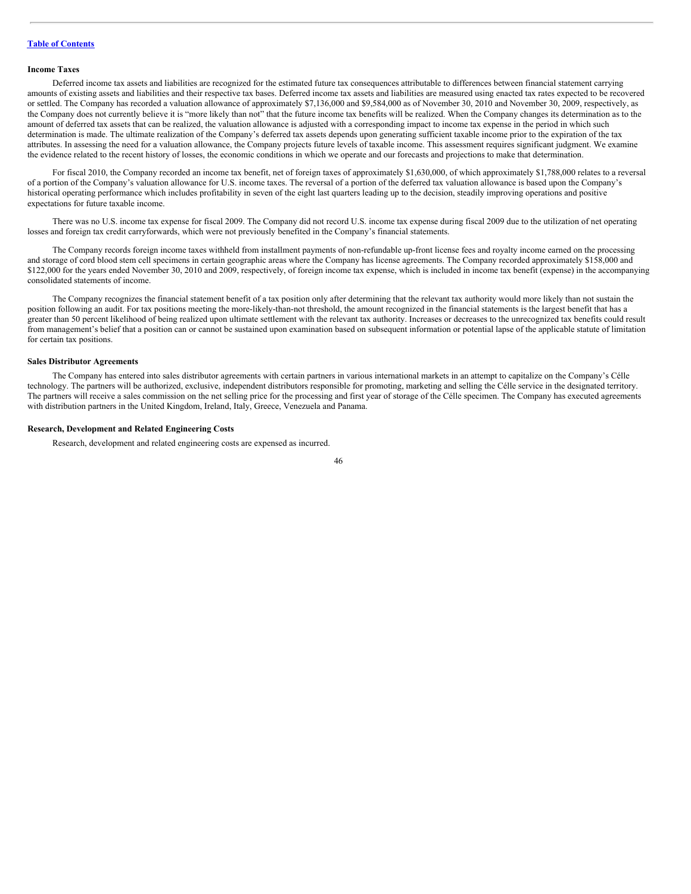#### Income Taxes

Deferred income tax assets and liabilities are recognized for the estimated future tax consequences attributable to differences between financial statement carrying amounts of existing assets and liabilities and their respective tax bases. Deferred income tax assets and liabilities are measured using enacted tax rates expected to be recovered or settled. The Company has recorded a valuation allowance of approximately $7,136,000 and $9,584,000 as of November 30, 2010 and November 30, 2009, respectively, as the Company does not currently believe it is "more likely than not" that the future income tax benefits will be realized. When the Company changes its determination as to the amount of deferred tax assets that can be realized, the valuation allowance is adjusted with a corresponding impact to income tax expense in the period in which such determination is made. The ultimate realization of the Company's deferred tax assets depends upon generating sufficient taxable income prior to the expiration of the tax attributes. In assessing the need for a valuation allowance, the Company projects future levels of taxable income. This assessment requires significant judgment. We examine the evidence related to the recent history of losses, the economic conditions in which we operate and our forecasts and projections to make that determination.

For fiscal 2010, the Company recorded an income tax benefit, net of foreign taxes of approximately $1,630,000, of which approximately $1,788,000 relates to a reversal of a portion of the Company's valuation allowance for U.S. income taxes. The reversal of a portion of the deferred tax valuation allowance is based upon the Company's historical operating performance which includes profitability in seven of the eight last quarters leading up to the decision, steadily improving operations and positive expectations for future taxable income.

There was no U.S. income tax expense for fiscal 2009. The Company did not record U.S. income tax expense during fiscal 2009 due to the utilization of net operating losses and foreign tax credit carryforwards, which were not previously benefited in the Company's financial statements.

The Company records foreign income taxes withheld from installment payments of non-refundable up-front license fees and royalty income earned on the processing and storage of cord blood stem cell specimens in certain geographic areas where the Company has license agreements. The Company recorded approximately $158,000 and $122,000 for the years ended November 30, 2010 and 2009, respectively, of foreign income tax expense, which is included in income tax benefit (expense) in the accompanying consolidated statements of income.

The Company recognizes the financial statement benefit of a tax position only after determining that the relevant tax authority would more likely than not sustain the position following an audit. For tax positions meeting the more-likely-than-not threshold, the amount recognized in the financial statements is the largest benefit that has a greater than 50 percent likelihood of being realized upon ultimate settlement with the relevant tax authority. Increases or decreases to the unrecognized tax benefits could result from management's belief that a position can or cannot be sustained upon examination based on subsequent information or potential lapse of the applicable statute of limitation for certain tax positions.

#### Sales Distributor Agreements

The Company has entered into sales distributor agreements with certain partners in various international markets in an attempt to capitalize on the Company's Célle technology. The partners will be authorized, exclusive, independent distributors responsible for promoting, marketing and selling the Célle service in the designated territory. The partners will receive a sales commission on the net selling price for the processing and first year of storage of the Célle specimen. The Company has executed agreements with distribution partners in the United Kingdom, Ireland, Italy, Greece, Venezuela and Panama.

#### Research, Development and Related Engineering Costs

Research, development and related engineering costs are expensed as incurred.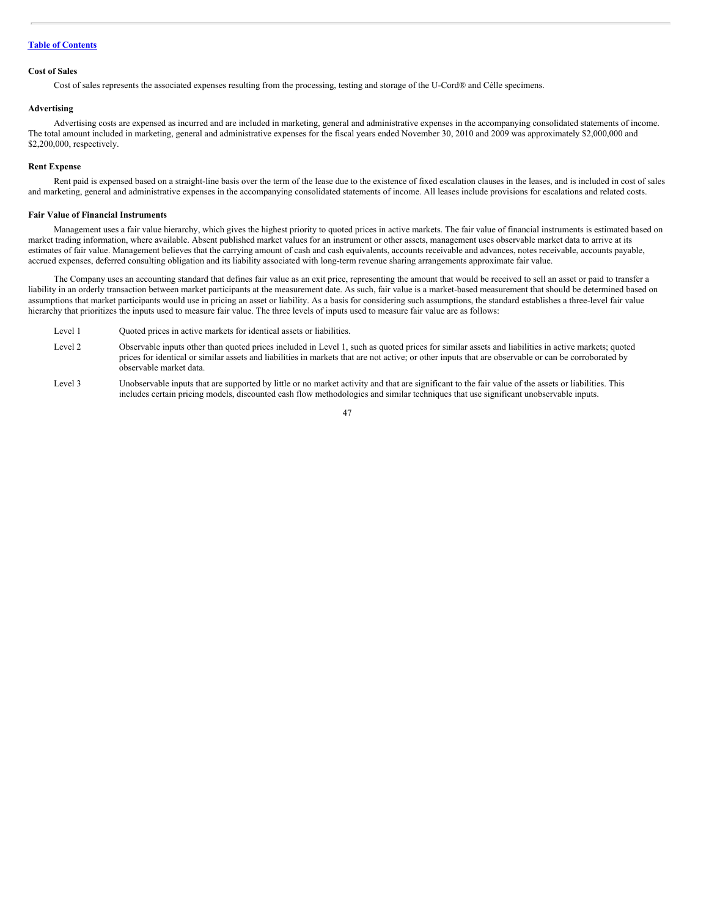### Cost of Sales

Cost of sales represents the associated expenses resulting from the processing, testing and storage of the U-Cord® and Célle specimens.

### Advertising

Advertising costs are expensed as incurred and are included in marketing, general and administrative expenses in the accompanying consolidated statements of income. The total amount included in marketing, general and administrative expenses for the fiscal years ended November 30, 2010 and 2009 was approximately $2,000,000 and $2,200,000, respectively.

### Rent Expense

Rent paid is expensed based on a straight-line basis over the term of the lease due to the existence of fixed escalation clauses in the leases, and is included in cost of sales and marketing, general and administrative expenses in the accompanying consolidated statements of income. All leases include provisions for escalations and related costs.

### Fair Value of Financial Instruments

Management uses a fair value hierarchy, which gives the highest priority to quoted prices in active markets. The fair value of financial instruments is estimated based on market trading information, where available. Absent published market values for an instrument or other assets, management uses observable market data to arrive at its estimates of fair value. Management believes that the carrying amount of cash and cash equivalents, accounts receivable and advances, notes receivable, accounts payable, accrued expenses, deferred consulting obligation and its liability associated with long-term revenue sharing arrangements approximate fair value.

The Company uses an accounting standard that defines fair value as an exit price, representing the amount that would be received to sell an asset or paid to transfer a liability in an orderly transaction between market participants at the measurement date. As such, fair value is a market-based measurement that should be determined based on assumptions that market participants would use in pricing an asset or liability. As a basis for considering such assumptions, the standard establishes a three-level fair value hierarchy that prioritizes the inputs used to measure fair value. The three levels of inputs used to measure fair value are as follows:

| | |
|---|---|
| Level 1 | Quoted prices in active markets for identical assets or liabilities. |
| Level 2 | Observable inputs other than quoted prices included in Level 1, such as quoted prices for similar assets and liabilities in active markets; quoted prices for identical or similar assets and liabilities in markets that are not active; or other inputs that are observable or can be corroborated by observable market data. |
| Level 3 | Unobservable inputs that are supported by little or no market activity and that are significant to the fair value of the assets or liabilities. This includes certain pricing models, discounted cash flow methodologies and similar techniques that use significant unobservable inputs. |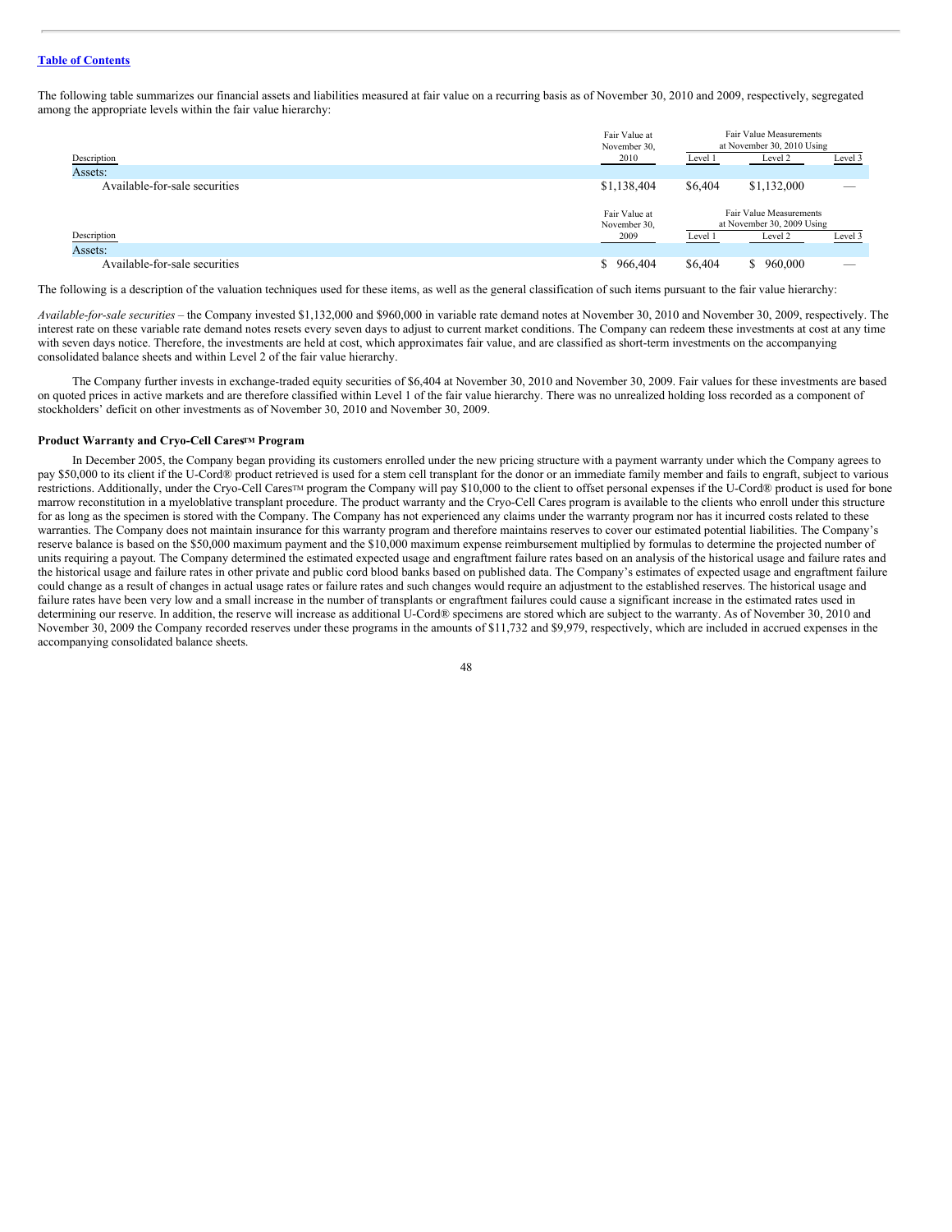The following table summarizes our financial assets and liabilities measured at fair value on a recurring basis as of November 30, 2010 and 2009, respectively, segregated among the appropriate levels within the fair value hierarchy:

| Description | Fair Value at November 30, 2010 | Fair Value Measurements at November 30, 2010 Using | | |
|---|---|---|---|---|
| | | Level 1 | Level 2 | Level 3 |
| Assets: | | | | |
| Available-for-sale securities | $1,138,404 | $6,404 | $1,132,000 | — |

| Description | Fair Value at November 30, 2009 | Fair Value Measurements at November 30, 2009 Using | | |
|---|---|---|---|---|
| | | Level 1 | Level 2 | Level 3 |
| Assets: | | | | |
| Available-for-sale securities | $ 966,404 | $6,404 | $ 960,000 | — |

The following is a description of the valuation techniques used for these items, as well as the general classification of such items pursuant to the fair value hierarchy:

*Available-for-sale securities* – the Company invested $1,132,000 and $960,000 in variable rate demand notes at November 30, 2010 and November 30, 2009, respectively. The interest rate on these variable rate demand notes resets every seven days to adjust to current market conditions. The Company can redeem these investments at cost at any time with seven days notice. Therefore, the investments are held at cost, which approximates fair value, and are classified as short-term investments on the accompanying consolidated balance sheets and within Level 2 of the fair value hierarchy.

The Company further invests in exchange-traded equity securities of $6,404 at November 30, 2010 and November 30, 2009. Fair values for these investments are based on quoted prices in active markets and are therefore classified within Level 1 of the fair value hierarchy. There was no unrealized holding loss recorded as a component of stockholders' deficit on other investments as of November 30, 2010 and November 30, 2009.

**Product Warranty and Cryo-Cell Cares™ Program**

In December 2005, the Company began providing its customers enrolled under the new pricing structure with a payment warranty under which the Company agrees to pay $50,000 to its client if the U-Cord® product retrieved is used for a stem cell transplant for the donor or an immediate family member and fails to engraft, subject to various restrictions. Additionally, under the Cryo-Cell Cares™ program the Company will pay $10,000 to the client to offset personal expenses if the U-Cord® product is used for bone marrow reconstitution in a myeloblative transplant procedure. The product warranty and the Cryo-Cell Cares program is available to the clients who enroll under this structure for as long as the specimen is stored with the Company. The Company has not experienced any claims under the warranty program nor has it incurred costs related to these warranties. The Company does not maintain insurance for this warranty program and therefore maintains reserves to cover our estimated potential liabilities. The Company's reserve balance is based on the $50,000 maximum payment and the $10,000 maximum expense reimbursement multiplied by formulas to determine the projected number of units requiring a payout. The Company determined the estimated expected usage and engraftment failure rates based on an analysis of the historical usage and failure rates and the historical usage and failure rates in other private and public cord blood banks based on published data. The Company's estimates of expected usage and engraftment failure could change as a result of changes in actual usage rates or failure rates and such changes would require an adjustment to the established reserves. The historical usage and failure rates have been very low and a small increase in the number of transplants or engraftment failures could cause a significant increase in the estimated rates used in determining our reserve. In addition, the reserve will increase as additional U-Cord® specimens are stored which are subject to the warranty. As of November 30, 2010 and November 30, 2009 the Company recorded reserves under these programs in the amounts of $11,732 and $9,979, respectively, which are included in accrued expenses in the accompanying consolidated balance sheets.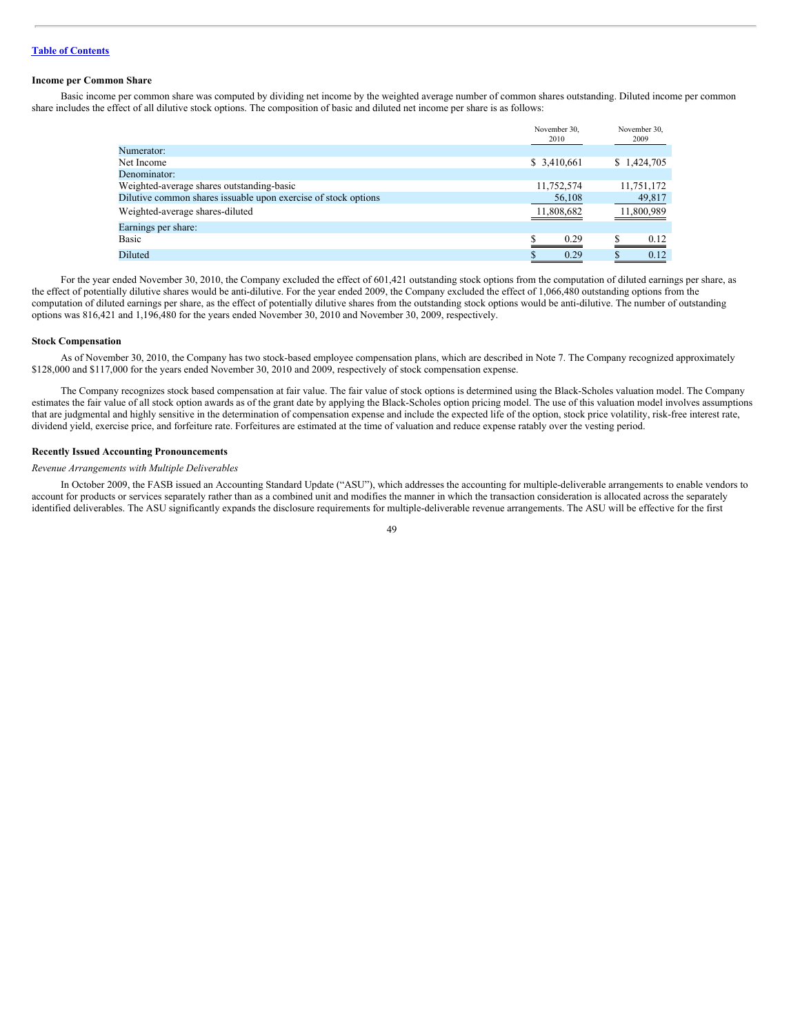[Table of Contents](#)

### Income per Common Share

Basic income per common share was computed by dividing net income by the weighted average number of common shares outstanding. Diluted income per common share includes the effect of all dilutive stock options. The composition of basic and diluted net income per share is as follows:

| | November 30, 2010 | November 30, 2009 |
|---|---|---|
| Numerator: | | |
| Net Income | $ 3,410,661 | $ 1,424,705 |
| Denominator: | | |
| Weighted-average shares outstanding-basic | 11,752,574 | 11,751,172 |
| Dilutive common shares issuable upon exercise of stock options | 56,108 | 49,817 |
| Weighted-average shares-diluted | 11,808,682 | 11,800,989 |
| Earnings per share: | | |
| Basic | $ 0.29 | $ 0.12 |
| Diluted | $ 0.29 | $ 0.12 |

For the year ended November 30, 2010, the Company excluded the effect of 601,421 outstanding stock options from the computation of diluted earnings per share, as the effect of potentially dilutive shares would be anti-dilutive. For the year ended 2009, the Company excluded the effect of 1,066,480 outstanding options from the computation of diluted earnings per share, as the effect of potentially dilutive shares from the outstanding stock options would be anti-dilutive. The number of outstanding options was 816,421 and 1,196,480 for the years ended November 30, 2010 and November 30, 2009, respectively.

### Stock Compensation

As of November 30, 2010, the Company has two stock-based employee compensation plans, which are described in Note 7. The Company recognized approximately $128,000 and $117,000 for the years ended November 30, 2010 and 2009, respectively of stock compensation expense.

The Company recognizes stock based compensation at fair value. The fair value of stock options is determined using the Black-Scholes valuation model. The Company estimates the fair value of all stock option awards as of the grant date by applying the Black-Scholes option pricing model. The use of this valuation model involves assumptions that are judgmental and highly sensitive in the determination of compensation expense and include the expected life of the option, stock price volatility, risk-free interest rate, dividend yield, exercise price, and forfeiture rate. Forfeitures are estimated at the time of valuation and reduce expense ratably over the vesting period.

### Recently Issued Accounting Pronouncements

*Revenue Arrangements with Multiple Deliverables*

In October 2009, the FASB issued an Accounting Standard Update ("ASU"), which addresses the accounting for multiple-deliverable arrangements to enable vendors to account for products or services separately rather than as a combined unit and modifies the manner in which the transaction consideration is allocated across the separately identified deliverables. The ASU significantly expands the disclosure requirements for multiple-deliverable revenue arrangements. The ASU will be effective for the first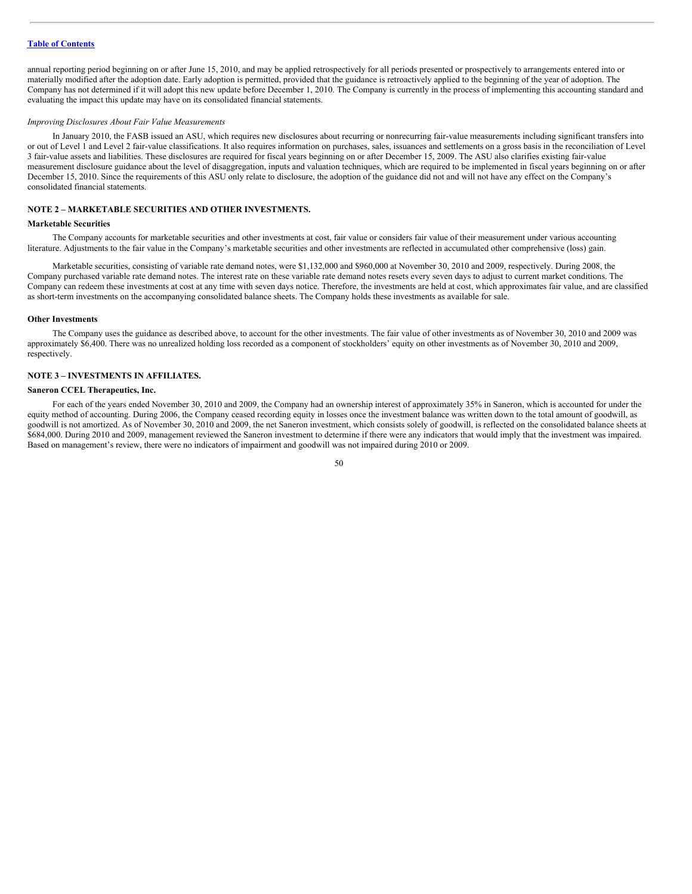annual reporting period beginning on or after June 15, 2010, and may be applied retrospectively for all periods presented or prospectively to arrangements entered into or materially modified after the adoption date. Early adoption is permitted, provided that the guidance is retroactively applied to the beginning of the year of adoption. The Company has not determined if it will adopt this new update before December 1, 2010. The Company is currently in the process of implementing this accounting standard and evaluating the impact this update may have on its consolidated financial statements.

*Improving Disclosures About Fair Value Measurements*

In January 2010, the FASB issued an ASU, which requires new disclosures about recurring or nonrecurring fair-value measurements including significant transfers into or out of Level 1 and Level 2 fair-value classifications. It also requires information on purchases, sales, issuances and settlements on a gross basis in the reconciliation of Level 3 fair-value assets and liabilities. These disclosures are required for fiscal years beginning on or after December 15, 2009. The ASU also clarifies existing fair-value measurement disclosure guidance about the level of disaggregation, inputs and valuation techniques, which are required to be implemented in fiscal years beginning on or after December 15, 2010. Since the requirements of this ASU only relate to disclosure, the adoption of the guidance did not and will not have any effect on the Company's consolidated financial statements.

## NOTE 2 – MARKETABLE SECURITIES AND OTHER INVESTMENTS.

### Marketable Securities

The Company accounts for marketable securities and other investments at cost, fair value or considers fair value of their measurement under various accounting literature. Adjustments to the fair value in the Company's marketable securities and other investments are reflected in accumulated other comprehensive (loss) gain.

Marketable securities, consisting of variable rate demand notes, were $1,132,000 and $960,000 at November 30, 2010 and 2009, respectively. During 2008, the Company purchased variable rate demand notes. The interest rate on these variable rate demand notes resets every seven days to adjust to current market conditions. The Company can redeem these investments at cost at any time with seven days notice. Therefore, the investments are held at cost, which approximates fair value, and are classified as short-term investments on the accompanying consolidated balance sheets. The Company holds these investments as available for sale.

### Other Investments

The Company uses the guidance as described above, to account for the other investments. The fair value of other investments as of November 30, 2010 and 2009 was approximately $6,400. There was no unrealized holding loss recorded as a component of stockholders' equity on other investments as of November 30, 2010 and 2009, respectively.

## NOTE 3 – INVESTMENTS IN AFFILIATES.

### Saneron CCEL Therapeutics, Inc.

For each of the years ended November 30, 2010 and 2009, the Company had an ownership interest of approximately 35% in Saneron, which is accounted for under the equity method of accounting. During 2006, the Company ceased recording equity in losses once the investment balance was written down to the total amount of goodwill, as goodwill is not amortized. As of November 30, 2010 and 2009, the net Saneron investment, which consists solely of goodwill, is reflected on the consolidated balance sheets at $684,000. During 2010 and 2009, management reviewed the Saneron investment to determine if there were any indicators that would imply that the investment was impaired. Based on management's review, there were no indicators of impairment and goodwill was not impaired during 2010 or 2009.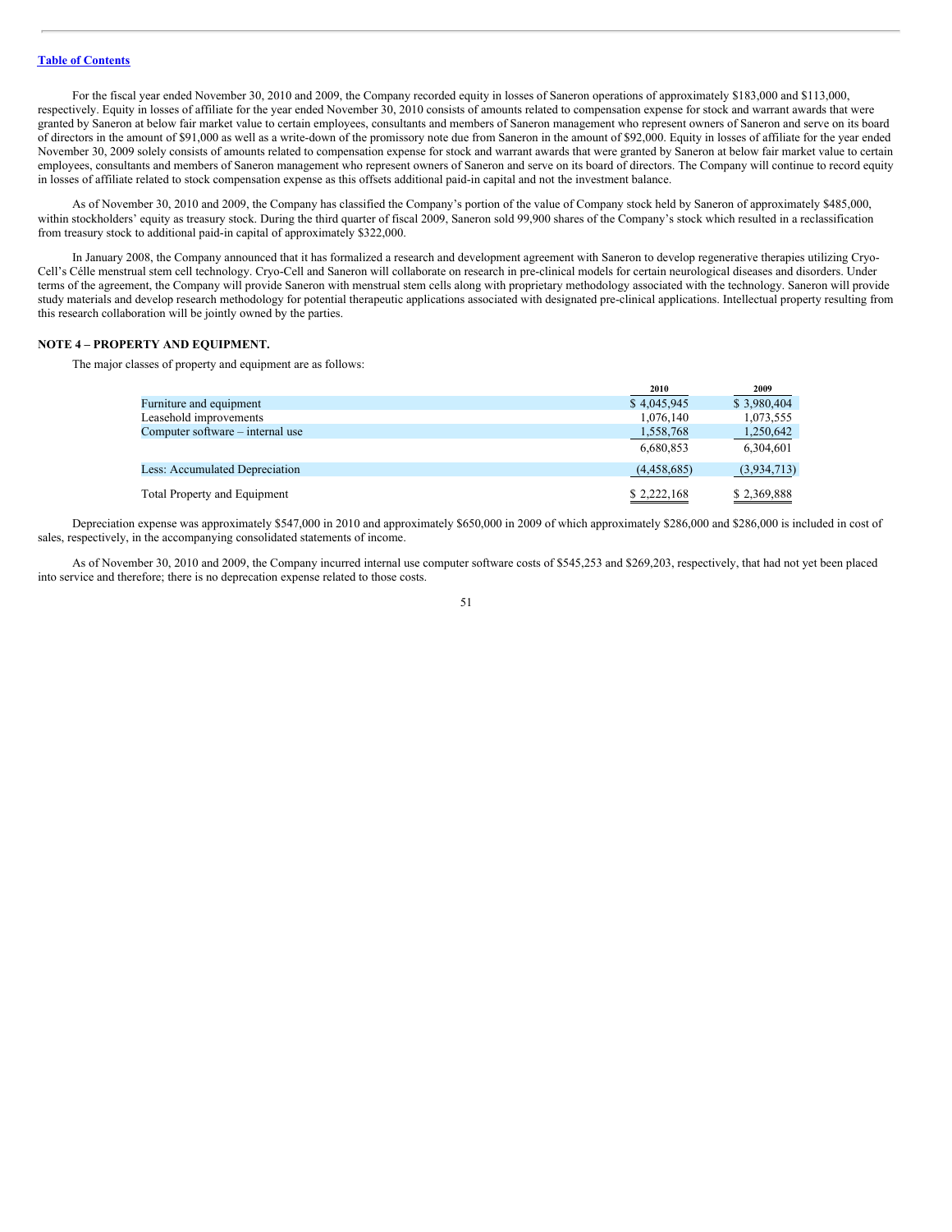Table of Contents

For the fiscal year ended November 30, 2010 and 2009, the Company recorded equity in losses of Saneron operations of approximately $183,000 and $113,000, respectively. Equity in losses of affiliate for the year ended November 30, 2010 consists of amounts related to compensation expense for stock and warrant awards that were granted by Saneron at below fair market value to certain employees, consultants and members of Saneron management who represent owners of Saneron and serve on its board of directors in the amount of $91,000 as well as a write-down of the promissory note due from Saneron in the amount of $92,000. Equity in losses of affiliate for the year ended November 30, 2009 solely consists of amounts related to compensation expense for stock and warrant awards that were granted by Saneron at below fair market value to certain employees, consultants and members of Saneron management who represent owners of Saneron and serve on its board of directors. The Company will continue to record equity in losses of affiliate related to stock compensation expense as this offsets additional paid-in capital and not the investment balance.

As of November 30, 2010 and 2009, the Company has classified the Company's portion of the value of Company stock held by Saneron of approximately $485,000, within stockholders' equity as treasury stock. During the third quarter of fiscal 2009, Saneron sold 99,900 shares of the Company's stock which resulted in a reclassification from treasury stock to additional paid-in capital of approximately $322,000.

In January 2008, the Company announced that it has formalized a research and development agreement with Saneron to develop regenerative therapies utilizing Cryo-Cell's Célle menstrual stem cell technology. Cryo-Cell and Saneron will collaborate on research in pre-clinical models for certain neurological diseases and disorders. Under terms of the agreement, the Company will provide Saneron with menstrual stem cells along with proprietary methodology associated with the technology. Saneron will provide study materials and develop research methodology for potential therapeutic applications associated with designated pre-clinical applications. Intellectual property resulting from this research collaboration will be jointly owned by the parties.

**NOTE 4 – PROPERTY AND EQUIPMENT.**

The major classes of property and equipment are as follows:

| | 2010 | 2009 |
|---|---|---|
| Furniture and equipment | $ 4,045,945 | $ 3,980,404 |
| Leasehold improvements | 1,076,140 | 1,073,555 |
| Computer software – internal use | 1,558,768 | 1,250,642 |
| | 6,680,853 | 6,304,601 |
| Less: Accumulated Depreciation | (4,458,685) | (3,934,713) |
| Total Property and Equipment | $ 2,222,168 | $ 2,369,888 |

Depreciation expense was approximately $547,000 in 2010 and approximately $650,000 in 2009 of which approximately $286,000 and $286,000 is included in cost of sales, respectively, in the accompanying consolidated statements of income.

As of November 30, 2010 and 2009, the Company incurred internal use computer software costs of $545,253 and $269,203, respectively, that had not yet been placed into service and therefore; there is no deprecation expense related to those costs.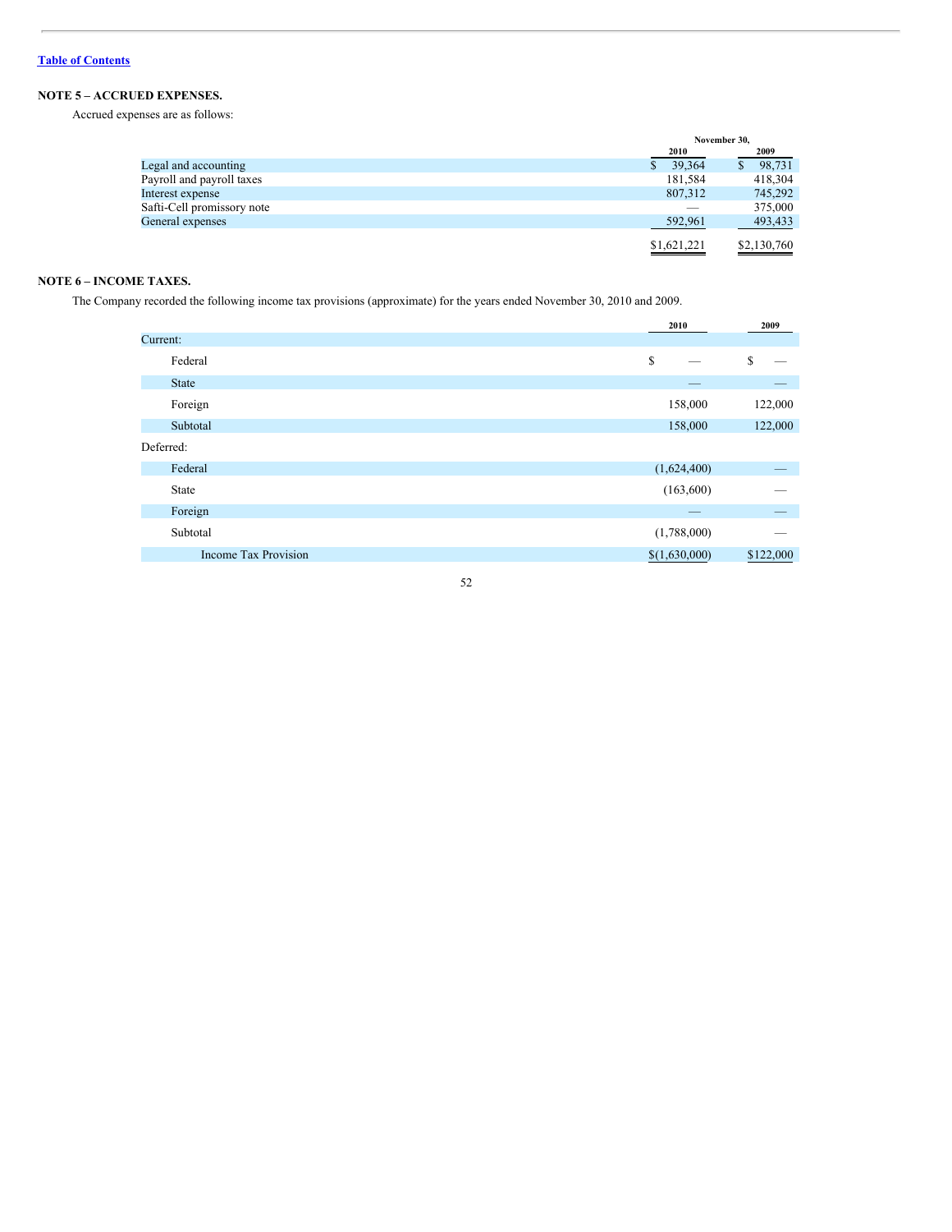Table of Contents

## NOTE 5 – ACCRUED EXPENSES.

Accrued expenses are as follows:

| | November 30, 2010 | November 30, 2009 |
|---|---|---|
| Legal and accounting | $ 39,364 | $ 98,731 |
| Payroll and payroll taxes | 181,584 | 418,304 |
| Interest expense | 807,312 | 745,292 |
| Safti-Cell promissory note | — | 375,000 |
| General expenses | 592,961 | 493,433 |
| | $1,621,221 | $2,130,760 |

## NOTE 6 – INCOME TAXES.

The Company recorded the following income tax provisions (approximate) for the years ended November 30, 2010 and 2009.

| | 2010 | 2009 |
|---|---|---|
| Current: | | |
| Federal | $ — | $ — |
| State | — | — |
| Foreign | 158,000 | 122,000 |
| Subtotal | 158,000 | 122,000 |
| Deferred: | | |
| Federal | (1,624,400) | — |
| State | (163,600) | — |
| Foreign | — | — |
| Subtotal | (1,788,000) | — |
| Income Tax Provision | $(1,630,000) | $122,000 |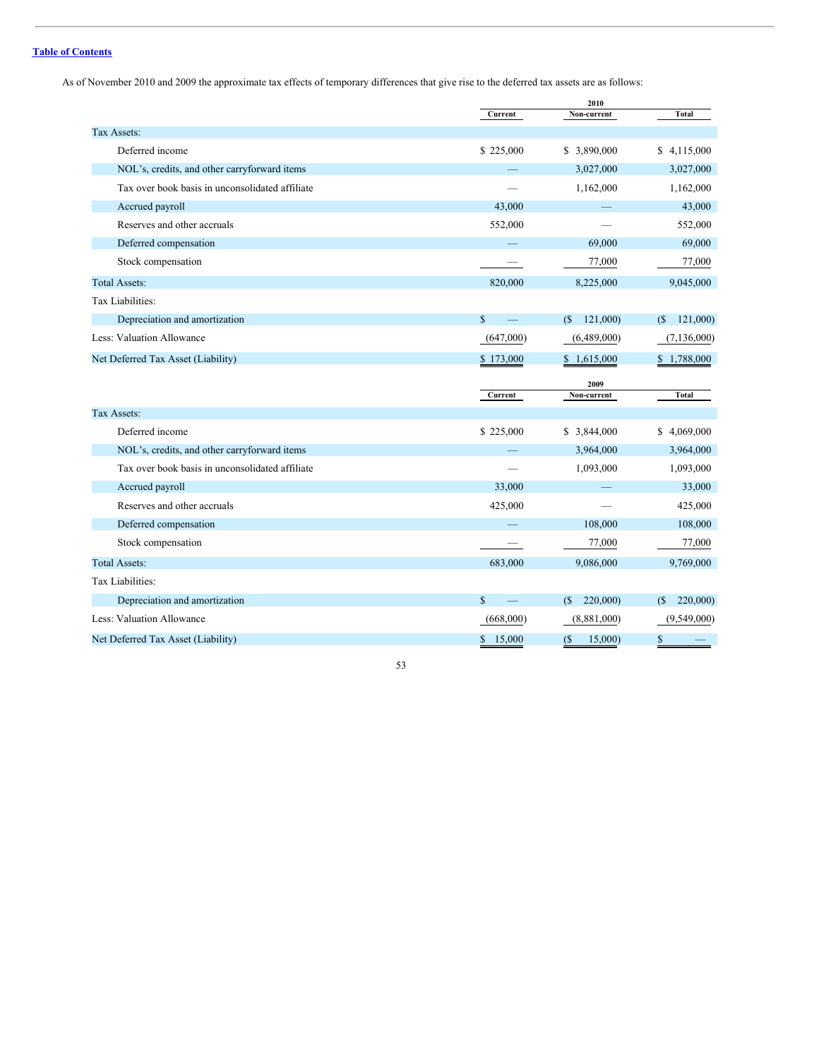Table of Contents

As of November 2010 and 2009 the approximate tax effects of temporary differences that give rise to the deferred tax assets are as follows:

| | 2010 | | |
|---|---|---|---|
| | Current | Non-current | Total |
| Tax Assets: | | | |
| Deferred income | $ 225,000 | $ 3,890,000 | $ 4,115,000 |
| NOL's, credits, and other carryforward items | — | 3,027,000 | 3,027,000 |
| Tax over book basis in unconsolidated affiliate | — | 1,162,000 | 1,162,000 |
| Accrued payroll | 43,000 | — | 43,000 |
| Reserves and other accruals | 552,000 | — | 552,000 |
| Deferred compensation | — | 69,000 | 69,000 |
| Stock compensation | — | 77,000 | 77,000 |
| Total Assets: | 820,000 | 8,225,000 | 9,045,000 |
| Tax Liabilities: | | | |
| Depreciation and amortization | $ — | ($ 121,000) | ($ 121,000) |
| Less: Valuation Allowance | (647,000) | (6,489,000) | (7,136,000) |
| Net Deferred Tax Asset (Liability) | $ 173,000 | $ 1,615,000 | $ 1,788,000 |

| | 2009 | | |
|---|---|---|---|
| | Current | Non-current | Total |
| Tax Assets: | | | |
| Deferred income | $ 225,000 | $ 3,844,000 | $ 4,069,000 |
| NOL's, credits, and other carryforward items | — | 3,964,000 | 3,964,000 |
| Tax over book basis in unconsolidated affiliate | — | 1,093,000 | 1,093,000 |
| Accrued payroll | 33,000 | — | 33,000 |
| Reserves and other accruals | 425,000 | — | 425,000 |
| Deferred compensation | — | 108,000 | 108,000 |
| Stock compensation | — | 77,000 | 77,000 |
| Total Assets: | 683,000 | 9,086,000 | 9,769,000 |
| Tax Liabilities: | | | |
| Depreciation and amortization | $ — | ($ 220,000) | ($ 220,000) |
| Less: Valuation Allowance | (668,000) | (8,881,000) | (9,549,000) |
| Net Deferred Tax Asset (Liability) | $ 15,000 | ($ 15,000) | $ — |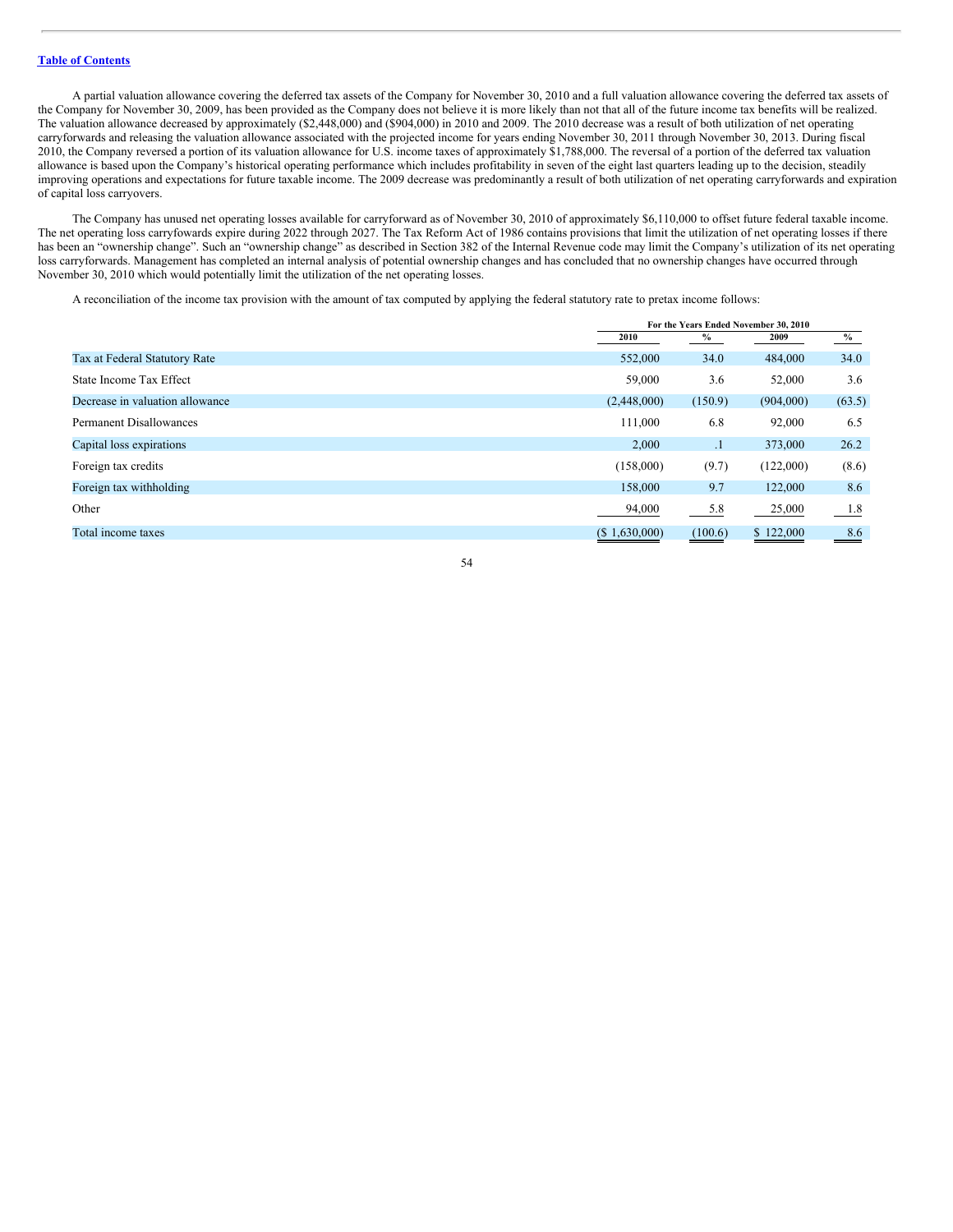A partial valuation allowance covering the deferred tax assets of the Company for November 30, 2010 and a full valuation allowance covering the deferred tax assets of the Company for November 30, 2009, has been provided as the Company does not believe it is more likely than not that all of the future income tax benefits will be realized. The valuation allowance decreased by approximately ($2,448,000) and ($904,000) in 2010 and 2009. The 2010 decrease was a result of both utilization of net operating carryforwards and releasing the valuation allowance associated with the projected income for years ending November 30, 2011 through November 30, 2013. During fiscal 2010, the Company reversed a portion of its valuation allowance for U.S. income taxes of approximately $1,788,000. The reversal of a portion of the deferred tax valuation allowance is based upon the Company's historical operating performance which includes profitability in seven of the eight last quarters leading up to the decision, steadily improving operations and expectations for future taxable income. The 2009 decrease was predominantly a result of both utilization of net operating carryforwards and expiration of capital loss carryovers.

The Company has unused net operating losses available for carryforward as of November 30, 2010 of approximately $6,110,000 to offset future federal taxable income. The net operating loss carryfowards expire during 2022 through 2027. The Tax Reform Act of 1986 contains provisions that limit the utilization of net operating losses if there has been an "ownership change". Such an "ownership change" as described in Section 382 of the Internal Revenue code may limit the Company's utilization of its net operating loss carryforwards. Management has completed an internal analysis of potential ownership changes and has concluded that no ownership changes have occurred through November 30, 2010 which would potentially limit the utilization of the net operating losses.

A reconciliation of the income tax provision with the amount of tax computed by applying the federal statutory rate to pretax income follows:

| | For the Years Ended November 30, 2010 | | | |
|---|---|---|---|---|
| | 2010 | % | 2009 | % |
| Tax at Federal Statutory Rate | 552,000 | 34.0 | 484,000 | 34.0 |
| State Income Tax Effect | 59,000 | 3.6 | 52,000 | 3.6 |
| Decrease in valuation allowance | (2,448,000) | (150.9) | (904,000) | (63.5) |
| Permanent Disallowances | 111,000 | 6.8 | 92,000 | 6.5 |
| Capital loss expirations | 2,000 | .1 | 373,000 | 26.2 |
| Foreign tax credits | (158,000) | (9.7) | (122,000) | (8.6) |
| Foreign tax withholding | 158,000 | 9.7 | 122,000 | 8.6 |
| Other | 94,000 | 5.8 | 25,000 | 1.8 |
| Total income taxes | ($ 1,630,000) | (100.6) | $ 122,000 | 8.6 |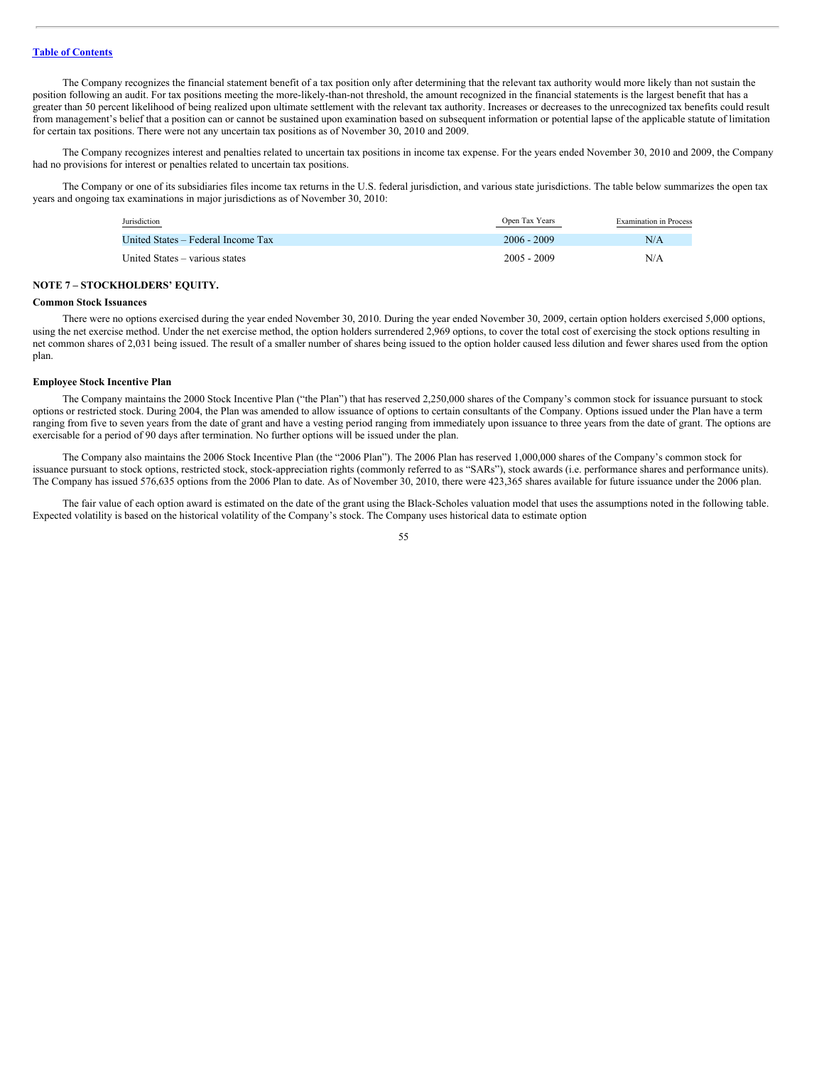The Company recognizes the financial statement benefit of a tax position only after determining that the relevant tax authority would more likely than not sustain the position following an audit. For tax positions meeting the more-likely-than-not threshold, the amount recognized in the financial statements is the largest benefit that has a greater than 50 percent likelihood of being realized upon ultimate settlement with the relevant tax authority. Increases or decreases to the unrecognized tax benefits could result from management's belief that a position can or cannot be sustained upon examination based on subsequent information or potential lapse of the applicable statute of limitation for certain tax positions. There were not any uncertain tax positions as of November 30, 2010 and 2009.

The Company recognizes interest and penalties related to uncertain tax positions in income tax expense. For the years ended November 30, 2010 and 2009, the Company had no provisions for interest or penalties related to uncertain tax positions.

The Company or one of its subsidiaries files income tax returns in the U.S. federal jurisdiction, and various state jurisdictions. The table below summarizes the open tax years and ongoing tax examinations in major jurisdictions as of November 30, 2010:

| Jurisdiction | Open Tax Years | Examination in Process |
|---|---|---|
| United States – Federal Income Tax | 2006 - 2009 | N/A |
| United States – various states | 2005 - 2009 | N/A |

## NOTE 7 – STOCKHOLDERS' EQUITY.

### Common Stock Issuances

There were no options exercised during the year ended November 30, 2010. During the year ended November 30, 2009, certain option holders exercised 5,000 options, using the net exercise method. Under the net exercise method, the option holders surrendered 2,969 options, to cover the total cost of exercising the stock options resulting in net common shares of 2,031 being issued. The result of a smaller number of shares being issued to the option holder caused less dilution and fewer shares used from the option plan.

### Employee Stock Incentive Plan

The Company maintains the 2000 Stock Incentive Plan ("the Plan") that has reserved 2,250,000 shares of the Company's common stock for issuance pursuant to stock options or restricted stock. During 2004, the Plan was amended to allow issuance of options to certain consultants of the Company. Options issued under the Plan have a term ranging from five to seven years from the date of grant and have a vesting period ranging from immediately upon issuance to three years from the date of grant. The options are exercisable for a period of 90 days after termination. No further options will be issued under the plan.

The Company also maintains the 2006 Stock Incentive Plan (the "2006 Plan"). The 2006 Plan has reserved 1,000,000 shares of the Company's common stock for issuance pursuant to stock options, restricted stock, stock-appreciation rights (commonly referred to as "SARs"), stock awards (i.e. performance shares and performance units). The Company has issued 576,635 options from the 2006 Plan to date. As of November 30, 2010, there were 423,365 shares available for future issuance under the 2006 plan.

The fair value of each option award is estimated on the date of the grant using the Black-Scholes valuation model that uses the assumptions noted in the following table. Expected volatility is based on the historical volatility of the Company's stock. The Company uses historical data to estimate option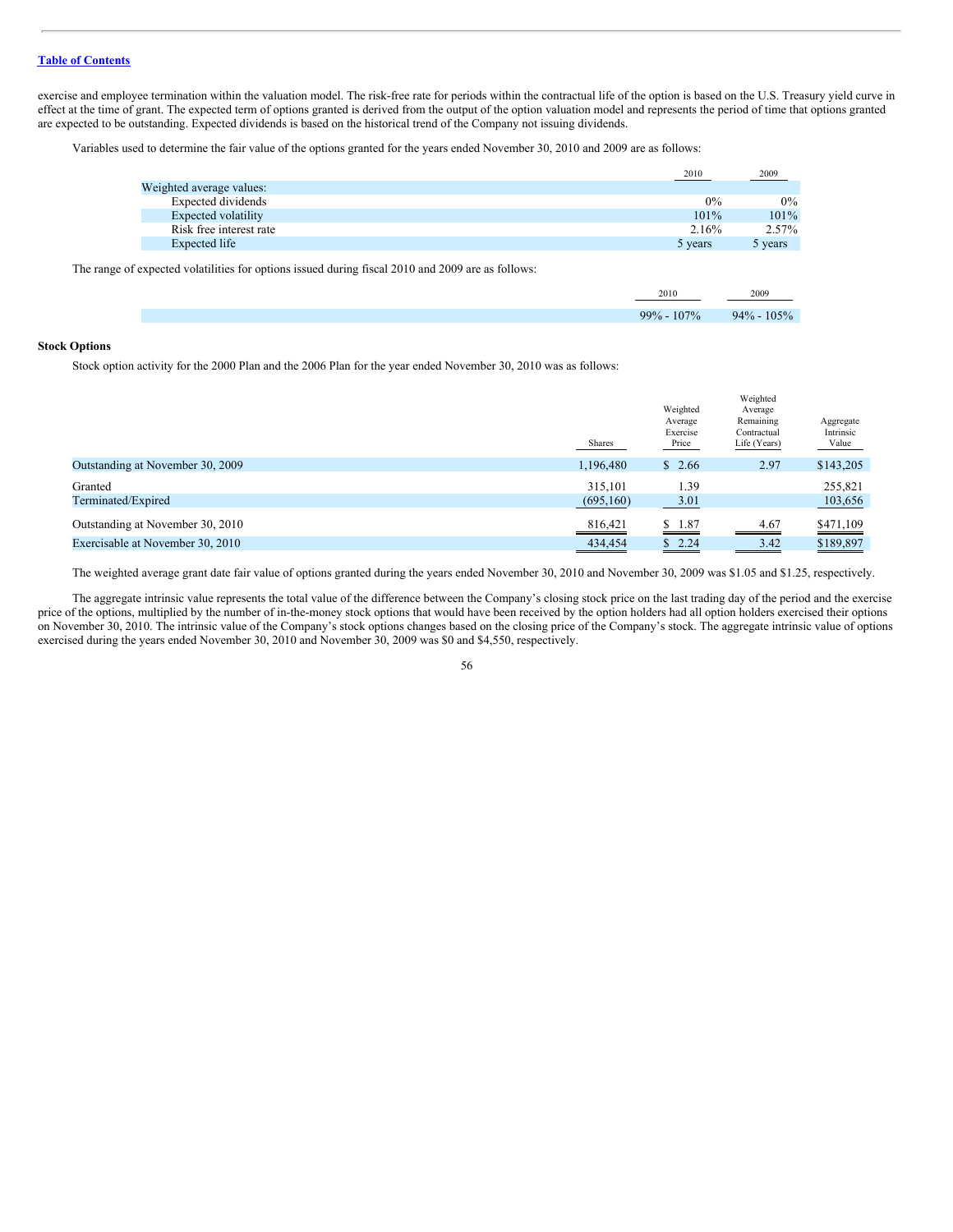exercise and employee termination within the valuation model. The risk-free rate for periods within the contractual life of the option is based on the U.S. Treasury yield curve in effect at the time of grant. The expected term of options granted is derived from the output of the option valuation model and represents the period of time that options granted are expected to be outstanding. Expected dividends is based on the historical trend of the Company not issuing dividends.

Variables used to determine the fair value of the options granted for the years ended November 30, 2010 and 2009 are as follows:

| | 2010 | 2009 |
|---|---|---|
| Weighted average values: | | |
| Expected dividends | 0% | 0% |
| Expected volatility | 101% | 101% |
| Risk free interest rate | 2.16% | 2.57% |
| Expected life | 5 years | 5 years |

The range of expected volatilities for options issued during fiscal 2010 and 2009 are as follows:

| 2010 | 2009 |
|---|---|
| 99% - 107% | 94% - 105% |

**Stock Options**

Stock option activity for the 2000 Plan and the 2006 Plan for the year ended November 30, 2010 was as follows:

| | Shares | Weighted Average Exercise Price | Weighted Average Remaining Contractual Life (Years) | Aggregate Intrinsic Value |
|---|---|---|---|---|
| Outstanding at November 30, 2009 | 1,196,480 | $ 2.66 | 2.97 | $143,205 |
| Granted | 315,101 | 1.39 | | 255,821 |
| Terminated/Expired | (695,160) | 3.01 | | 103,656 |
| Outstanding at November 30, 2010 | 816,421 | $ 1.87 | 4.67 | $471,109 |
| Exercisable at November 30, 2010 | 434,454 | $ 2.24 | 3.42 | $189,897 |

The weighted average grant date fair value of options granted during the years ended November 30, 2010 and November 30, 2009 was $1.05 and $1.25, respectively.

The aggregate intrinsic value represents the total value of the difference between the Company's closing stock price on the last trading day of the period and the exercise price of the options, multiplied by the number of in-the-money stock options that would have been received by the option holders had all option holders exercised their options on November 30, 2010. The intrinsic value of the Company's stock options changes based on the closing price of the Company's stock. The aggregate intrinsic value of options exercised during the years ended November 30, 2010 and November 30, 2009 was $0 and $4,550, respectively.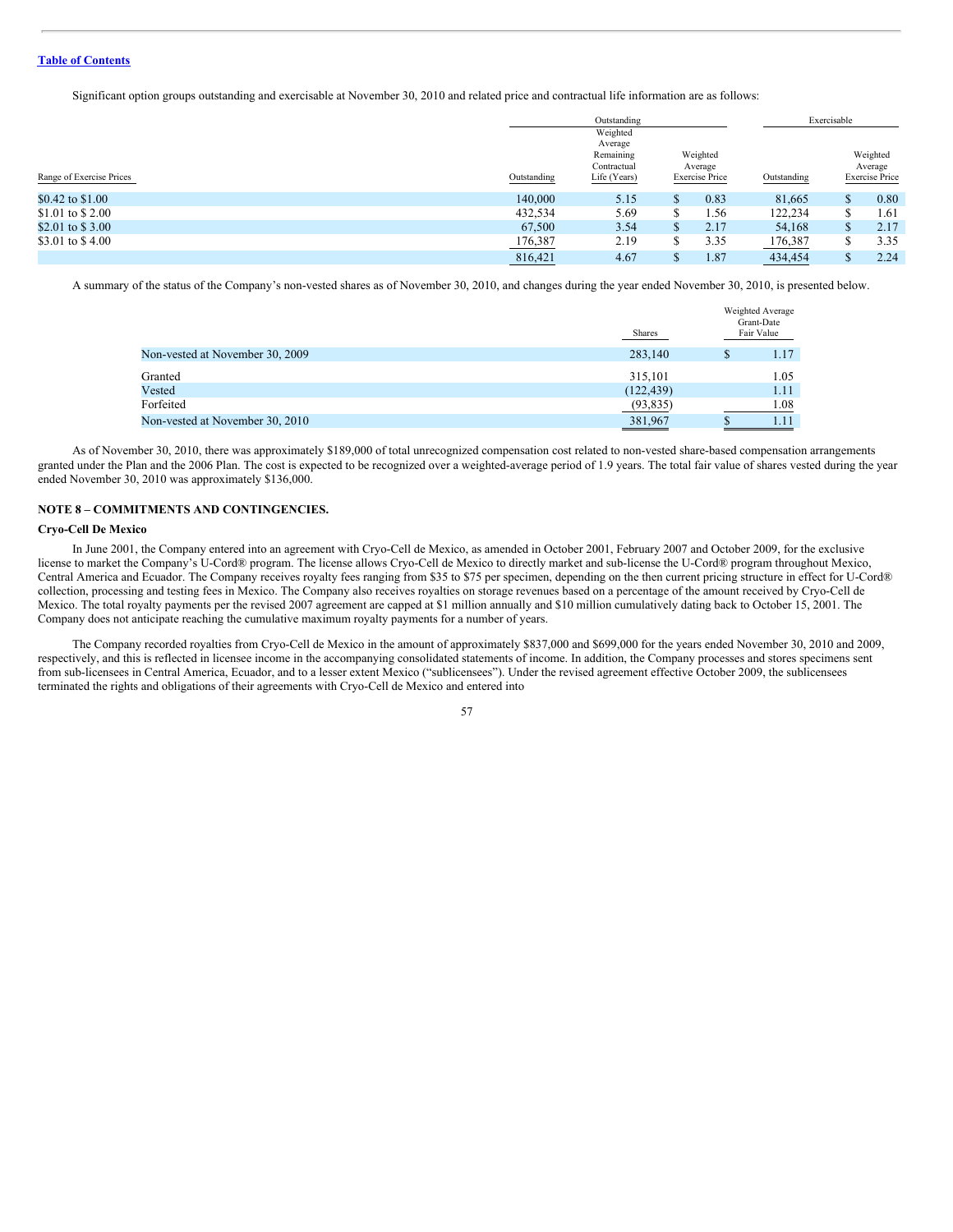Significant option groups outstanding and exercisable at November 30, 2010 and related price and contractual life information are as follows:

| | Outstanding | | | Exercisable | |
|---|---|---|---|---|---|
| Range of Exercise Prices | Outstanding | Weighted Average Remaining Contractual Life (Years) | Weighted Average Exercise Price | Outstanding | Weighted Average Exercise Price |
| $0.42 to $1.00 | 140,000 | 5.15 | $ 0.83 | 81,665 | $ 0.80 |
| $1.01 to $ 2.00 | 432,534 | 5.69 | $ 1.56 | 122,234 | $ 1.61 |
| $2.01 to $ 3.00 | 67,500 | 3.54 | $ 2.17 | 54,168 | $ 2.17 |
| $3.01 to $ 4.00 | 176,387 | 2.19 | $ 3.35 | 176,387 | $ 3.35 |
| | 816,421 | 4.67 | $ 1.87 | 434,454 | $ 2.24 |

A summary of the status of the Company's non-vested shares as of November 30, 2010, and changes during the year ended November 30, 2010, is presented below.

| | Shares | Weighted Average Grant-Date Fair Value |
|---|---|---|
| Non-vested at November 30, 2009 | 283,140 | $ 1.17 |
| Granted | 315,101 | 1.05 |
| Vested | (122,439) | 1.11 |
| Forfeited | (93,835) | 1.08 |
| Non-vested at November 30, 2010 | 381,967 | $ 1.11 |

As of November 30, 2010, there was approximately $189,000 of total unrecognized compensation cost related to non-vested share-based compensation arrangements granted under the Plan and the 2006 Plan. The cost is expected to be recognized over a weighted-average period of 1.9 years. The total fair value of shares vested during the year ended November 30, 2010 was approximately $136,000.

## NOTE 8 – COMMITMENTS AND CONTINGENCIES.

### Cryo-Cell De Mexico

In June 2001, the Company entered into an agreement with Cryo-Cell de Mexico, as amended in October 2001, February 2007 and October 2009, for the exclusive license to market the Company's U-Cord® program. The license allows Cryo-Cell de Mexico to directly market and sub-license the U-Cord® program throughout Mexico, Central America and Ecuador. The Company receives royalty fees ranging from $35 to $75 per specimen, depending on the then current pricing structure in effect for U-Cord® collection, processing and testing fees in Mexico. The Company also receives royalties on storage revenues based on a percentage of the amount received by Cryo-Cell de Mexico. The total royalty payments per the revised 2007 agreement are capped at $1 million annually and $10 million cumulatively dating back to October 15, 2001. The Company does not anticipate reaching the cumulative maximum royalty payments for a number of years.

The Company recorded royalties from Cryo-Cell de Mexico in the amount of approximately $837,000 and $699,000 for the years ended November 30, 2010 and 2009, respectively, and this is reflected in licensee income in the accompanying consolidated statements of income. In addition, the Company processes and stores specimens sent from sub-licensees in Central America, Ecuador, and to a lesser extent Mexico ("sublicensees"). Under the revised agreement effective October 2009, the sublicensees terminated the rights and obligations of their agreements with Cryo-Cell de Mexico and entered into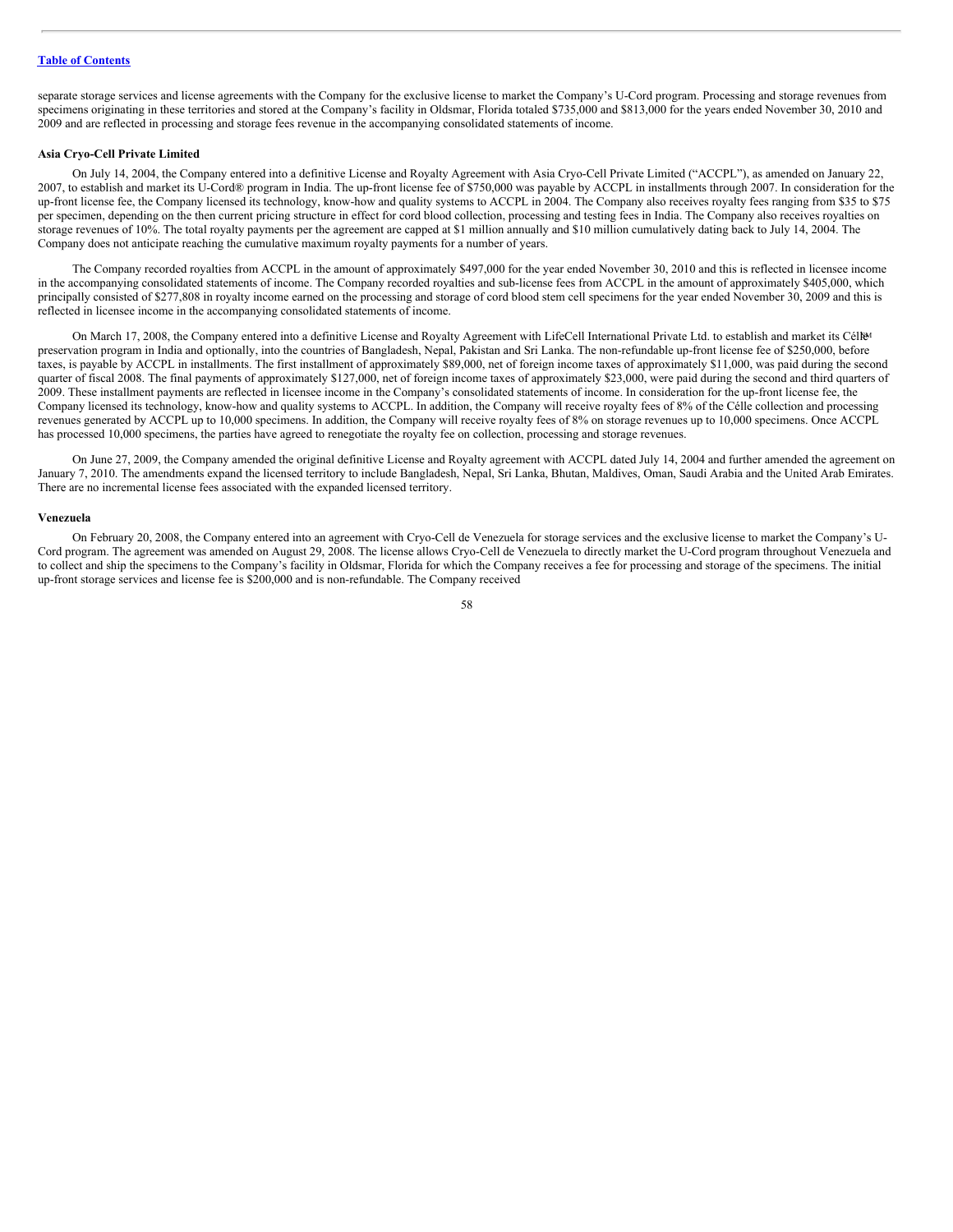separate storage services and license agreements with the Company for the exclusive license to market the Company's U-Cord program. Processing and storage revenues from specimens originating in these territories and stored at the Company's facility in Oldsmar, Florida totaled $735,000 and $813,000 for the years ended November 30, 2010 and 2009 and are reflected in processing and storage fees revenue in the accompanying consolidated statements of income.

**Asia Cryo-Cell Private Limited**

On July 14, 2004, the Company entered into a definitive License and Royalty Agreement with Asia Cryo-Cell Private Limited ("ACCPL"), as amended on January 22, 2007, to establish and market its U-Cord® program in India. The up-front license fee of $750,000 was payable by ACCPL in installments through 2007. In consideration for the up-front license fee, the Company licensed its technology, know-how and quality systems to ACCPL in 2004. The Company also receives royalty fees ranging from $35 to $75 per specimen, depending on the then current pricing structure in effect for cord blood collection, processing and testing fees in India. The Company also receives royalties on storage revenues of 10%. The total royalty payments per the agreement are capped at $1 million annually and $10 million cumulatively dating back to July 14, 2004. The Company does not anticipate reaching the cumulative maximum royalty payments for a number of years.

The Company recorded royalties from ACCPL in the amount of approximately $497,000 for the year ended November 30, 2010 and this is reflected in licensee income in the accompanying consolidated statements of income. The Company recorded royalties and sub-license fees from ACCPL in the amount of approximately $405,000, which principally consisted of $277,808 in royalty income earned on the processing and storage of cord blood stem cell specimens for the year ended November 30, 2009 and this is reflected in licensee income in the accompanying consolidated statements of income.

On March 17, 2008, the Company entered into a definitive License and Royalty Agreement with LifeCell International Private Ltd. to establish and market its Célle℠ preservation program in India and optionally, into the countries of Bangladesh, Nepal, Pakistan and Sri Lanka. The non-refundable up-front license fee of $250,000, before taxes, is payable by ACCPL in installments. The first installment of approximately $89,000, net of foreign income taxes of approximately $11,000, was paid during the second quarter of fiscal 2008. The final payments of approximately $127,000, net of foreign income taxes of approximately $23,000, were paid during the second and third quarters of 2009. These installment payments are reflected in licensee income in the Company's consolidated statements of income. In consideration for the up-front license fee, the Company licensed its technology, know-how and quality systems to ACCPL. In addition, the Company will receive royalty fees of 8% of the Célle collection and processing revenues generated by ACCPL up to 10,000 specimens. In addition, the Company will receive royalty fees of 8% on storage revenues up to 10,000 specimens. Once ACCPL has processed 10,000 specimens, the parties have agreed to renegotiate the royalty fee on collection, processing and storage revenues.

On June 27, 2009, the Company amended the original definitive License and Royalty agreement with ACCPL dated July 14, 2004 and further amended the agreement on January 7, 2010. The amendments expand the licensed territory to include Bangladesh, Nepal, Sri Lanka, Bhutan, Maldives, Oman, Saudi Arabia and the United Arab Emirates. There are no incremental license fees associated with the expanded licensed territory.

**Venezuela**

On February 20, 2008, the Company entered into an agreement with Cryo-Cell de Venezuela for storage services and the exclusive license to market the Company's U-Cord program. The agreement was amended on August 29, 2008. The license allows Cryo-Cell de Venezuela to directly market the U-Cord program throughout Venezuela and to collect and ship the specimens to the Company's facility in Oldsmar, Florida for which the Company receives a fee for processing and storage of the specimens. The initial up-front storage services and license fee is $200,000 and is non-refundable. The Company received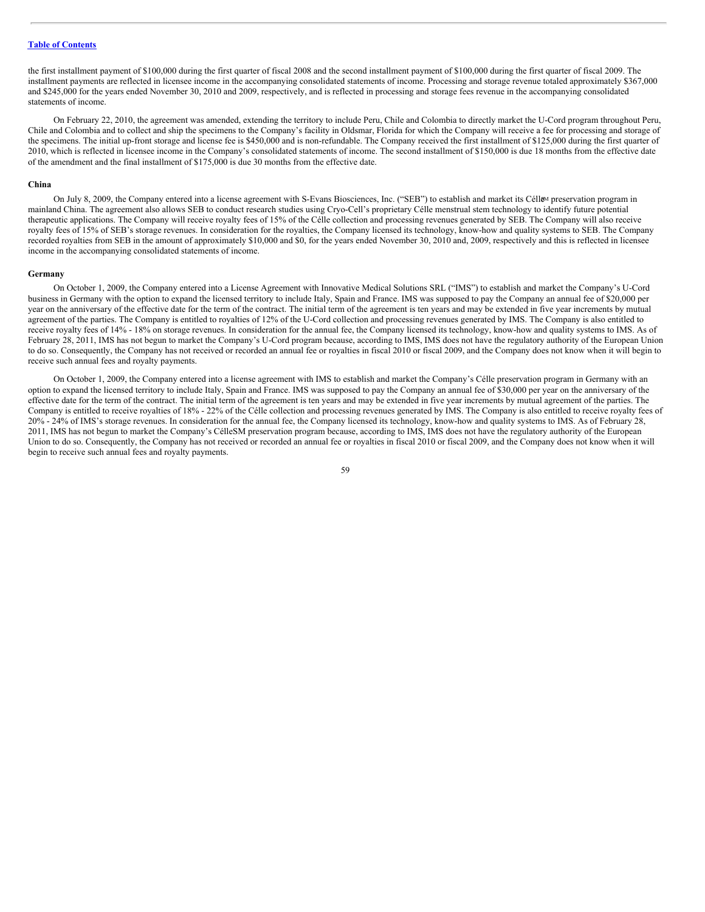the first installment payment of $100,000 during the first quarter of fiscal 2008 and the second installment payment of $100,000 during the first quarter of fiscal 2009. The installment payments are reflected in licensee income in the accompanying consolidated statements of income. Processing and storage revenue totaled approximately $367,000 and $245,000 for the years ended November 30, 2010 and 2009, respectively, and is reflected in processing and storage fees revenue in the accompanying consolidated statements of income.

On February 22, 2010, the agreement was amended, extending the territory to include Peru, Chile and Colombia to directly market the U-Cord program throughout Peru, Chile and Colombia and to collect and ship the specimens to the Company's facility in Oldsmar, Florida for which the Company will receive a fee for processing and storage of the specimens. The initial up-front storage and license fee is $450,000 and is non-refundable. The Company received the first installment of $125,000 during the first quarter of 2010, which is reflected in licensee income in the Company's consolidated statements of income. The second installment of $150,000 is due 18 months from the effective date of the amendment and the final installment of $175,000 is due 30 months from the effective date.

**China**

On July 8, 2009, the Company entered into a license agreement with S-Evans Biosciences, Inc. ("SEB") to establish and market its Célle[SM] preservation program in mainland China. The agreement also allows SEB to conduct research studies using Cryo-Cell's proprietary Célle menstrual stem technology to identify future potential therapeutic applications. The Company will receive royalty fees of 15% of the Célle collection and processing revenues generated by SEB. The Company will also receive royalty fees of 15% of SEB's storage revenues. In consideration for the royalties, the Company licensed its technology, know-how and quality systems to SEB. The Company recorded royalties from SEB in the amount of approximately $10,000 and $0, for the years ended November 30, 2010 and, 2009, respectively and this is reflected in licensee income in the accompanying consolidated statements of income.

**Germany**

On October 1, 2009, the Company entered into a License Agreement with Innovative Medical Solutions SRL ("IMS") to establish and market the Company's U-Cord business in Germany with the option to expand the licensed territory to include Italy, Spain and France. IMS was supposed to pay the Company an annual fee of $20,000 per year on the anniversary of the effective date for the term of the contract. The initial term of the agreement is ten years and may be extended in five year increments by mutual agreement of the parties. The Company is entitled to royalties of 12% of the U-Cord collection and processing revenues generated by IMS. The Company is also entitled to receive royalty fees of 14% - 18% on storage revenues. In consideration for the annual fee, the Company licensed its technology, know-how and quality systems to IMS. As of February 28, 2011, IMS has not begun to market the Company's U-Cord program because, according to IMS, IMS does not have the regulatory authority of the European Union to do so. Consequently, the Company has not received or recorded an annual fee or royalties in fiscal 2010 or fiscal 2009, and the Company does not know when it will begin to receive such annual fees and royalty payments.

On October 1, 2009, the Company entered into a license agreement with IMS to establish and market the Company's Célle preservation program in Germany with an option to expand the licensed territory to include Italy, Spain and France. IMS was supposed to pay the Company an annual fee of $30,000 per year on the anniversary of the effective date for the term of the contract. The initial term of the agreement is ten years and may be extended in five year increments by mutual agreement of the parties. The Company is entitled to receive royalties of 18% - 22% of the Célle collection and processing revenues generated by IMS. The Company is also entitled to receive royalty fees of 20% - 24% of IMS's storage revenues. In consideration for the annual fee, the Company licensed its technology, know-how and quality systems to IMS. As of February 28, 2011, IMS has not begun to market the Company's CélleSM preservation program because, according to IMS, IMS does not have the regulatory authority of the European Union to do so. Consequently, the Company has not received or recorded an annual fee or royalties in fiscal 2010 or fiscal 2009, and the Company does not know when it will begin to receive such annual fees and royalty payments.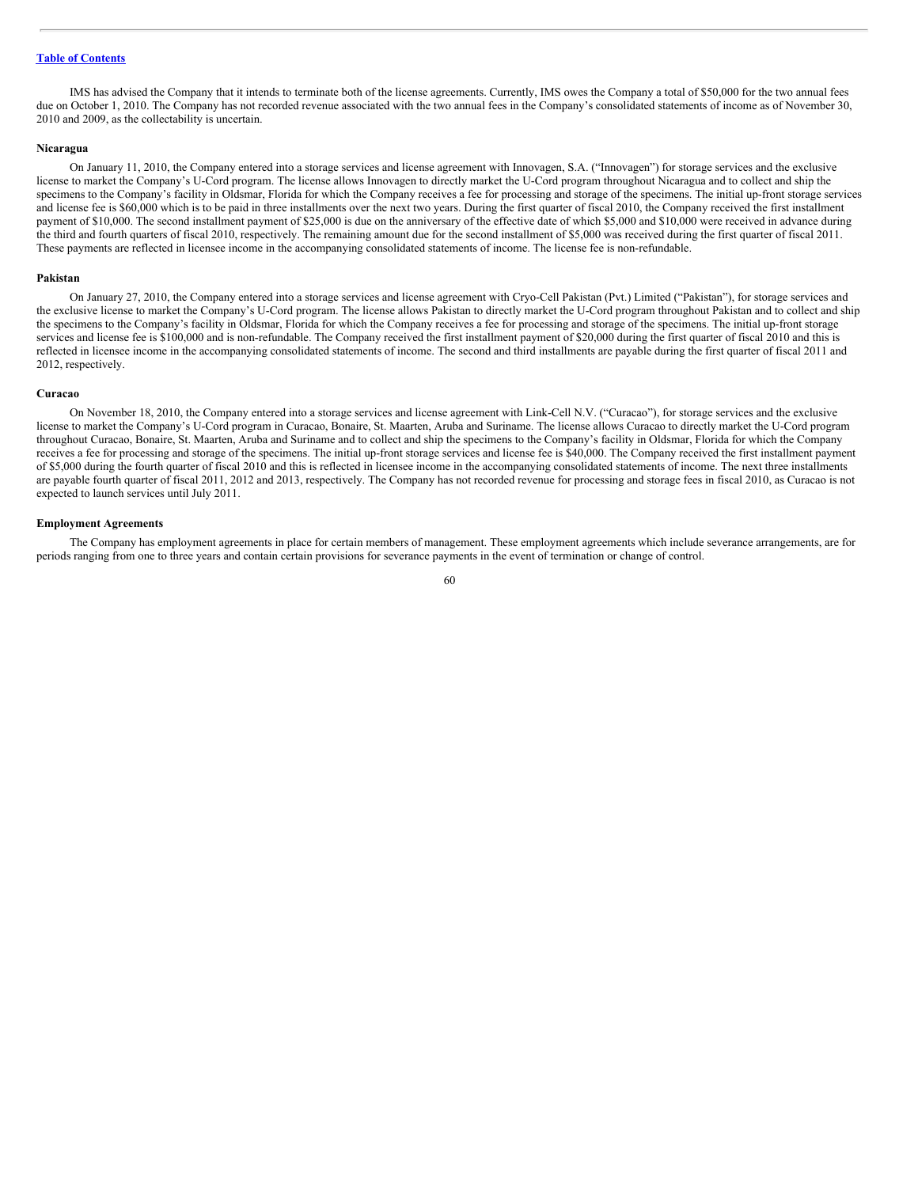IMS has advised the Company that it intends to terminate both of the license agreements. Currently, IMS owes the Company a total of $50,000 for the two annual fees due on October 1, 2010. The Company has not recorded revenue associated with the two annual fees in the Company's consolidated statements of income as of November 30, 2010 and 2009, as the collectability is uncertain.

**Nicaragua**

On January 11, 2010, the Company entered into a storage services and license agreement with Innovagen, S.A. ("Innovagen") for storage services and the exclusive license to market the Company's U-Cord program. The license allows Innovagen to directly market the U-Cord program throughout Nicaragua and to collect and ship the specimens to the Company's facility in Oldsmar, Florida for which the Company receives a fee for processing and storage of the specimens. The initial up-front storage services and license fee is $60,000 which is to be paid in three installments over the next two years. During the first quarter of fiscal 2010, the Company received the first installment payment of $10,000. The second installment payment of $25,000 is due on the anniversary of the effective date of which $5,000 and $10,000 were received in advance during the third and fourth quarters of fiscal 2010, respectively. The remaining amount due for the second installment of $5,000 was received during the first quarter of fiscal 2011. These payments are reflected in licensee income in the accompanying consolidated statements of income. The license fee is non-refundable.

**Pakistan**

On January 27, 2010, the Company entered into a storage services and license agreement with Cryo-Cell Pakistan (Pvt.) Limited ("Pakistan"), for storage services and the exclusive license to market the Company's U-Cord program. The license allows Pakistan to directly market the U-Cord program throughout Pakistan and to collect and ship the specimens to the Company's facility in Oldsmar, Florida for which the Company receives a fee for processing and storage of the specimens. The initial up-front storage services and license fee is $100,000 and is non-refundable. The Company received the first installment payment of $20,000 during the first quarter of fiscal 2010 and this is reflected in licensee income in the accompanying consolidated statements of income. The second and third installments are payable during the first quarter of fiscal 2011 and 2012, respectively.

**Curacao**

On November 18, 2010, the Company entered into a storage services and license agreement with Link-Cell N.V. ("Curacao"), for storage services and the exclusive license to market the Company's U-Cord program in Curacao, Bonaire, St. Maarten, Aruba and Suriname. The license allows Curacao to directly market the U-Cord program throughout Curacao, Bonaire, St. Maarten, Aruba and Suriname and to collect and ship the specimens to the Company's facility in Oldsmar, Florida for which the Company receives a fee for processing and storage of the specimens. The initial up-front storage services and license fee is $40,000. The Company received the first installment payment of $5,000 during the fourth quarter of fiscal 2010 and this is reflected in licensee income in the accompanying consolidated statements of income. The next three installments are payable fourth quarter of fiscal 2011, 2012 and 2013, respectively. The Company has not recorded revenue for processing and storage fees in fiscal 2010, as Curacao is not expected to launch services until July 2011.

**Employment Agreements**

The Company has employment agreements in place for certain members of management. These employment agreements which include severance arrangements, are for periods ranging from one to three years and contain certain provisions for severance payments in the event of termination or change of control.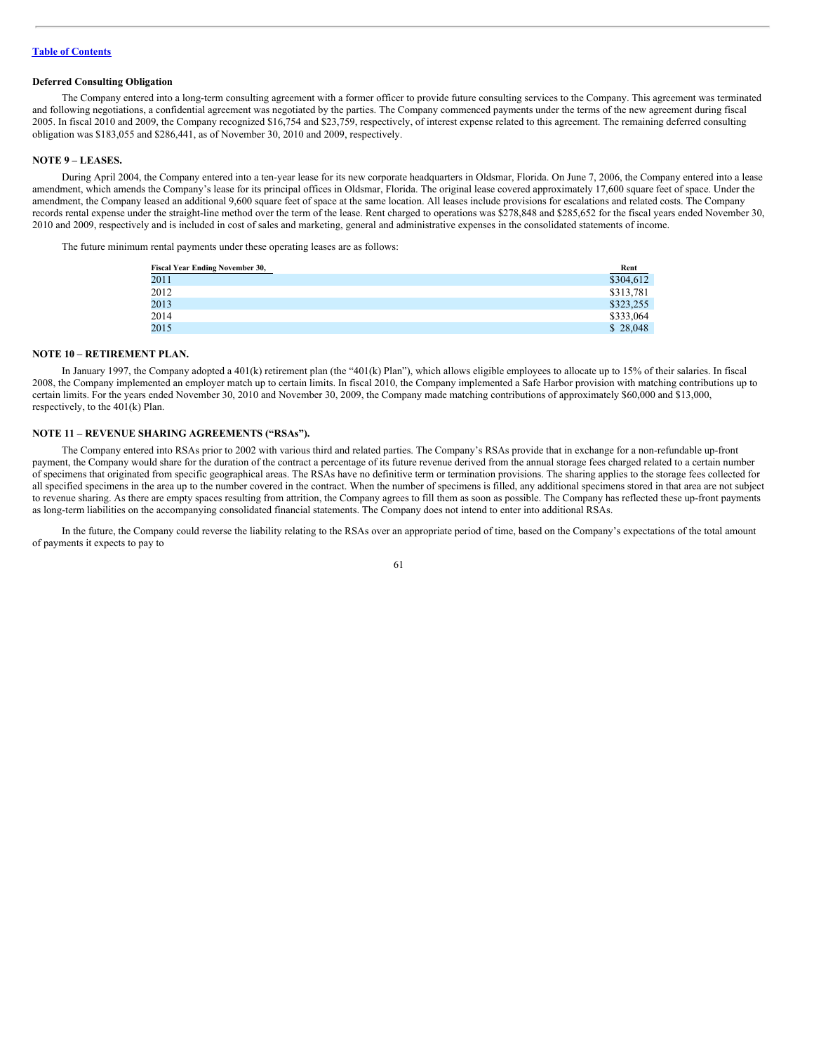**Deferred Consulting Obligation**

The Company entered into a long-term consulting agreement with a former officer to provide future consulting services to the Company. This agreement was terminated and following negotiations, a confidential agreement was negotiated by the parties. The Company commenced payments under the terms of the new agreement during fiscal 2005. In fiscal 2010 and 2009, the Company recognized $16,754 and $23,759, respectively, of interest expense related to this agreement. The remaining deferred consulting obligation was $183,055 and $286,441, as of November 30, 2010 and 2009, respectively.

**NOTE 9 – LEASES.**

During April 2004, the Company entered into a ten-year lease for its new corporate headquarters in Oldsmar, Florida. On June 7, 2006, the Company entered into a lease amendment, which amends the Company's lease for its principal offices in Oldsmar, Florida. The original lease covered approximately 17,600 square feet of space. Under the amendment, the Company leased an additional 9,600 square feet of space at the same location. All leases include provisions for escalations and related costs. The Company records rental expense under the straight-line method over the term of the lease. Rent charged to operations was $278,848 and $285,652 for the fiscal years ended November 30, 2010 and 2009, respectively and is included in cost of sales and marketing, general and administrative expenses in the consolidated statements of income.

The future minimum rental payments under these operating leases are as follows:

| Fiscal Year Ending November 30, | Rent |
|---|---|
| 2011 | $304,612 |
| 2012 | $313,781 |
| 2013 | $323,255 |
| 2014 | $333,064 |
| 2015 | $ 28,048 |

**NOTE 10 – RETIREMENT PLAN.**

In January 1997, the Company adopted a 401(k) retirement plan (the "401(k) Plan"), which allows eligible employees to allocate up to 15% of their salaries. In fiscal 2008, the Company implemented an employer match up to certain limits. In fiscal 2010, the Company implemented a Safe Harbor provision with matching contributions up to certain limits. For the years ended November 30, 2010 and November 30, 2009, the Company made matching contributions of approximately $60,000 and $13,000, respectively, to the 401(k) Plan.

**NOTE 11 – REVENUE SHARING AGREEMENTS ("RSAs").**

The Company entered into RSAs prior to 2002 with various third and related parties. The Company's RSAs provide that in exchange for a non-refundable up-front payment, the Company would share for the duration of the contract a percentage of its future revenue derived from the annual storage fees charged related to a certain number of specimens that originated from specific geographical areas. The RSAs have no definitive term or termination provisions. The sharing applies to the storage fees collected for all specified specimens in the area up to the number covered in the contract. When the number of specimens is filled, any additional specimens stored in that area are not subject to revenue sharing. As there are empty spaces resulting from attrition, the Company agrees to fill them as soon as possible. The Company has reflected these up-front payments as long-term liabilities on the accompanying consolidated financial statements. The Company does not intend to enter into additional RSAs.

In the future, the Company could reverse the liability relating to the RSAs over an appropriate period of time, based on the Company's expectations of the total amount of payments it expects to pay to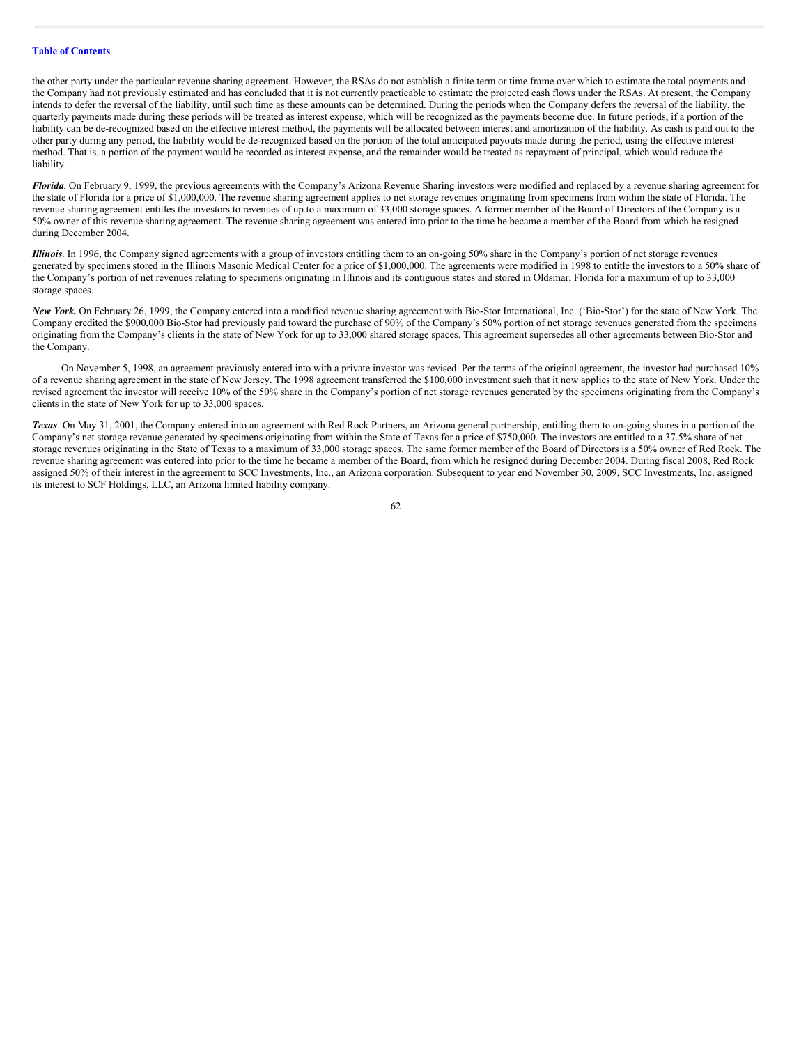the other party under the particular revenue sharing agreement. However, the RSAs do not establish a finite term or time frame over which to estimate the total payments and the Company had not previously estimated and has concluded that it is not currently practicable to estimate the projected cash flows under the RSAs. At present, the Company intends to defer the reversal of the liability, until such time as these amounts can be determined. During the periods when the Company defers the reversal of the liability, the quarterly payments made during these periods will be treated as interest expense, which will be recognized as the payments become due. In future periods, if a portion of the liability can be de-recognized based on the effective interest method, the payments will be allocated between interest and amortization of the liability. As cash is paid out to the other party during any period, the liability would be de-recognized based on the portion of the total anticipated payouts made during the period, using the effective interest method. That is, a portion of the payment would be recorded as interest expense, and the remainder would be treated as repayment of principal, which would reduce the liability.

***Florida***. On February 9, 1999, the previous agreements with the Company's Arizona Revenue Sharing investors were modified and replaced by a revenue sharing agreement for the state of Florida for a price of $1,000,000. The revenue sharing agreement applies to net storage revenues originating from specimens from within the state of Florida. The revenue sharing agreement entitles the investors to revenues of up to a maximum of 33,000 storage spaces. A former member of the Board of Directors of the Company is a 50% owner of this revenue sharing agreement. The revenue sharing agreement was entered into prior to the time he became a member of the Board from which he resigned during December 2004.

***Illinois***. In 1996, the Company signed agreements with a group of investors entitling them to an on-going 50% share in the Company's portion of net storage revenues generated by specimens stored in the Illinois Masonic Medical Center for a price of $1,000,000. The agreements were modified in 1998 to entitle the investors to a 50% share of the Company's portion of net revenues relating to specimens originating in Illinois and its contiguous states and stored in Oldsmar, Florida for a maximum of up to 33,000 storage spaces.

***New York.*** On February 26, 1999, the Company entered into a modified revenue sharing agreement with Bio-Stor International, Inc. ('Bio-Stor') for the state of New York. The Company credited the $900,000 Bio-Stor had previously paid toward the purchase of 90% of the Company's 50% portion of net storage revenues generated from the specimens originating from the Company's clients in the state of New York for up to 33,000 shared storage spaces. This agreement supersedes all other agreements between Bio-Stor and the Company.

On November 5, 1998, an agreement previously entered into with a private investor was revised. Per the terms of the original agreement, the investor had purchased 10% of a revenue sharing agreement in the state of New Jersey. The 1998 agreement transferred the $100,000 investment such that it now applies to the state of New York. Under the revised agreement the investor will receive 10% of the 50% share in the Company's portion of net storage revenues generated by the specimens originating from the Company's clients in the state of New York for up to 33,000 spaces.

***Texas***. On May 31, 2001, the Company entered into an agreement with Red Rock Partners, an Arizona general partnership, entitling them to on-going shares in a portion of the Company's net storage revenue generated by specimens originating from within the State of Texas for a price of $750,000. The investors are entitled to a 37.5% share of net storage revenues originating in the State of Texas to a maximum of 33,000 storage spaces. The same former member of the Board of Directors is a 50% owner of Red Rock. The revenue sharing agreement was entered into prior to the time he became a member of the Board, from which he resigned during December 2004. During fiscal 2008, Red Rock assigned 50% of their interest in the agreement to SCC Investments, Inc., an Arizona corporation. Subsequent to year end November 30, 2009, SCC Investments, Inc. assigned its interest to SCF Holdings, LLC, an Arizona limited liability company.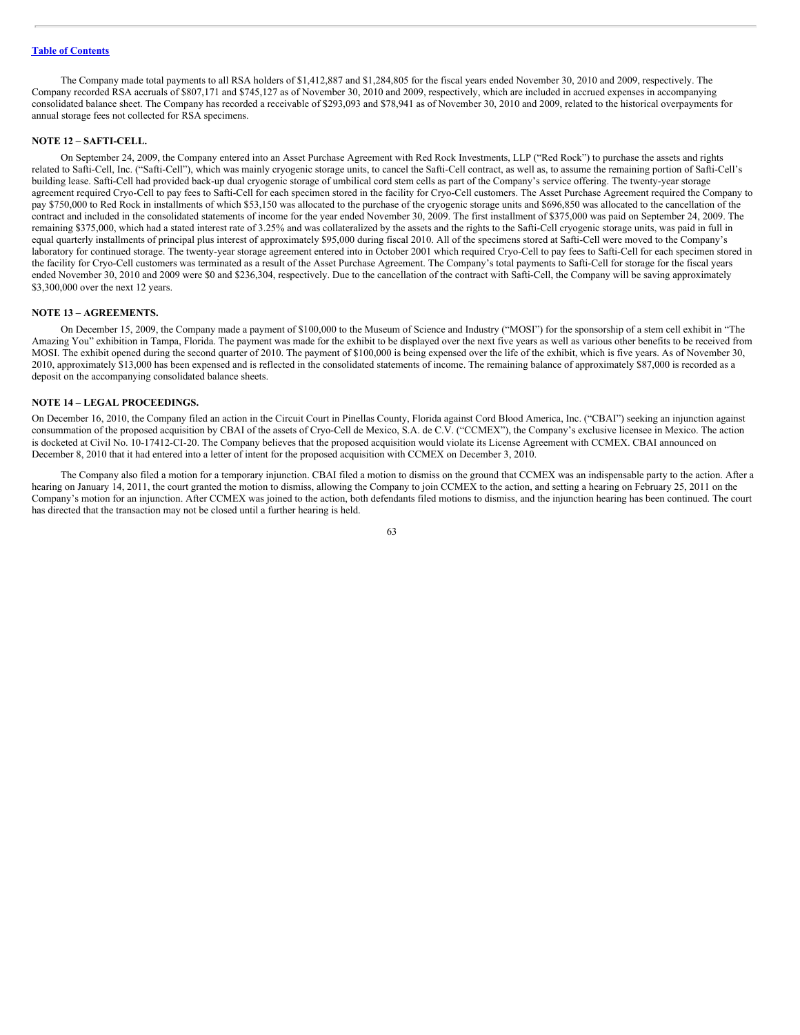The Company made total payments to all RSA holders of $1,412,887 and $1,284,805 for the fiscal years ended November 30, 2010 and 2009, respectively. The Company recorded RSA accruals of $807,171 and $745,127 as of November 30, 2010 and 2009, respectively, which are included in accrued expenses in accompanying consolidated balance sheet. The Company has recorded a receivable of $293,093 and $78,941 as of November 30, 2010 and 2009, related to the historical overpayments for annual storage fees not collected for RSA specimens.

### NOTE 12 – SAFTI-CELL.

On September 24, 2009, the Company entered into an Asset Purchase Agreement with Red Rock Investments, LLP ("Red Rock") to purchase the assets and rights related to Safti-Cell, Inc. ("Safti-Cell"), which was mainly cryogenic storage units, to cancel the Safti-Cell contract, as well as, to assume the remaining portion of Safti-Cell's building lease. Safti-Cell had provided back-up dual cryogenic storage of umbilical cord stem cells as part of the Company's service offering. The twenty-year storage agreement required Cryo-Cell to pay fees to Safti-Cell for each specimen stored in the facility for Cryo-Cell customers. The Asset Purchase Agreement required the Company to pay $750,000 to Red Rock in installments of which $53,150 was allocated to the purchase of the cryogenic storage units and $696,850 was allocated to the cancellation of the contract and included in the consolidated statements of income for the year ended November 30, 2009. The first installment of $375,000 was paid on September 24, 2009. The remaining $375,000, which had a stated interest rate of 3.25% and was collateralized by the assets and the rights to the Safti-Cell cryogenic storage units, was paid in full in equal quarterly installments of principal plus interest of approximately $95,000 during fiscal 2010. All of the specimens stored at Safti-Cell were moved to the Company's laboratory for continued storage. The twenty-year storage agreement entered into in October 2001 which required Cryo-Cell to pay fees to Safti-Cell for each specimen stored in the facility for Cryo-Cell customers was terminated as a result of the Asset Purchase Agreement. The Company's total payments to Safti-Cell for storage for the fiscal years ended November 30, 2010 and 2009 were $0 and $236,304, respectively. Due to the cancellation of the contract with Safti-Cell, the Company will be saving approximately $3,300,000 over the next 12 years.

### NOTE 13 – AGREEMENTS.

On December 15, 2009, the Company made a payment of $100,000 to the Museum of Science and Industry ("MOSI") for the sponsorship of a stem cell exhibit in "The Amazing You" exhibition in Tampa, Florida. The payment was made for the exhibit to be displayed over the next five years as well as various other benefits to be received from MOSI. The exhibit opened during the second quarter of 2010. The payment of $100,000 is being expensed over the life of the exhibit, which is five years. As of November 30, 2010, approximately $13,000 has been expensed and is reflected in the consolidated statements of income. The remaining balance of approximately $87,000 is recorded as a deposit on the accompanying consolidated balance sheets.

### NOTE 14 – LEGAL PROCEEDINGS.

On December 16, 2010, the Company filed an action in the Circuit Court in Pinellas County, Florida against Cord Blood America, Inc. ("CBAI") seeking an injunction against consummation of the proposed acquisition by CBAI of the assets of Cryo-Cell de Mexico, S.A. de C.V. ("CCMEX"), the Company's exclusive licensee in Mexico. The action is docketed at Civil No. 10-17412-CI-20. The Company believes that the proposed acquisition would violate its License Agreement with CCMEX. CBAI announced on December 8, 2010 that it had entered into a letter of intent for the proposed acquisition with CCMEX on December 3, 2010.

The Company also filed a motion for a temporary injunction. CBAI filed a motion to dismiss on the ground that CCMEX was an indispensable party to the action. After a hearing on January 14, 2011, the court granted the motion to dismiss, allowing the Company to join CCMEX to the action, and setting a hearing on February 25, 2011 on the Company's motion for an injunction. After CCMEX was joined to the action, both defendants filed motions to dismiss, and the injunction hearing has been continued. The court has directed that the transaction may not be closed until a further hearing is held.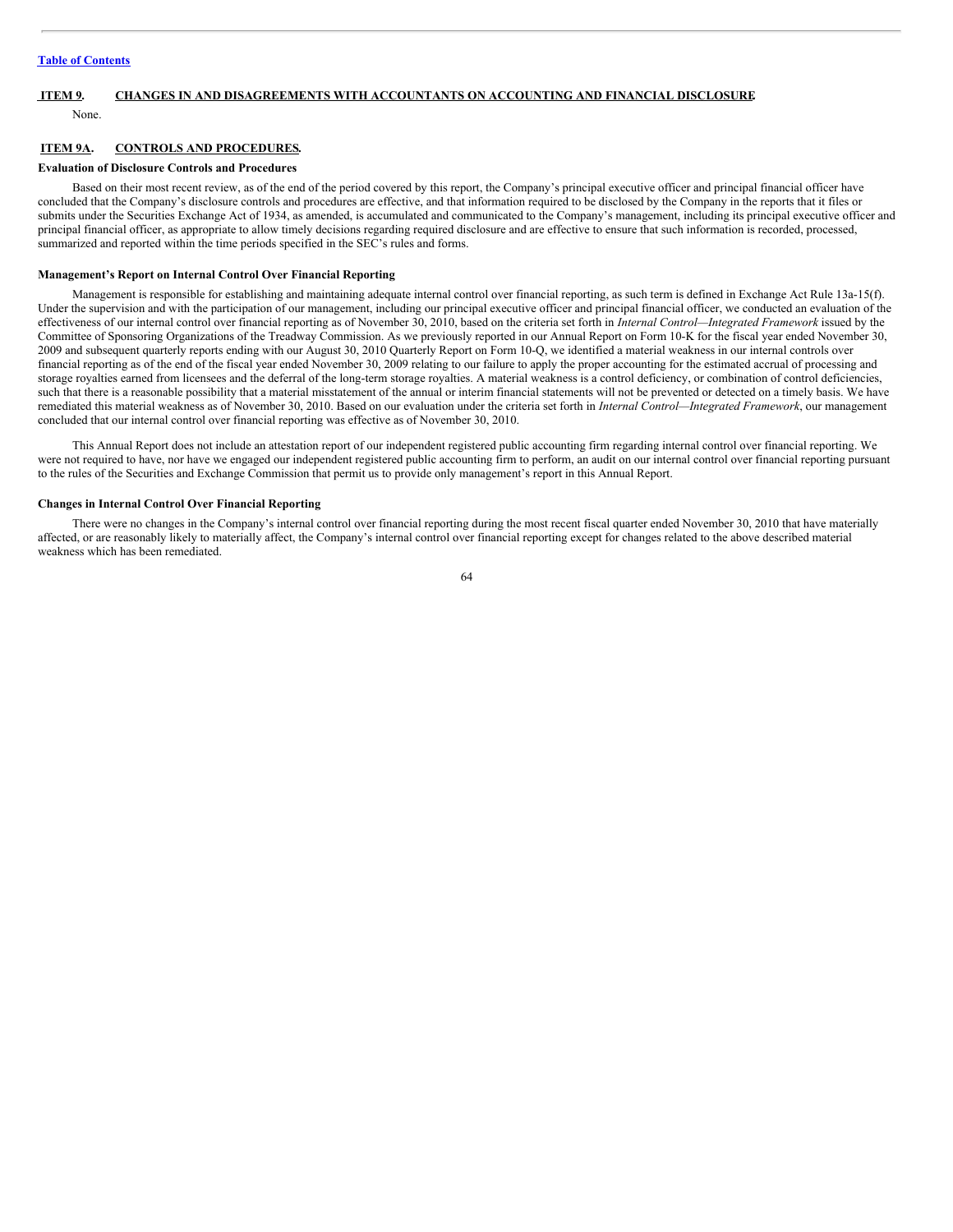## ITEM 9. CHANGES IN AND DISAGREEMENTS WITH ACCOUNTANTS ON ACCOUNTING AND FINANCIAL DISCLOSURE.

None.

## ITEM 9A. CONTROLS AND PROCEDURES.

**Evaluation of Disclosure Controls and Procedures**

Based on their most recent review, as of the end of the period covered by this report, the Company's principal executive officer and principal financial officer have concluded that the Company's disclosure controls and procedures are effective, and that information required to be disclosed by the Company in the reports that it files or submits under the Securities Exchange Act of 1934, as amended, is accumulated and communicated to the Company's management, including its principal executive officer and principal financial officer, as appropriate to allow timely decisions regarding required disclosure and are effective to ensure that such information is recorded, processed, summarized and reported within the time periods specified in the SEC's rules and forms.

**Management's Report on Internal Control Over Financial Reporting**

Management is responsible for establishing and maintaining adequate internal control over financial reporting, as such term is defined in Exchange Act Rule 13a-15(f). Under the supervision and with the participation of our management, including our principal executive officer and principal financial officer, we conducted an evaluation of the effectiveness of our internal control over financial reporting as of November 30, 2010, based on the criteria set forth in *Internal Control—Integrated Framework* issued by the Committee of Sponsoring Organizations of the Treadway Commission. As we previously reported in our Annual Report on Form 10-K for the fiscal year ended November 30, 2009 and subsequent quarterly reports ending with our August 30, 2010 Quarterly Report on Form 10-Q, we identified a material weakness in our internal controls over financial reporting as of the end of the fiscal year ended November 30, 2009 relating to our failure to apply the proper accounting for the estimated accrual of processing and storage royalties earned from licensees and the deferral of the long-term storage royalties. A material weakness is a control deficiency, or combination of control deficiencies, such that there is a reasonable possibility that a material misstatement of the annual or interim financial statements will not be prevented or detected on a timely basis. We have remediated this material weakness as of November 30, 2010. Based on our evaluation under the criteria set forth in *Internal Control—Integrated Framework*, our management concluded that our internal control over financial reporting was effective as of November 30, 2010.

This Annual Report does not include an attestation report of our independent registered public accounting firm regarding internal control over financial reporting. We were not required to have, nor have we engaged our independent registered public accounting firm to perform, an audit on our internal control over financial reporting pursuant to the rules of the Securities and Exchange Commission that permit us to provide only management's report in this Annual Report.

**Changes in Internal Control Over Financial Reporting**

There were no changes in the Company's internal control over financial reporting during the most recent fiscal quarter ended November 30, 2010 that have materially affected, or are reasonably likely to materially affect, the Company's internal control over financial reporting except for changes related to the above described material weakness which has been remediated.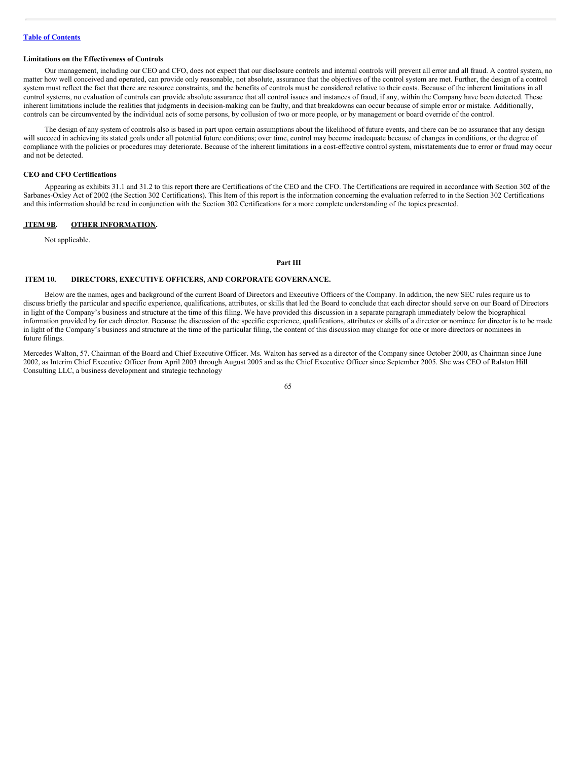**Limitations on the Effectiveness of Controls**

Our management, including our CEO and CFO, does not expect that our disclosure controls and internal controls will prevent all error and all fraud. A control system, no matter how well conceived and operated, can provide only reasonable, not absolute, assurance that the objectives of the control system are met. Further, the design of a control system must reflect the fact that there are resource constraints, and the benefits of controls must be considered relative to their costs. Because of the inherent limitations in all control systems, no evaluation of controls can provide absolute assurance that all control issues and instances of fraud, if any, within the Company have been detected. These inherent limitations include the realities that judgments in decision-making can be faulty, and that breakdowns can occur because of simple error or mistake. Additionally, controls can be circumvented by the individual acts of some persons, by collusion of two or more people, or by management or board override of the control.

The design of any system of controls also is based in part upon certain assumptions about the likelihood of future events, and there can be no assurance that any design will succeed in achieving its stated goals under all potential future conditions; over time, control may become inadequate because of changes in conditions, or the degree of compliance with the policies or procedures may deteriorate. Because of the inherent limitations in a cost-effective control system, misstatements due to error or fraud may occur and not be detected.

**CEO and CFO Certifications**

Appearing as exhibits 31.1 and 31.2 to this report there are Certifications of the CEO and the CFO. The Certifications are required in accordance with Section 302 of the Sarbanes-Oxley Act of 2002 (the Section 302 Certifications). This Item of this report is the information concerning the evaluation referred to in the Section 302 Certifications and this information should be read in conjunction with the Section 302 Certifications for a more complete understanding of the topics presented.

## ITEM 9B. OTHER INFORMATION.

Not applicable.

# Part III

## ITEM 10. DIRECTORS, EXECUTIVE OFFICERS, AND CORPORATE GOVERNANCE.

Below are the names, ages and background of the current Board of Directors and Executive Officers of the Company. In addition, the new SEC rules require us to discuss briefly the particular and specific experience, qualifications, attributes, or skills that led the Board to conclude that each director should serve on our Board of Directors in light of the Company's business and structure at the time of this filing. We have provided this discussion in a separate paragraph immediately below the biographical information provided by for each director. Because the discussion of the specific experience, qualifications, attributes or skills of a director or nominee for director is to be made in light of the Company's business and structure at the time of the particular filing, the content of this discussion may change for one or more directors or nominees in future filings.

Mercedes Walton, 57. Chairman of the Board and Chief Executive Officer. Ms. Walton has served as a director of the Company since October 2000, as Chairman since June 2002, as Interim Chief Executive Officer from April 2003 through August 2005 and as the Chief Executive Officer since September 2005. She was CEO of Ralston Hill Consulting LLC, a business development and strategic technology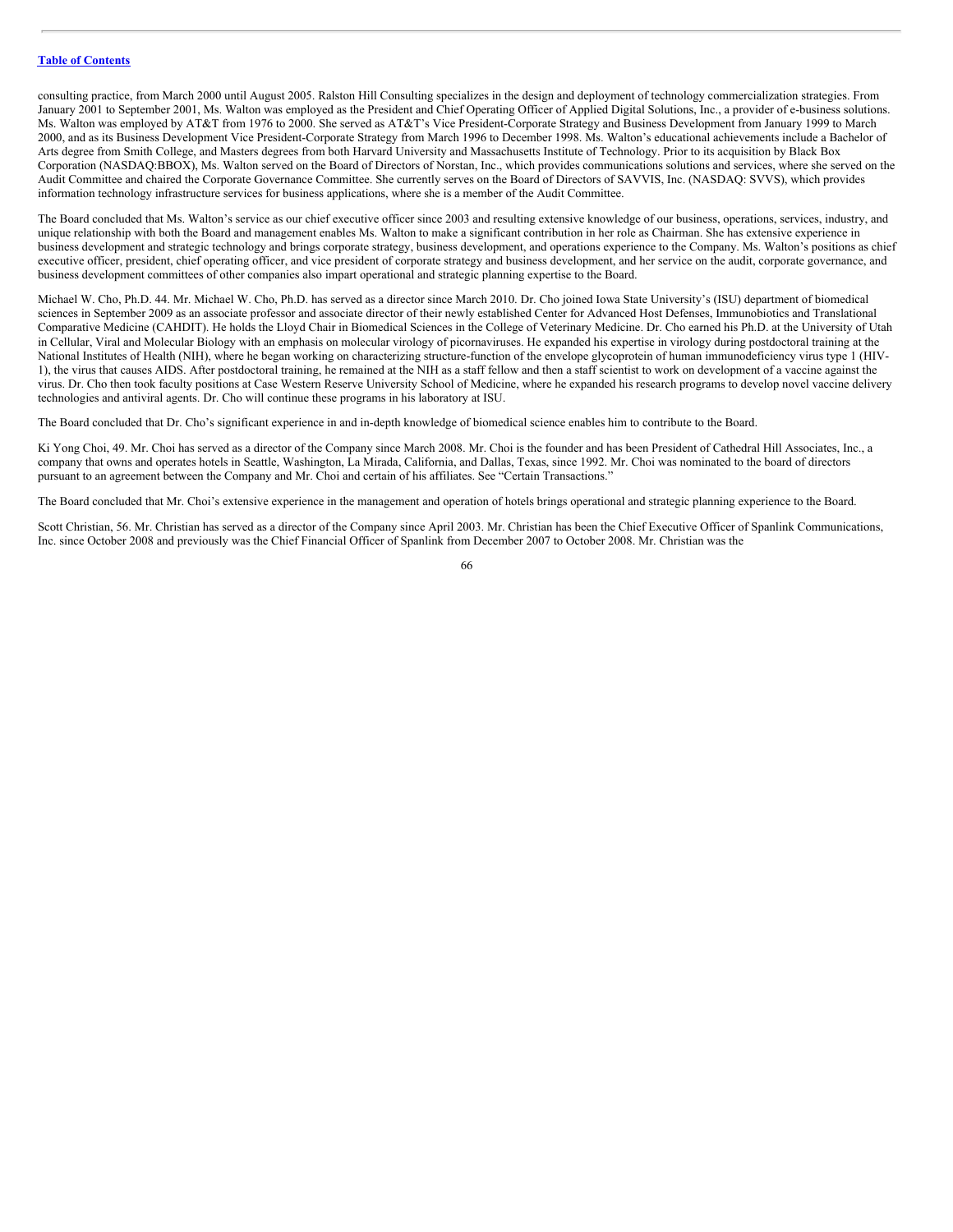consulting practice, from March 2000 until August 2005. Ralston Hill Consulting specializes in the design and deployment of technology commercialization strategies. From January 2001 to September 2001, Ms. Walton was employed as the President and Chief Operating Officer of Applied Digital Solutions, Inc., a provider of e-business solutions. Ms. Walton was employed by AT&T from 1976 to 2000. She served as AT&T's Vice President-Corporate Strategy and Business Development from January 1999 to March 2000, and as its Business Development Vice President-Corporate Strategy from March 1996 to December 1998. Ms. Walton's educational achievements include a Bachelor of Arts degree from Smith College, and Masters degrees from both Harvard University and Massachusetts Institute of Technology. Prior to its acquisition by Black Box Corporation (NASDAQ:BBOX), Ms. Walton served on the Board of Directors of Norstan, Inc., which provides communications solutions and services, where she served on the Audit Committee and chaired the Corporate Governance Committee. She currently serves on the Board of Directors of SAVVIS, Inc. (NASDAQ: SVVS), which provides information technology infrastructure services for business applications, where she is a member of the Audit Committee.

The Board concluded that Ms. Walton's service as our chief executive officer since 2003 and resulting extensive knowledge of our business, operations, services, industry, and unique relationship with both the Board and management enables Ms. Walton to make a significant contribution in her role as Chairman. She has extensive experience in business development and strategic technology and brings corporate strategy, business development, and operations experience to the Company. Ms. Walton's positions as chief executive officer, president, chief operating officer, and vice president of corporate strategy and business development, and her service on the audit, corporate governance, and business development committees of other companies also impart operational and strategic planning expertise to the Board.

Michael W. Cho, Ph.D. 44. Mr. Michael W. Cho, Ph.D. has served as a director since March 2010. Dr. Cho joined Iowa State University's (ISU) department of biomedical sciences in September 2009 as an associate professor and associate director of their newly established Center for Advanced Host Defenses, Immunobiotics and Translational Comparative Medicine (CAHDIT). He holds the Lloyd Chair in Biomedical Sciences in the College of Veterinary Medicine. Dr. Cho earned his Ph.D. at the University of Utah in Cellular, Viral and Molecular Biology with an emphasis on molecular virology of picornaviruses. He expanded his expertise in virology during postdoctoral training at the National Institutes of Health (NIH), where he began working on characterizing structure-function of the envelope glycoprotein of human immunodeficiency virus type 1 (HIV-1), the virus that causes AIDS. After postdoctoral training, he remained at the NIH as a staff fellow and then a staff scientist to work on development of a vaccine against the virus. Dr. Cho then took faculty positions at Case Western Reserve University School of Medicine, where he expanded his research programs to develop novel vaccine delivery technologies and antiviral agents. Dr. Cho will continue these programs in his laboratory at ISU.

The Board concluded that Dr. Cho's significant experience in and in-depth knowledge of biomedical science enables him to contribute to the Board.

Ki Yong Choi, 49. Mr. Choi has served as a director of the Company since March 2008. Mr. Choi is the founder and has been President of Cathedral Hill Associates, Inc., a company that owns and operates hotels in Seattle, Washington, La Mirada, California, and Dallas, Texas, since 1992. Mr. Choi was nominated to the board of directors pursuant to an agreement between the Company and Mr. Choi and certain of his affiliates. See "Certain Transactions."

The Board concluded that Mr. Choi's extensive experience in the management and operation of hotels brings operational and strategic planning experience to the Board.

Scott Christian, 56. Mr. Christian has served as a director of the Company since April 2003. Mr. Christian has been the Chief Executive Officer of Spanlink Communications, Inc. since October 2008 and previously was the Chief Financial Officer of Spanlink from December 2007 to October 2008. Mr. Christian was the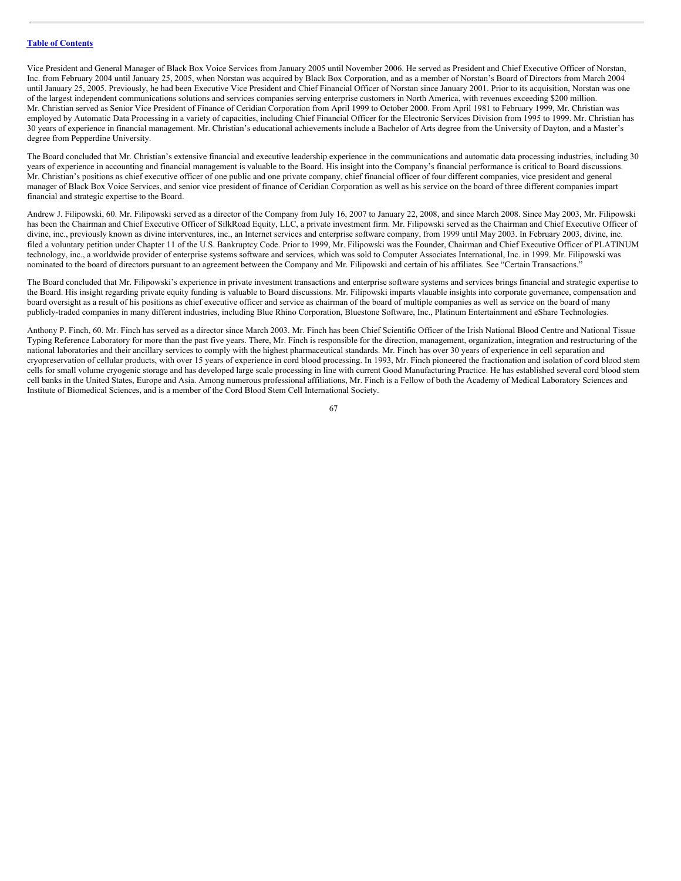Vice President and General Manager of Black Box Voice Services from January 2005 until November 2006. He served as President and Chief Executive Officer of Norstan, Inc. from February 2004 until January 25, 2005, when Norstan was acquired by Black Box Corporation, and as a member of Norstan's Board of Directors from March 2004 until January 25, 2005. Previously, he had been Executive Vice President and Chief Financial Officer of Norstan since January 2001. Prior to its acquisition, Norstan was one of the largest independent communications solutions and services companies serving enterprise customers in North America, with revenues exceeding $200 million. Mr. Christian served as Senior Vice President of Finance of Ceridian Corporation from April 1999 to October 2000. From April 1981 to February 1999, Mr. Christian was employed by Automatic Data Processing in a variety of capacities, including Chief Financial Officer for the Electronic Services Division from 1995 to 1999. Mr. Christian has 30 years of experience in financial management. Mr. Christian's educational achievements include a Bachelor of Arts degree from the University of Dayton, and a Master's degree from Pepperdine University.

The Board concluded that Mr. Christian's extensive financial and executive leadership experience in the communications and automatic data processing industries, including 30 years of experience in accounting and financial management is valuable to the Board. His insight into the Company's financial performance is critical to Board discussions. Mr. Christian's positions as chief executive officer of one public and one private company, chief financial officer of four different companies, vice president and general manager of Black Box Voice Services, and senior vice president of finance of Ceridian Corporation as well as his service on the board of three different companies impart financial and strategic expertise to the Board.

Andrew J. Filipowski, 60. Mr. Filipowski served as a director of the Company from July 16, 2007 to January 22, 2008, and since March 2008. Since May 2003, Mr. Filipowski has been the Chairman and Chief Executive Officer of SilkRoad Equity, LLC, a private investment firm. Mr. Filipowski served as the Chairman and Chief Executive Officer of divine, inc., previously known as divine interventures, inc., an Internet services and enterprise software company, from 1999 until May 2003. In February 2003, divine, inc. filed a voluntary petition under Chapter 11 of the U.S. Bankruptcy Code. Prior to 1999, Mr. Filipowski was the Founder, Chairman and Chief Executive Officer of PLATINUM technology, inc., a worldwide provider of enterprise systems software and services, which was sold to Computer Associates International, Inc. in 1999. Mr. Filipowski was nominated to the board of directors pursuant to an agreement between the Company and Mr. Filipowski and certain of his affiliates. See "Certain Transactions."

The Board concluded that Mr. Filipowski's experience in private investment transactions and enterprise software systems and services brings financial and strategic expertise to the Board. His insight regarding private equity funding is valuable to Board discussions. Mr. Filipowski imparts vlauable insights into corporate governance, compensation and board oversight as a result of his positions as chief executive officer and service as chairman of the board of multiple companies as well as service on the board of many publicly-traded companies in many different industries, including Blue Rhino Corporation, Bluestone Software, Inc., Platinum Entertainment and eShare Technologies.

Anthony P. Finch, 60. Mr. Finch has served as a director since March 2003. Mr. Finch has been Chief Scientific Officer of the Irish National Blood Centre and National Tissue Typing Reference Laboratory for more than the past five years. There, Mr. Finch is responsible for the direction, management, organization, integration and restructuring of the national laboratories and their ancillary services to comply with the highest pharmaceutical standards. Mr. Finch has over 30 years of experience in cell separation and cryopreservation of cellular products, with over 15 years of experience in cord blood processing. In 1993, Mr. Finch pioneered the fractionation and isolation of cord blood stem cells for small volume cryogenic storage and has developed large scale processing in line with current Good Manufacturing Practice. He has established several cord blood stem cell banks in the United States, Europe and Asia. Among numerous professional affiliations, Mr. Finch is a Fellow of both the Academy of Medical Laboratory Sciences and Institute of Biomedical Sciences, and is a member of the Cord Blood Stem Cell International Society.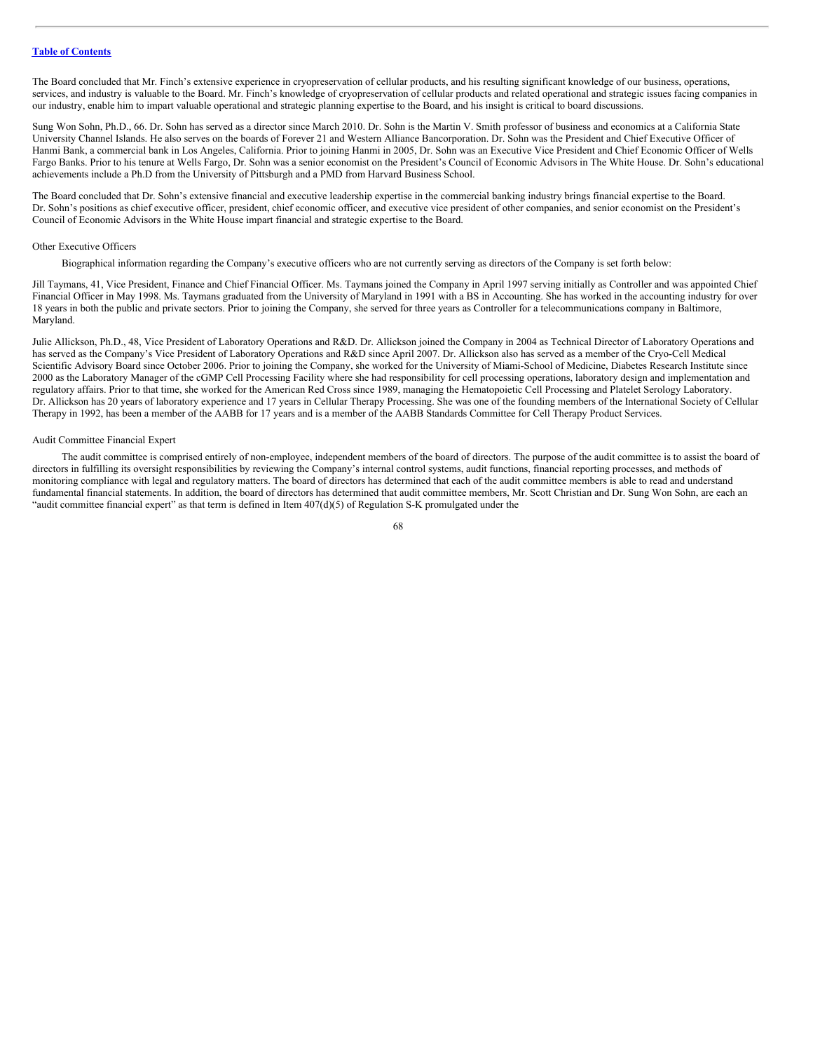The Board concluded that Mr. Finch's extensive experience in cryopreservation of cellular products, and his resulting significant knowledge of our business, operations, services, and industry is valuable to the Board. Mr. Finch's knowledge of cryopreservation of cellular products and related operational and strategic issues facing companies in our industry, enable him to impart valuable operational and strategic planning expertise to the Board, and his insight is critical to board discussions.

Sung Won Sohn, Ph.D., 66. Dr. Sohn has served as a director since March 2010. Dr. Sohn is the Martin V. Smith professor of business and economics at a California State University Channel Islands. He also serves on the boards of Forever 21 and Western Alliance Bancorporation. Dr. Sohn was the President and Chief Executive Officer of Hanmi Bank, a commercial bank in Los Angeles, California. Prior to joining Hanmi in 2005, Dr. Sohn was an Executive Vice President and Chief Economic Officer of Wells Fargo Banks. Prior to his tenure at Wells Fargo, Dr. Sohn was a senior economist on the President's Council of Economic Advisors in The White House. Dr. Sohn's educational achievements include a Ph.D from the University of Pittsburgh and a PMD from Harvard Business School.

The Board concluded that Dr. Sohn's extensive financial and executive leadership expertise in the commercial banking industry brings financial expertise to the Board. Dr. Sohn's positions as chief executive officer, president, chief economic officer, and executive vice president of other companies, and senior economist on the President's Council of Economic Advisors in the White House impart financial and strategic expertise to the Board.

Other Executive Officers

Biographical information regarding the Company's executive officers who are not currently serving as directors of the Company is set forth below:

Jill Taymans, 41, Vice President, Finance and Chief Financial Officer. Ms. Taymans joined the Company in April 1997 serving initially as Controller and was appointed Chief Financial Officer in May 1998. Ms. Taymans graduated from the University of Maryland in 1991 with a BS in Accounting. She has worked in the accounting industry for over 18 years in both the public and private sectors. Prior to joining the Company, she served for three years as Controller for a telecommunications company in Baltimore, Maryland.

Julie Allickson, Ph.D., 48, Vice President of Laboratory Operations and R&D. Dr. Allickson joined the Company in 2004 as Technical Director of Laboratory Operations and has served as the Company's Vice President of Laboratory Operations and R&D since April 2007. Dr. Allickson also has served as a member of the Cryo-Cell Medical Scientific Advisory Board since October 2006. Prior to joining the Company, she worked for the University of Miami-School of Medicine, Diabetes Research Institute since 2000 as the Laboratory Manager of the cGMP Cell Processing Facility where she had responsibility for cell processing operations, laboratory design and implementation and regulatory affairs. Prior to that time, she worked for the American Red Cross since 1989, managing the Hematopoietic Cell Processing and Platelet Serology Laboratory. Dr. Allickson has 20 years of laboratory experience and 17 years in Cellular Therapy Processing. She was one of the founding members of the International Society of Cellular Therapy in 1992, has been a member of the AABB for 17 years and is a member of the AABB Standards Committee for Cell Therapy Product Services.

Audit Committee Financial Expert

The audit committee is comprised entirely of non-employee, independent members of the board of directors. The purpose of the audit committee is to assist the board of directors in fulfilling its oversight responsibilities by reviewing the Company's internal control systems, audit functions, financial reporting processes, and methods of monitoring compliance with legal and regulatory matters. The board of directors has determined that each of the audit committee members is able to read and understand fundamental financial statements. In addition, the board of directors has determined that audit committee members, Mr. Scott Christian and Dr. Sung Won Sohn, are each an "audit committee financial expert" as that term is defined in Item 407(d)(5) of Regulation S-K promulgated under the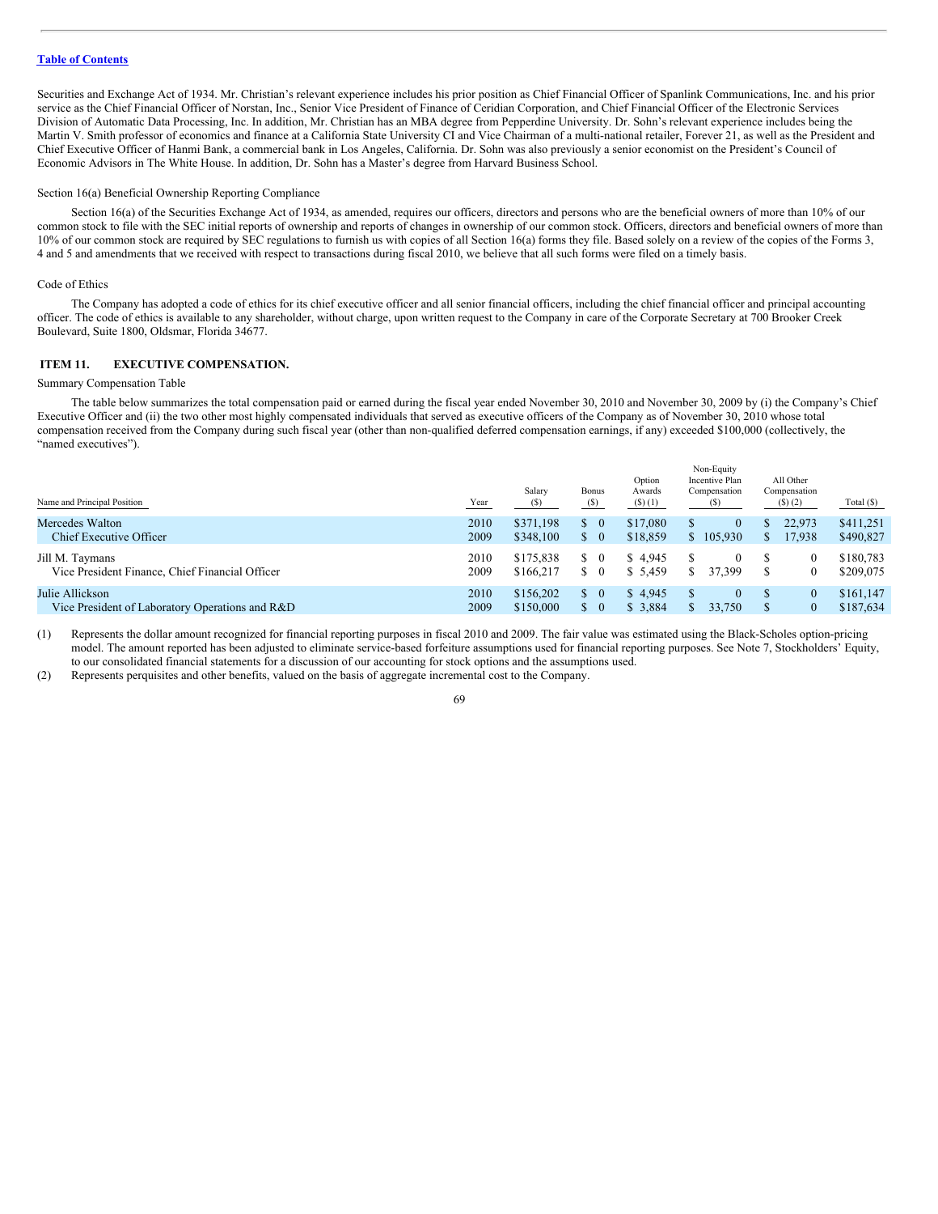Securities and Exchange Act of 1934. Mr. Christian's relevant experience includes his prior position as Chief Financial Officer of Spanlink Communications, Inc. and his prior service as the Chief Financial Officer of Norstan, Inc., Senior Vice President of Finance of Ceridian Corporation, and Chief Financial Officer of the Electronic Services Division of Automatic Data Processing, Inc. In addition, Mr. Christian has an MBA degree from Pepperdine University. Dr. Sohn's relevant experience includes being the Martin V. Smith professor of economics and finance at a California State University CI and Vice Chairman of a multi-national retailer, Forever 21, as well as the President and Chief Executive Officer of Hanmi Bank, a commercial bank in Los Angeles, California. Dr. Sohn was also previously a senior economist on the President's Council of Economic Advisors in The White House. In addition, Dr. Sohn has a Master's degree from Harvard Business School.

Section 16(a) Beneficial Ownership Reporting Compliance

Section 16(a) of the Securities Exchange Act of 1934, as amended, requires our officers, directors and persons who are the beneficial owners of more than 10% of our common stock to file with the SEC initial reports of ownership and reports of changes in ownership of our common stock. Officers, directors and beneficial owners of more than 10% of our common stock are required by SEC regulations to furnish us with copies of all Section 16(a) forms they file. Based solely on a review of the copies of the Forms 3, 4 and 5 and amendments that we received with respect to transactions during fiscal 2010, we believe that all such forms were filed on a timely basis.

Code of Ethics

The Company has adopted a code of ethics for its chief executive officer and all senior financial officers, including the chief financial officer and principal accounting officer. The code of ethics is available to any shareholder, without charge, upon written request to the Company in care of the Corporate Secretary at 700 Brooker Creek Boulevard, Suite 1800, Oldsmar, Florida 34677.

## ITEM 11. EXECUTIVE COMPENSATION.

Summary Compensation Table

The table below summarizes the total compensation paid or earned during the fiscal year ended November 30, 2010 and November 30, 2009 by (i) the Company's Chief Executive Officer and (ii) the two other most highly compensated individuals that served as executive officers of the Company as of November 30, 2010 whose total compensation received from the Company during such fiscal year (other than non-qualified deferred compensation earnings, if any) exceeded $100,000 (collectively, the "named executives").

| Name and Principal Position | Year | Salary ($) | Bonus ($) | Option Awards ($) (1) | Non-Equity Incentive Plan Compensation ($) | All Other Compensation ($) (2) | Total ($) |
|---|---|---|---|---|---|---|---|
| Mercedes Walton | 2010 | $371,198 | $ 0 | $17,080 | $ 0 | $ 22,973 | $411,251 |
| Chief Executive Officer | 2009 | $348,100 | $ 0 | $18,859 | $ 105,930 | $ 17,938 | $490,827 |
| Jill M. Taymans | 2010 | $175,838 | $ 0 | $ 4,945 | $ 0 | $ 0 | $180,783 |
| Vice President Finance, Chief Financial Officer | 2009 | $166,217 | $ 0 | $ 5,459 | $ 37,399 | $ 0 | $209,075 |
| Julie Allickson | 2010 | $156,202 | $ 0 | $ 4,945 | $ 0 | $ 0 | $161,147 |
| Vice President of Laboratory Operations and R&D | 2009 | $150,000 | $ 0 | $ 3,884 | $ 33,750 | $ 0 | $187,634 |

(1) Represents the dollar amount recognized for financial reporting purposes in fiscal 2010 and 2009. The fair value was estimated using the Black-Scholes option-pricing model. The amount reported has been adjusted to eliminate service-based forfeiture assumptions used for financial reporting purposes. See Note 7, Stockholders' Equity, to our consolidated financial statements for a discussion of our accounting for stock options and the assumptions used.

(2) Represents perquisites and other benefits, valued on the basis of aggregate incremental cost to the Company.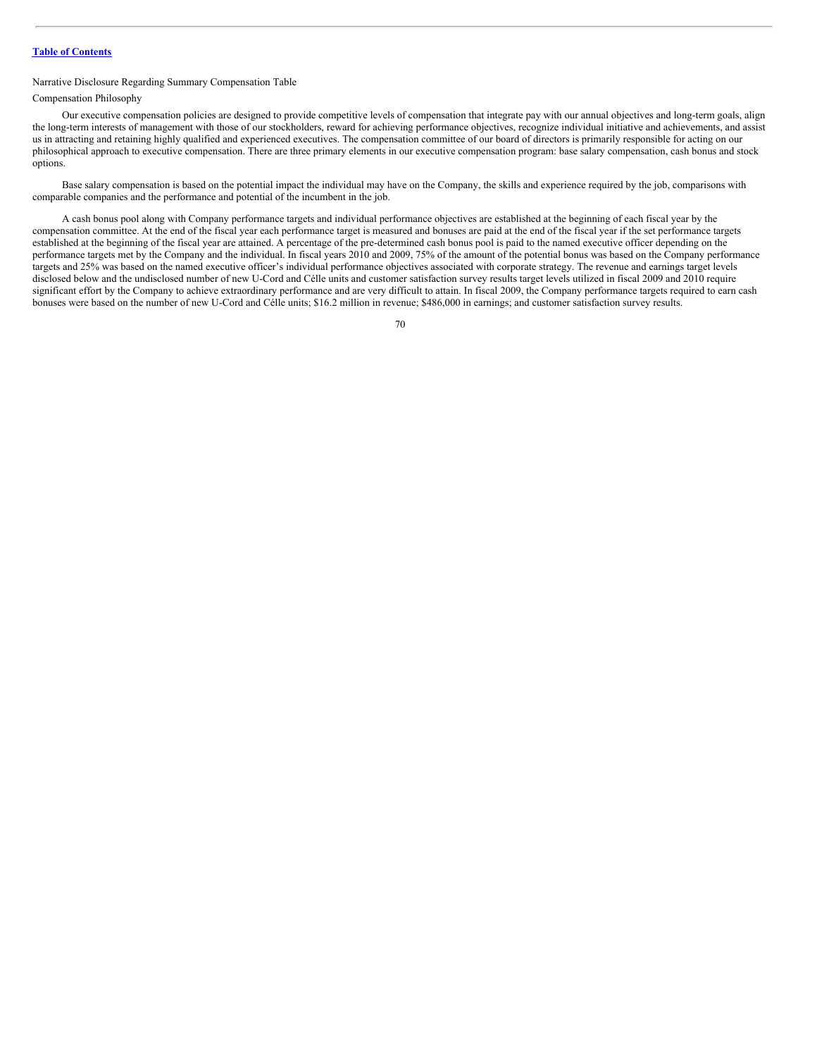Narrative Disclosure Regarding Summary Compensation Table

Compensation Philosophy

Our executive compensation policies are designed to provide competitive levels of compensation that integrate pay with our annual objectives and long-term goals, align the long-term interests of management with those of our stockholders, reward for achieving performance objectives, recognize individual initiative and achievements, and assist us in attracting and retaining highly qualified and experienced executives. The compensation committee of our board of directors is primarily responsible for acting on our philosophical approach to executive compensation. There are three primary elements in our executive compensation program: base salary compensation, cash bonus and stock options.

Base salary compensation is based on the potential impact the individual may have on the Company, the skills and experience required by the job, comparisons with comparable companies and the performance and potential of the incumbent in the job.

A cash bonus pool along with Company performance targets and individual performance objectives are established at the beginning of each fiscal year by the compensation committee. At the end of the fiscal year each performance target is measured and bonuses are paid at the end of the fiscal year if the set performance targets established at the beginning of the fiscal year are attained. A percentage of the pre-determined cash bonus pool is paid to the named executive officer depending on the performance targets met by the Company and the individual. In fiscal years 2010 and 2009, 75% of the amount of the potential bonus was based on the Company performance targets and 25% was based on the named executive officer's individual performance objectives associated with corporate strategy. The revenue and earnings target levels disclosed below and the undisclosed number of new U-Cord and Célle units and customer satisfaction survey results target levels utilized in fiscal 2009 and 2010 require significant effort by the Company to achieve extraordinary performance and are very difficult to attain. In fiscal 2009, the Company performance targets required to earn cash bonuses were based on the number of new U-Cord and Célle units; $16.2 million in revenue; $486,000 in earnings; and customer satisfaction survey results.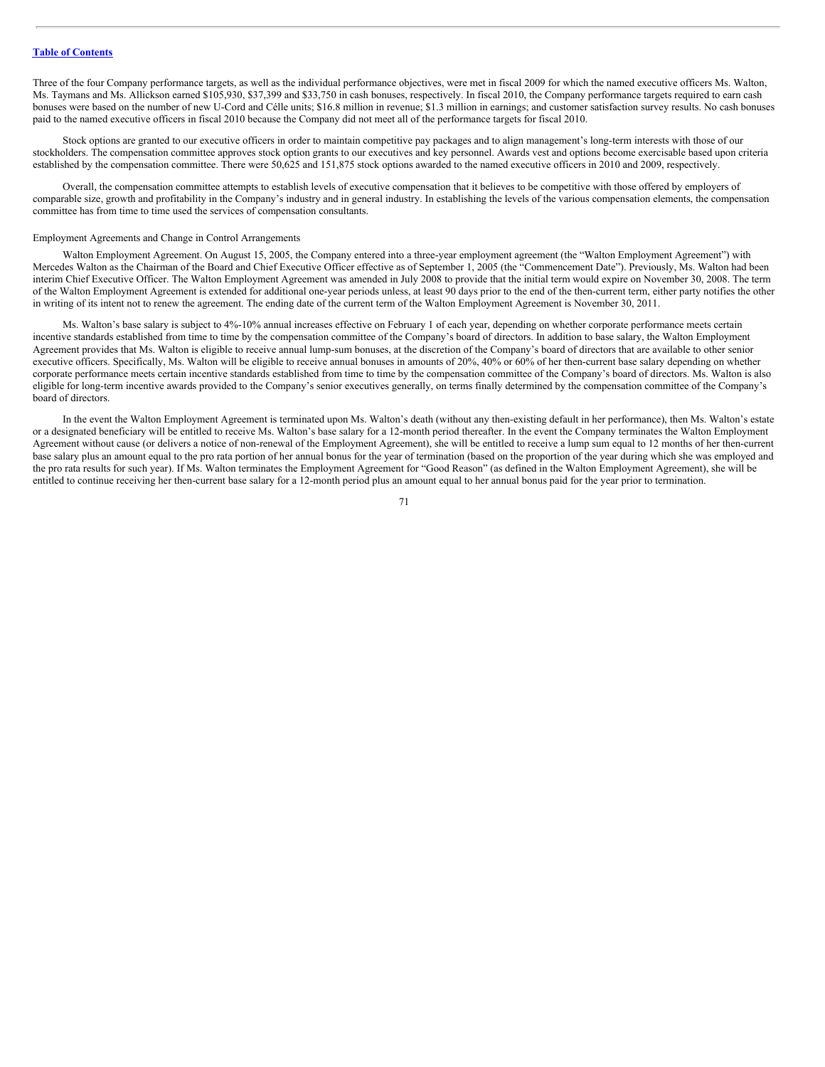Three of the four Company performance targets, as well as the individual performance objectives, were met in fiscal 2009 for which the named executive officers Ms. Walton, Ms. Taymans and Ms. Allickson earned $105,930, $37,399 and $33,750 in cash bonuses, respectively. In fiscal 2010, the Company performance targets required to earn cash bonuses were based on the number of new U-Cord and Célle units; $16.8 million in revenue; $1.3 million in earnings; and customer satisfaction survey results. No cash bonuses paid to the named executive officers in fiscal 2010 because the Company did not meet all of the performance targets for fiscal 2010.

Stock options are granted to our executive officers in order to maintain competitive pay packages and to align management's long-term interests with those of our stockholders. The compensation committee approves stock option grants to our executives and key personnel. Awards vest and options become exercisable based upon criteria established by the compensation committee. There were 50,625 and 151,875 stock options awarded to the named executive officers in 2010 and 2009, respectively.

Overall, the compensation committee attempts to establish levels of executive compensation that it believes to be competitive with those offered by employers of comparable size, growth and profitability in the Company's industry and in general industry. In establishing the levels of the various compensation elements, the compensation committee has from time to time used the services of compensation consultants.

Employment Agreements and Change in Control Arrangements

Walton Employment Agreement. On August 15, 2005, the Company entered into a three-year employment agreement (the "Walton Employment Agreement") with Mercedes Walton as the Chairman of the Board and Chief Executive Officer effective as of September 1, 2005 (the "Commencement Date"). Previously, Ms. Walton had been interim Chief Executive Officer. The Walton Employment Agreement was amended in July 2008 to provide that the initial term would expire on November 30, 2008. The term of the Walton Employment Agreement is extended for additional one-year periods unless, at least 90 days prior to the end of the then-current term, either party notifies the other in writing of its intent not to renew the agreement. The ending date of the current term of the Walton Employment Agreement is November 30, 2011.

Ms. Walton's base salary is subject to 4%-10% annual increases effective on February 1 of each year, depending on whether corporate performance meets certain incentive standards established from time to time by the compensation committee of the Company's board of directors. In addition to base salary, the Walton Employment Agreement provides that Ms. Walton is eligible to receive annual lump-sum bonuses, at the discretion of the Company's board of directors that are available to other senior executive officers. Specifically, Ms. Walton will be eligible to receive annual bonuses in amounts of 20%, 40% or 60% of her then-current base salary depending on whether corporate performance meets certain incentive standards established from time to time by the compensation committee of the Company's board of directors. Ms. Walton is also eligible for long-term incentive awards provided to the Company's senior executives generally, on terms finally determined by the compensation committee of the Company's board of directors.

In the event the Walton Employment Agreement is terminated upon Ms. Walton's death (without any then-existing default in her performance), then Ms. Walton's estate or a designated beneficiary will be entitled to receive Ms. Walton's base salary for a 12-month period thereafter. In the event the Company terminates the Walton Employment Agreement without cause (or delivers a notice of non-renewal of the Employment Agreement), she will be entitled to receive a lump sum equal to 12 months of her then-current base salary plus an amount equal to the pro rata portion of her annual bonus for the year of termination (based on the proportion of the year during which she was employed and the pro rata results for such year). If Ms. Walton terminates the Employment Agreement for "Good Reason" (as defined in the Walton Employment Agreement), she will be entitled to continue receiving her then-current base salary for a 12-month period plus an amount equal to her annual bonus paid for the year prior to termination.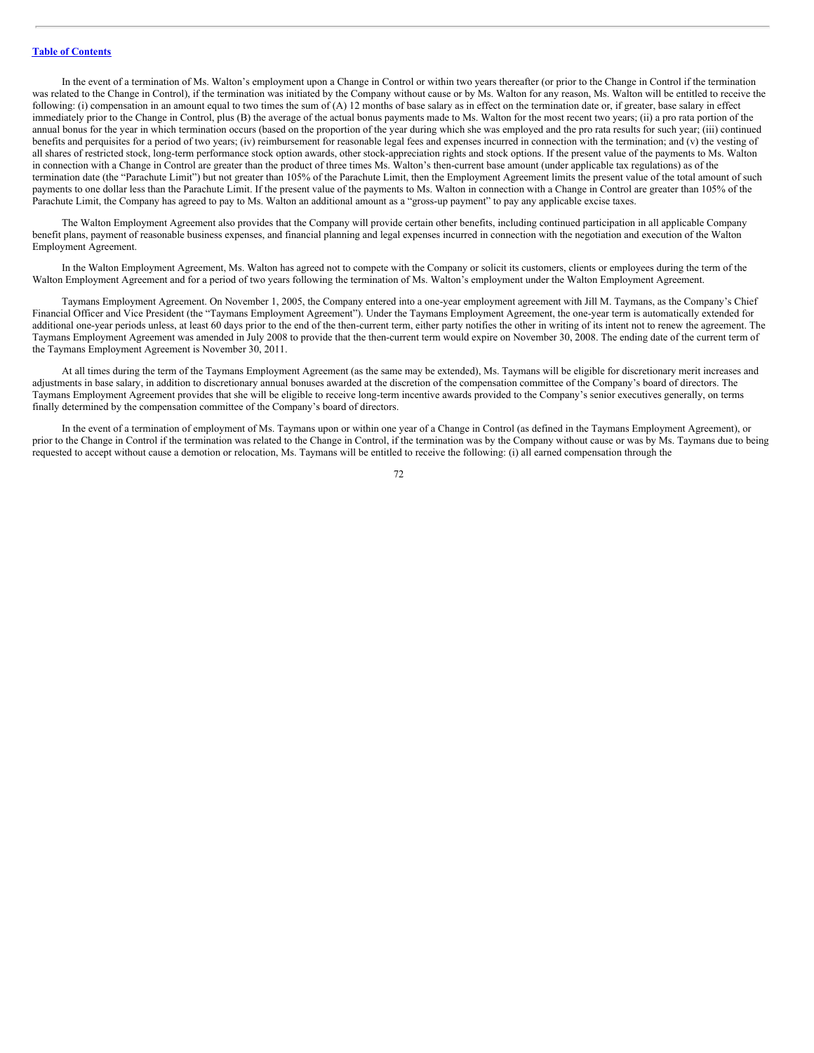In the event of a termination of Ms. Walton's employment upon a Change in Control or within two years thereafter (or prior to the Change in Control if the termination was related to the Change in Control), if the termination was initiated by the Company without cause or by Ms. Walton for any reason, Ms. Walton will be entitled to receive the following: (i) compensation in an amount equal to two times the sum of (A) 12 months of base salary as in effect on the termination date or, if greater, base salary in effect immediately prior to the Change in Control, plus (B) the average of the actual bonus payments made to Ms. Walton for the most recent two years; (ii) a pro rata portion of the annual bonus for the year in which termination occurs (based on the proportion of the year during which she was employed and the pro rata results for such year; (iii) continued benefits and perquisites for a period of two years; (iv) reimbursement for reasonable legal fees and expenses incurred in connection with the termination; and (v) the vesting of all shares of restricted stock, long-term performance stock option awards, other stock-appreciation rights and stock options. If the present value of the payments to Ms. Walton in connection with a Change in Control are greater than the product of three times Ms. Walton's then-current base amount (under applicable tax regulations) as of the termination date (the "Parachute Limit") but not greater than 105% of the Parachute Limit, then the Employment Agreement limits the present value of the total amount of such payments to one dollar less than the Parachute Limit. If the present value of the payments to Ms. Walton in connection with a Change in Control are greater than 105% of the Parachute Limit, the Company has agreed to pay to Ms. Walton an additional amount as a "gross-up payment" to pay any applicable excise taxes.

The Walton Employment Agreement also provides that the Company will provide certain other benefits, including continued participation in all applicable Company benefit plans, payment of reasonable business expenses, and financial planning and legal expenses incurred in connection with the negotiation and execution of the Walton Employment Agreement.

In the Walton Employment Agreement, Ms. Walton has agreed not to compete with the Company or solicit its customers, clients or employees during the term of the Walton Employment Agreement and for a period of two years following the termination of Ms. Walton's employment under the Walton Employment Agreement.

Taymans Employment Agreement. On November 1, 2005, the Company entered into a one-year employment agreement with Jill M. Taymans, as the Company's Chief Financial Officer and Vice President (the "Taymans Employment Agreement"). Under the Taymans Employment Agreement, the one-year term is automatically extended for additional one-year periods unless, at least 60 days prior to the end of the then-current term, either party notifies the other in writing of its intent not to renew the agreement. The Taymans Employment Agreement was amended in July 2008 to provide that the then-current term would expire on November 30, 2008. The ending date of the current term of the Taymans Employment Agreement is November 30, 2011.

At all times during the term of the Taymans Employment Agreement (as the same may be extended), Ms. Taymans will be eligible for discretionary merit increases and adjustments in base salary, in addition to discretionary annual bonuses awarded at the discretion of the compensation committee of the Company's board of directors. The Taymans Employment Agreement provides that she will be eligible to receive long-term incentive awards provided to the Company's senior executives generally, on terms finally determined by the compensation committee of the Company's board of directors.

In the event of a termination of employment of Ms. Taymans upon or within one year of a Change in Control (as defined in the Taymans Employment Agreement), or prior to the Change in Control if the termination was related to the Change in Control, if the termination was by the Company without cause or was by Ms. Taymans due to being requested to accept without cause a demotion or relocation, Ms. Taymans will be entitled to receive the following: (i) all earned compensation through the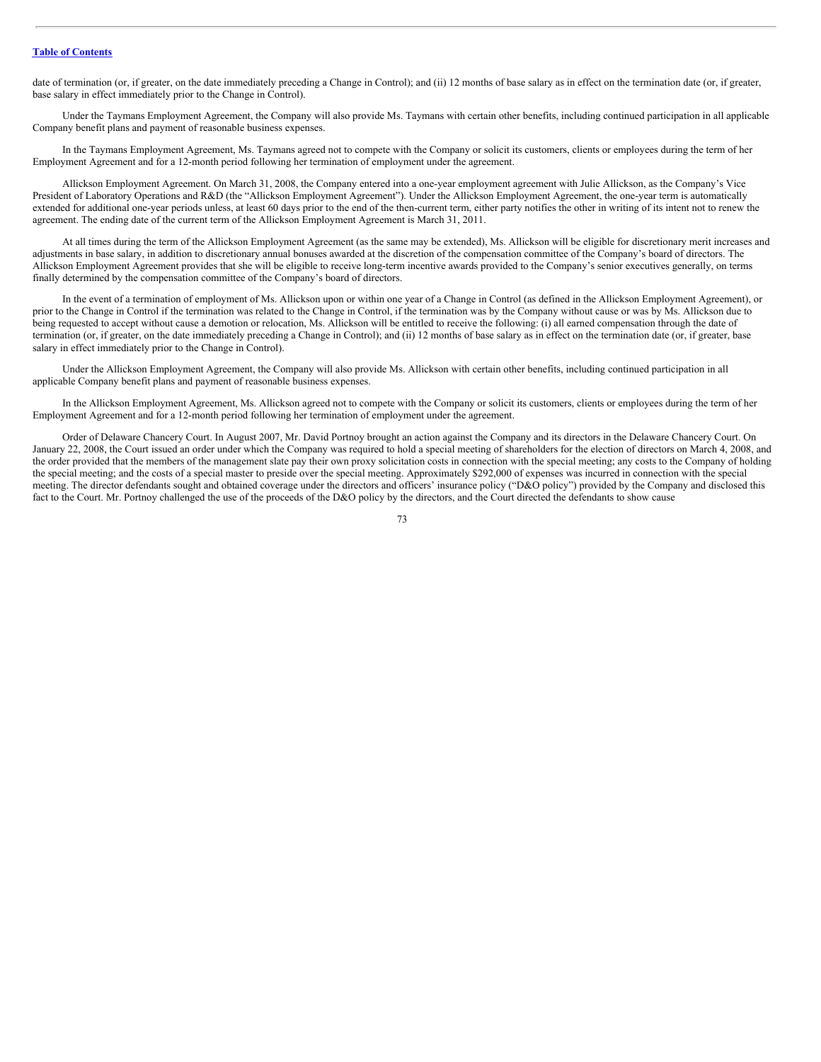date of termination (or, if greater, on the date immediately preceding a Change in Control); and (ii) 12 months of base salary as in effect on the termination date (or, if greater, base salary in effect immediately prior to the Change in Control).

Under the Taymans Employment Agreement, the Company will also provide Ms. Taymans with certain other benefits, including continued participation in all applicable Company benefit plans and payment of reasonable business expenses.

In the Taymans Employment Agreement, Ms. Taymans agreed not to compete with the Company or solicit its customers, clients or employees during the term of her Employment Agreement and for a 12-month period following her termination of employment under the agreement.

Allickson Employment Agreement. On March 31, 2008, the Company entered into a one-year employment agreement with Julie Allickson, as the Company's Vice President of Laboratory Operations and R&D (the "Allickson Employment Agreement"). Under the Allickson Employment Agreement, the one-year term is automatically extended for additional one-year periods unless, at least 60 days prior to the end of the then-current term, either party notifies the other in writing of its intent not to renew the agreement. The ending date of the current term of the Allickson Employment Agreement is March 31, 2011.

At all times during the term of the Allickson Employment Agreement (as the same may be extended), Ms. Allickson will be eligible for discretionary merit increases and adjustments in base salary, in addition to discretionary annual bonuses awarded at the discretion of the compensation committee of the Company's board of directors. The Allickson Employment Agreement provides that she will be eligible to receive long-term incentive awards provided to the Company's senior executives generally, on terms finally determined by the compensation committee of the Company's board of directors.

In the event of a termination of employment of Ms. Allickson upon or within one year of a Change in Control (as defined in the Allickson Employment Agreement), or prior to the Change in Control if the termination was related to the Change in Control, if the termination was by the Company without cause or was by Ms. Allickson due to being requested to accept without cause a demotion or relocation, Ms. Allickson will be entitled to receive the following: (i) all earned compensation through the date of termination (or, if greater, on the date immediately preceding a Change in Control); and (ii) 12 months of base salary as in effect on the termination date (or, if greater, base salary in effect immediately prior to the Change in Control).

Under the Allickson Employment Agreement, the Company will also provide Ms. Allickson with certain other benefits, including continued participation in all applicable Company benefit plans and payment of reasonable business expenses.

In the Allickson Employment Agreement, Ms. Allickson agreed not to compete with the Company or solicit its customers, clients or employees during the term of her Employment Agreement and for a 12-month period following her termination of employment under the agreement.

Order of Delaware Chancery Court. In August 2007, Mr. David Portnoy brought an action against the Company and its directors in the Delaware Chancery Court. On January 22, 2008, the Court issued an order under which the Company was required to hold a special meeting of shareholders for the election of directors on March 4, 2008, and the order provided that the members of the management slate pay their own proxy solicitation costs in connection with the special meeting; any costs to the Company of holding the special meeting; and the costs of a special master to preside over the special meeting. Approximately $292,000 of expenses was incurred in connection with the special meeting. The director defendants sought and obtained coverage under the directors and officers' insurance policy ("D&O policy") provided by the Company and disclosed this fact to the Court. Mr. Portnoy challenged the use of the proceeds of the D&O policy by the directors, and the Court directed the defendants to show cause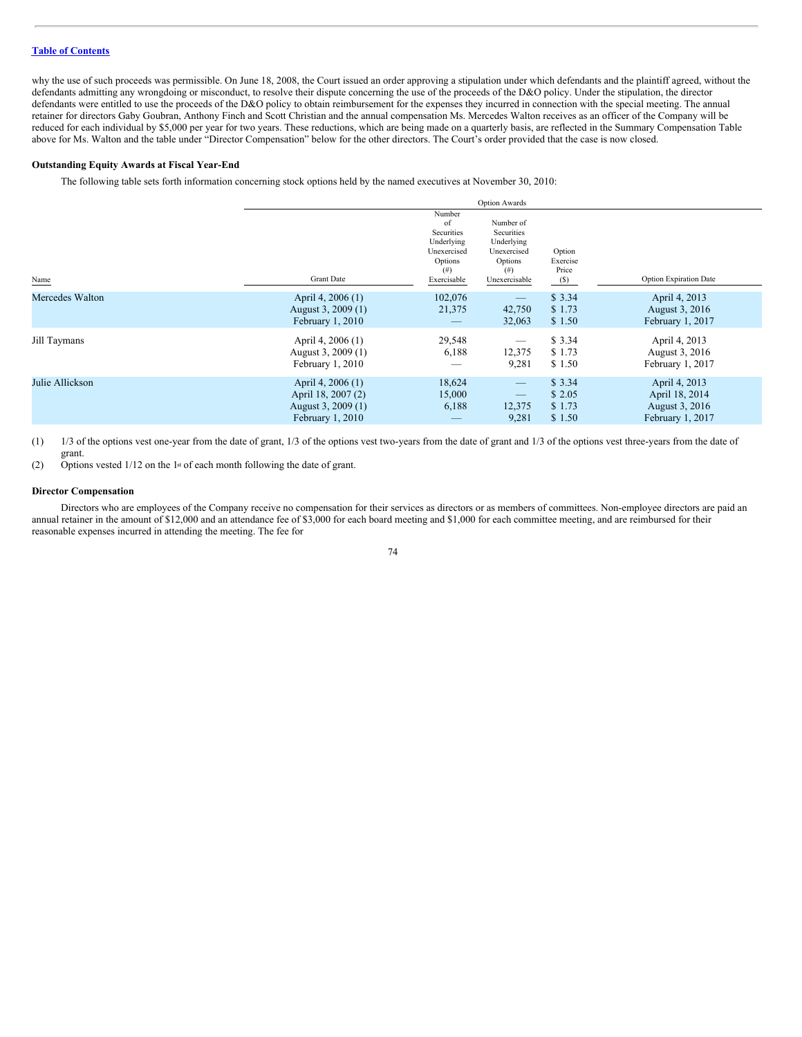why the use of such proceeds was permissible. On June 18, 2008, the Court issued an order approving a stipulation under which defendants and the plaintiff agreed, without the defendants admitting any wrongdoing or misconduct, to resolve their dispute concerning the use of the proceeds of the D&O policy. Under the stipulation, the director defendants were entitled to use the proceeds of the D&O policy to obtain reimbursement for the expenses they incurred in connection with the special meeting. The annual retainer for directors Gaby Goubran, Anthony Finch and Scott Christian and the annual compensation Ms. Mercedes Walton receives as an officer of the Company will be reduced for each individual by $5,000 per year for two years. These reductions, which are being made on a quarterly basis, are reflected in the Summary Compensation Table above for Ms. Walton and the table under "Director Compensation" below for the other directors. The Court's order provided that the case is now closed.

**Outstanding Equity Awards at Fiscal Year-End**

The following table sets forth information concerning stock options held by the named executives at November 30, 2010:

| | | Option Awards | | | |
|---|---|---|---|---|---|
| Name | Grant Date | Number of Securities Underlying Unexercised Options (#) Exercisable | Number of Securities Underlying Unexercised Options (#) Unexercisable | Option Exercise Price ($) | Option Expiration Date |
| Mercedes Walton | April 4, 2006 (1) | 102,076 | — | $ 3.34 | April 4, 2013 |
| | August 3, 2009 (1) | 21,375 | 42,750 | $ 1.73 | August 3, 2016 |
| | February 1, 2010 | — | 32,063 | $ 1.50 | February 1, 2017 |
| Jill Taymans | April 4, 2006 (1) | 29,548 | — | $ 3.34 | April 4, 2013 |
| | August 3, 2009 (1) | 6,188 | 12,375 | $ 1.73 | August 3, 2016 |
| | February 1, 2010 | — | 9,281 | $ 1.50 | February 1, 2017 |
| Julie Allickson | April 4, 2006 (1) | 18,624 | — | $ 3.34 | April 4, 2013 |
| | April 18, 2007 (2) | 15,000 | — | $ 2.05 | April 18, 2014 |
| | August 3, 2009 (1) | 6,188 | 12,375 | $ 1.73 | August 3, 2016 |
| | February 1, 2010 | — | 9,281 | $ 1.50 | February 1, 2017 |

(1) 1/3 of the options vest one-year from the date of grant, 1/3 of the options vest two-years from the date of grant and 1/3 of the options vest three-years from the date of grant.

(2) Options vested 1/12 on the 1st of each month following the date of grant.

**Director Compensation**

Directors who are employees of the Company receive no compensation for their services as directors or as members of committees. Non-employee directors are paid an annual retainer in the amount of $12,000 and an attendance fee of $3,000 for each board meeting and $1,000 for each committee meeting, and are reimbursed for their reasonable expenses incurred in attending the meeting. The fee for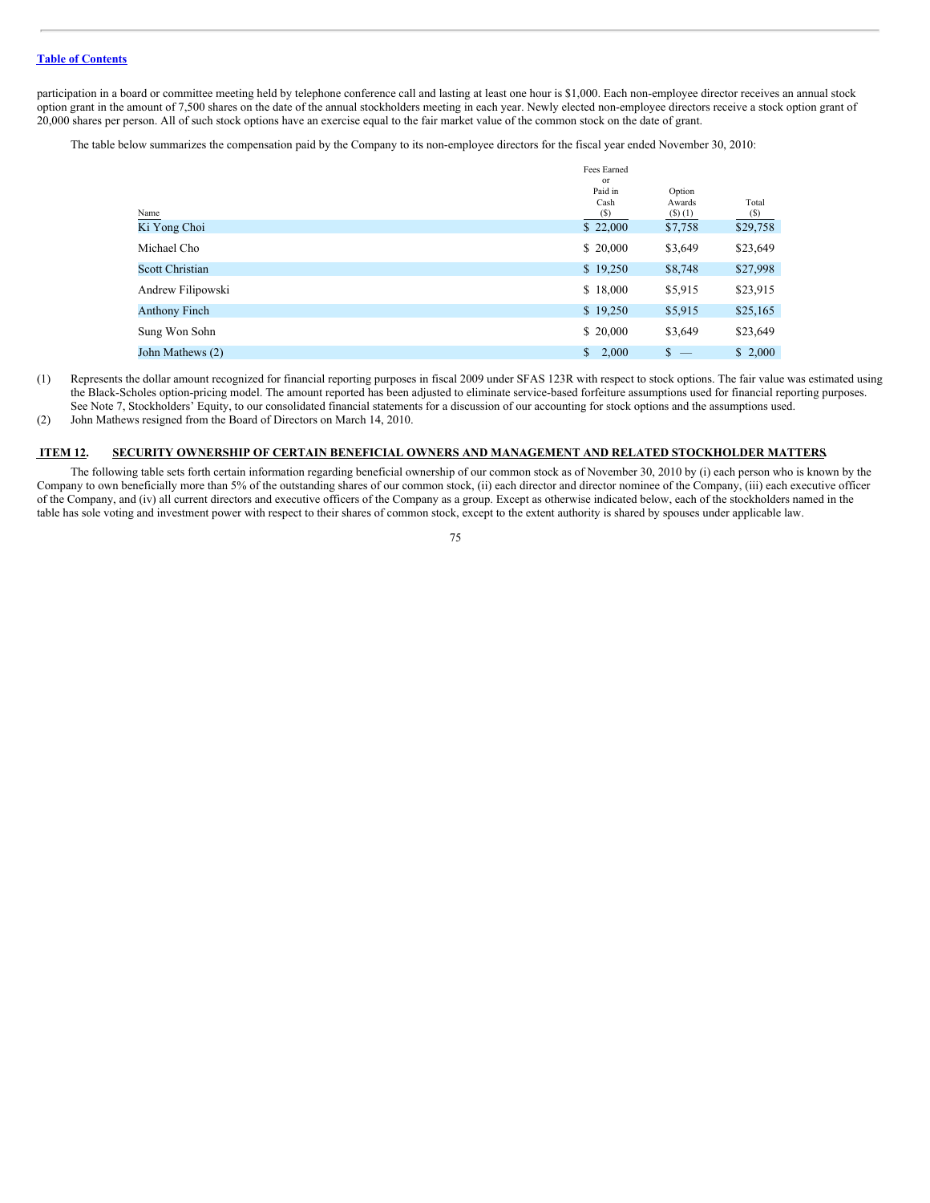participation in a board or committee meeting held by telephone conference call and lasting at least one hour is $1,000. Each non-employee director receives an annual stock option grant in the amount of 7,500 shares on the date of the annual stockholders meeting in each year. Newly elected non-employee directors receive a stock option grant of 20,000 shares per person. All of such stock options have an exercise equal to the fair market value of the common stock on the date of grant.

The table below summarizes the compensation paid by the Company to its non-employee directors for the fiscal year ended November 30, 2010:

| Name | Fees Earned or Paid in Cash ($) | Option Awards ($) (1) | Total ($) |
|---|---|---|---|
| Ki Yong Choi | $ 22,000 | $7,758 | $29,758 |
| Michael Cho | $ 20,000 | $3,649 | $23,649 |
| Scott Christian | $ 19,250 | $8,748 | $27,998 |
| Andrew Filipowski | $ 18,000 | $5,915 | $23,915 |
| Anthony Finch | $ 19,250 | $5,915 | $25,165 |
| Sung Won Sohn | $ 20,000 | $3,649 | $23,649 |
| John Mathews (2) | $ 2,000 | $ — | $ 2,000 |

(1) Represents the dollar amount recognized for financial reporting purposes in fiscal 2009 under SFAS 123R with respect to stock options. The fair value was estimated using the Black-Scholes option-pricing model. The amount reported has been adjusted to eliminate service-based forfeiture assumptions used for financial reporting purposes. See Note 7, Stockholders' Equity, to our consolidated financial statements for a discussion of our accounting for stock options and the assumptions used.

(2) John Mathews resigned from the Board of Directors on March 14, 2010.

## ITEM 12. SECURITY OWNERSHIP OF CERTAIN BENEFICIAL OWNERS AND MANAGEMENT AND RELATED STOCKHOLDER MATTERS.

The following table sets forth certain information regarding beneficial ownership of our common stock as of November 30, 2010 by (i) each person who is known by the Company to own beneficially more than 5% of the outstanding shares of our common stock, (ii) each director and director nominee of the Company, (iii) each executive officer of the Company, and (iv) all current directors and executive officers of the Company as a group. Except as otherwise indicated below, each of the stockholders named in the table has sole voting and investment power with respect to their shares of common stock, except to the extent authority is shared by spouses under applicable law.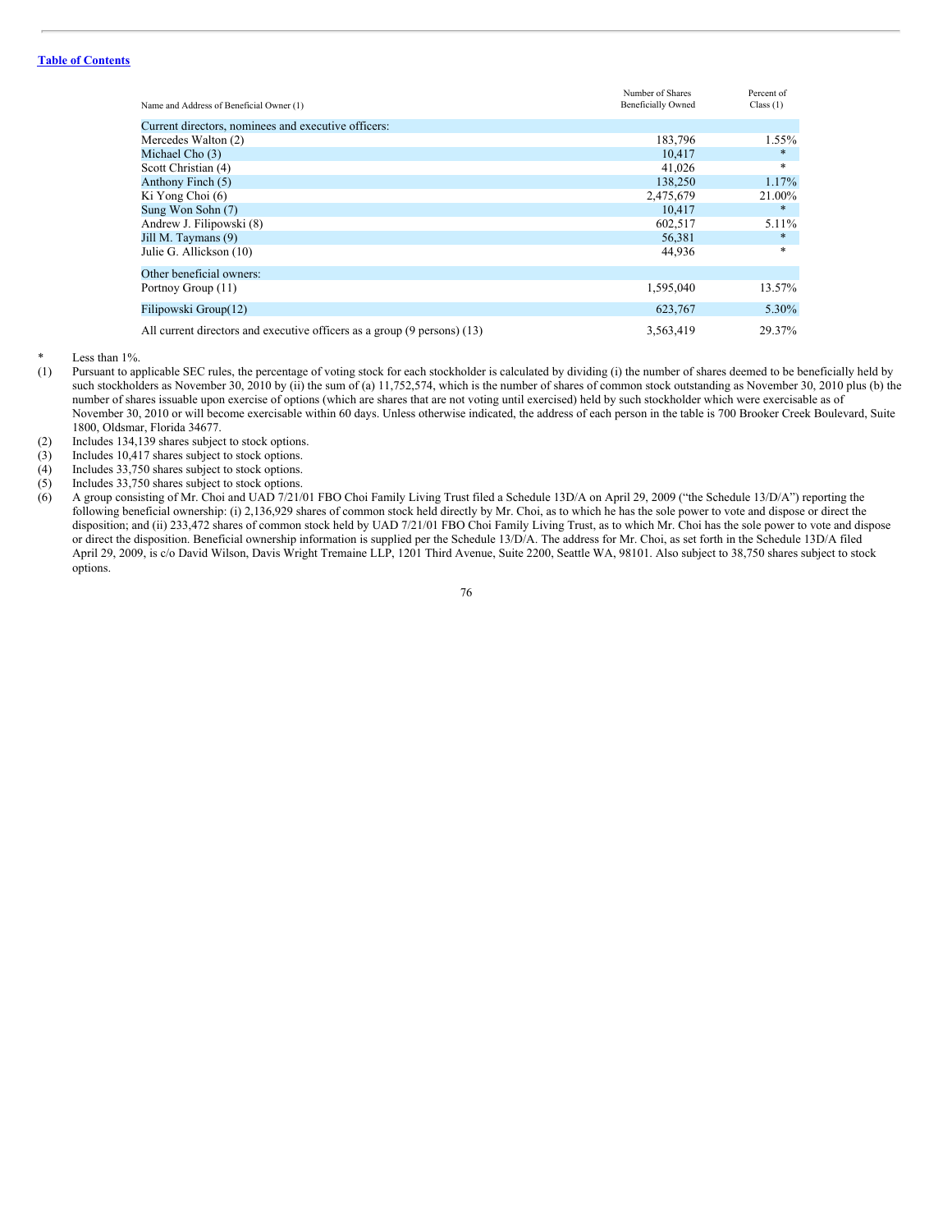| Name and Address of Beneficial Owner (1) | Number of Shares Beneficially Owned | Percent of Class (1) |
|---|---|---|
| Current directors, nominees and executive officers: | | |
| Mercedes Walton (2) | 183,796 | 1.55% |
| Michael Cho (3) | 10,417 | * |
| Scott Christian (4) | 41,026 | * |
| Anthony Finch (5) | 138,250 | 1.17% |
| Ki Yong Choi (6) | 2,475,679 | 21.00% |
| Sung Won Sohn (7) | 10,417 | * |
| Andrew J. Filipowski (8) | 602,517 | 5.11% |
| Jill M. Taymans (9) | 56,381 | * |
| Julie G. Allickson (10) | 44,936 | * |
| Other beneficial owners: | | |
| Portnoy Group (11) | 1,595,040 | 13.57% |
| Filipowski Group(12) | 623,767 | 5.30% |
| All current directors and executive officers as a group (9 persons) (13) | 3,563,419 | 29.37% |

\* Less than 1%.

(1) Pursuant to applicable SEC rules, the percentage of voting stock for each stockholder is calculated by dividing (i) the number of shares deemed to be beneficially held by such stockholders as November 30, 2010 by (ii) the sum of (a) 11,752,574, which is the number of shares of common stock outstanding as November 30, 2010 plus (b) the number of shares issuable upon exercise of options (which are shares that are not voting until exercised) held by such stockholder which were exercisable as of November 30, 2010 or will become exercisable within 60 days. Unless otherwise indicated, the address of each person in the table is 700 Brooker Creek Boulevard, Suite 1800, Oldsmar, Florida 34677.

(2) Includes 134,139 shares subject to stock options.

(3) Includes 10,417 shares subject to stock options.

(4) Includes 33,750 shares subject to stock options.

(5) Includes 33,750 shares subject to stock options.

(6) A group consisting of Mr. Choi and UAD 7/21/01 FBO Choi Family Living Trust filed a Schedule 13D/A on April 29, 2009 ("the Schedule 13/D/A") reporting the following beneficial ownership: (i) 2,136,929 shares of common stock held directly by Mr. Choi, as to which he has the sole power to vote and dispose or direct the disposition; and (ii) 233,472 shares of common stock held by UAD 7/21/01 FBO Choi Family Living Trust, as to which Mr. Choi has the sole power to vote and dispose or direct the disposition. Beneficial ownership information is supplied per the Schedule 13/D/A. The address for Mr. Choi, as set forth in the Schedule 13D/A filed April 29, 2009, is c/o David Wilson, Davis Wright Tremaine LLP, 1201 Third Avenue, Suite 2200, Seattle WA, 98101. Also subject to 38,750 shares subject to stock options.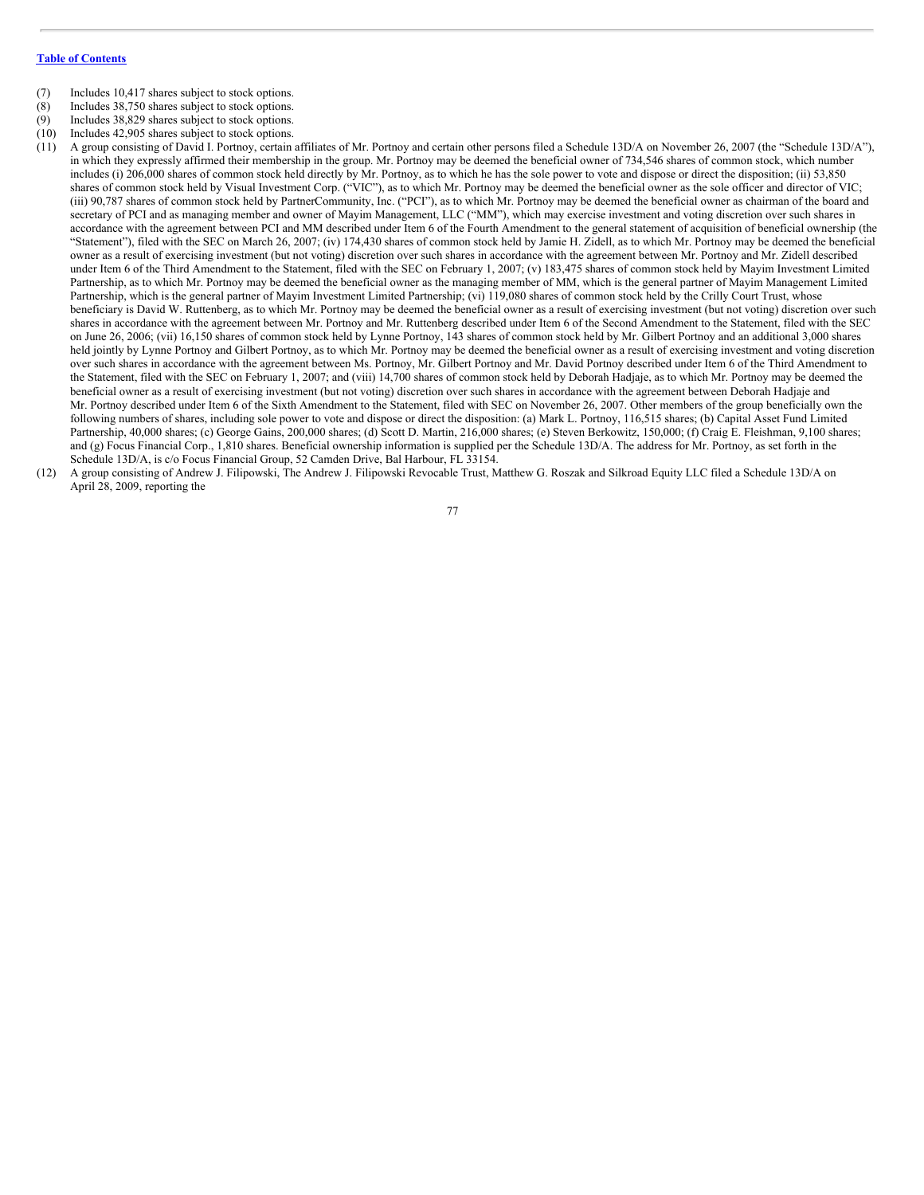[Table of Contents](#)

(7) Includes 10,417 shares subject to stock options.

(8) Includes 38,750 shares subject to stock options.

(9) Includes 38,829 shares subject to stock options.

(10) Includes 42,905 shares subject to stock options.

(11) A group consisting of David I. Portnoy, certain affiliates of Mr. Portnoy and certain other persons filed a Schedule 13D/A on November 26, 2007 (the "Schedule 13D/A"), in which they expressly affirmed their membership in the group. Mr. Portnoy may be deemed the beneficial owner of 734,546 shares of common stock, which number includes (i) 206,000 shares of common stock held directly by Mr. Portnoy, as to which he has the sole power to vote and dispose or direct the disposition; (ii) 53,850 shares of common stock held by Visual Investment Corp. ("VIC"), as to which Mr. Portnoy may be deemed the beneficial owner as the sole officer and director of VIC; (iii) 90,787 shares of common stock held by PartnerCommunity, Inc. ("PCI"), as to which Mr. Portnoy may be deemed the beneficial owner as chairman of the board and secretary of PCI and as managing member and owner of Mayim Management, LLC ("MM"), which may exercise investment and voting discretion over such shares in accordance with the agreement between PCI and MM described under Item 6 of the Fourth Amendment to the general statement of acquisition of beneficial ownership (the "Statement"), filed with the SEC on March 26, 2007; (iv) 174,430 shares of common stock held by Jamie H. Zidell, as to which Mr. Portnoy may be deemed the beneficial owner as a result of exercising investment (but not voting) discretion over such shares in accordance with the agreement between Mr. Portnoy and Mr. Zidell described under Item 6 of the Third Amendment to the Statement, filed with the SEC on February 1, 2007; (v) 183,475 shares of common stock held by Mayim Investment Limited Partnership, as to which Mr. Portnoy may be deemed the beneficial owner as the managing member of MM, which is the general partner of Mayim Management Limited Partnership, which is the general partner of Mayim Investment Limited Partnership; (vi) 119,080 shares of common stock held by the Crilly Court Trust, whose beneficiary is David W. Ruttenberg, as to which Mr. Portnoy may be deemed the beneficial owner as a result of exercising investment (but not voting) discretion over such shares in accordance with the agreement between Mr. Portnoy and Mr. Ruttenberg described under Item 6 of the Second Amendment to the Statement, filed with the SEC on June 26, 2006; (vii) 16,150 shares of common stock held by Lynne Portnoy, 143 shares of common stock held by Mr. Gilbert Portnoy and an additional 3,000 shares held jointly by Lynne Portnoy and Gilbert Portnoy, as to which Mr. Portnoy may be deemed the beneficial owner as a result of exercising investment and voting discretion over such shares in accordance with the agreement between Ms. Portnoy, Mr. Gilbert Portnoy and Mr. David Portnoy described under Item 6 of the Third Amendment to the Statement, filed with the SEC on February 1, 2007; and (viii) 14,700 shares of common stock held by Deborah Hadjaje, as to which Mr. Portnoy may be deemed the beneficial owner as a result of exercising investment (but not voting) discretion over such shares in accordance with the agreement between Deborah Hadjaje and Mr. Portnoy described under Item 6 of the Sixth Amendment to the Statement, filed with SEC on November 26, 2007. Other members of the group beneficially own the following numbers of shares, including sole power to vote and dispose or direct the disposition: (a) Mark L. Portnoy, 116,515 shares; (b) Capital Asset Fund Limited Partnership, 40,000 shares; (c) George Gains, 200,000 shares; (d) Scott D. Martin, 216,000 shares; (e) Steven Berkowitz, 150,000; (f) Craig E. Fleishman, 9,100 shares; and (g) Focus Financial Corp., 1,810 shares. Beneficial ownership information is supplied per the Schedule 13D/A. The address for Mr. Portnoy, as set forth in the Schedule 13D/A, is c/o Focus Financial Group, 52 Camden Drive, Bal Harbour, FL 33154.

(12) A group consisting of Andrew J. Filipowski, The Andrew J. Filipowski Revocable Trust, Matthew G. Roszak and Silkroad Equity LLC filed a Schedule 13D/A on April 28, 2009, reporting the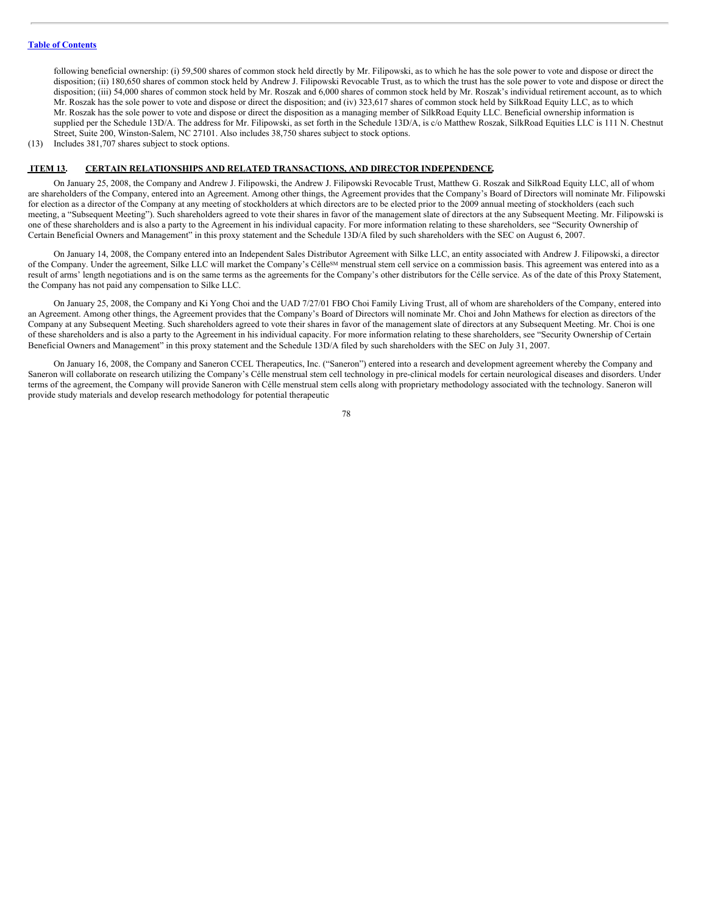following beneficial ownership: (i) 59,500 shares of common stock held directly by Mr. Filipowski, as to which he has the sole power to vote and dispose or direct the disposition; (ii) 180,650 shares of common stock held by Andrew J. Filipowski Revocable Trust, as to which the trust has the sole power to vote and dispose or direct the disposition; (iii) 54,000 shares of common stock held by Mr. Roszak and 6,000 shares of common stock held by Mr. Roszak's individual retirement account, as to which Mr. Roszak has the sole power to vote and dispose or direct the disposition; and (iv) 323,617 shares of common stock held by SilkRoad Equity LLC, as to which Mr. Roszak has the sole power to vote and dispose or direct the disposition as a managing member of SilkRoad Equity LLC. Beneficial ownership information is supplied per the Schedule 13D/A. The address for Mr. Filipowski, as set forth in the Schedule 13D/A, is c/o Matthew Roszak, SilkRoad Equities LLC is 111 N. Chestnut Street, Suite 200, Winston-Salem, NC 27101. Also includes 38,750 shares subject to stock options.

(13) Includes 381,707 shares subject to stock options.

## ITEM 13. CERTAIN RELATIONSHIPS AND RELATED TRANSACTIONS, AND DIRECTOR INDEPENDENCE.

On January 25, 2008, the Company and Andrew J. Filipowski, the Andrew J. Filipowski Revocable Trust, Matthew G. Roszak and SilkRoad Equity LLC, all of whom are shareholders of the Company, entered into an Agreement. Among other things, the Agreement provides that the Company's Board of Directors will nominate Mr. Filipowski for election as a director of the Company at any meeting of stockholders at which directors are to be elected prior to the 2009 annual meeting of stockholders (each such meeting, a "Subsequent Meeting"). Such shareholders agreed to vote their shares in favor of the management slate of directors at the any Subsequent Meeting. Mr. Filipowski is one of these shareholders and is also a party to the Agreement in his individual capacity. For more information relating to these shareholders, see "Security Ownership of Certain Beneficial Owners and Management" in this proxy statement and the Schedule 13D/A filed by such shareholders with the SEC on August 6, 2007.

On January 14, 2008, the Company entered into an Independent Sales Distributor Agreement with Silke LLC, an entity associated with Andrew J. Filipowski, a director of the Company. Under the agreement, Silke LLC will market the Company's Célle[SM] menstrual stem cell service on a commission basis. This agreement was entered into as a result of arms' length negotiations and is on the same terms as the agreements for the Company's other distributors for the Célle service. As of the date of this Proxy Statement, the Company has not paid any compensation to Silke LLC.

On January 25, 2008, the Company and Ki Yong Choi and the UAD 7/27/01 FBO Choi Family Living Trust, all of whom are shareholders of the Company, entered into an Agreement. Among other things, the Agreement provides that the Company's Board of Directors will nominate Mr. Choi and John Mathews for election as directors of the Company at any Subsequent Meeting. Such shareholders agreed to vote their shares in favor of the management slate of directors at any Subsequent Meeting. Mr. Choi is one of these shareholders and is also a party to the Agreement in his individual capacity. For more information relating to these shareholders, see "Security Ownership of Certain Beneficial Owners and Management" in this proxy statement and the Schedule 13D/A filed by such shareholders with the SEC on July 31, 2007.

On January 16, 2008, the Company and Saneron CCEL Therapeutics, Inc. ("Saneron") entered into a research and development agreement whereby the Company and Saneron will collaborate on research utilizing the Company's Célle menstrual stem cell technology in pre-clinical models for certain neurological diseases and disorders. Under terms of the agreement, the Company will provide Saneron with Célle menstrual stem cells along with proprietary methodology associated with the technology. Saneron will provide study materials and develop research methodology for potential therapeutic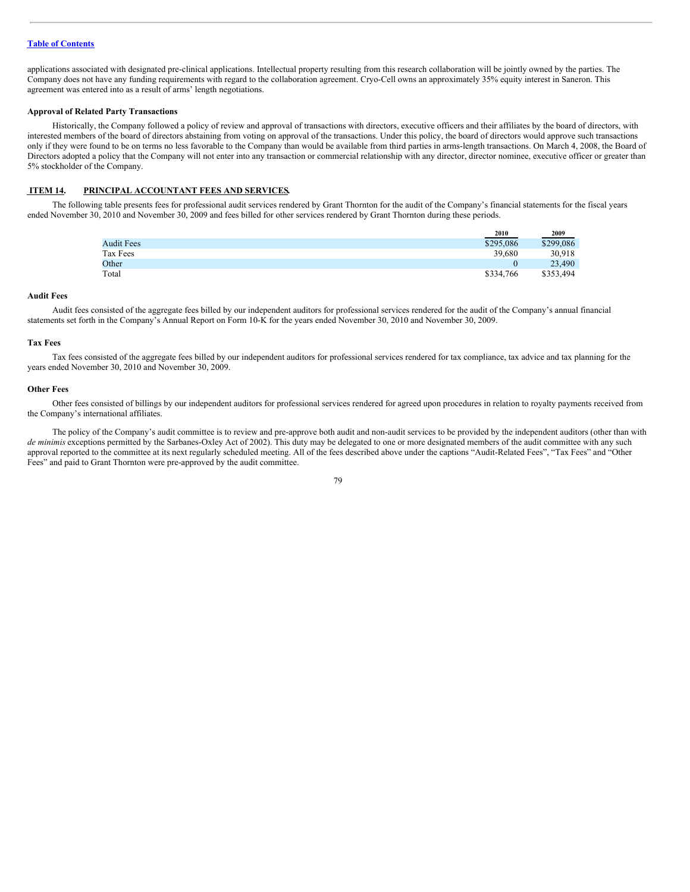applications associated with designated pre-clinical applications. Intellectual property resulting from this research collaboration will be jointly owned by the parties. The Company does not have any funding requirements with regard to the collaboration agreement. Cryo-Cell owns an approximately 35% equity interest in Saneron. This agreement was entered into as a result of arms' length negotiations.

**Approval of Related Party Transactions**

Historically, the Company followed a policy of review and approval of transactions with directors, executive officers and their affiliates by the board of directors, with interested members of the board of directors abstaining from voting on approval of the transactions. Under this policy, the board of directors would approve such transactions only if they were found to be on terms no less favorable to the Company than would be available from third parties in arms-length transactions. On March 4, 2008, the Board of Directors adopted a policy that the Company will not enter into any transaction or commercial relationship with any director, director nominee, executive officer or greater than 5% stockholder of the Company.

## ITEM 14. PRINCIPAL ACCOUNTANT FEES AND SERVICES.

The following table presents fees for professional audit services rendered by Grant Thornton for the audit of the Company's financial statements for the fiscal years ended November 30, 2010 and November 30, 2009 and fees billed for other services rendered by Grant Thornton during these periods.

| | 2010 | 2009 |
|---|---|---|
| Audit Fees | $295,086 | $299,086 |
| Tax Fees | 39,680 | 30,918 |
| Other | 0 | 23,490 |
| Total | $334,766 | $353,494 |

**Audit Fees**

Audit fees consisted of the aggregate fees billed by our independent auditors for professional services rendered for the audit of the Company's annual financial statements set forth in the Company's Annual Report on Form 10-K for the years ended November 30, 2010 and November 30, 2009.

**Tax Fees**

Tax fees consisted of the aggregate fees billed by our independent auditors for professional services rendered for tax compliance, tax advice and tax planning for the years ended November 30, 2010 and November 30, 2009.

**Other Fees**

Other fees consisted of billings by our independent auditors for professional services rendered for agreed upon procedures in relation to royalty payments received from the Company's international affiliates.

The policy of the Company's audit committee is to review and pre-approve both audit and non-audit services to be provided by the independent auditors (other than with *de minimis* exceptions permitted by the Sarbanes-Oxley Act of 2002). This duty may be delegated to one or more designated members of the audit committee with any such approval reported to the committee at its next regularly scheduled meeting. All of the fees described above under the captions "Audit-Related Fees", "Tax Fees" and "Other Fees" and paid to Grant Thornton were pre-approved by the audit committee.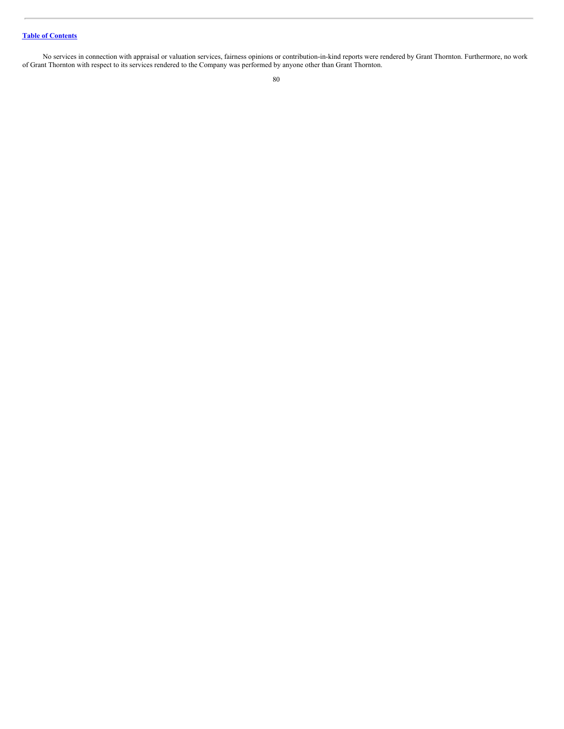No services in connection with appraisal or valuation services, fairness opinions or contribution-in-kind reports were rendered by Grant Thornton. Furthermore, no work of Grant Thornton with respect to its services rendered to the Company was performed by anyone other than Grant Thornton.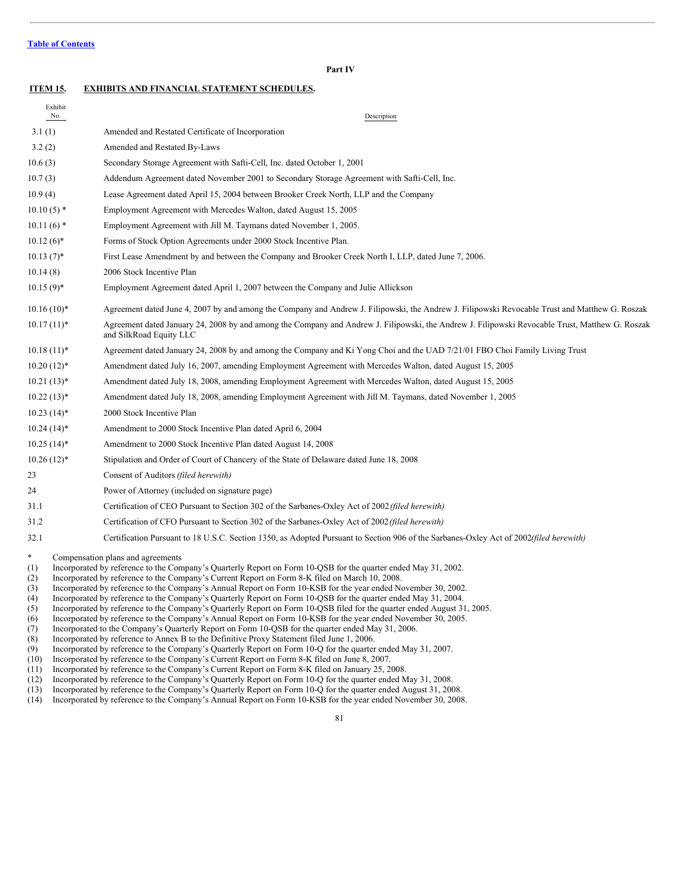[Table of Contents](#)

**Part IV**

## ITEM 15. EXHIBITS AND FINANCIAL STATEMENT SCHEDULES.

| Exhibit No. | Description |
|---|---|
| 3.1 (1) | Amended and Restated Certificate of Incorporation |
| 3.2 (2) | Amended and Restated By-Laws |
| 10.6 (3) | Secondary Storage Agreement with Safti-Cell, Inc. dated October 1, 2001 |
| 10.7 (3) | Addendum Agreement dated November 2001 to Secondary Storage Agreement with Safti-Cell, Inc. |
| 10.9 (4) | Lease Agreement dated April 15, 2004 between Brooker Creek North, LLP and the Company |
| 10.10 (5) * | Employment Agreement with Mercedes Walton, dated August 15, 2005 |
| 10.11 (6) * | Employment Agreement with Jill M. Taymans dated November 1, 2005. |
| 10.12 (6)* | Forms of Stock Option Agreements under 2000 Stock Incentive Plan. |
| 10.13 (7)* | First Lease Amendment by and between the Company and Brooker Creek North I, LLP, dated June 7, 2006. |
| 10.14 (8) | 2006 Stock Incentive Plan |
| 10.15 (9)* | Employment Agreement dated April 1, 2007 between the Company and Julie Allickson |
| 10.16 (10)* | Agreement dated June 4, 2007 by and among the Company and Andrew J. Filipowski, the Andrew J. Filipowski Revocable Trust and Matthew G. Roszak |
| 10.17 (11)* | Agreement dated January 24, 2008 by and among the Company and Andrew J. Filipowski, the Andrew J. Filipowski Revocable Trust, Matthew G. Roszak and SilkRoad Equity LLC |
| 10.18 (11)* | Agreement dated January 24, 2008 by and among the Company and Ki Yong Choi and the UAD 7/21/01 FBO Choi Family Living Trust |
| 10.20 (12)* | Amendment dated July 16, 2007, amending Employment Agreement with Mercedes Walton, dated August 15, 2005 |
| 10.21 (13)* | Amendment dated July 18, 2008, amending Employment Agreement with Mercedes Walton, dated August 15, 2005 |
| 10.22 (13)* | Amendment dated July 18, 2008, amending Employment Agreement with Jill M. Taymans, dated November 1, 2005 |
| 10.23 (14)* | 2000 Stock Incentive Plan |
| 10.24 (14)* | Amendment to 2000 Stock Incentive Plan dated April 6, 2004 |
| 10.25 (14)* | Amendment to 2000 Stock Incentive Plan dated August 14, 2008 |
| 10.26 (12)* | Stipulation and Order of Court of Chancery of the State of Delaware dated June 18, 2008 |
| 23 | Consent of Auditors *(filed herewith)* |
| 24 | Power of Attorney (included on signature page) |
| 31.1 | Certification of CEO Pursuant to Section 302 of the Sarbanes-Oxley Act of 2002 *(filed herewith)* |
| 31.2 | Certification of CFO Pursuant to Section 302 of the Sarbanes-Oxley Act of 2002 *(filed herewith)* |
| 32.1 | Certification Pursuant to 18 U.S.C. Section 1350, as Adopted Pursuant to Section 906 of the Sarbanes-Oxley Act of 2002*(filed herewith)* |

\* Compensation plans and agreements

(1) Incorporated by reference to the Company's Quarterly Report on Form 10-QSB for the quarter ended May 31, 2002.
(2) Incorporated by reference to the Company's Current Report on Form 8-K filed on March 10, 2008.
(3) Incorporated by reference to the Company's Annual Report on Form 10-KSB for the year ended November 30, 2002.
(4) Incorporated by reference to the Company's Quarterly Report on Form 10-QSB for the quarter ended May 31, 2004.
(5) Incorporated by reference to the Company's Quarterly Report on Form 10-QSB filed for the quarter ended August 31, 2005.
(6) Incorporated by reference to the Company's Annual Report on Form 10-KSB for the year ended November 30, 2005.
(7) Incorporated to the Company's Quarterly Report on Form 10-QSB for the quarter ended May 31, 2006.
(8) Incorporated by reference to Annex B to the Definitive Proxy Statement filed June 1, 2006.
(9) Incorporated by reference to the Company's Quarterly Report on Form 10-Q for the quarter ended May 31, 2007.
(10) Incorporated by reference to the Company's Current Report on Form 8-K filed on June 8, 2007.
(11) Incorporated by reference to the Company's Current Report on Form 8-K filed on January 25, 2008.
(12) Incorporated by reference to the Company's Quarterly Report on Form 10-Q for the quarter ended May 31, 2008.
(13) Incorporated by reference to the Company's Quarterly Report on Form 10-Q for the quarter ended August 31, 2008.
(14) Incorporated by reference to the Company's Annual Report on Form 10-KSB for the year ended November 30, 2008.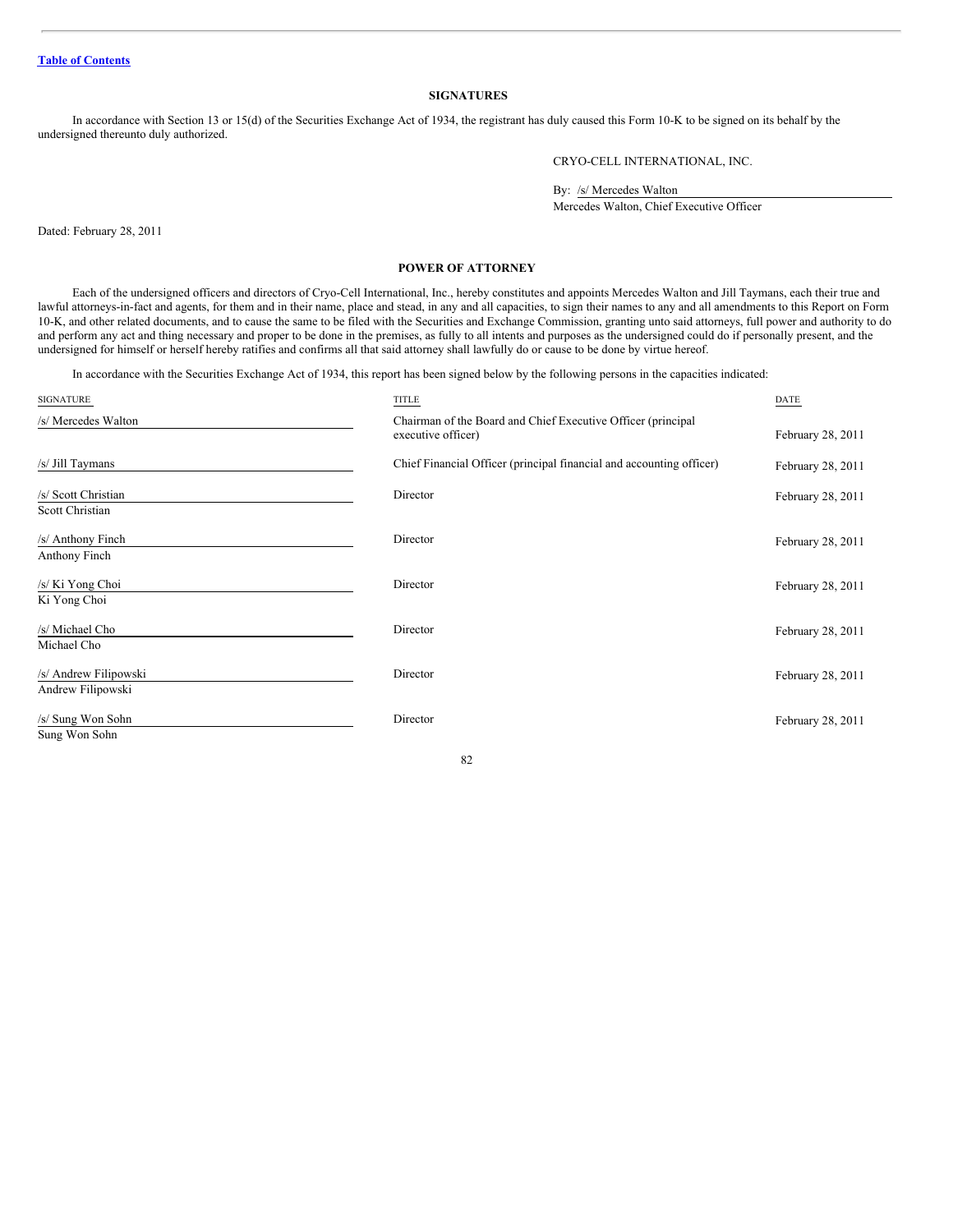[Table of Contents](#)

## SIGNATURES

In accordance with Section 13 or 15(d) of the Securities Exchange Act of 1934, the registrant has duly caused this Form 10-K to be signed on its behalf by the undersigned thereunto duly authorized.

CRYO-CELL INTERNATIONAL, INC.

By: /s/ Mercedes Walton
Mercedes Walton, Chief Executive Officer

Dated: February 28, 2011

## POWER OF ATTORNEY

Each of the undersigned officers and directors of Cryo-Cell International, Inc., hereby constitutes and appoints Mercedes Walton and Jill Taymans, each their true and lawful attorneys-in-fact and agents, for them and in their name, place and stead, in any and all capacities, to sign their names to any and all amendments to this Report on Form 10-K, and other related documents, and to cause the same to be filed with the Securities and Exchange Commission, granting unto said attorneys, full power and authority to do and perform any act and thing necessary and proper to be done in the premises, as fully to all intents and purposes as the undersigned could do if personally present, and the undersigned for himself or herself hereby ratifies and confirms all that said attorney shall lawfully do or cause to be done by virtue hereof.

In accordance with the Securities Exchange Act of 1934, this report has been signed below by the following persons in the capacities indicated:

| SIGNATURE | TITLE | DATE |
|---|---|---|
| /s/ Mercedes Walton | Chairman of the Board and Chief Executive Officer (principal executive officer) | February 28, 2011 |
| /s/ Jill Taymans | Chief Financial Officer (principal financial and accounting officer) | February 28, 2011 |
| /s/ Scott Christian<br>Scott Christian | Director | February 28, 2011 |
| /s/ Anthony Finch<br>Anthony Finch | Director | February 28, 2011 |
| /s/ Ki Yong Choi<br>Ki Yong Choi | Director | February 28, 2011 |
| /s/ Michael Cho<br>Michael Cho | Director | February 28, 2011 |
| /s/ Andrew Filipowski<br>Andrew Filipowski | Director | February 28, 2011 |
| /s/ Sung Won Sohn<br>Sung Won Sohn | Director | February 28, 2011 |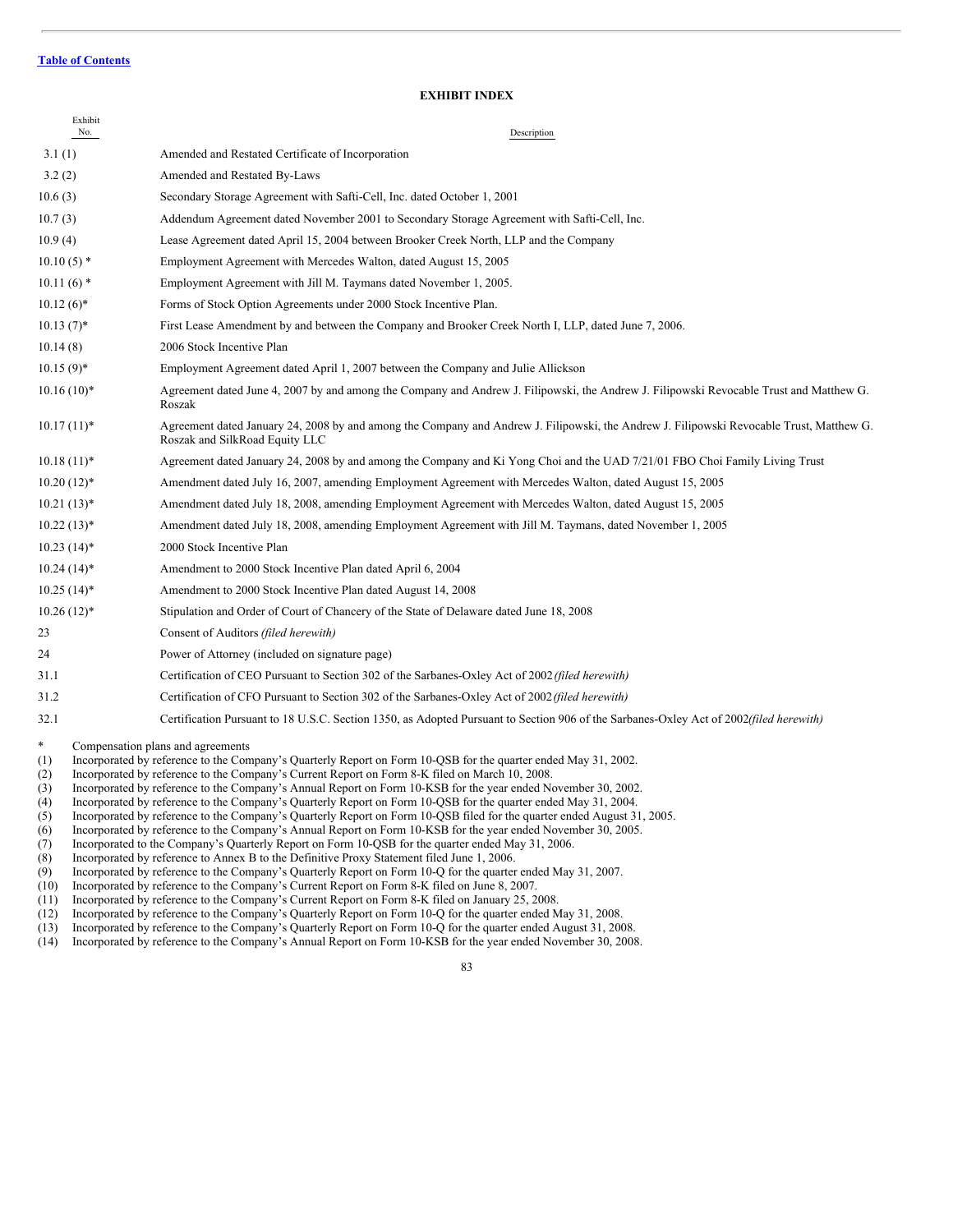[Table of Contents](#)

## EXHIBIT INDEX

| Exhibit No. | Description |
|---|---|
| 3.1 (1) | Amended and Restated Certificate of Incorporation |
| 3.2 (2) | Amended and Restated By-Laws |
| 10.6 (3) | Secondary Storage Agreement with Safti-Cell, Inc. dated October 1, 2001 |
| 10.7 (3) | Addendum Agreement dated November 2001 to Secondary Storage Agreement with Safti-Cell, Inc. |
| 10.9 (4) | Lease Agreement dated April 15, 2004 between Brooker Creek North, LLP and the Company |
| 10.10 (5) * | Employment Agreement with Mercedes Walton, dated August 15, 2005 |
| 10.11 (6) * | Employment Agreement with Jill M. Taymans dated November 1, 2005. |
| 10.12 (6)* | Forms of Stock Option Agreements under 2000 Stock Incentive Plan. |
| 10.13 (7)* | First Lease Amendment by and between the Company and Brooker Creek North I, LLP, dated June 7, 2006. |
| 10.14 (8) | 2006 Stock Incentive Plan |
| 10.15 (9)* | Employment Agreement dated April 1, 2007 between the Company and Julie Allickson |
| 10.16 (10)* | Agreement dated June 4, 2007 by and among the Company and Andrew J. Filipowski, the Andrew J. Filipowski Revocable Trust and Matthew G. Roszak |
| 10.17 (11)* | Agreement dated January 24, 2008 by and among the Company and Andrew J. Filipowski, the Andrew J. Filipowski Revocable Trust, Matthew G. Roszak and SilkRoad Equity LLC |
| 10.18 (11)* | Agreement dated January 24, 2008 by and among the Company and Ki Yong Choi and the UAD 7/21/01 FBO Choi Family Living Trust |
| 10.20 (12)* | Amendment dated July 16, 2007, amending Employment Agreement with Mercedes Walton, dated August 15, 2005 |
| 10.21 (13)* | Amendment dated July 18, 2008, amending Employment Agreement with Mercedes Walton, dated August 15, 2005 |
| 10.22 (13)* | Amendment dated July 18, 2008, amending Employment Agreement with Jill M. Taymans, dated November 1, 2005 |
| 10.23 (14)* | 2000 Stock Incentive Plan |
| 10.24 (14)* | Amendment to 2000 Stock Incentive Plan dated April 6, 2004 |
| 10.25 (14)* | Amendment to 2000 Stock Incentive Plan dated August 14, 2008 |
| 10.26 (12)* | Stipulation and Order of Court of Chancery of the State of Delaware dated June 18, 2008 |
| 23 | Consent of Auditors *(filed herewith)* |
| 24 | Power of Attorney (included on signature page) |
| 31.1 | Certification of CEO Pursuant to Section 302 of the Sarbanes-Oxley Act of 2002 *(filed herewith)* |
| 31.2 | Certification of CFO Pursuant to Section 302 of the Sarbanes-Oxley Act of 2002 *(filed herewith)* |
| 32.1 | Certification Pursuant to 18 U.S.C. Section 1350, as Adopted Pursuant to Section 906 of the Sarbanes-Oxley Act of 2002 *(filed herewith)* |

\* Compensation plans and agreements

(1) Incorporated by reference to the Company's Quarterly Report on Form 10-QSB for the quarter ended May 31, 2002.
(2) Incorporated by reference to the Company's Current Report on Form 8-K filed on March 10, 2008.
(3) Incorporated by reference to the Company's Annual Report on Form 10-KSB for the year ended November 30, 2002.
(4) Incorporated by reference to the Company's Quarterly Report on Form 10-QSB for the quarter ended May 31, 2004.
(5) Incorporated by reference to the Company's Quarterly Report on Form 10-QSB filed for the quarter ended August 31, 2005.
(6) Incorporated by reference to the Company's Annual Report on Form 10-KSB for the year ended November 30, 2005.
(7) Incorporated to the Company's Quarterly Report on Form 10-QSB for the quarter ended May 31, 2006.
(8) Incorporated by reference to Annex B to the Definitive Proxy Statement filed June 1, 2006.
(9) Incorporated by reference to the Company's Quarterly Report on Form 10-Q for the quarter ended May 31, 2007.
(10) Incorporated by reference to the Company's Current Report on Form 8-K filed on June 8, 2007.
(11) Incorporated by reference to the Company's Current Report on Form 8-K filed on January 25, 2008.
(12) Incorporated by reference to the Company's Quarterly Report on Form 10-Q for the quarter ended May 31, 2008.
(13) Incorporated by reference to the Company's Quarterly Report on Form 10-Q for the quarter ended August 31, 2008.
(14) Incorporated by reference to the Company's Annual Report on Form 10-KSB for the year ended November 30, 2008.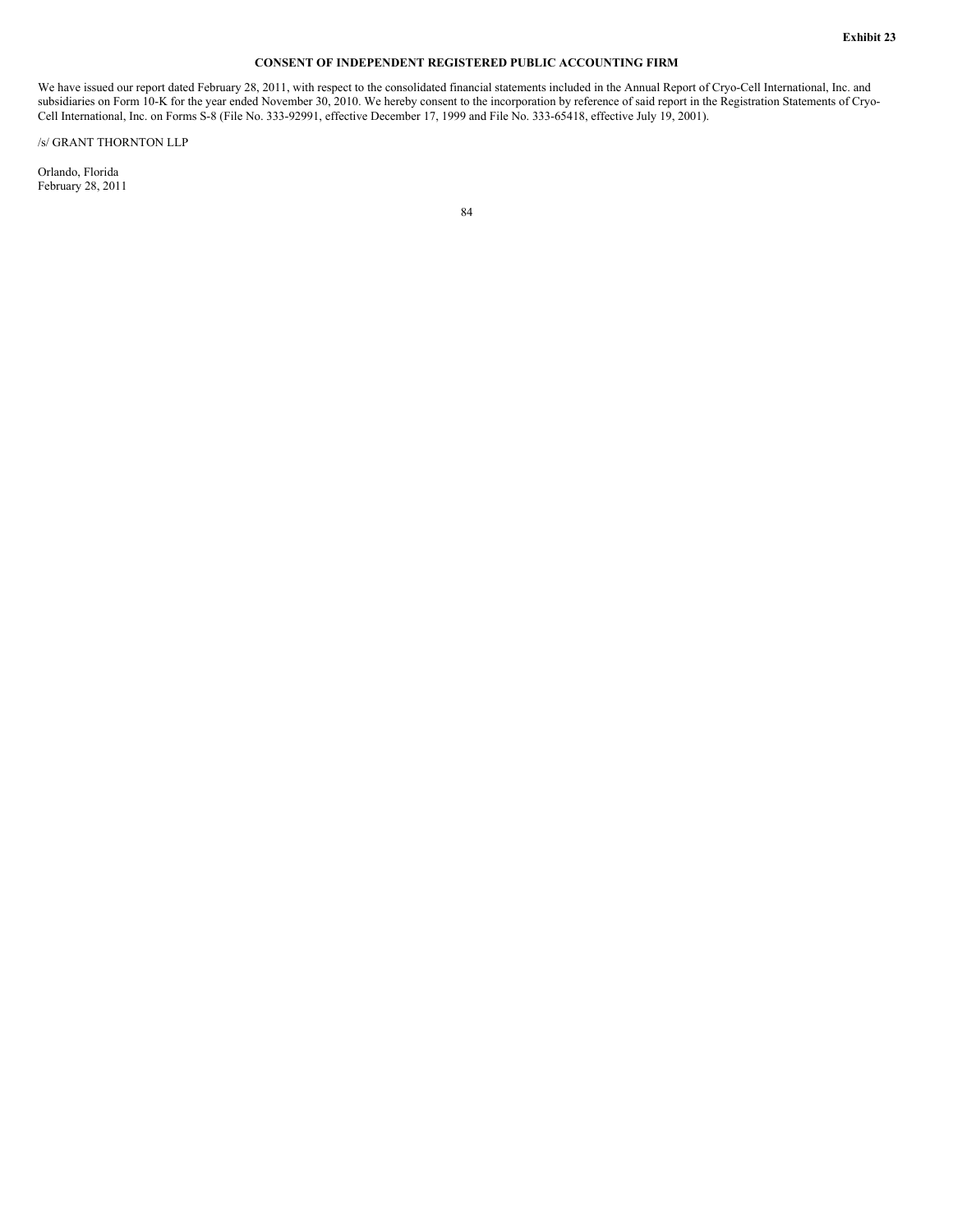**Exhibit 23**

**CONSENT OF INDEPENDENT REGISTERED PUBLIC ACCOUNTING FIRM**

We have issued our report dated February 28, 2011, with respect to the consolidated financial statements included in the Annual Report of Cryo-Cell International, Inc. and subsidiaries on Form 10-K for the year ended November 30, 2010. We hereby consent to the incorporation by reference of said report in the Registration Statements of Cryo-Cell International, Inc. on Forms S-8 (File No. 333-92991, effective December 17, 1999 and File No. 333-65418, effective July 19, 2001).

/s/ GRANT THORNTON LLP

Orlando, Florida
February 28, 2011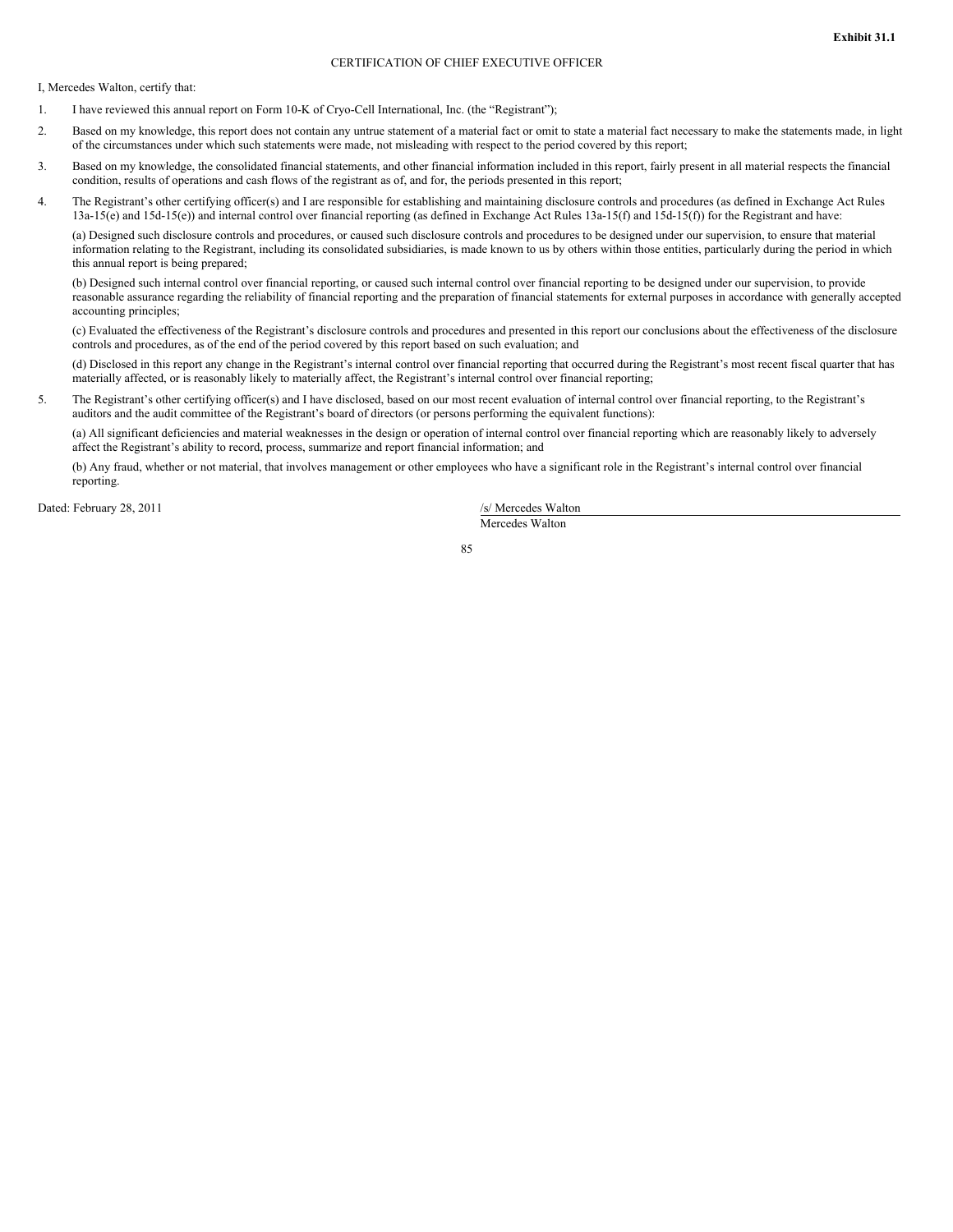**Exhibit 31.1**

CERTIFICATION OF CHIEF EXECUTIVE OFFICER

I, Mercedes Walton, certify that:

1. I have reviewed this annual report on Form 10-K of Cryo-Cell International, Inc. (the "Registrant");

2. Based on my knowledge, this report does not contain any untrue statement of a material fact or omit to state a material fact necessary to make the statements made, in light of the circumstances under which such statements were made, not misleading with respect to the period covered by this report;

3. Based on my knowledge, the consolidated financial statements, and other financial information included in this report, fairly present in all material respects the financial condition, results of operations and cash flows of the registrant as of, and for, the periods presented in this report;

4. The Registrant's other certifying officer(s) and I are responsible for establishing and maintaining disclosure controls and procedures (as defined in Exchange Act Rules 13a-15(e) and 15d-15(e)) and internal control over financial reporting (as defined in Exchange Act Rules 13a-15(f) and 15d-15(f)) for the Registrant and have:

   (a) Designed such disclosure controls and procedures, or caused such disclosure controls and procedures to be designed under our supervision, to ensure that material information relating to the Registrant, including its consolidated subsidiaries, is made known to us by others within those entities, particularly during the period in which this annual report is being prepared;

   (b) Designed such internal control over financial reporting, or caused such internal control over financial reporting to be designed under our supervision, to provide reasonable assurance regarding the reliability of financial reporting and the preparation of financial statements for external purposes in accordance with generally accepted accounting principles;

   (c) Evaluated the effectiveness of the Registrant's disclosure controls and procedures and presented in this report our conclusions about the effectiveness of the disclosure controls and procedures, as of the end of the period covered by this report based on such evaluation; and

   (d) Disclosed in this report any change in the Registrant's internal control over financial reporting that occurred during the Registrant's most recent fiscal quarter that has materially affected, or is reasonably likely to materially affect, the Registrant's internal control over financial reporting;

5. The Registrant's other certifying officer(s) and I have disclosed, based on our most recent evaluation of internal control over financial reporting, to the Registrant's auditors and the audit committee of the Registrant's board of directors (or persons performing the equivalent functions):

   (a) All significant deficiencies and material weaknesses in the design or operation of internal control over financial reporting which are reasonably likely to adversely affect the Registrant's ability to record, process, summarize and report financial information; and

   (b) Any fraud, whether or not material, that involves management or other employees who have a significant role in the Registrant's internal control over financial reporting.

Dated: February 28, 2011

/s/ Mercedes Walton

Mercedes Walton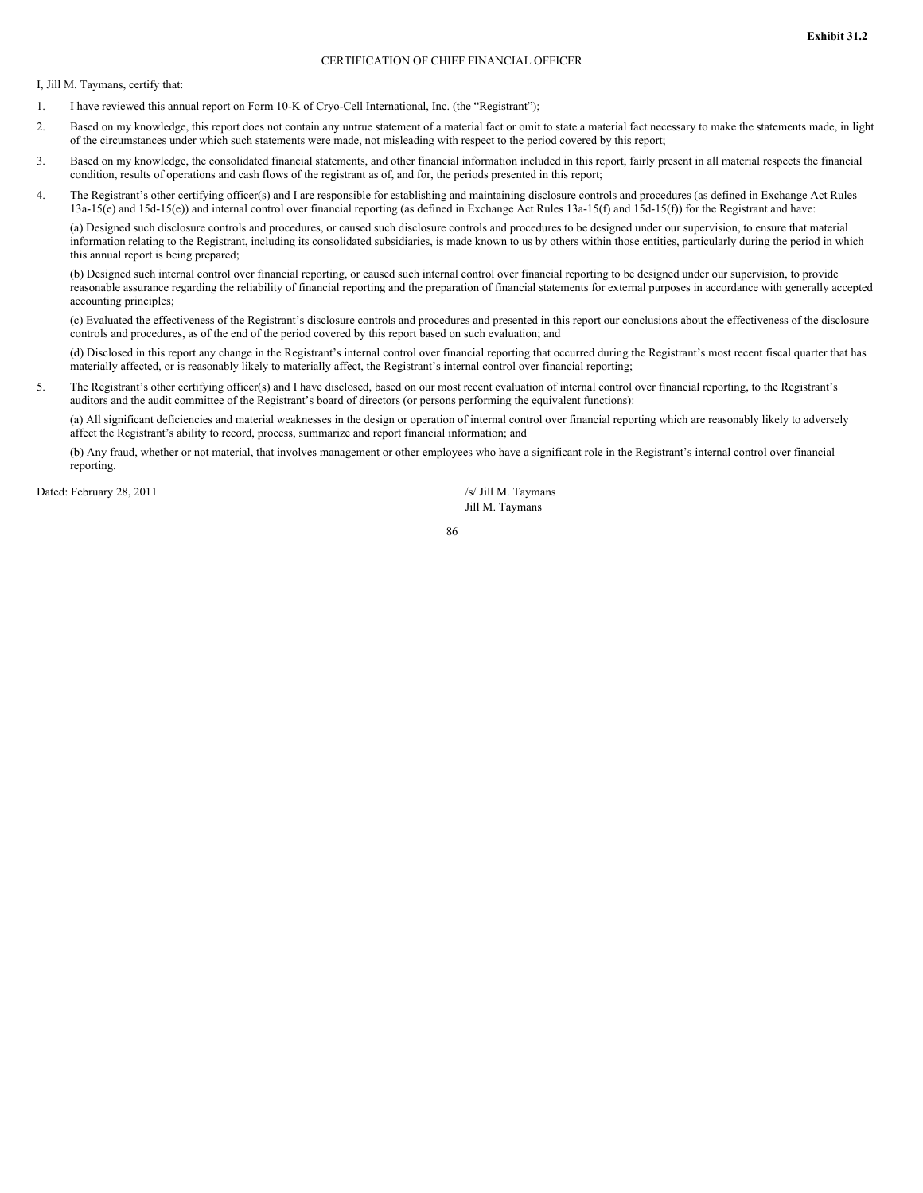**Exhibit 31.2**

CERTIFICATION OF CHIEF FINANCIAL OFFICER

I, Jill M. Taymans, certify that:

1. I have reviewed this annual report on Form 10-K of Cryo-Cell International, Inc. (the "Registrant");

2. Based on my knowledge, this report does not contain any untrue statement of a material fact or omit to state a material fact necessary to make the statements made, in light of the circumstances under which such statements were made, not misleading with respect to the period covered by this report;

3. Based on my knowledge, the consolidated financial statements, and other financial information included in this report, fairly present in all material respects the financial condition, results of operations and cash flows of the registrant as of, and for, the periods presented in this report;

4. The Registrant's other certifying officer(s) and I are responsible for establishing and maintaining disclosure controls and procedures (as defined in Exchange Act Rules 13a-15(e) and 15d-15(e)) and internal control over financial reporting (as defined in Exchange Act Rules 13a-15(f) and 15d-15(f)) for the Registrant and have:

   (a) Designed such disclosure controls and procedures, or caused such disclosure controls and procedures to be designed under our supervision, to ensure that material information relating to the Registrant, including its consolidated subsidiaries, is made known to us by others within those entities, particularly during the period in which this annual report is being prepared;

   (b) Designed such internal control over financial reporting, or caused such internal control over financial reporting to be designed under our supervision, to provide reasonable assurance regarding the reliability of financial reporting and the preparation of financial statements for external purposes in accordance with generally accepted accounting principles;

   (c) Evaluated the effectiveness of the Registrant's disclosure controls and procedures and presented in this report our conclusions about the effectiveness of the disclosure controls and procedures, as of the end of the period covered by this report based on such evaluation; and

   (d) Disclosed in this report any change in the Registrant's internal control over financial reporting that occurred during the Registrant's most recent fiscal quarter that has materially affected, or is reasonably likely to materially affect, the Registrant's internal control over financial reporting;

5. The Registrant's other certifying officer(s) and I have disclosed, based on our most recent evaluation of internal control over financial reporting, to the Registrant's auditors and the audit committee of the Registrant's board of directors (or persons performing the equivalent functions):

   (a) All significant deficiencies and material weaknesses in the design or operation of internal control over financial reporting which are reasonably likely to adversely affect the Registrant's ability to record, process, summarize and report financial information; and

   (b) Any fraud, whether or not material, that involves management or other employees who have a significant role in the Registrant's internal control over financial reporting.

Dated: February 28, 2011

/s/ Jill M. Taymans

Jill M. Taymans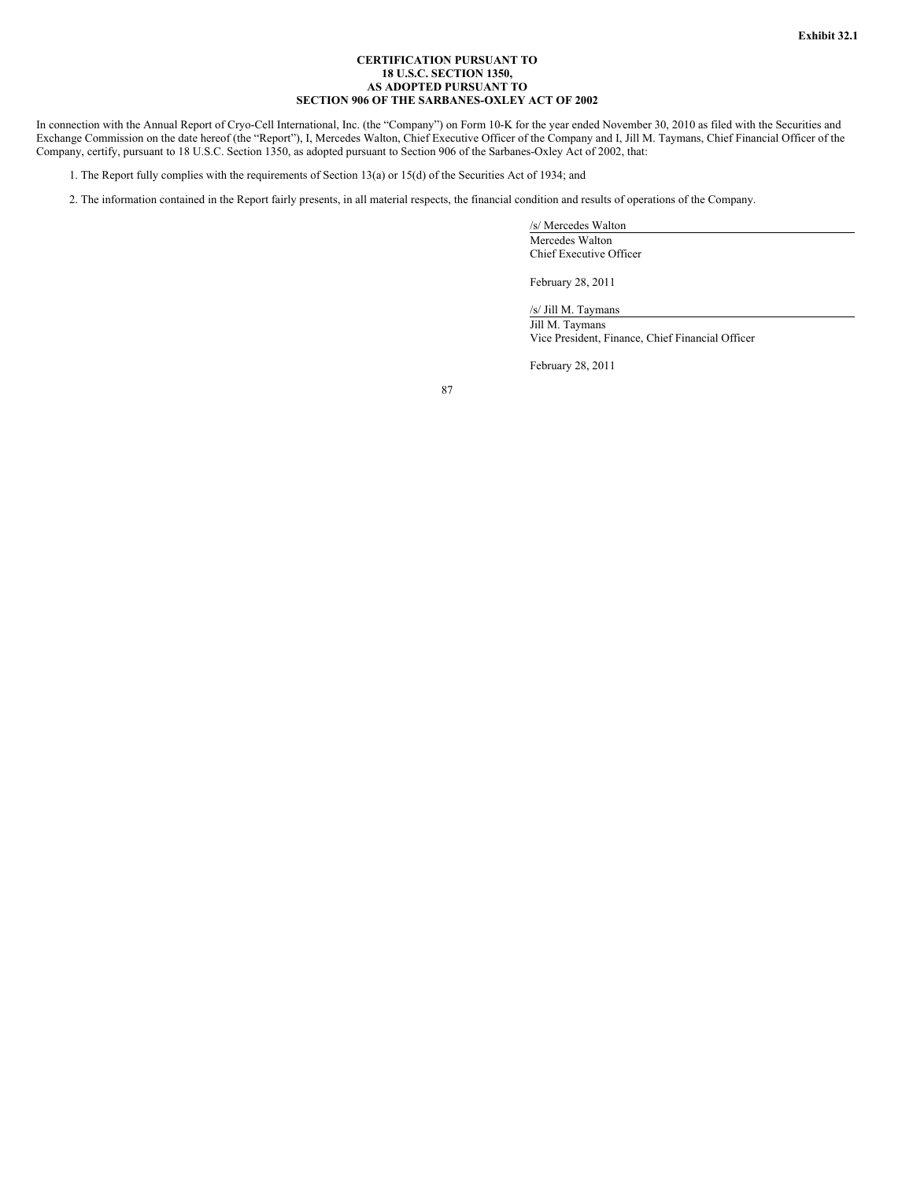Exhibit 32.1

**CERTIFICATION PURSUANT TO**
**18 U.S.C. SECTION 1350,**
**AS ADOPTED PURSUANT TO**
**SECTION 906 OF THE SARBANES-OXLEY ACT OF 2002**

In connection with the Annual Report of Cryo-Cell International, Inc. (the "Company") on Form 10-K for the year ended November 30, 2010 as filed with the Securities and Exchange Commission on the date hereof (the "Report"), I, Mercedes Walton, Chief Executive Officer of the Company and I, Jill M. Taymans, Chief Financial Officer of the Company, certify, pursuant to 18 U.S.C. Section 1350, as adopted pursuant to Section 906 of the Sarbanes-Oxley Act of 2002, that:

1. The Report fully complies with the requirements of Section 13(a) or 15(d) of the Securities Act of 1934; and

2. The information contained in the Report fairly presents, in all material respects, the financial condition and results of operations of the Company.

/s/ Mercedes Walton
Mercedes Walton
Chief Executive Officer

February 28, 2011

/s/ Jill M. Taymans
Jill M. Taymans
Vice President, Finance, Chief Financial Officer

February 28, 2011